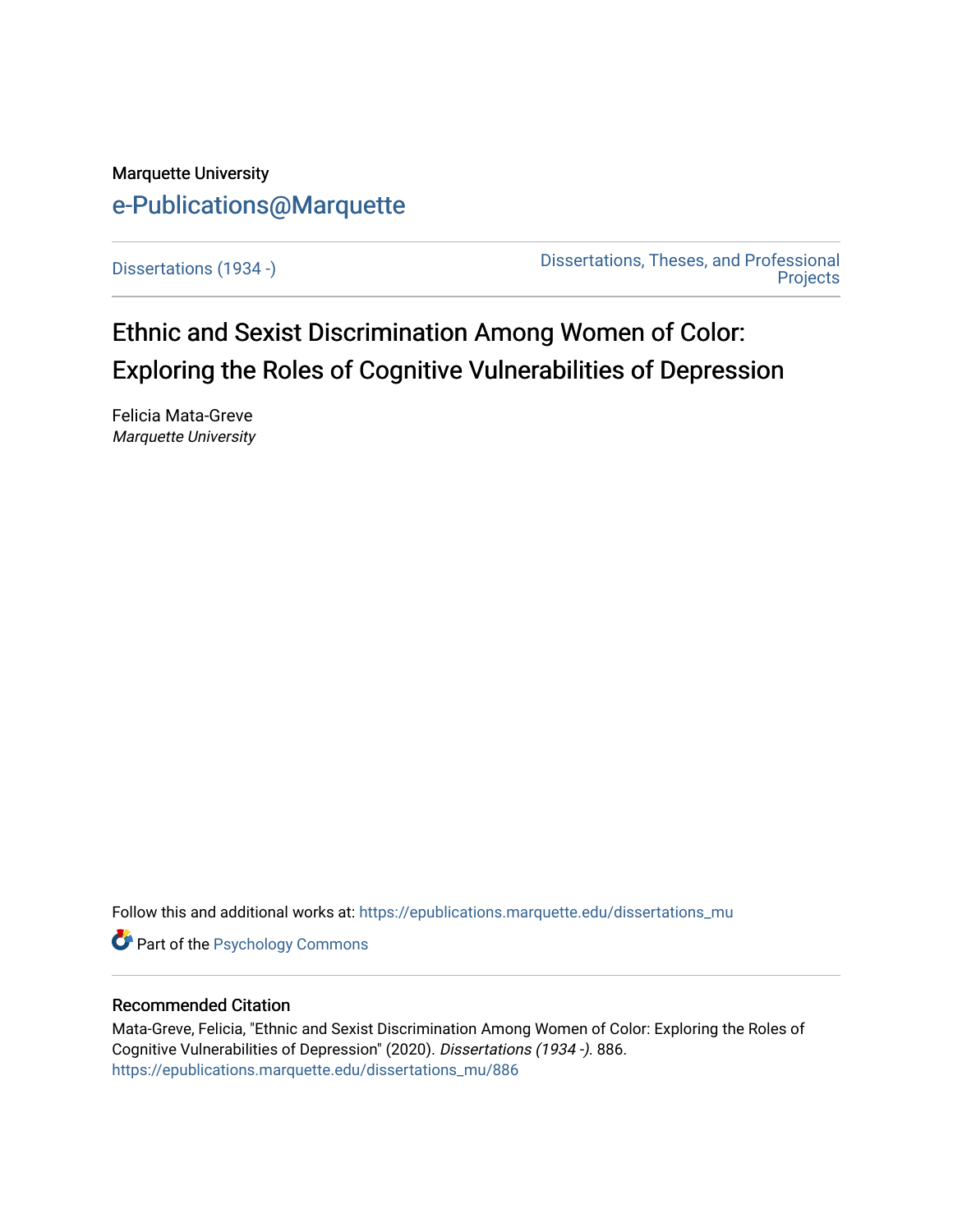Marquette University

e-Publications@Marquette

Dissertations (1934 -)

Dissertations, Theses, and Professional Projects

# Ethnic and Sexist Discrimination Among Women of Color: Exploring the Roles of Cognitive Vulnerabilities of Depression

Felicia Mata-Greve
*Marquette University*

Follow this and additional works at: https://epublications.marquette.edu/dissertations_mu

Part of the Psychology Commons

## Recommended Citation

Mata-Greve, Felicia, "Ethnic and Sexist Discrimination Among Women of Color: Exploring the Roles of Cognitive Vulnerabilities of Depression" (2020). *Dissertations (1934 -)*. 886.
https://epublications.marquette.edu/dissertations_mu/886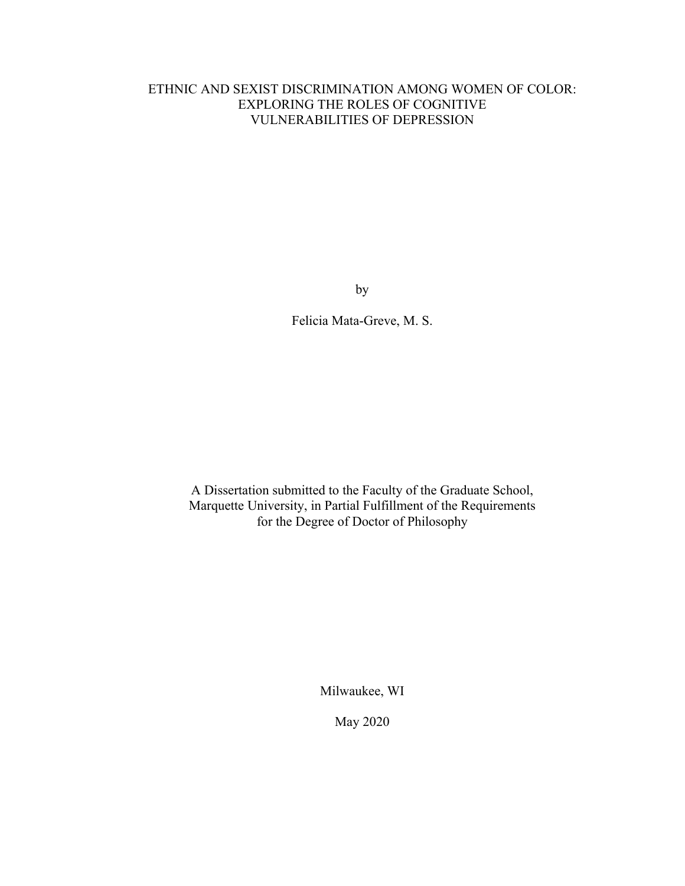# ETHNIC AND SEXIST DISCRIMINATION AMONG WOMEN OF COLOR: EXPLORING THE ROLES OF COGNITIVE VULNERABILITIES OF DEPRESSION

by

Felicia Mata-Greve, M. S.

A Dissertation submitted to the Faculty of the Graduate School, Marquette University, in Partial Fulfillment of the Requirements for the Degree of Doctor of Philosophy

Milwaukee, WI

May 2020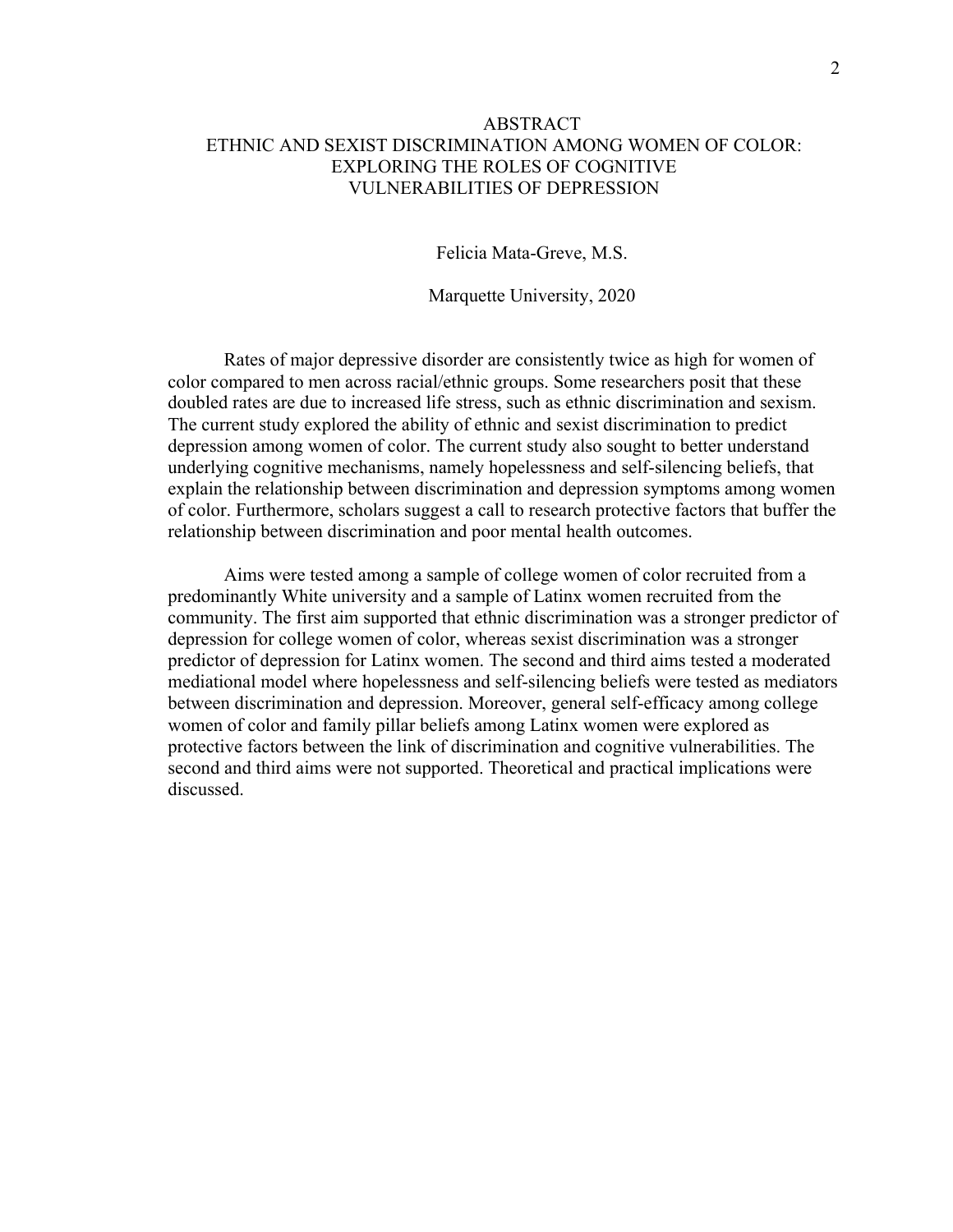# ABSTRACT

# ETHNIC AND SEXIST DISCRIMINATION AMONG WOMEN OF COLOR: EXPLORING THE ROLES OF COGNITIVE VULNERABILITIES OF DEPRESSION

Felicia Mata-Greve, M.S.

Marquette University, 2020

Rates of major depressive disorder are consistently twice as high for women of color compared to men across racial/ethnic groups. Some researchers posit that these doubled rates are due to increased life stress, such as ethnic discrimination and sexism. The current study explored the ability of ethnic and sexist discrimination to predict depression among women of color. The current study also sought to better understand underlying cognitive mechanisms, namely hopelessness and self-silencing beliefs, that explain the relationship between discrimination and depression symptoms among women of color. Furthermore, scholars suggest a call to research protective factors that buffer the relationship between discrimination and poor mental health outcomes.

Aims were tested among a sample of college women of color recruited from a predominantly White university and a sample of Latinx women recruited from the community. The first aim supported that ethnic discrimination was a stronger predictor of depression for college women of color, whereas sexist discrimination was a stronger predictor of depression for Latinx women. The second and third aims tested a moderated mediational model where hopelessness and self-silencing beliefs were tested as mediators between discrimination and depression. Moreover, general self-efficacy among college women of color and family pillar beliefs among Latinx women were explored as protective factors between the link of discrimination and cognitive vulnerabilities. The second and third aims were not supported. Theoretical and practical implications were discussed.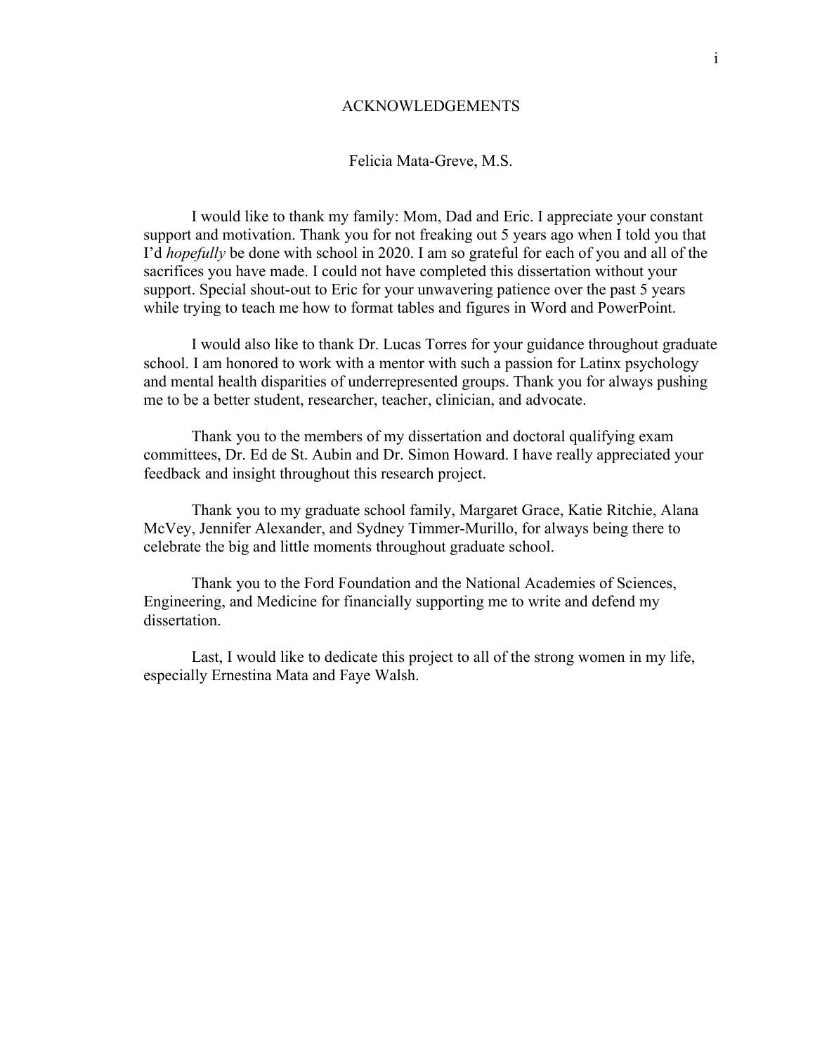# ACKNOWLEDGEMENTS

Felicia Mata-Greve, M.S.

I would like to thank my family: Mom, Dad and Eric. I appreciate your constant support and motivation. Thank you for not freaking out 5 years ago when I told you that I'd *hopefully* be done with school in 2020. I am so grateful for each of you and all of the sacrifices you have made. I could not have completed this dissertation without your support. Special shout-out to Eric for your unwavering patience over the past 5 years while trying to teach me how to format tables and figures in Word and PowerPoint.

I would also like to thank Dr. Lucas Torres for your guidance throughout graduate school. I am honored to work with a mentor with such a passion for Latinx psychology and mental health disparities of underrepresented groups. Thank you for always pushing me to be a better student, researcher, teacher, clinician, and advocate.

Thank you to the members of my dissertation and doctoral qualifying exam committees, Dr. Ed de St. Aubin and Dr. Simon Howard. I have really appreciated your feedback and insight throughout this research project.

Thank you to my graduate school family, Margaret Grace, Katie Ritchie, Alana McVey, Jennifer Alexander, and Sydney Timmer-Murillo, for always being there to celebrate the big and little moments throughout graduate school.

Thank you to the Ford Foundation and the National Academies of Sciences, Engineering, and Medicine for financially supporting me to write and defend my dissertation.

Last, I would like to dedicate this project to all of the strong women in my life, especially Ernestina Mata and Faye Walsh.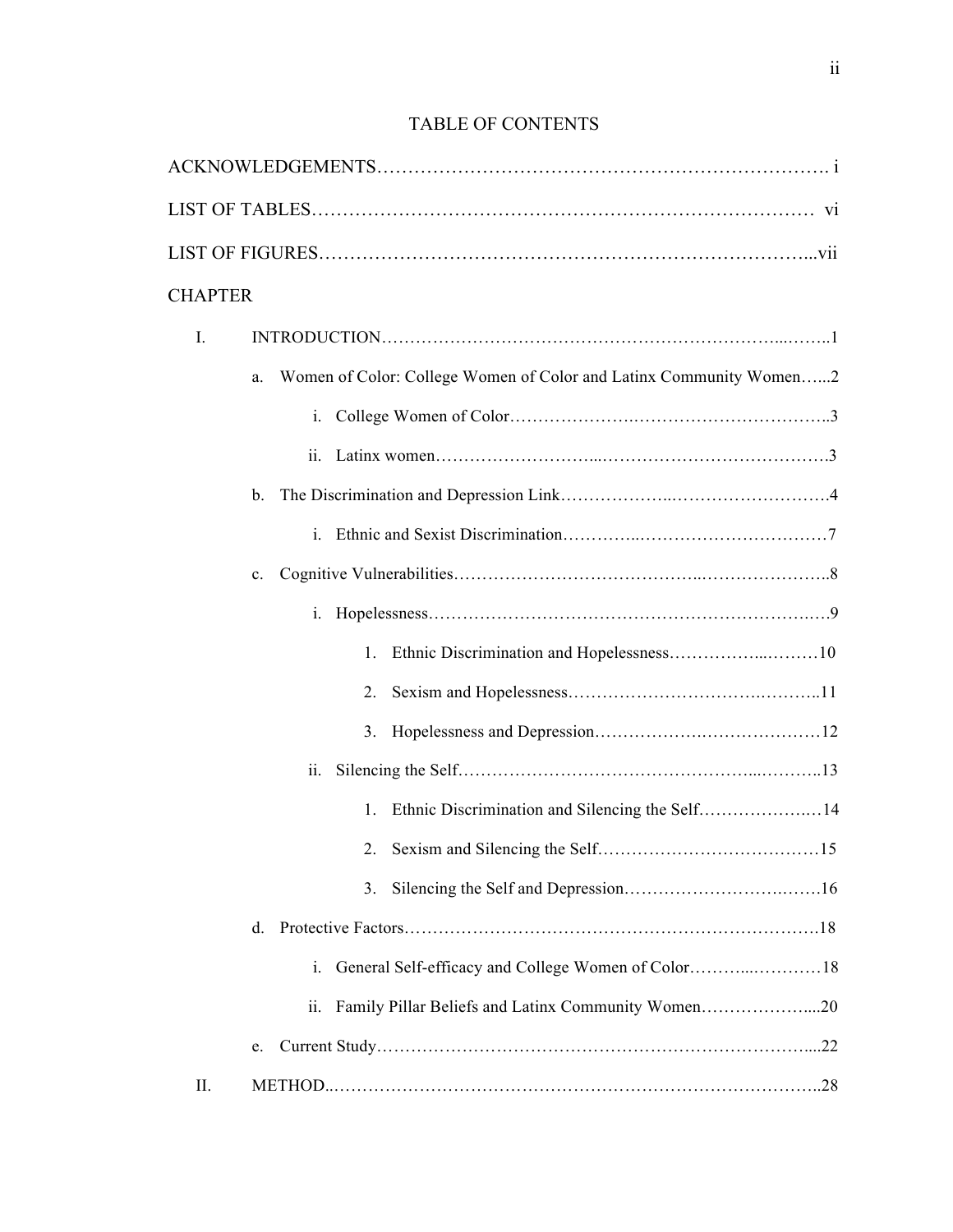# TABLE OF CONTENTS

ACKNOWLEDGEMENTS……………………………………………………………. i

LIST OF TABLES……………………………………………………………………… vi

LIST OF FIGURES…………………………………………………………………...vii

CHAPTER

I. INTRODUCTION…………………………………………………………...……..1

  a. Women of Color: College Women of Color and Latinx Community Women…...2

    i. College Women of Color………………….…………………………..3

    ii. Latinx women……………………...………………………………….3

  b. The Discrimination and Depression Link………………..……………………….4

    i. Ethnic and Sexist Discrimination…………..……………………………7

  c. Cognitive Vulnerabilities…………………………………..…………………..8

    i. Hopelessness……………………………………………………….….9

      1. Ethnic Discrimination and Hopelessness……………..………10

      2. Sexism and Hopelessness……………………………….………..11

      3. Hopelessness and Depression………………….…………………12

    ii. Silencing the Self…………………………………………...………..13

      1. Ethnic Discrimination and Silencing the Self………………..…14

      2. Sexism and Silencing the Self…………………………………15

      3. Silencing the Self and Depression…………………………….…….16

  d. Protective Factors……………………………………………………………….18

    i. General Self-efficacy and College Women of Color………..…………18

    ii. Family Pillar Beliefs and Latinx Community Women………………...20

  e. Current Study………………………………………………………………....22

II. METHOD..……………………………………………………………………..28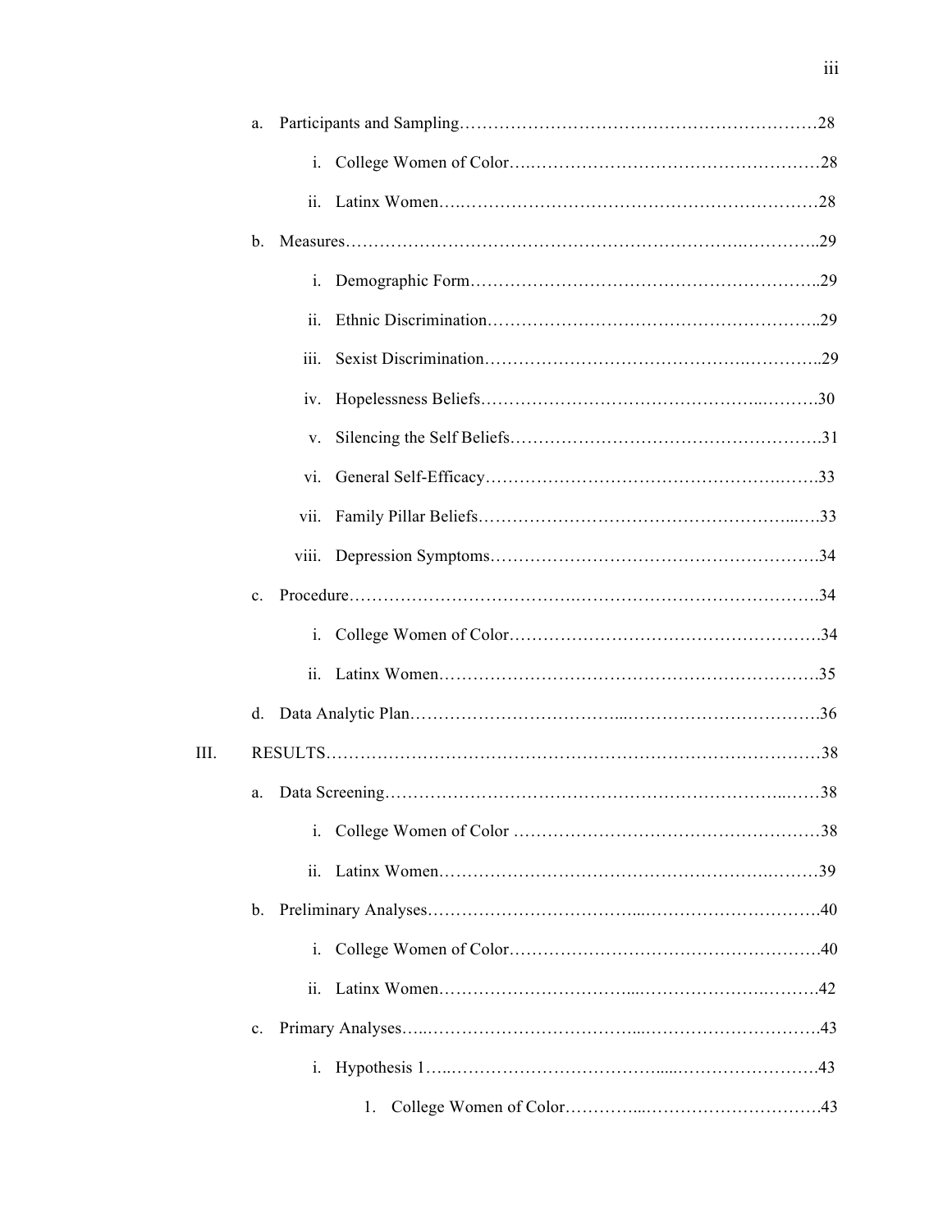- a. Participants and Sampling……………………………………………………….28
  - i. College Women of Color……………………………………………………28
  - ii. Latinx Women………………………………………………………………28
- b. Measures……………………………………………………………………………29
  - i. Demographic Form…………………………………………………………..29
  - ii. Ethnic Discrimination………………………………………………………..29
  - iii. Sexist Discrimination………………………………………………………..29
  - iv. Hopelessness Beliefs…………………………………………………………30
  - v. Silencing the Self Beliefs……………………………………………………31
  - vi. General Self-Efficacy…………………………………………………………33
  - vii. Family Pillar Beliefs…………………………………………………………33
  - viii. Depression Symptoms………………………………………………………34
- c. Procedure……………………………………………………………………………34
  - i. College Women of Color……………………………………………………34
  - ii. Latinx Women………………………………………………………………35
- d. Data Analytic Plan…………………………………………………………………36

III. RESULTS……………………………………………………………………………38

- a. Data Screening………………………………………………………………………38
  - i. College Women of Color ……………………………………………………38
  - ii. Latinx Women………………………………………………………………39
- b. Preliminary Analyses………………………………………………………………40
  - i. College Women of Color……………………………………………………40
  - ii. Latinx Women………………………………………………………………42
- c. Primary Analyses……………………………………………………………………43
  - i. Hypothesis 1……………………………………………………………………43
    1. College Women of Color…………………………………………43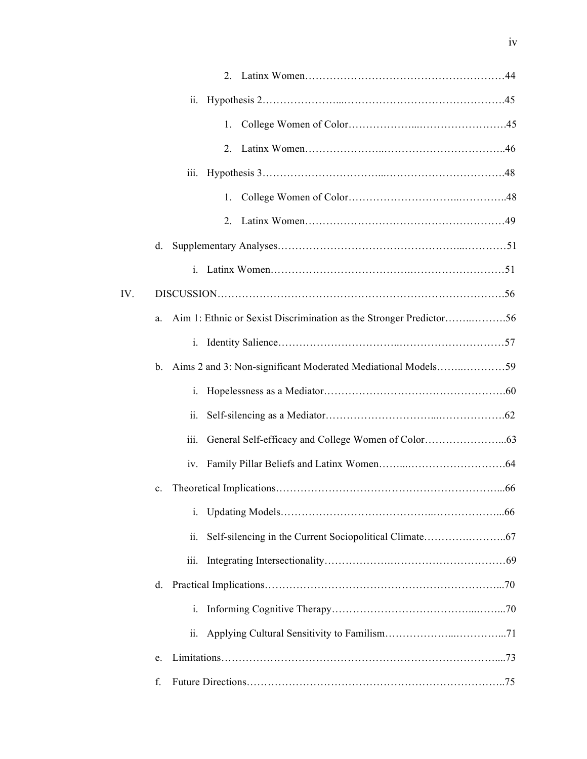2. Latinx Women……………………………………………………44

ii. Hypothesis 2…………………...………………………………………45

1. College Women of Color………………...……………………45

2. Latinx Women…………………..…………………………….46

iii. Hypothesis 3…………………………...……………………………48

1. College Women of Color………………………..…………..48

2. Latinx Women……………………………………………………49

d. Supplementary Analyses…………………………………………...…………51

i. Latinx Women……………………………….……………………51

IV. DISCUSSION……………………………………………………………………….56

a. Aim 1: Ethnic or Sexist Discrimination as the Stronger Predictor……..………56

i. Identity Salience…………………………..…………………………57

b. Aims 2 and 3: Non-significant Moderated Mediational Models……..…………59

i. Hopelessness as a Mediator……………………………………………60

ii. Self-silencing as a Mediator…………………………...………………62

iii. General Self-efficacy and College Women of Color…………………...63

iv. Family Pillar Beliefs and Latinx Women……..………………………64

c. Theoretical Implications………………………………………………………...66

i. Updating Models…………………………………..………………...66

ii. Self-silencing in the Current Sociopolitical Climate……….……….67

iii. Integrating Intersectionality……………….…………………………69

d. Practical Implications…………………………………………………………...70

i. Informing Cognitive Therapy…………………………………...……...70

ii. Applying Cultural Sensitivity to Familism………………..…………...71

e. Limitations…………………………………………………………………….....73

f. Future Directions……………………………………………………………….75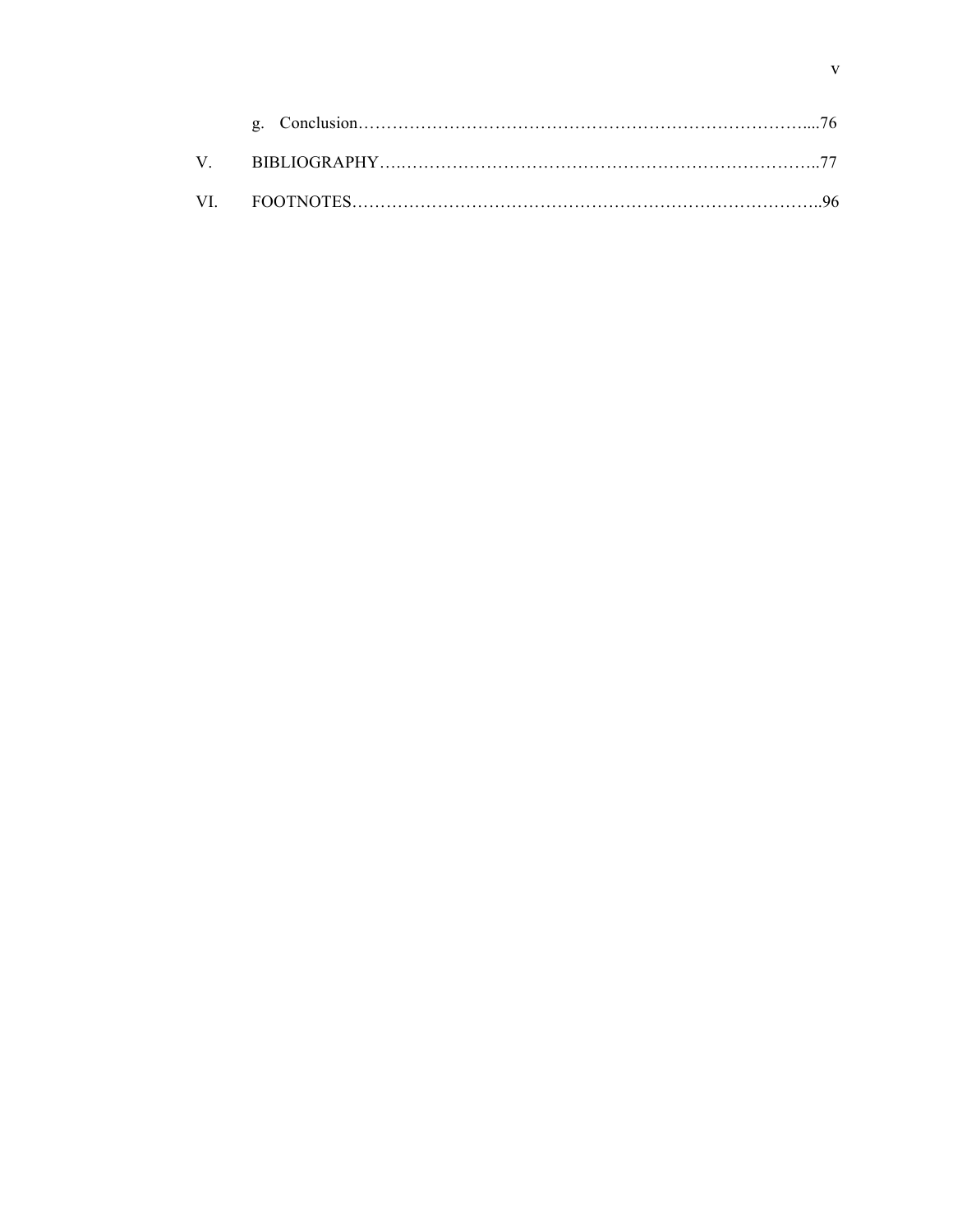g. Conclusion……………………………………………………………………….....76

V. BIBLIOGRAPHY…..………………………………………………………………..77

VI. FOOTNOTES………………………………………………………………………..96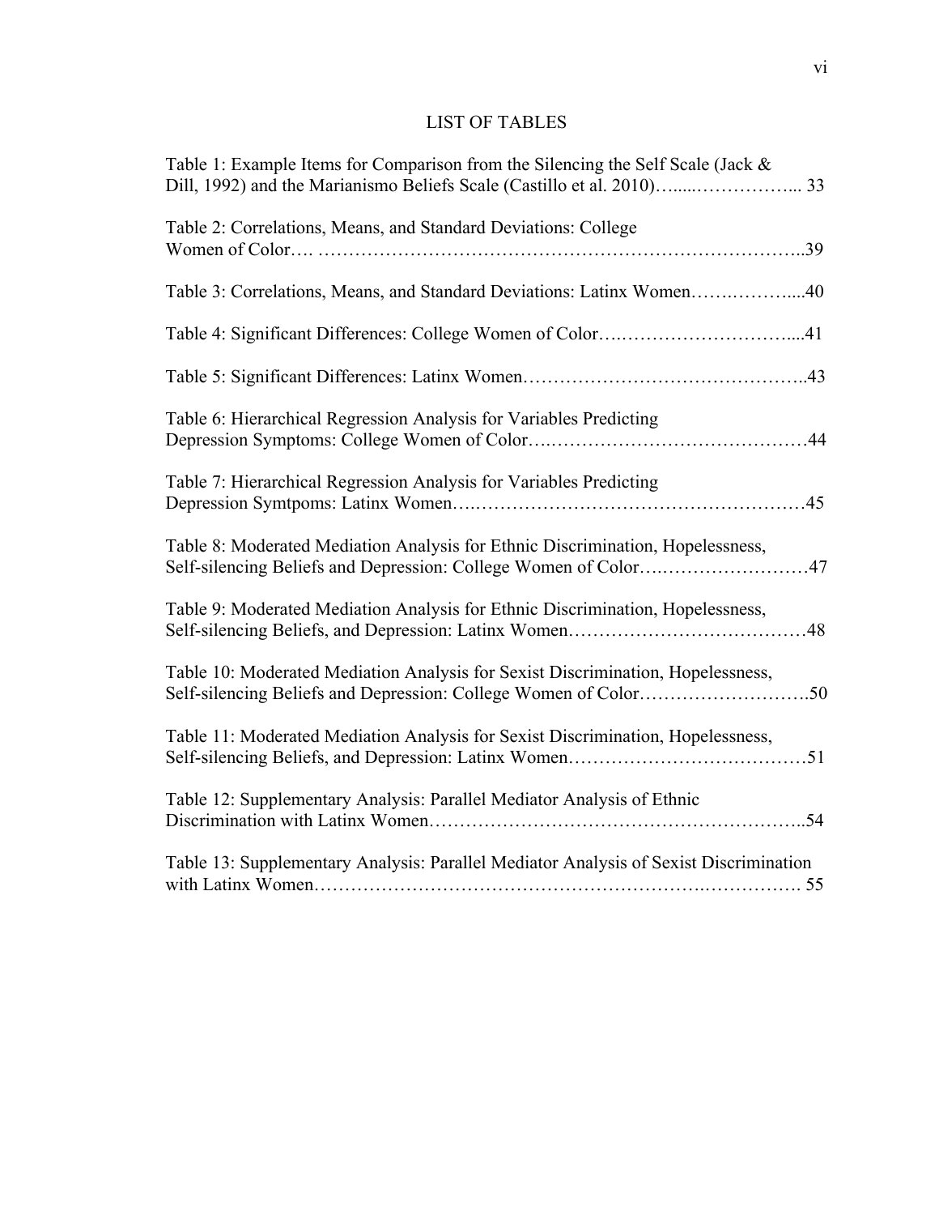# LIST OF TABLES

Table 1: Example Items for Comparison from the Silencing the Self Scale (Jack & Dill, 1992) and the Marianismo Beliefs Scale (Castillo et al. 2010)........................... 33

Table 2: Correlations, Means, and Standard Deviations: College Women of Color.......................................................................................................39

Table 3: Correlations, Means, and Standard Deviations: Latinx Women......................40

Table 4: Significant Differences: College Women of Color..........................................41

Table 5: Significant Differences: Latinx Women.........................................................43

Table 6: Hierarchical Regression Analysis for Variables Predicting Depression Symptoms: College Women of Color...........................................................44

Table 7: Hierarchical Regression Analysis for Variables Predicting Depression Symtpoms: Latinx Women...........................................................................45

Table 8: Moderated Mediation Analysis for Ethnic Discrimination, Hopelessness, Self-silencing Beliefs and Depression: College Women of Color.............................47

Table 9: Moderated Mediation Analysis for Ethnic Discrimination, Hopelessness, Self-silencing Beliefs, and Depression: Latinx Women..........................................48

Table 10: Moderated Mediation Analysis for Sexist Discrimination, Hopelessness, Self-silencing Beliefs and Depression: College Women of Color.............................50

Table 11: Moderated Mediation Analysis for Sexist Discrimination, Hopelessness, Self-silencing Beliefs, and Depression: Latinx Women..........................................51

Table 12: Supplementary Analysis: Parallel Mediator Analysis of Ethnic Discrimination with Latinx Women.............................................................54

Table 13: Supplementary Analysis: Parallel Mediator Analysis of Sexist Discrimination with Latinx Women........................................................................... 55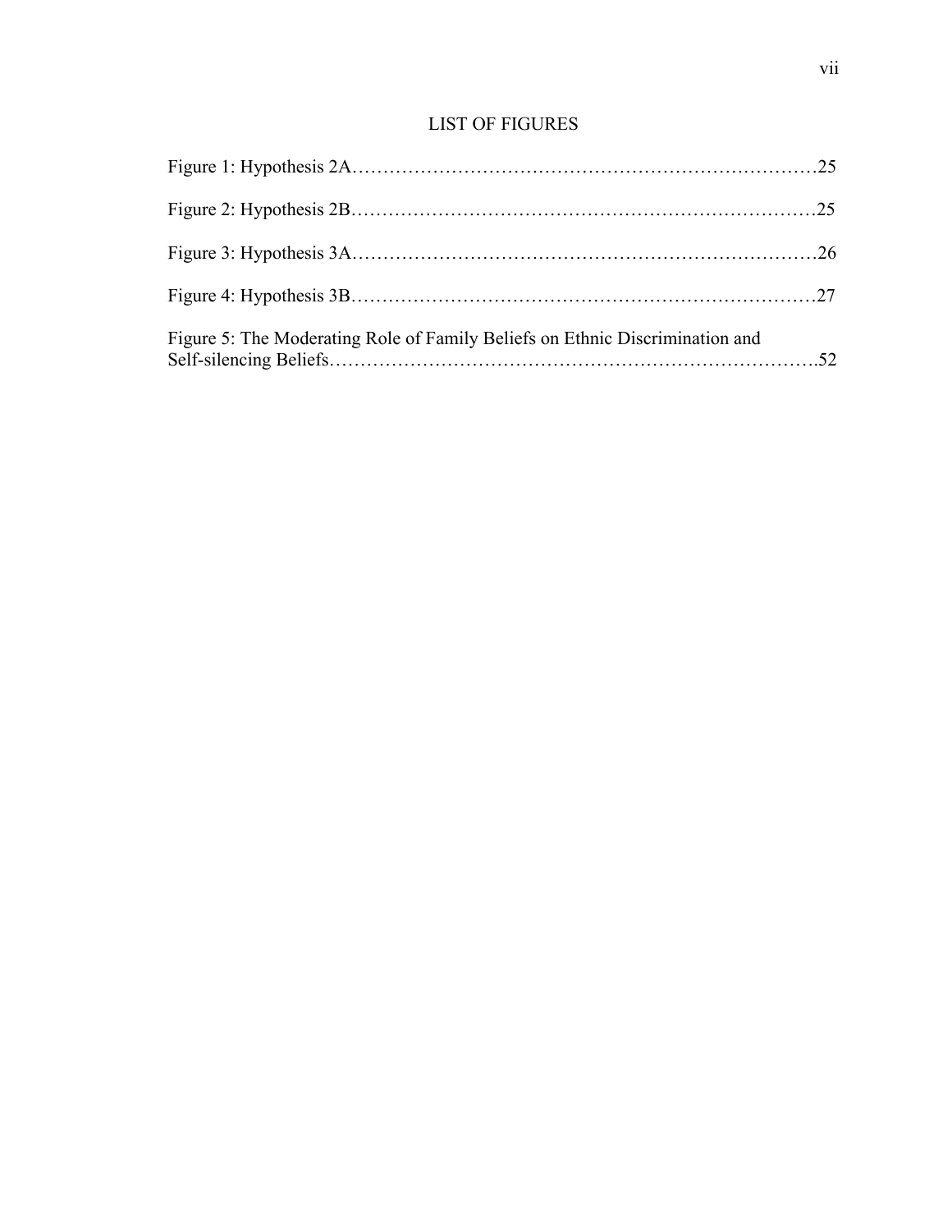## LIST OF FIGURES

Figure 1: Hypothesis 2A……………………………………………………………………25

Figure 2: Hypothesis 2B……………………………………………………………………25

Figure 3: Hypothesis 3A……………………………………………………………………26

Figure 4: Hypothesis 3B……………………………………………………………………27

Figure 5: The Moderating Role of Family Beliefs on Ethnic Discrimination and Self-silencing Beliefs……………………………………………………………………….52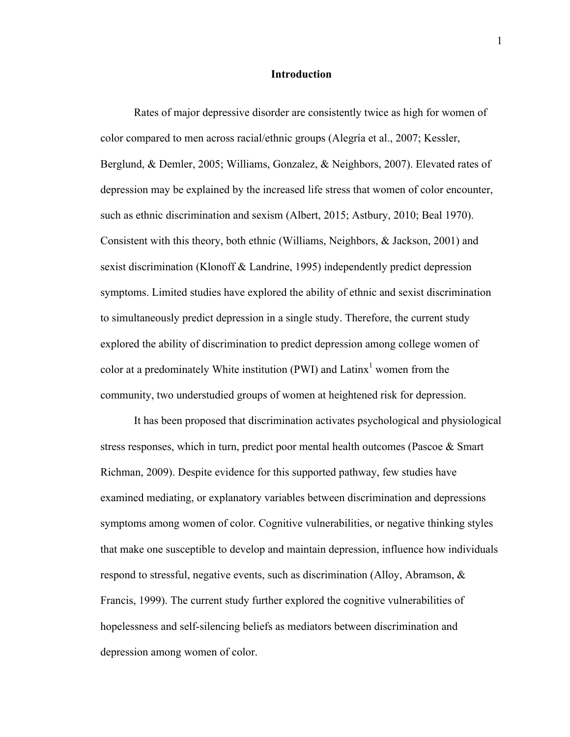# Introduction

Rates of major depressive disorder are consistently twice as high for women of color compared to men across racial/ethnic groups (Alegría et al., 2007; Kessler, Berglund, & Demler, 2005; Williams, Gonzalez, & Neighbors, 2007). Elevated rates of depression may be explained by the increased life stress that women of color encounter, such as ethnic discrimination and sexism (Albert, 2015; Astbury, 2010; Beal 1970). Consistent with this theory, both ethnic (Williams, Neighbors, & Jackson, 2001) and sexist discrimination (Klonoff & Landrine, 1995) independently predict depression symptoms. Limited studies have explored the ability of ethnic and sexist discrimination to simultaneously predict depression in a single study. Therefore, the current study explored the ability of discrimination to predict depression among college women of color at a predominately White institution (PWI) and Latinx[1] women from the community, two understudied groups of women at heightened risk for depression.

It has been proposed that discrimination activates psychological and physiological stress responses, which in turn, predict poor mental health outcomes (Pascoe & Smart Richman, 2009). Despite evidence for this supported pathway, few studies have examined mediating, or explanatory variables between discrimination and depressions symptoms among women of color. Cognitive vulnerabilities, or negative thinking styles that make one susceptible to develop and maintain depression, influence how individuals respond to stressful, negative events, such as discrimination (Alloy, Abramson, & Francis, 1999). The current study further explored the cognitive vulnerabilities of hopelessness and self-silencing beliefs as mediators between discrimination and depression among women of color.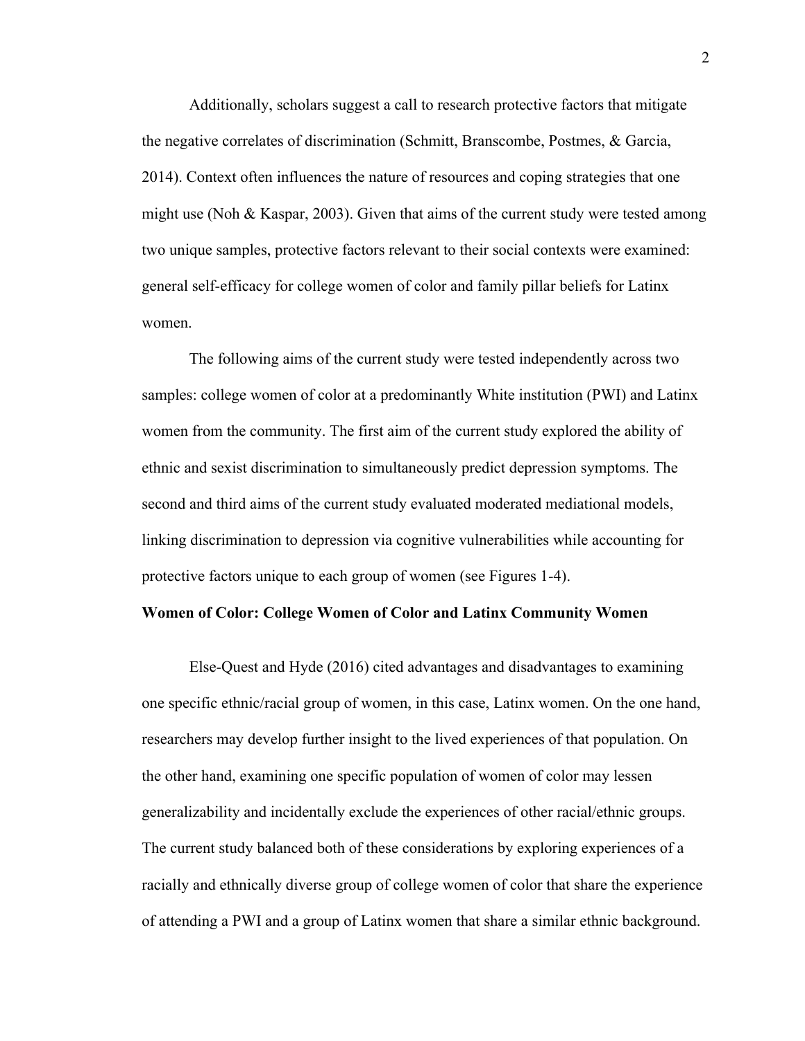Additionally, scholars suggest a call to research protective factors that mitigate the negative correlates of discrimination (Schmitt, Branscombe, Postmes, & Garcia, 2014). Context often influences the nature of resources and coping strategies that one might use (Noh & Kaspar, 2003). Given that aims of the current study were tested among two unique samples, protective factors relevant to their social contexts were examined: general self-efficacy for college women of color and family pillar beliefs for Latinx women.

The following aims of the current study were tested independently across two samples: college women of color at a predominantly White institution (PWI) and Latinx women from the community. The first aim of the current study explored the ability of ethnic and sexist discrimination to simultaneously predict depression symptoms. The second and third aims of the current study evaluated moderated mediational models, linking discrimination to depression via cognitive vulnerabilities while accounting for protective factors unique to each group of women (see Figures 1-4).

**Women of Color: College Women of Color and Latinx Community Women**

Else-Quest and Hyde (2016) cited advantages and disadvantages to examining one specific ethnic/racial group of women, in this case, Latinx women. On the one hand, researchers may develop further insight to the lived experiences of that population. On the other hand, examining one specific population of women of color may lessen generalizability and incidentally exclude the experiences of other racial/ethnic groups. The current study balanced both of these considerations by exploring experiences of a racially and ethnically diverse group of college women of color that share the experience of attending a PWI and a group of Latinx women that share a similar ethnic background.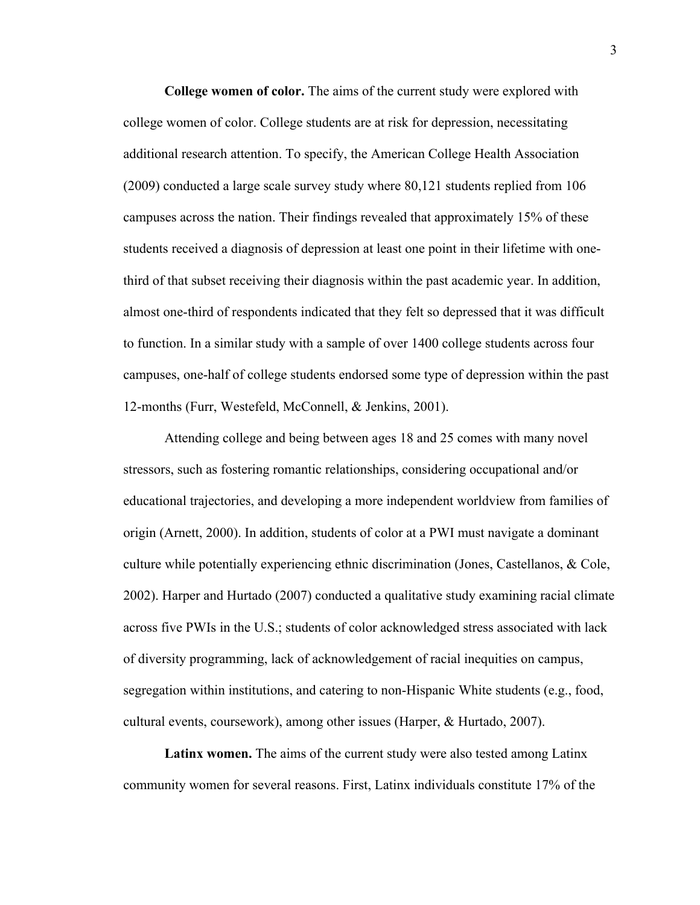**College women of color.** The aims of the current study were explored with college women of color. College students are at risk for depression, necessitating additional research attention. To specify, the American College Health Association (2009) conducted a large scale survey study where 80,121 students replied from 106 campuses across the nation. Their findings revealed that approximately 15% of these students received a diagnosis of depression at least one point in their lifetime with one-third of that subset receiving their diagnosis within the past academic year. In addition, almost one-third of respondents indicated that they felt so depressed that it was difficult to function. In a similar study with a sample of over 1400 college students across four campuses, one-half of college students endorsed some type of depression within the past 12-months (Furr, Westefeld, McConnell, & Jenkins, 2001).

Attending college and being between ages 18 and 25 comes with many novel stressors, such as fostering romantic relationships, considering occupational and/or educational trajectories, and developing a more independent worldview from families of origin (Arnett, 2000). In addition, students of color at a PWI must navigate a dominant culture while potentially experiencing ethnic discrimination (Jones, Castellanos, & Cole, 2002). Harper and Hurtado (2007) conducted a qualitative study examining racial climate across five PWIs in the U.S.; students of color acknowledged stress associated with lack of diversity programming, lack of acknowledgement of racial inequities on campus, segregation within institutions, and catering to non-Hispanic White students (e.g., food, cultural events, coursework), among other issues (Harper, & Hurtado, 2007).

**Latinx women.** The aims of the current study were also tested among Latinx community women for several reasons. First, Latinx individuals constitute 17% of the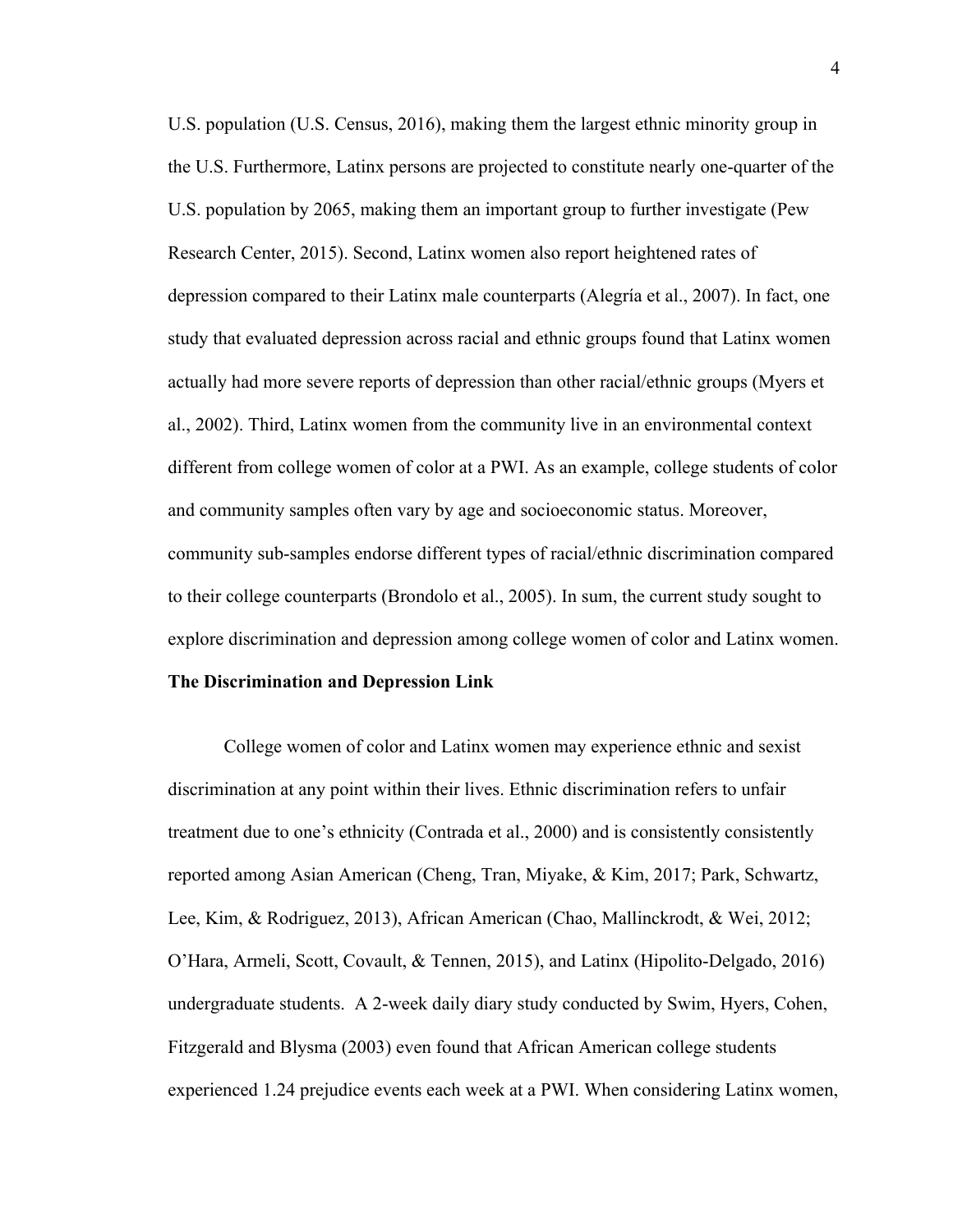U.S. population (U.S. Census, 2016), making them the largest ethnic minority group in the U.S. Furthermore, Latinx persons are projected to constitute nearly one-quarter of the U.S. population by 2065, making them an important group to further investigate (Pew Research Center, 2015). Second, Latinx women also report heightened rates of depression compared to their Latinx male counterparts (Alegría et al., 2007). In fact, one study that evaluated depression across racial and ethnic groups found that Latinx women actually had more severe reports of depression than other racial/ethnic groups (Myers et al., 2002). Third, Latinx women from the community live in an environmental context different from college women of color at a PWI. As an example, college students of color and community samples often vary by age and socioeconomic status. Moreover, community sub-samples endorse different types of racial/ethnic discrimination compared to their college counterparts (Brondolo et al., 2005). In sum, the current study sought to explore discrimination and depression among college women of color and Latinx women.

**The Discrimination and Depression Link**

College women of color and Latinx women may experience ethnic and sexist discrimination at any point within their lives. Ethnic discrimination refers to unfair treatment due to one's ethnicity (Contrada et al., 2000) and is consistently consistently reported among Asian American (Cheng, Tran, Miyake, & Kim, 2017; Park, Schwartz, Lee, Kim, & Rodriguez, 2013), African American (Chao, Mallinckrodt, & Wei, 2012; O'Hara, Armeli, Scott, Covault, & Tennen, 2015), and Latinx (Hipolito-Delgado, 2016) undergraduate students. A 2-week daily diary study conducted by Swim, Hyers, Cohen, Fitzgerald and Blysma (2003) even found that African American college students experienced 1.24 prejudice events each week at a PWI. When considering Latinx women,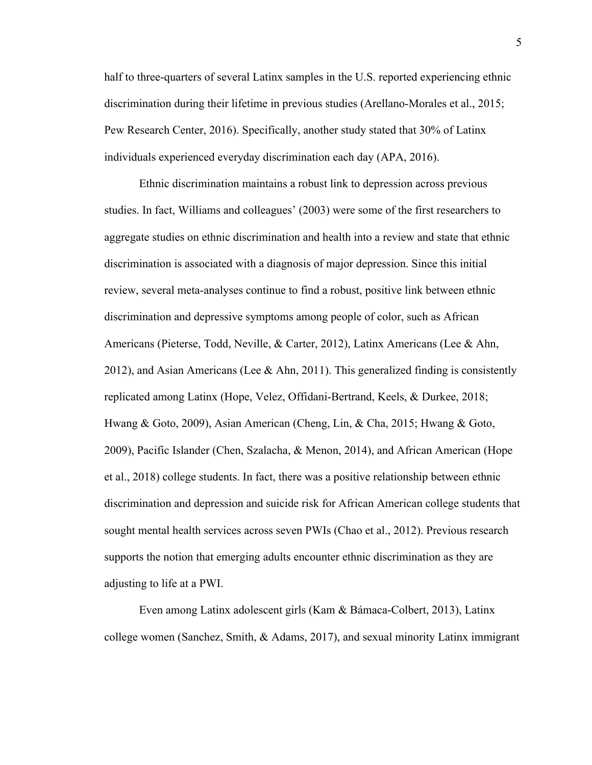half to three-quarters of several Latinx samples in the U.S. reported experiencing ethnic discrimination during their lifetime in previous studies (Arellano-Morales et al., 2015; Pew Research Center, 2016). Specifically, another study stated that 30% of Latinx individuals experienced everyday discrimination each day (APA, 2016).

Ethnic discrimination maintains a robust link to depression across previous studies. In fact, Williams and colleagues' (2003) were some of the first researchers to aggregate studies on ethnic discrimination and health into a review and state that ethnic discrimination is associated with a diagnosis of major depression. Since this initial review, several meta-analyses continue to find a robust, positive link between ethnic discrimination and depressive symptoms among people of color, such as African Americans (Pieterse, Todd, Neville, & Carter, 2012), Latinx Americans (Lee & Ahn, 2012), and Asian Americans (Lee & Ahn, 2011). This generalized finding is consistently replicated among Latinx (Hope, Velez, Offidani-Bertrand, Keels, & Durkee, 2018; Hwang & Goto, 2009), Asian American (Cheng, Lin, & Cha, 2015; Hwang & Goto, 2009), Pacific Islander (Chen, Szalacha, & Menon, 2014), and African American (Hope et al., 2018) college students. In fact, there was a positive relationship between ethnic discrimination and depression and suicide risk for African American college students that sought mental health services across seven PWIs (Chao et al., 2012). Previous research supports the notion that emerging adults encounter ethnic discrimination as they are adjusting to life at a PWI.

Even among Latinx adolescent girls (Kam & Bámaca-Colbert, 2013), Latinx college women (Sanchez, Smith, & Adams, 2017), and sexual minority Latinx immigrant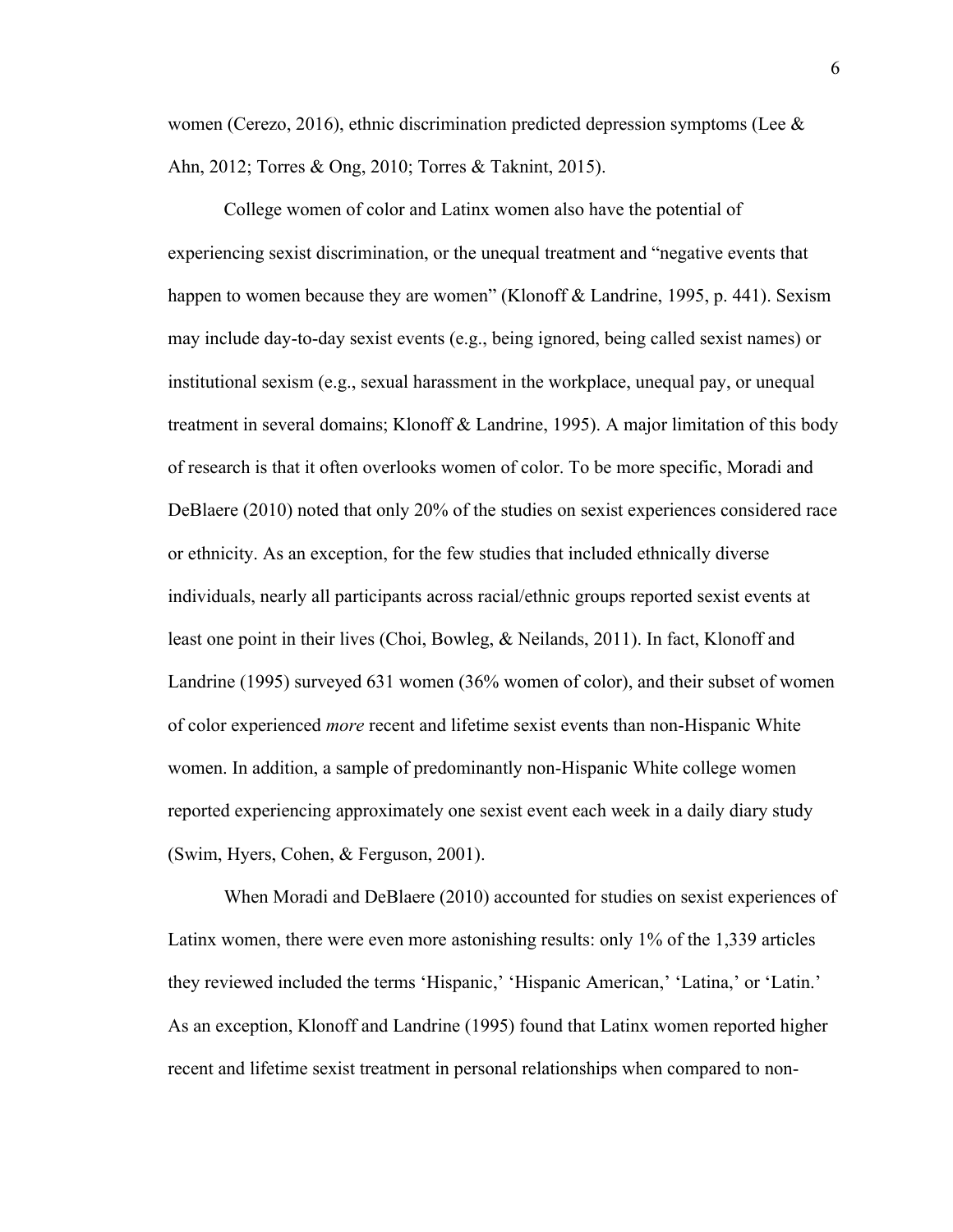women (Cerezo, 2016), ethnic discrimination predicted depression symptoms (Lee & Ahn, 2012; Torres & Ong, 2010; Torres & Taknint, 2015).

College women of color and Latinx women also have the potential of experiencing sexist discrimination, or the unequal treatment and "negative events that happen to women because they are women" (Klonoff & Landrine, 1995, p. 441). Sexism may include day-to-day sexist events (e.g., being ignored, being called sexist names) or institutional sexism (e.g., sexual harassment in the workplace, unequal pay, or unequal treatment in several domains; Klonoff & Landrine, 1995). A major limitation of this body of research is that it often overlooks women of color. To be more specific, Moradi and DeBlaere (2010) noted that only 20% of the studies on sexist experiences considered race or ethnicity. As an exception, for the few studies that included ethnically diverse individuals, nearly all participants across racial/ethnic groups reported sexist events at least one point in their lives (Choi, Bowleg, & Neilands, 2011). In fact, Klonoff and Landrine (1995) surveyed 631 women (36% women of color), and their subset of women of color experienced *more* recent and lifetime sexist events than non-Hispanic White women. In addition, a sample of predominantly non-Hispanic White college women reported experiencing approximately one sexist event each week in a daily diary study (Swim, Hyers, Cohen, & Ferguson, 2001).

When Moradi and DeBlaere (2010) accounted for studies on sexist experiences of Latinx women, there were even more astonishing results: only 1% of the 1,339 articles they reviewed included the terms 'Hispanic,' 'Hispanic American,' 'Latina,' or 'Latin.' As an exception, Klonoff and Landrine (1995) found that Latinx women reported higher recent and lifetime sexist treatment in personal relationships when compared to non-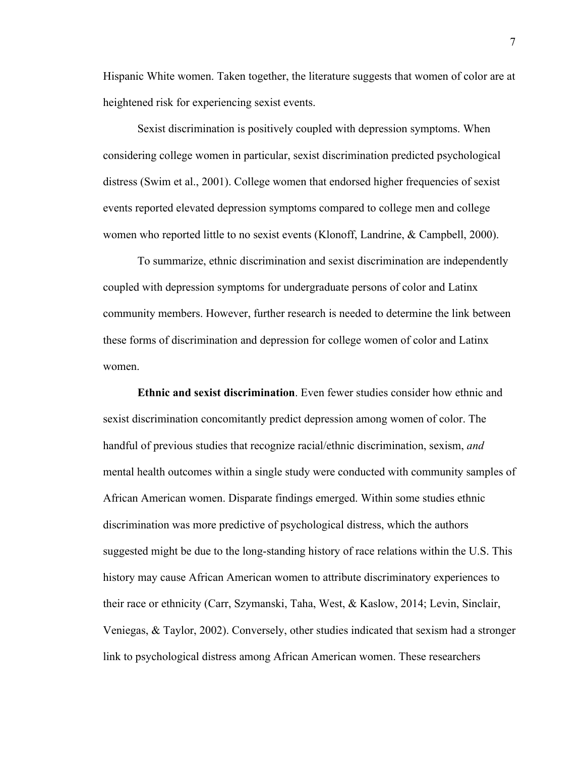Hispanic White women. Taken together, the literature suggests that women of color are at heightened risk for experiencing sexist events.

Sexist discrimination is positively coupled with depression symptoms. When considering college women in particular, sexist discrimination predicted psychological distress (Swim et al., 2001). College women that endorsed higher frequencies of sexist events reported elevated depression symptoms compared to college men and college women who reported little to no sexist events (Klonoff, Landrine, & Campbell, 2000).

To summarize, ethnic discrimination and sexist discrimination are independently coupled with depression symptoms for undergraduate persons of color and Latinx community members. However, further research is needed to determine the link between these forms of discrimination and depression for college women of color and Latinx women.

**Ethnic and sexist discrimination**. Even fewer studies consider how ethnic and sexist discrimination concomitantly predict depression among women of color. The handful of previous studies that recognize racial/ethnic discrimination, sexism, *and* mental health outcomes within a single study were conducted with community samples of African American women. Disparate findings emerged. Within some studies ethnic discrimination was more predictive of psychological distress, which the authors suggested might be due to the long-standing history of race relations within the U.S. This history may cause African American women to attribute discriminatory experiences to their race or ethnicity (Carr, Szymanski, Taha, West, & Kaslow, 2014; Levin, Sinclair, Veniegas, & Taylor, 2002). Conversely, other studies indicated that sexism had a stronger link to psychological distress among African American women. These researchers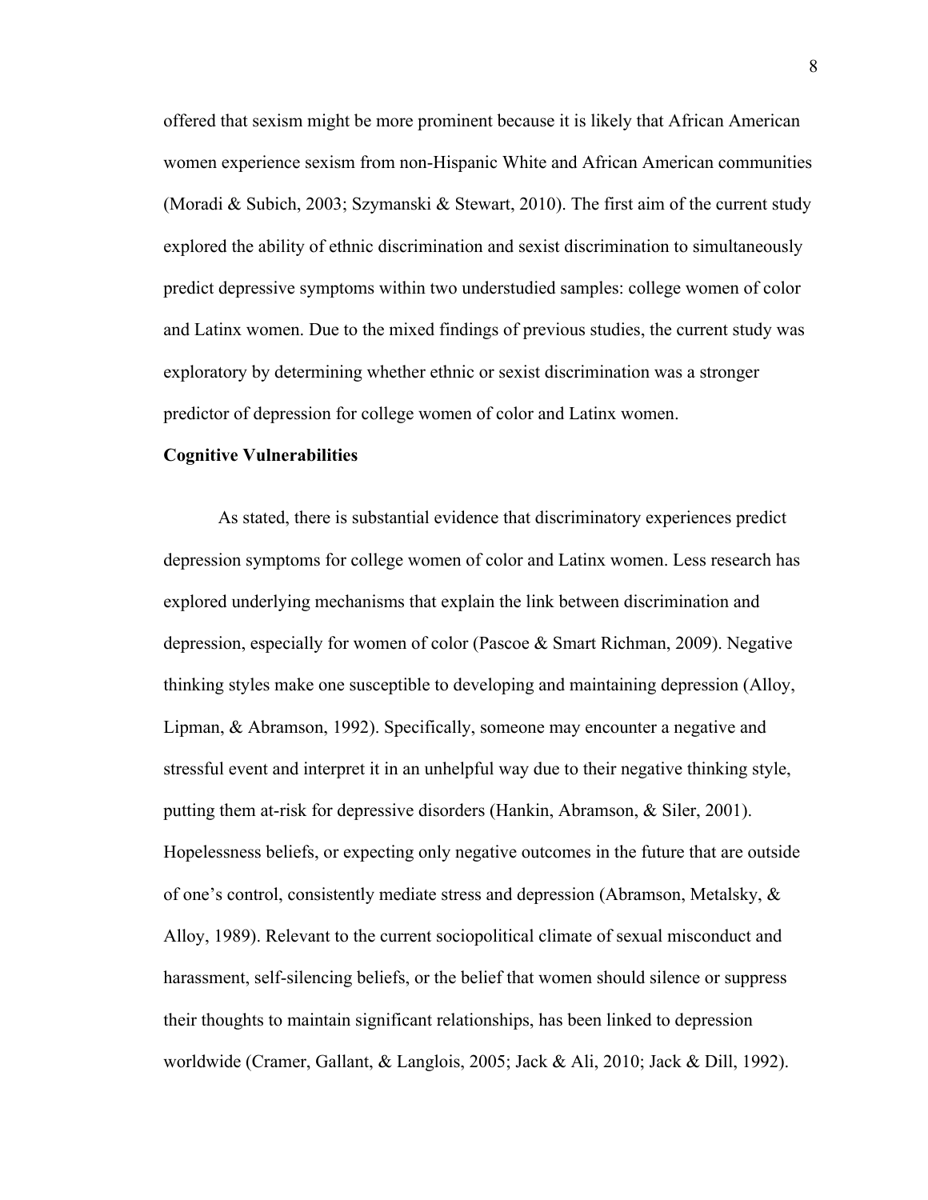offered that sexism might be more prominent because it is likely that African American women experience sexism from non-Hispanic White and African American communities (Moradi & Subich, 2003; Szymanski & Stewart, 2010). The first aim of the current study explored the ability of ethnic discrimination and sexist discrimination to simultaneously predict depressive symptoms within two understudied samples: college women of color and Latinx women. Due to the mixed findings of previous studies, the current study was exploratory by determining whether ethnic or sexist discrimination was a stronger predictor of depression for college women of color and Latinx women.

**Cognitive Vulnerabilities**

As stated, there is substantial evidence that discriminatory experiences predict depression symptoms for college women of color and Latinx women. Less research has explored underlying mechanisms that explain the link between discrimination and depression, especially for women of color (Pascoe & Smart Richman, 2009). Negative thinking styles make one susceptible to developing and maintaining depression (Alloy, Lipman, & Abramson, 1992). Specifically, someone may encounter a negative and stressful event and interpret it in an unhelpful way due to their negative thinking style, putting them at-risk for depressive disorders (Hankin, Abramson, & Siler, 2001). Hopelessness beliefs, or expecting only negative outcomes in the future that are outside of one's control, consistently mediate stress and depression (Abramson, Metalsky, & Alloy, 1989). Relevant to the current sociopolitical climate of sexual misconduct and harassment, self-silencing beliefs, or the belief that women should silence or suppress their thoughts to maintain significant relationships, has been linked to depression worldwide (Cramer, Gallant, & Langlois, 2005; Jack & Ali, 2010; Jack & Dill, 1992).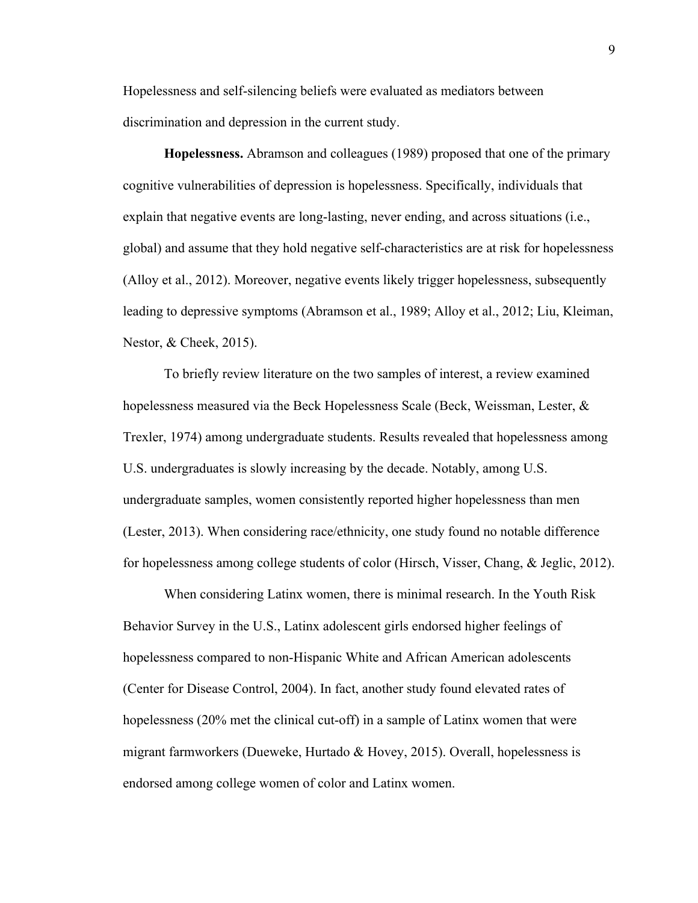Hopelessness and self-silencing beliefs were evaluated as mediators between discrimination and depression in the current study.

**Hopelessness.** Abramson and colleagues (1989) proposed that one of the primary cognitive vulnerabilities of depression is hopelessness. Specifically, individuals that explain that negative events are long-lasting, never ending, and across situations (i.e., global) and assume that they hold negative self-characteristics are at risk for hopelessness (Alloy et al., 2012). Moreover, negative events likely trigger hopelessness, subsequently leading to depressive symptoms (Abramson et al., 1989; Alloy et al., 2012; Liu, Kleiman, Nestor, & Cheek, 2015).

To briefly review literature on the two samples of interest, a review examined hopelessness measured via the Beck Hopelessness Scale (Beck, Weissman, Lester, & Trexler, 1974) among undergraduate students. Results revealed that hopelessness among U.S. undergraduates is slowly increasing by the decade. Notably, among U.S. undergraduate samples, women consistently reported higher hopelessness than men (Lester, 2013). When considering race/ethnicity, one study found no notable difference for hopelessness among college students of color (Hirsch, Visser, Chang, & Jeglic, 2012).

When considering Latinx women, there is minimal research. In the Youth Risk Behavior Survey in the U.S., Latinx adolescent girls endorsed higher feelings of hopelessness compared to non-Hispanic White and African American adolescents (Center for Disease Control, 2004). In fact, another study found elevated rates of hopelessness (20% met the clinical cut-off) in a sample of Latinx women that were migrant farmworkers (Dueweke, Hurtado & Hovey, 2015). Overall, hopelessness is endorsed among college women of color and Latinx women.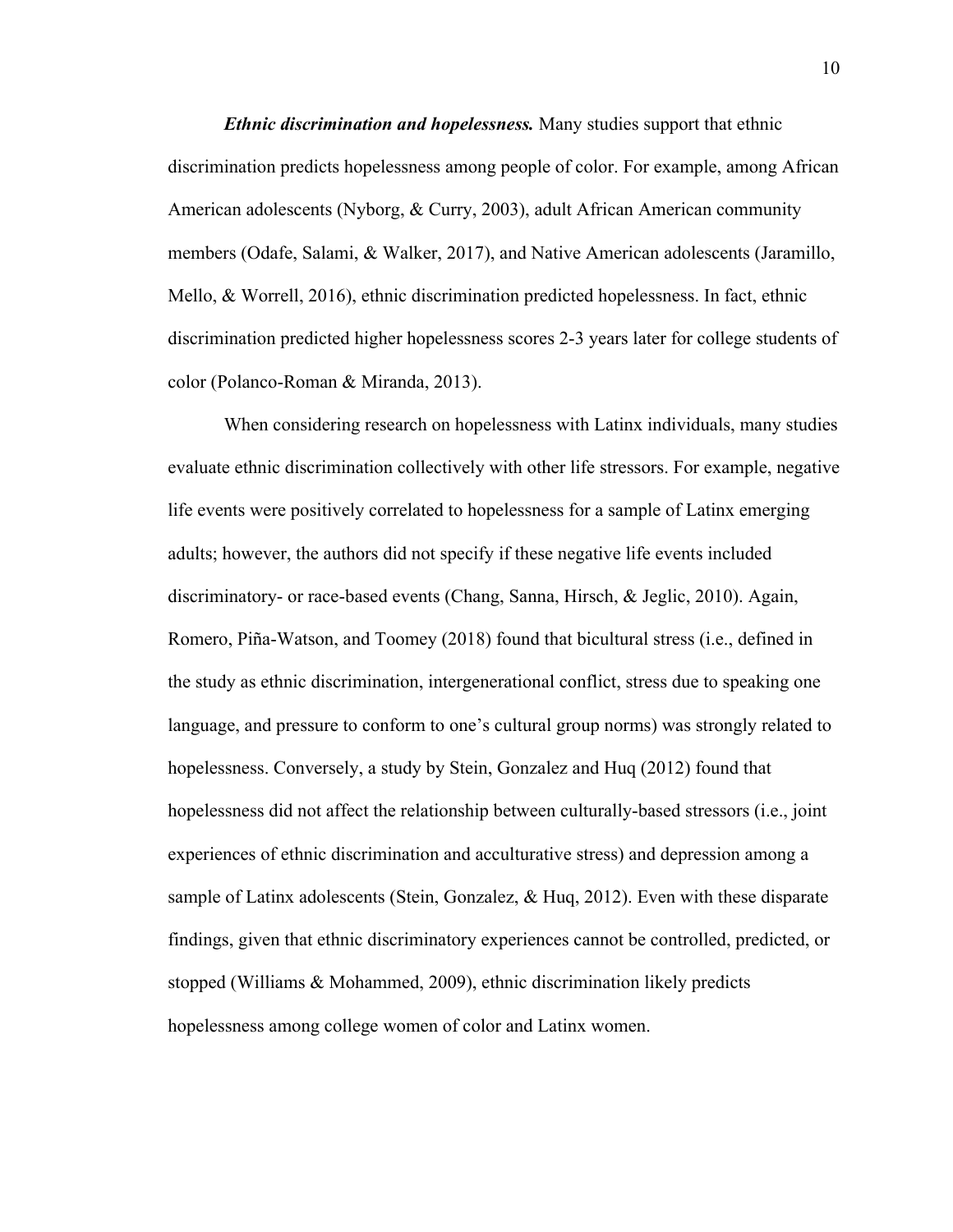***Ethnic discrimination and hopelessness.*** Many studies support that ethnic discrimination predicts hopelessness among people of color. For example, among African American adolescents (Nyborg, & Curry, 2003), adult African American community members (Odafe, Salami, & Walker, 2017), and Native American adolescents (Jaramillo, Mello, & Worrell, 2016), ethnic discrimination predicted hopelessness. In fact, ethnic discrimination predicted higher hopelessness scores 2-3 years later for college students of color (Polanco-Roman & Miranda, 2013).

When considering research on hopelessness with Latinx individuals, many studies evaluate ethnic discrimination collectively with other life stressors. For example, negative life events were positively correlated to hopelessness for a sample of Latinx emerging adults; however, the authors did not specify if these negative life events included discriminatory- or race-based events (Chang, Sanna, Hirsch, & Jeglic, 2010). Again, Romero, Piña-Watson, and Toomey (2018) found that bicultural stress (i.e., defined in the study as ethnic discrimination, intergenerational conflict, stress due to speaking one language, and pressure to conform to one's cultural group norms) was strongly related to hopelessness. Conversely, a study by Stein, Gonzalez and Huq (2012) found that hopelessness did not affect the relationship between culturally-based stressors (i.e., joint experiences of ethnic discrimination and acculturative stress) and depression among a sample of Latinx adolescents (Stein, Gonzalez, & Huq, 2012). Even with these disparate findings, given that ethnic discriminatory experiences cannot be controlled, predicted, or stopped (Williams & Mohammed, 2009), ethnic discrimination likely predicts hopelessness among college women of color and Latinx women.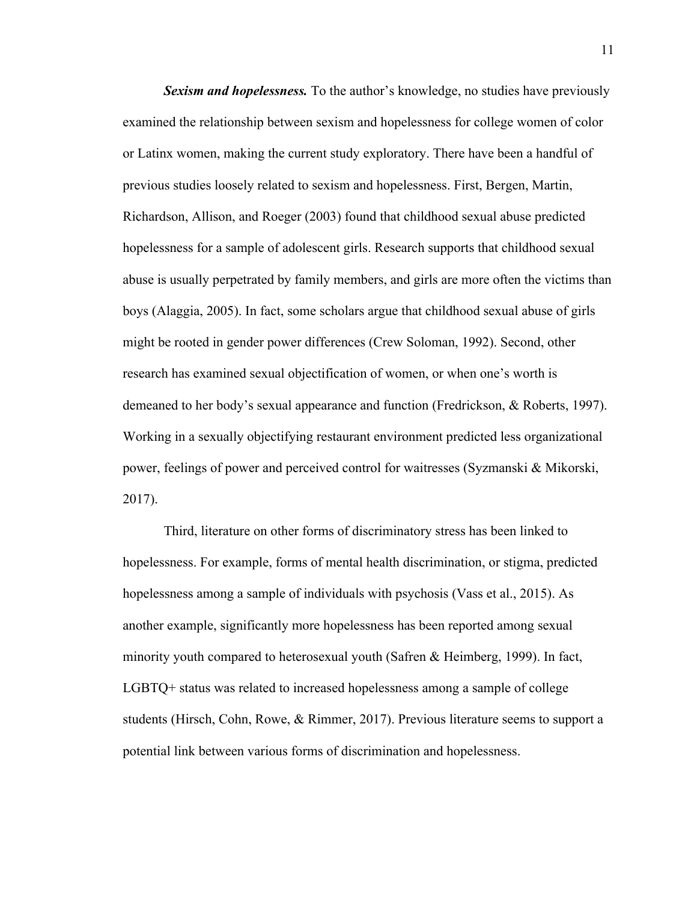***Sexism and hopelessness.*** To the author's knowledge, no studies have previously examined the relationship between sexism and hopelessness for college women of color or Latinx women, making the current study exploratory. There have been a handful of previous studies loosely related to sexism and hopelessness. First, Bergen, Martin, Richardson, Allison, and Roeger (2003) found that childhood sexual abuse predicted hopelessness for a sample of adolescent girls. Research supports that childhood sexual abuse is usually perpetrated by family members, and girls are more often the victims than boys (Alaggia, 2005). In fact, some scholars argue that childhood sexual abuse of girls might be rooted in gender power differences (Crew Soloman, 1992). Second, other research has examined sexual objectification of women, or when one's worth is demeaned to her body's sexual appearance and function (Fredrickson, & Roberts, 1997). Working in a sexually objectifying restaurant environment predicted less organizational power, feelings of power and perceived control for waitresses (Syzmanski & Mikorski, 2017).

Third, literature on other forms of discriminatory stress has been linked to hopelessness. For example, forms of mental health discrimination, or stigma, predicted hopelessness among a sample of individuals with psychosis (Vass et al., 2015). As another example, significantly more hopelessness has been reported among sexual minority youth compared to heterosexual youth (Safren & Heimberg, 1999). In fact, LGBTQ+ status was related to increased hopelessness among a sample of college students (Hirsch, Cohn, Rowe, & Rimmer, 2017). Previous literature seems to support a potential link between various forms of discrimination and hopelessness.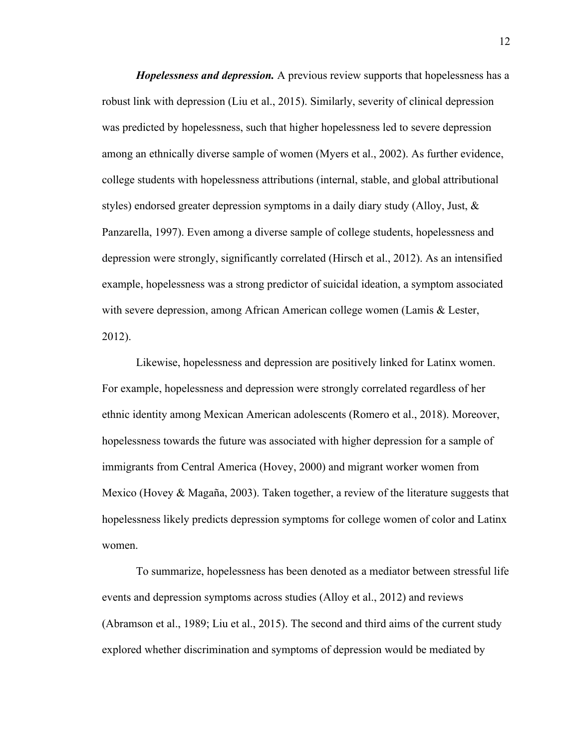***Hopelessness and depression.*** A previous review supports that hopelessness has a robust link with depression (Liu et al., 2015). Similarly, severity of clinical depression was predicted by hopelessness, such that higher hopelessness led to severe depression among an ethnically diverse sample of women (Myers et al., 2002). As further evidence, college students with hopelessness attributions (internal, stable, and global attributional styles) endorsed greater depression symptoms in a daily diary study (Alloy, Just, & Panzarella, 1997). Even among a diverse sample of college students, hopelessness and depression were strongly, significantly correlated (Hirsch et al., 2012). As an intensified example, hopelessness was a strong predictor of suicidal ideation, a symptom associated with severe depression, among African American college women (Lamis & Lester, 2012).

Likewise, hopelessness and depression are positively linked for Latinx women. For example, hopelessness and depression were strongly correlated regardless of her ethnic identity among Mexican American adolescents (Romero et al., 2018). Moreover, hopelessness towards the future was associated with higher depression for a sample of immigrants from Central America (Hovey, 2000) and migrant worker women from Mexico (Hovey & Magaña, 2003). Taken together, a review of the literature suggests that hopelessness likely predicts depression symptoms for college women of color and Latinx women.

To summarize, hopelessness has been denoted as a mediator between stressful life events and depression symptoms across studies (Alloy et al., 2012) and reviews (Abramson et al., 1989; Liu et al., 2015). The second and third aims of the current study explored whether discrimination and symptoms of depression would be mediated by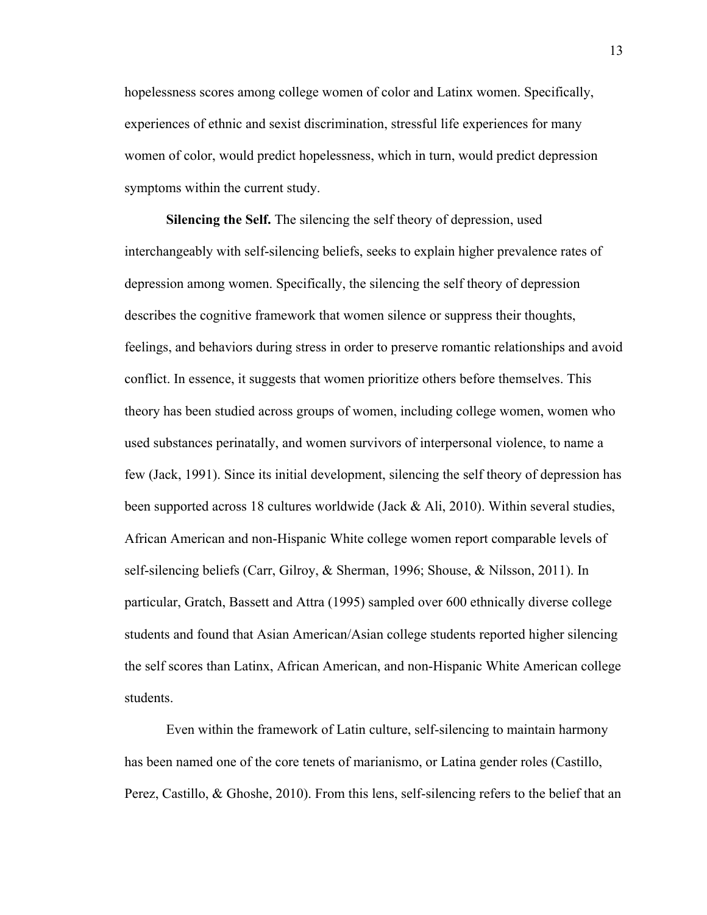hopelessness scores among college women of color and Latinx women. Specifically, experiences of ethnic and sexist discrimination, stressful life experiences for many women of color, would predict hopelessness, which in turn, would predict depression symptoms within the current study.

**Silencing the Self.** The silencing the self theory of depression, used interchangeably with self-silencing beliefs, seeks to explain higher prevalence rates of depression among women. Specifically, the silencing the self theory of depression describes the cognitive framework that women silence or suppress their thoughts, feelings, and behaviors during stress in order to preserve romantic relationships and avoid conflict. In essence, it suggests that women prioritize others before themselves. This theory has been studied across groups of women, including college women, women who used substances perinatally, and women survivors of interpersonal violence, to name a few (Jack, 1991). Since its initial development, silencing the self theory of depression has been supported across 18 cultures worldwide (Jack & Ali, 2010). Within several studies, African American and non-Hispanic White college women report comparable levels of self-silencing beliefs (Carr, Gilroy, & Sherman, 1996; Shouse, & Nilsson, 2011). In particular, Gratch, Bassett and Attra (1995) sampled over 600 ethnically diverse college students and found that Asian American/Asian college students reported higher silencing the self scores than Latinx, African American, and non-Hispanic White American college students.

Even within the framework of Latin culture, self-silencing to maintain harmony has been named one of the core tenets of marianismo, or Latina gender roles (Castillo, Perez, Castillo, & Ghoshe, 2010). From this lens, self-silencing refers to the belief that an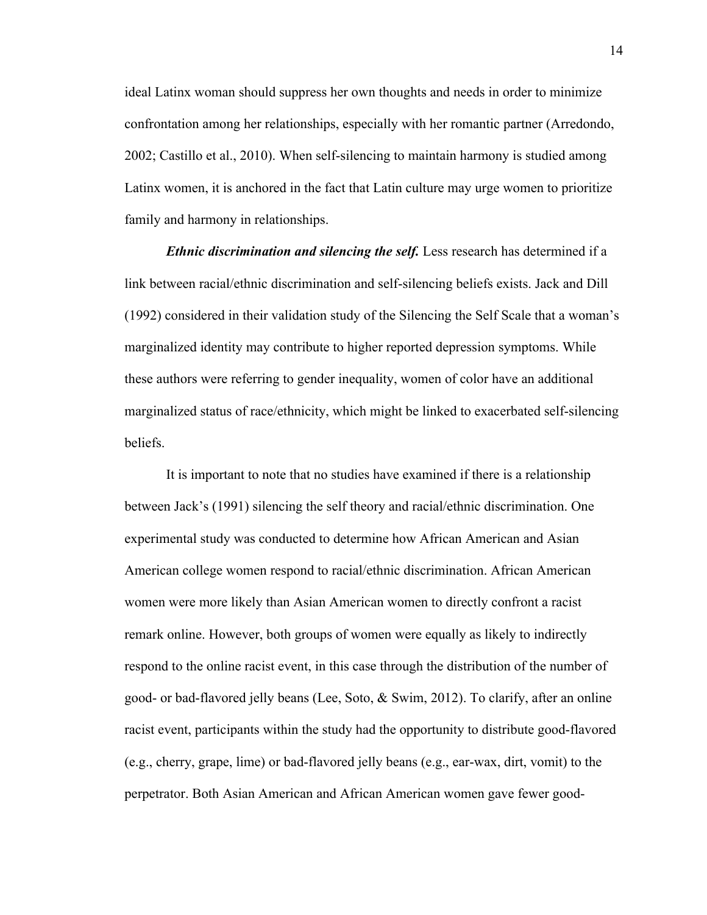ideal Latinx woman should suppress her own thoughts and needs in order to minimize confrontation among her relationships, especially with her romantic partner (Arredondo, 2002; Castillo et al., 2010). When self-silencing to maintain harmony is studied among Latinx women, it is anchored in the fact that Latin culture may urge women to prioritize family and harmony in relationships.

***Ethnic discrimination and silencing the self.*** Less research has determined if a link between racial/ethnic discrimination and self-silencing beliefs exists. Jack and Dill (1992) considered in their validation study of the Silencing the Self Scale that a woman's marginalized identity may contribute to higher reported depression symptoms. While these authors were referring to gender inequality, women of color have an additional marginalized status of race/ethnicity, which might be linked to exacerbated self-silencing beliefs.

It is important to note that no studies have examined if there is a relationship between Jack's (1991) silencing the self theory and racial/ethnic discrimination. One experimental study was conducted to determine how African American and Asian American college women respond to racial/ethnic discrimination. African American women were more likely than Asian American women to directly confront a racist remark online. However, both groups of women were equally as likely to indirectly respond to the online racist event, in this case through the distribution of the number of good- or bad-flavored jelly beans (Lee, Soto, & Swim, 2012). To clarify, after an online racist event, participants within the study had the opportunity to distribute good-flavored (e.g., cherry, grape, lime) or bad-flavored jelly beans (e.g., ear-wax, dirt, vomit) to the perpetrator. Both Asian American and African American women gave fewer good-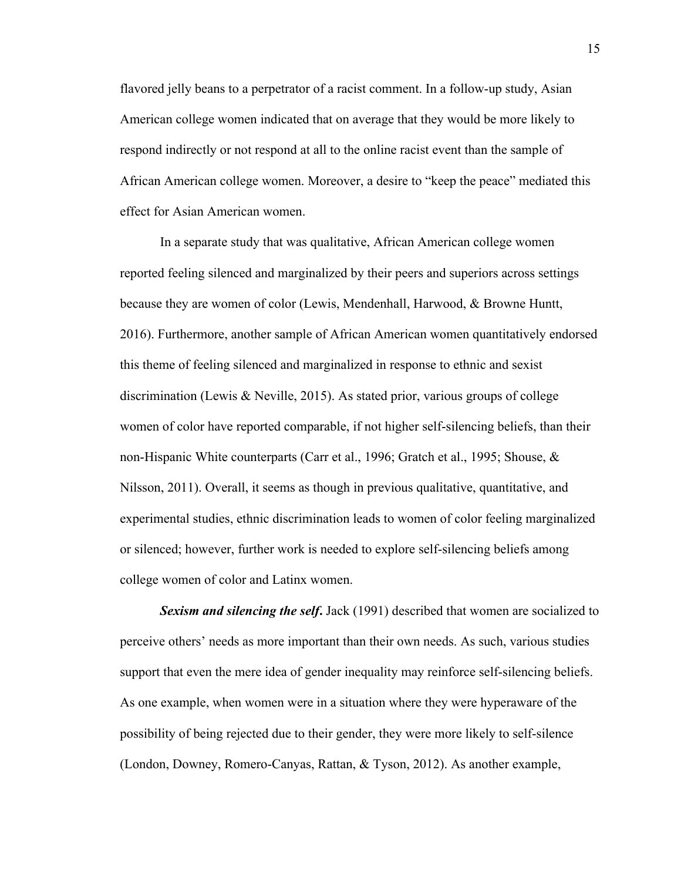flavored jelly beans to a perpetrator of a racist comment. In a follow-up study, Asian American college women indicated that on average that they would be more likely to respond indirectly or not respond at all to the online racist event than the sample of African American college women. Moreover, a desire to "keep the peace" mediated this effect for Asian American women.

In a separate study that was qualitative, African American college women reported feeling silenced and marginalized by their peers and superiors across settings because they are women of color (Lewis, Mendenhall, Harwood, & Browne Huntt, 2016). Furthermore, another sample of African American women quantitatively endorsed this theme of feeling silenced and marginalized in response to ethnic and sexist discrimination (Lewis & Neville, 2015). As stated prior, various groups of college women of color have reported comparable, if not higher self-silencing beliefs, than their non-Hispanic White counterparts (Carr et al., 1996; Gratch et al., 1995; Shouse, & Nilsson, 2011). Overall, it seems as though in previous qualitative, quantitative, and experimental studies, ethnic discrimination leads to women of color feeling marginalized or silenced; however, further work is needed to explore self-silencing beliefs among college women of color and Latinx women.

***Sexism and silencing the self*.** Jack (1991) described that women are socialized to perceive others' needs as more important than their own needs. As such, various studies support that even the mere idea of gender inequality may reinforce self-silencing beliefs. As one example, when women were in a situation where they were hyperaware of the possibility of being rejected due to their gender, they were more likely to self-silence (London, Downey, Romero-Canyas, Rattan, & Tyson, 2012). As another example,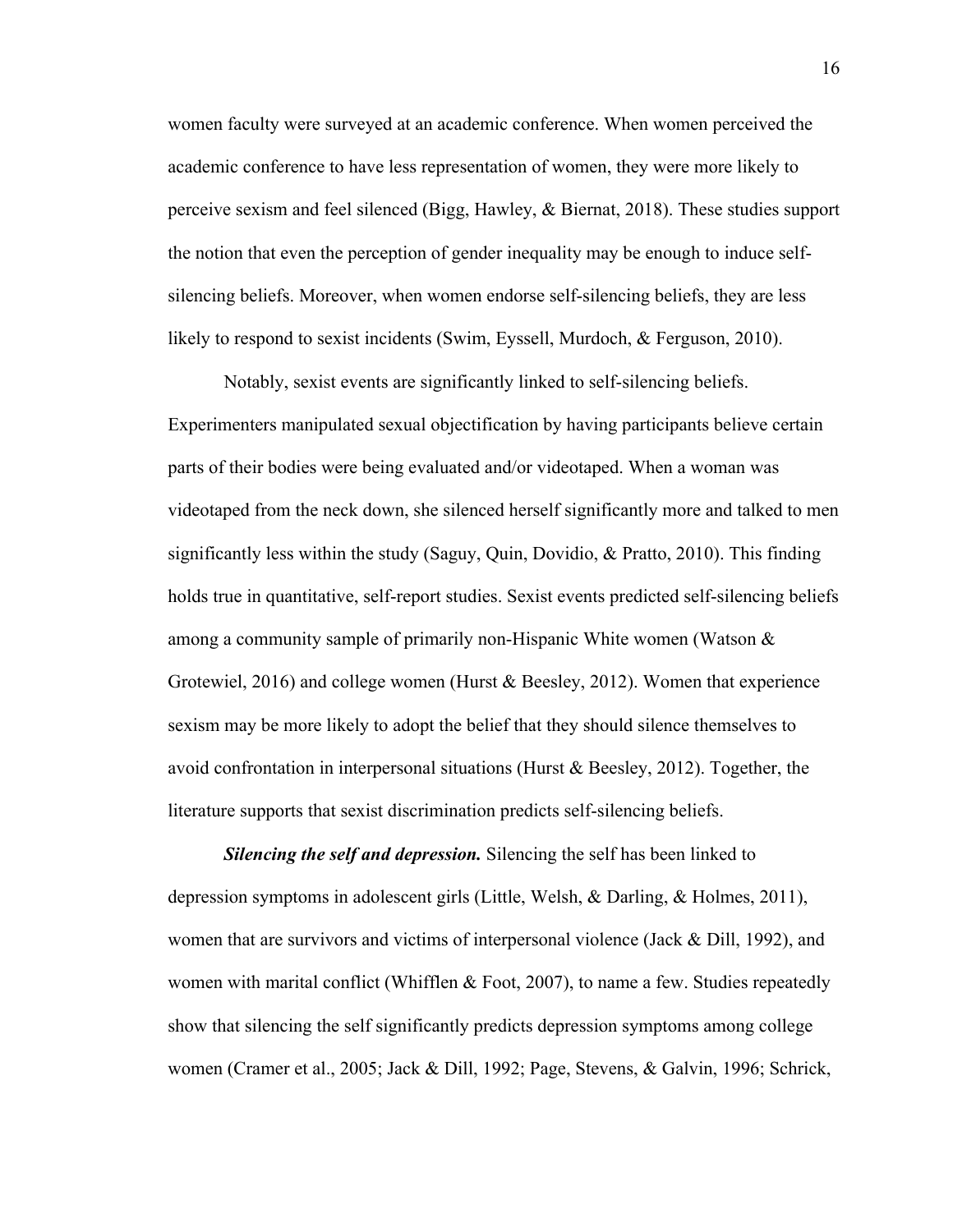women faculty were surveyed at an academic conference. When women perceived the academic conference to have less representation of women, they were more likely to perceive sexism and feel silenced (Bigg, Hawley, & Biernat, 2018). These studies support the notion that even the perception of gender inequality may be enough to induce self-silencing beliefs. Moreover, when women endorse self-silencing beliefs, they are less likely to respond to sexist incidents (Swim, Eyssell, Murdoch, & Ferguson, 2010).

Notably, sexist events are significantly linked to self-silencing beliefs. Experimenters manipulated sexual objectification by having participants believe certain parts of their bodies were being evaluated and/or videotaped. When a woman was videotaped from the neck down, she silenced herself significantly more and talked to men significantly less within the study (Saguy, Quin, Dovidio, & Pratto, 2010). This finding holds true in quantitative, self-report studies. Sexist events predicted self-silencing beliefs among a community sample of primarily non-Hispanic White women (Watson & Grotewiel, 2016) and college women (Hurst & Beesley, 2012). Women that experience sexism may be more likely to adopt the belief that they should silence themselves to avoid confrontation in interpersonal situations (Hurst & Beesley, 2012). Together, the literature supports that sexist discrimination predicts self-silencing beliefs.

***Silencing the self and depression.*** Silencing the self has been linked to depression symptoms in adolescent girls (Little, Welsh, & Darling, & Holmes, 2011), women that are survivors and victims of interpersonal violence (Jack & Dill, 1992), and women with marital conflict (Whifflen & Foot, 2007), to name a few. Studies repeatedly show that silencing the self significantly predicts depression symptoms among college women (Cramer et al., 2005; Jack & Dill, 1992; Page, Stevens, & Galvin, 1996; Schrick,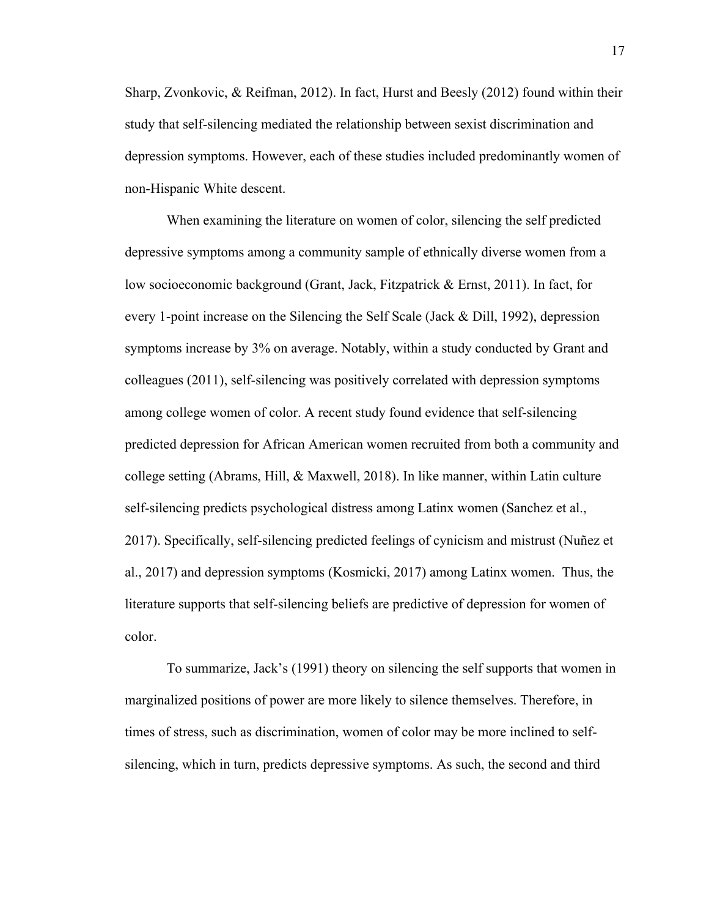Sharp, Zvonkovic, & Reifman, 2012). In fact, Hurst and Beesly (2012) found within their study that self-silencing mediated the relationship between sexist discrimination and depression symptoms. However, each of these studies included predominantly women of non-Hispanic White descent.

When examining the literature on women of color, silencing the self predicted depressive symptoms among a community sample of ethnically diverse women from a low socioeconomic background (Grant, Jack, Fitzpatrick & Ernst, 2011). In fact, for every 1-point increase on the Silencing the Self Scale (Jack & Dill, 1992), depression symptoms increase by 3% on average. Notably, within a study conducted by Grant and colleagues (2011), self-silencing was positively correlated with depression symptoms among college women of color. A recent study found evidence that self-silencing predicted depression for African American women recruited from both a community and college setting (Abrams, Hill, & Maxwell, 2018). In like manner, within Latin culture self-silencing predicts psychological distress among Latinx women (Sanchez et al., 2017). Specifically, self-silencing predicted feelings of cynicism and mistrust (Nuñez et al., 2017) and depression symptoms (Kosmicki, 2017) among Latinx women. Thus, the literature supports that self-silencing beliefs are predictive of depression for women of color.

To summarize, Jack's (1991) theory on silencing the self supports that women in marginalized positions of power are more likely to silence themselves. Therefore, in times of stress, such as discrimination, women of color may be more inclined to self-silencing, which in turn, predicts depressive symptoms. As such, the second and third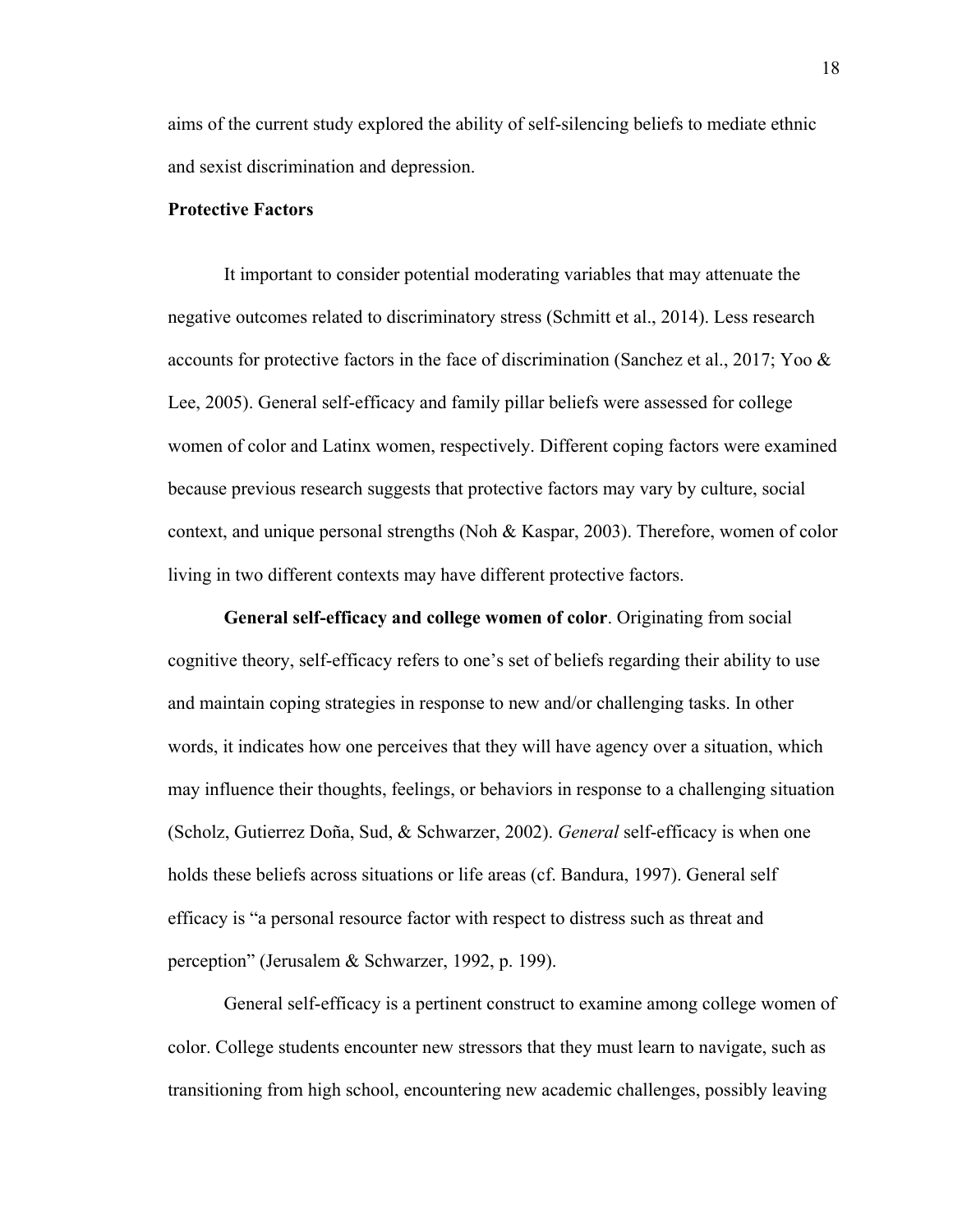aims of the current study explored the ability of self-silencing beliefs to mediate ethnic and sexist discrimination and depression.

### Protective Factors

It important to consider potential moderating variables that may attenuate the negative outcomes related to discriminatory stress (Schmitt et al., 2014). Less research accounts for protective factors in the face of discrimination (Sanchez et al., 2017; Yoo & Lee, 2005). General self-efficacy and family pillar beliefs were assessed for college women of color and Latinx women, respectively. Different coping factors were examined because previous research suggests that protective factors may vary by culture, social context, and unique personal strengths (Noh & Kaspar, 2003). Therefore, women of color living in two different contexts may have different protective factors.

**General self-efficacy and college women of color**. Originating from social cognitive theory, self-efficacy refers to one's set of beliefs regarding their ability to use and maintain coping strategies in response to new and/or challenging tasks. In other words, it indicates how one perceives that they will have agency over a situation, which may influence their thoughts, feelings, or behaviors in response to a challenging situation (Scholz, Gutierrez Doña, Sud, & Schwarzer, 2002). *General* self-efficacy is when one holds these beliefs across situations or life areas (cf. Bandura, 1997). General self efficacy is "a personal resource factor with respect to distress such as threat and perception" (Jerusalem & Schwarzer, 1992, p. 199).

General self-efficacy is a pertinent construct to examine among college women of color. College students encounter new stressors that they must learn to navigate, such as transitioning from high school, encountering new academic challenges, possibly leaving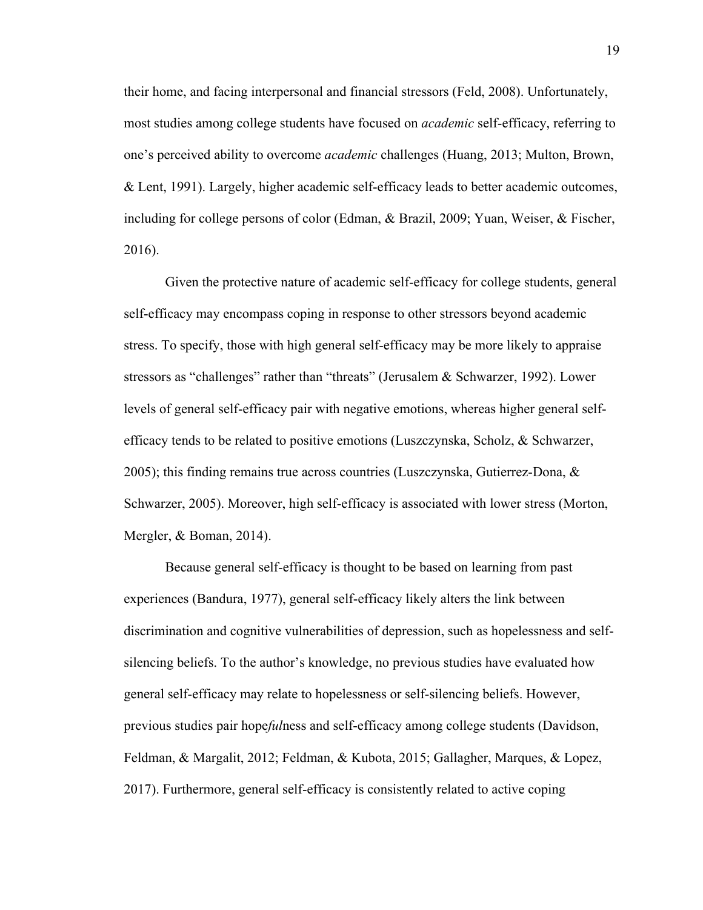their home, and facing interpersonal and financial stressors (Feld, 2008). Unfortunately, most studies among college students have focused on *academic* self-efficacy, referring to one's perceived ability to overcome *academic* challenges (Huang, 2013; Multon, Brown, & Lent, 1991). Largely, higher academic self-efficacy leads to better academic outcomes, including for college persons of color (Edman, & Brazil, 2009; Yuan, Weiser, & Fischer, 2016).

Given the protective nature of academic self-efficacy for college students, general self-efficacy may encompass coping in response to other stressors beyond academic stress. To specify, those with high general self-efficacy may be more likely to appraise stressors as "challenges" rather than "threats" (Jerusalem & Schwarzer, 1992). Lower levels of general self-efficacy pair with negative emotions, whereas higher general self-efficacy tends to be related to positive emotions (Luszczynska, Scholz, & Schwarzer, 2005); this finding remains true across countries (Luszczynska, Gutierrez-Dona, & Schwarzer, 2005). Moreover, high self-efficacy is associated with lower stress (Morton, Mergler, & Boman, 2014).

Because general self-efficacy is thought to be based on learning from past experiences (Bandura, 1977), general self-efficacy likely alters the link between discrimination and cognitive vulnerabilities of depression, such as hopelessness and self-silencing beliefs. To the author's knowledge, no previous studies have evaluated how general self-efficacy may relate to hopelessness or self-silencing beliefs. However, previous studies pair hope*ful*ness and self-efficacy among college students (Davidson, Feldman, & Margalit, 2012; Feldman, & Kubota, 2015; Gallagher, Marques, & Lopez, 2017). Furthermore, general self-efficacy is consistently related to active coping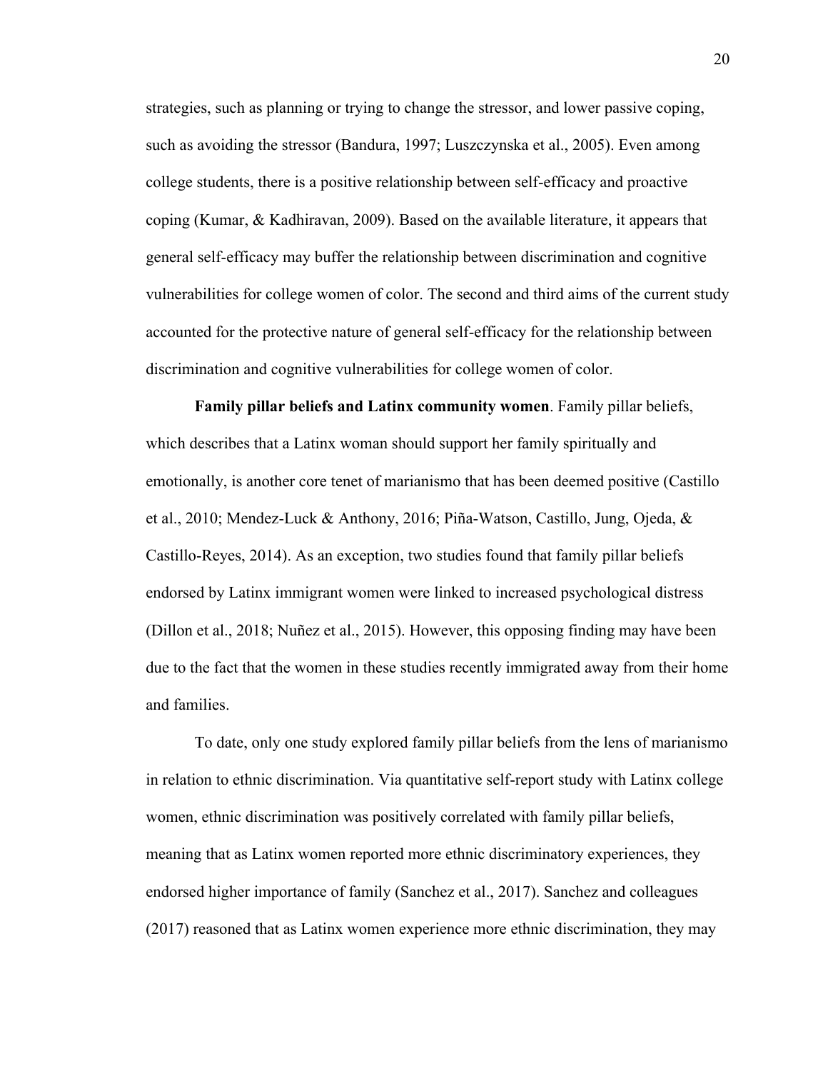strategies, such as planning or trying to change the stressor, and lower passive coping, such as avoiding the stressor (Bandura, 1997; Luszczynska et al., 2005). Even among college students, there is a positive relationship between self-efficacy and proactive coping (Kumar, & Kadhiravan, 2009). Based on the available literature, it appears that general self-efficacy may buffer the relationship between discrimination and cognitive vulnerabilities for college women of color. The second and third aims of the current study accounted for the protective nature of general self-efficacy for the relationship between discrimination and cognitive vulnerabilities for college women of color.

**Family pillar beliefs and Latinx community women**. Family pillar beliefs, which describes that a Latinx woman should support her family spiritually and emotionally, is another core tenet of marianismo that has been deemed positive (Castillo et al., 2010; Mendez-Luck & Anthony, 2016; Piña-Watson, Castillo, Jung, Ojeda, & Castillo-Reyes, 2014). As an exception, two studies found that family pillar beliefs endorsed by Latinx immigrant women were linked to increased psychological distress (Dillon et al., 2018; Nuñez et al., 2015). However, this opposing finding may have been due to the fact that the women in these studies recently immigrated away from their home and families.

To date, only one study explored family pillar beliefs from the lens of marianismo in relation to ethnic discrimination. Via quantitative self-report study with Latinx college women, ethnic discrimination was positively correlated with family pillar beliefs, meaning that as Latinx women reported more ethnic discriminatory experiences, they endorsed higher importance of family (Sanchez et al., 2017). Sanchez and colleagues (2017) reasoned that as Latinx women experience more ethnic discrimination, they may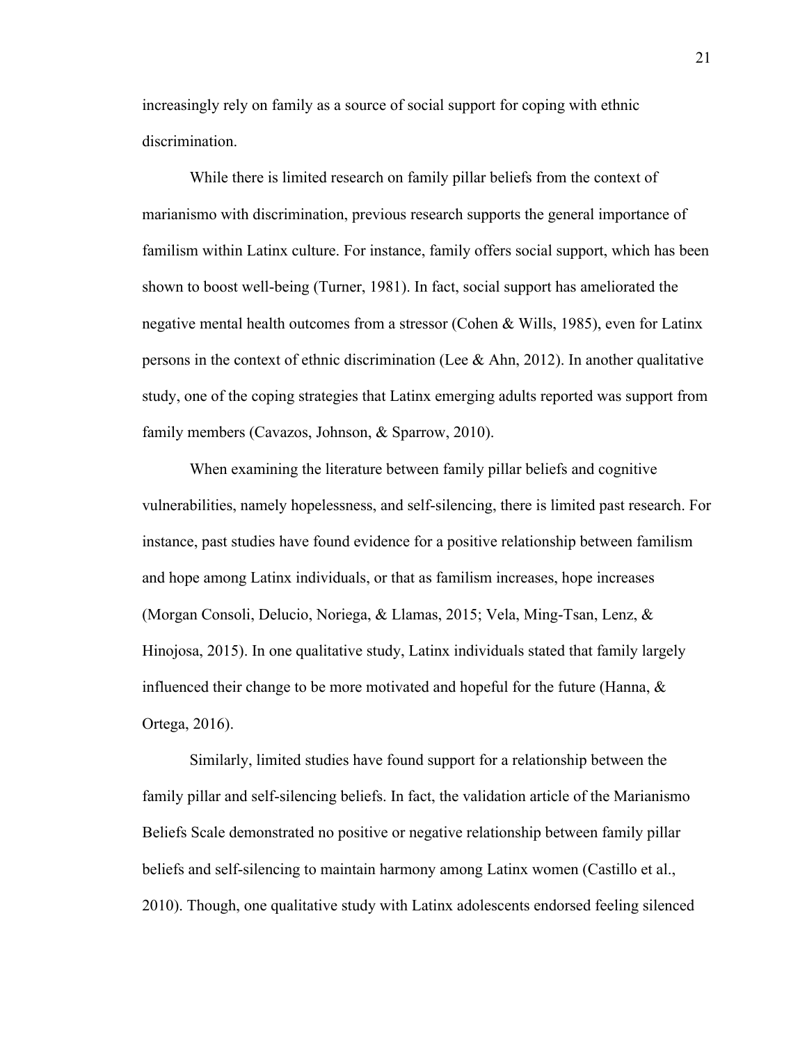increasingly rely on family as a source of social support for coping with ethnic discrimination.

While there is limited research on family pillar beliefs from the context of marianismo with discrimination, previous research supports the general importance of familism within Latinx culture. For instance, family offers social support, which has been shown to boost well-being (Turner, 1981). In fact, social support has ameliorated the negative mental health outcomes from a stressor (Cohen & Wills, 1985), even for Latinx persons in the context of ethnic discrimination (Lee & Ahn, 2012). In another qualitative study, one of the coping strategies that Latinx emerging adults reported was support from family members (Cavazos, Johnson, & Sparrow, 2010).

When examining the literature between family pillar beliefs and cognitive vulnerabilities, namely hopelessness, and self-silencing, there is limited past research. For instance, past studies have found evidence for a positive relationship between familism and hope among Latinx individuals, or that as familism increases, hope increases (Morgan Consoli, Delucio, Noriega, & Llamas, 2015; Vela, Ming-Tsan, Lenz, & Hinojosa, 2015). In one qualitative study, Latinx individuals stated that family largely influenced their change to be more motivated and hopeful for the future (Hanna, & Ortega, 2016).

Similarly, limited studies have found support for a relationship between the family pillar and self-silencing beliefs. In fact, the validation article of the Marianismo Beliefs Scale demonstrated no positive or negative relationship between family pillar beliefs and self-silencing to maintain harmony among Latinx women (Castillo et al., 2010). Though, one qualitative study with Latinx adolescents endorsed feeling silenced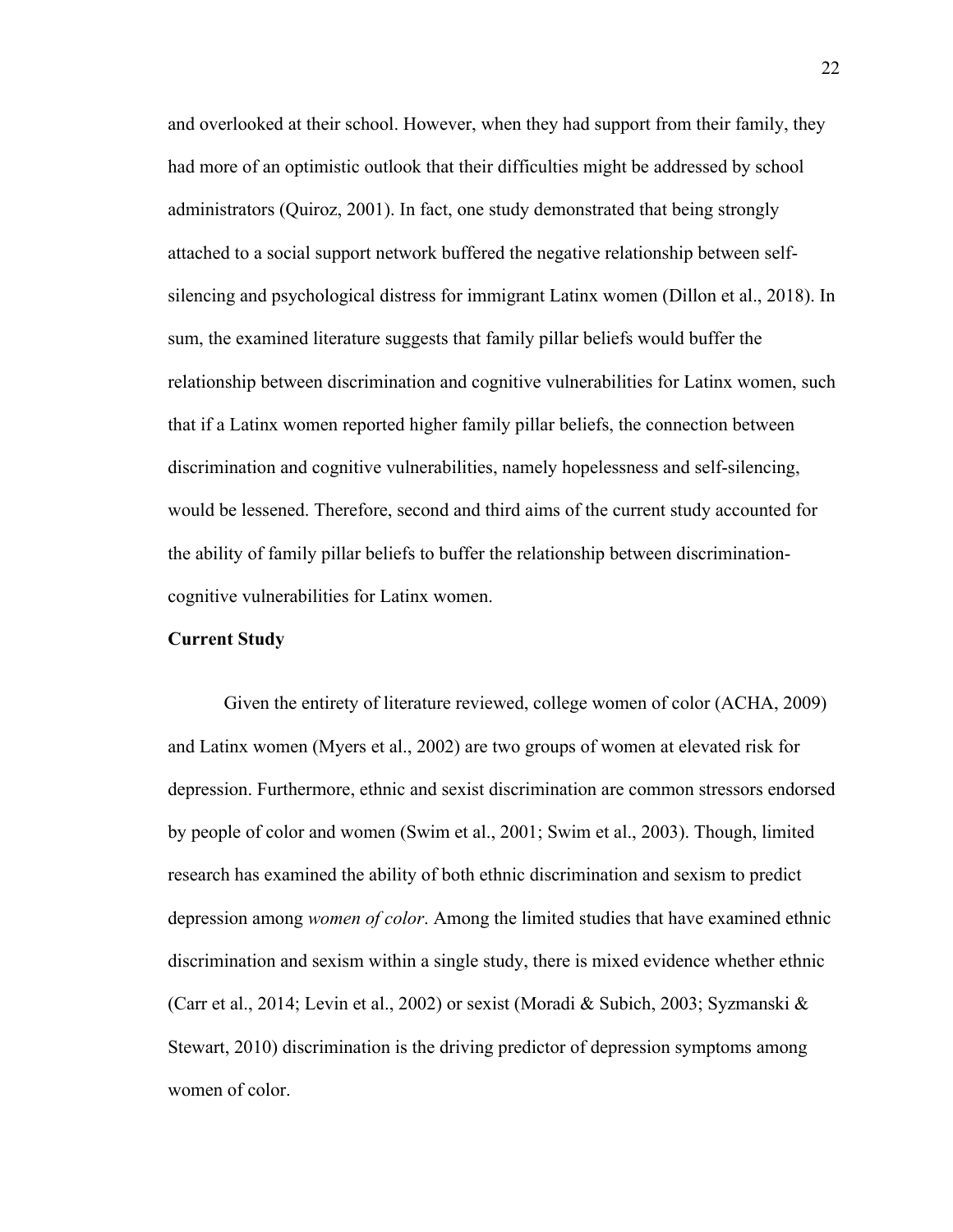and overlooked at their school. However, when they had support from their family, they had more of an optimistic outlook that their difficulties might be addressed by school administrators (Quiroz, 2001). In fact, one study demonstrated that being strongly attached to a social support network buffered the negative relationship between self-silencing and psychological distress for immigrant Latinx women (Dillon et al., 2018). In sum, the examined literature suggests that family pillar beliefs would buffer the relationship between discrimination and cognitive vulnerabilities for Latinx women, such that if a Latinx women reported higher family pillar beliefs, the connection between discrimination and cognitive vulnerabilities, namely hopelessness and self-silencing, would be lessened. Therefore, second and third aims of the current study accounted for the ability of family pillar beliefs to buffer the relationship between discrimination-cognitive vulnerabilities for Latinx women.

**Current Study**

Given the entirety of literature reviewed, college women of color (ACHA, 2009) and Latinx women (Myers et al., 2002) are two groups of women at elevated risk for depression. Furthermore, ethnic and sexist discrimination are common stressors endorsed by people of color and women (Swim et al., 2001; Swim et al., 2003). Though, limited research has examined the ability of both ethnic discrimination and sexism to predict depression among *women of color*. Among the limited studies that have examined ethnic discrimination and sexism within a single study, there is mixed evidence whether ethnic (Carr et al., 2014; Levin et al., 2002) or sexist (Moradi & Subich, 2003; Syzmanski & Stewart, 2010) discrimination is the driving predictor of depression symptoms among women of color.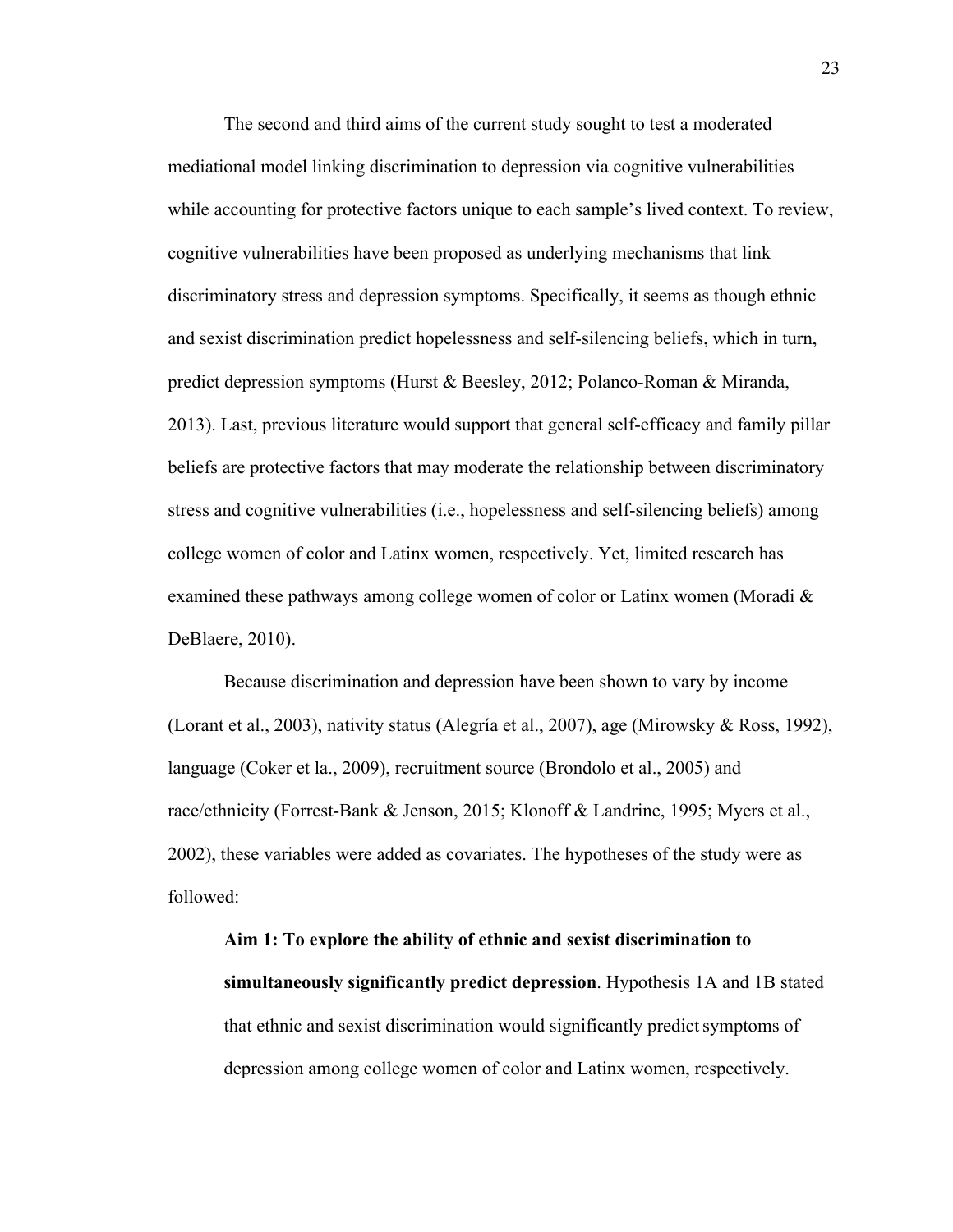The second and third aims of the current study sought to test a moderated mediational model linking discrimination to depression via cognitive vulnerabilities while accounting for protective factors unique to each sample's lived context. To review, cognitive vulnerabilities have been proposed as underlying mechanisms that link discriminatory stress and depression symptoms. Specifically, it seems as though ethnic and sexist discrimination predict hopelessness and self-silencing beliefs, which in turn, predict depression symptoms (Hurst & Beesley, 2012; Polanco-Roman & Miranda, 2013). Last, previous literature would support that general self-efficacy and family pillar beliefs are protective factors that may moderate the relationship between discriminatory stress and cognitive vulnerabilities (i.e., hopelessness and self-silencing beliefs) among college women of color and Latinx women, respectively. Yet, limited research has examined these pathways among college women of color or Latinx women (Moradi & DeBlaere, 2010).

Because discrimination and depression have been shown to vary by income (Lorant et al., 2003), nativity status (Alegría et al., 2007), age (Mirowsky & Ross, 1992), language (Coker et la., 2009), recruitment source (Brondolo et al., 2005) and race/ethnicity (Forrest-Bank & Jenson, 2015; Klonoff & Landrine, 1995; Myers et al., 2002), these variables were added as covariates. The hypotheses of the study were as followed:

**Aim 1: To explore the ability of ethnic and sexist discrimination to simultaneously significantly predict depression**. Hypothesis 1A and 1B stated that ethnic and sexist discrimination would significantly predict symptoms of depression among college women of color and Latinx women, respectively.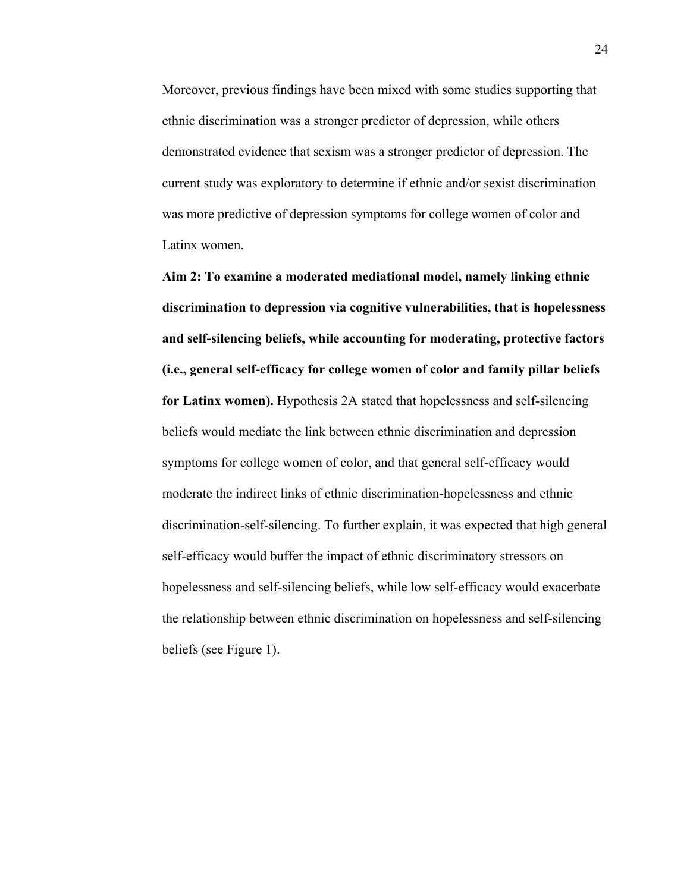Moreover, previous findings have been mixed with some studies supporting that ethnic discrimination was a stronger predictor of depression, while others demonstrated evidence that sexism was a stronger predictor of depression. The current study was exploratory to determine if ethnic and/or sexist discrimination was more predictive of depression symptoms for college women of color and Latinx women.

**Aim 2: To examine a moderated mediational model, namely linking ethnic discrimination to depression via cognitive vulnerabilities, that is hopelessness and self-silencing beliefs, while accounting for moderating, protective factors (i.e., general self-efficacy for college women of color and family pillar beliefs for Latinx women).** Hypothesis 2A stated that hopelessness and self-silencing beliefs would mediate the link between ethnic discrimination and depression symptoms for college women of color, and that general self-efficacy would moderate the indirect links of ethnic discrimination-hopelessness and ethnic discrimination-self-silencing. To further explain, it was expected that high general self-efficacy would buffer the impact of ethnic discriminatory stressors on hopelessness and self-silencing beliefs, while low self-efficacy would exacerbate the relationship between ethnic discrimination on hopelessness and self-silencing beliefs (see Figure 1).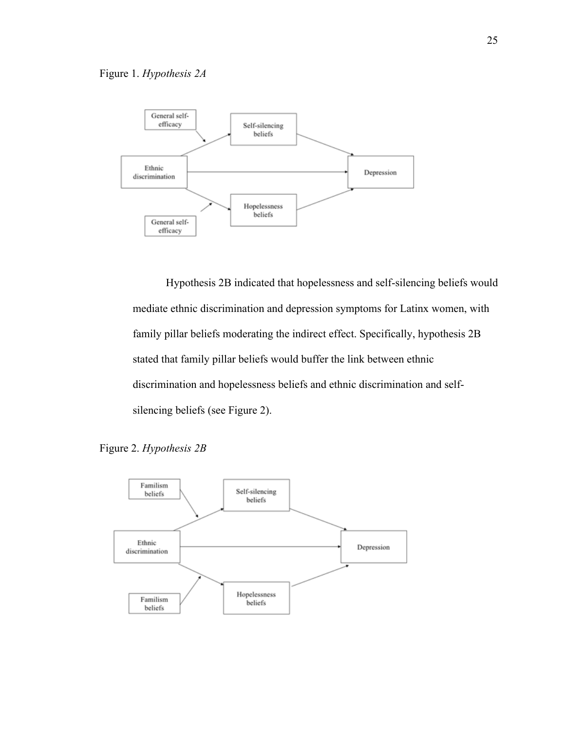Figure 1. *Hypothesis 2A*

Hypothesis 2B indicated that hopelessness and self-silencing beliefs would mediate ethnic discrimination and depression symptoms for Latinx women, with family pillar beliefs moderating the indirect effect. Specifically, hypothesis 2B stated that family pillar beliefs would buffer the link between ethnic discrimination and hopelessness beliefs and ethnic discrimination and self-silencing beliefs (see Figure 2).

Figure 2. *Hypothesis 2B*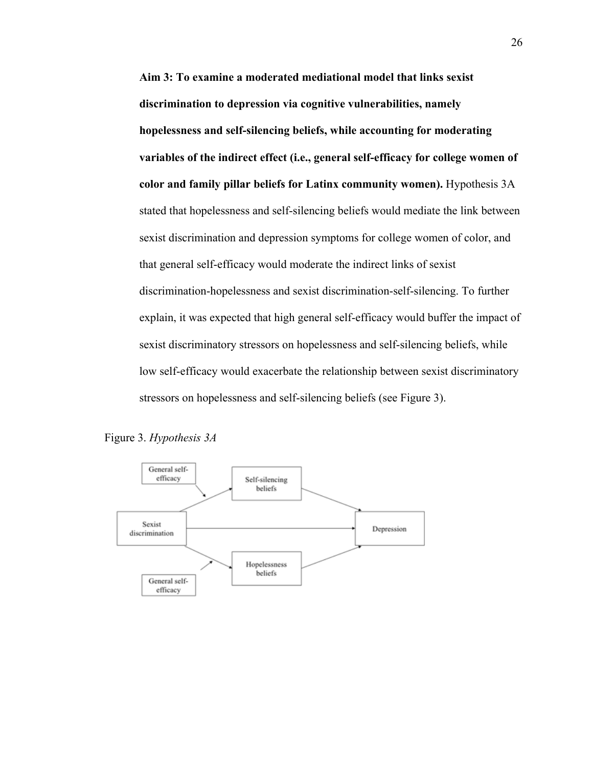**Aim 3: To examine a moderated mediational model that links sexist discrimination to depression via cognitive vulnerabilities, namely hopelessness and self-silencing beliefs, while accounting for moderating variables of the indirect effect (i.e., general self-efficacy for college women of color and family pillar beliefs for Latinx community women).** Hypothesis 3A stated that hopelessness and self-silencing beliefs would mediate the link between sexist discrimination and depression symptoms for college women of color, and that general self-efficacy would moderate the indirect links of sexist discrimination-hopelessness and sexist discrimination-self-silencing. To further explain, it was expected that high general self-efficacy would buffer the impact of sexist discriminatory stressors on hopelessness and self-silencing beliefs, while low self-efficacy would exacerbate the relationship between sexist discriminatory stressors on hopelessness and self-silencing beliefs (see Figure 3).

Figure 3. *Hypothesis 3A*

General self-efficacy

Self-silencing beliefs

Sexist discrimination

Depression

Hopelessness beliefs

General self-efficacy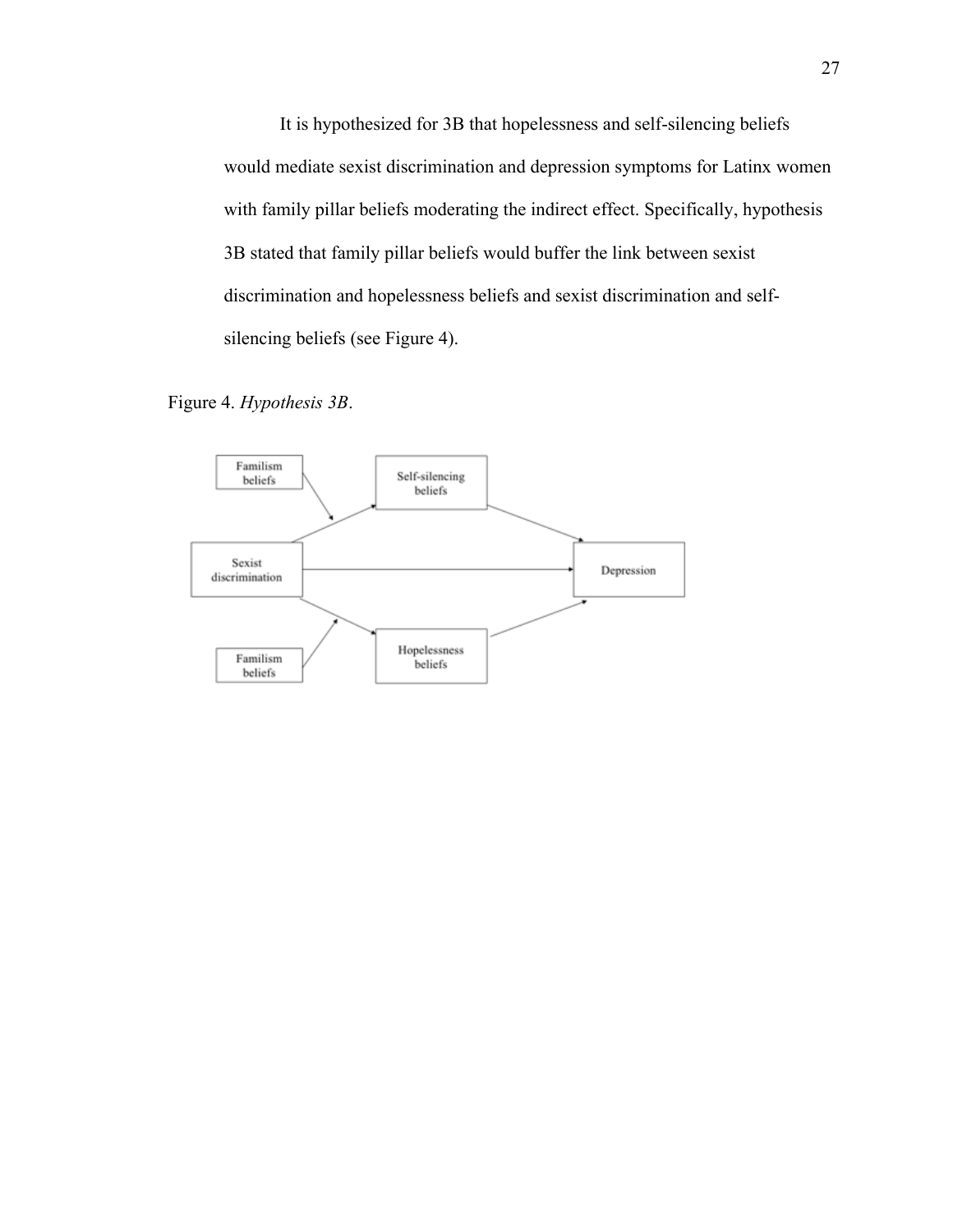It is hypothesized for 3B that hopelessness and self-silencing beliefs would mediate sexist discrimination and depression symptoms for Latinx women with family pillar beliefs moderating the indirect effect. Specifically, hypothesis 3B stated that family pillar beliefs would buffer the link between sexist discrimination and hopelessness beliefs and sexist discrimination and self-silencing beliefs (see Figure 4).

Figure 4. *Hypothesis 3B*.

Familism beliefs

Self-silencing beliefs

Sexist discrimination

Depression

Familism beliefs

Hopelessness beliefs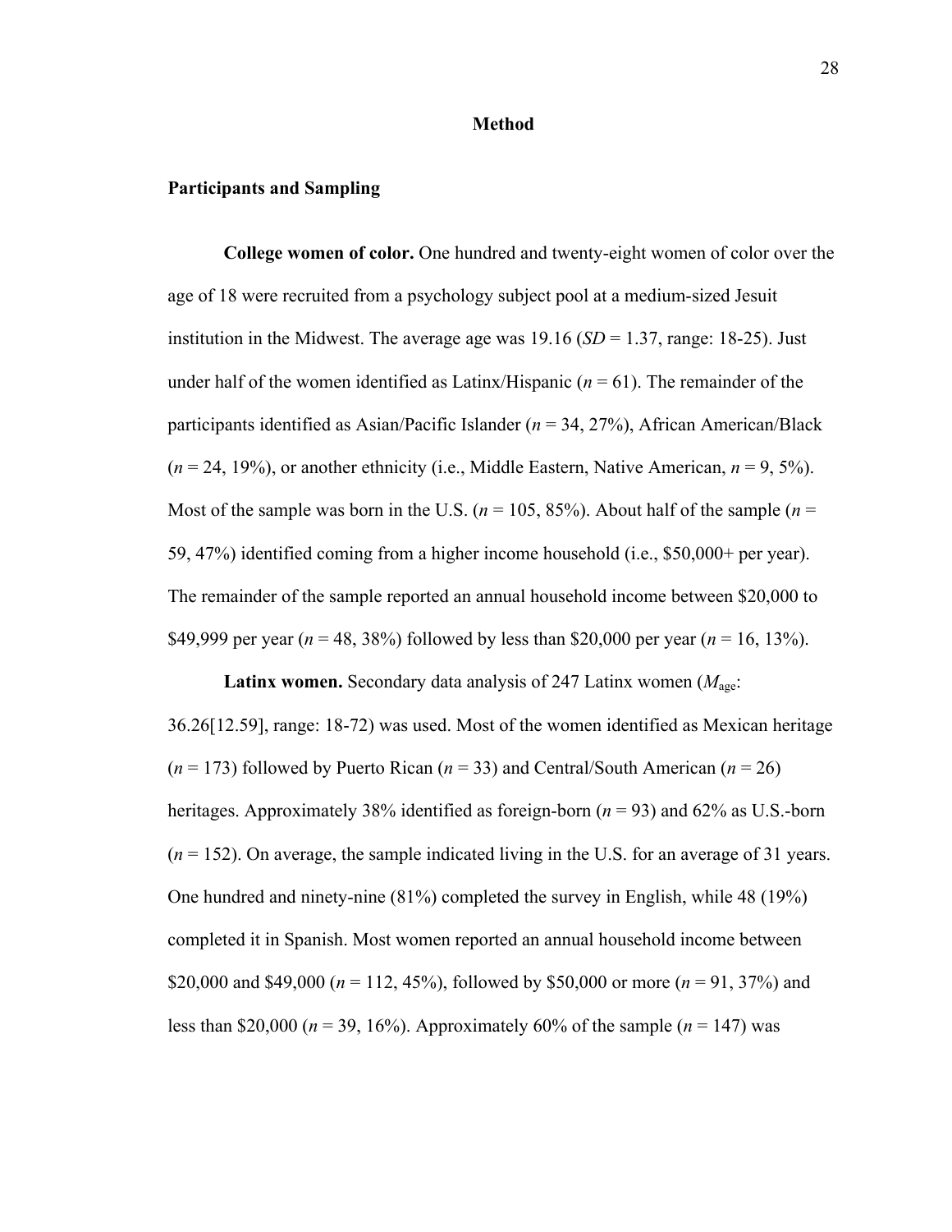# Method

## Participants and Sampling

**College women of color.** One hundred and twenty-eight women of color over the age of 18 were recruited from a psychology subject pool at a medium-sized Jesuit institution in the Midwest. The average age was 19.16 (*SD* = 1.37, range: 18-25). Just under half of the women identified as Latinx/Hispanic (*n* = 61). The remainder of the participants identified as Asian/Pacific Islander (*n* = 34, 27%), African American/Black (*n* = 24, 19%), or another ethnicity (i.e., Middle Eastern, Native American, *n* = 9, 5%). Most of the sample was born in the U.S. (*n* = 105, 85%). About half of the sample (*n* = 59, 47%) identified coming from a higher income household (i.e., $50,000+ per year). The remainder of the sample reported an annual household income between $20,000 to $49,999 per year (*n* = 48, 38%) followed by less than $20,000 per year (*n* = 16, 13%).

**Latinx women.** Secondary data analysis of 247 Latinx women ($M_{age}$: 36.26[12.59], range: 18-72) was used. Most of the women identified as Mexican heritage (*n* = 173) followed by Puerto Rican (*n* = 33) and Central/South American (*n* = 26) heritages. Approximately 38% identified as foreign-born (*n* = 93) and 62% as U.S.-born (*n* = 152). On average, the sample indicated living in the U.S. for an average of 31 years. One hundred and ninety-nine (81%) completed the survey in English, while 48 (19%) completed it in Spanish. Most women reported an annual household income between $20,000 and $49,000 (*n* = 112, 45%), followed by $50,000 or more (*n* = 91, 37%) and less than $20,000 (*n* = 39, 16%). Approximately 60% of the sample (*n* = 147) was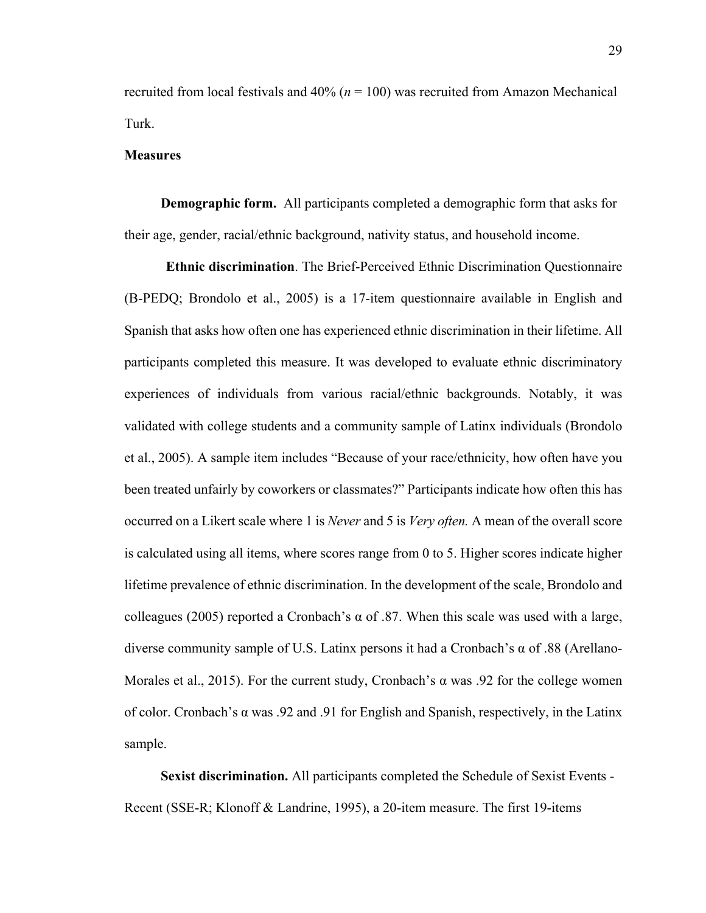recruited from local festivals and 40% ($n$ = 100) was recruited from Amazon Mechanical Turk.

**Measures**

**Demographic form.** All participants completed a demographic form that asks for their age, gender, racial/ethnic background, nativity status, and household income.

**Ethnic discrimination**. The Brief-Perceived Ethnic Discrimination Questionnaire (B-PEDQ; Brondolo et al., 2005) is a 17-item questionnaire available in English and Spanish that asks how often one has experienced ethnic discrimination in their lifetime. All participants completed this measure. It was developed to evaluate ethnic discriminatory experiences of individuals from various racial/ethnic backgrounds. Notably, it was validated with college students and a community sample of Latinx individuals (Brondolo et al., 2005). A sample item includes "Because of your race/ethnicity, how often have you been treated unfairly by coworkers or classmates?" Participants indicate how often this has occurred on a Likert scale where 1 is *Never* and 5 is *Very often.* A mean of the overall score is calculated using all items, where scores range from 0 to 5. Higher scores indicate higher lifetime prevalence of ethnic discrimination. In the development of the scale, Brondolo and colleagues (2005) reported a Cronbach's α of .87. When this scale was used with a large, diverse community sample of U.S. Latinx persons it had a Cronbach's α of .88 (Arellano-Morales et al., 2015). For the current study, Cronbach's α was .92 for the college women of color. Cronbach's α was .92 and .91 for English and Spanish, respectively, in the Latinx sample.

**Sexist discrimination.** All participants completed the Schedule of Sexist Events - Recent (SSE-R; Klonoff & Landrine, 1995), a 20-item measure. The first 19-items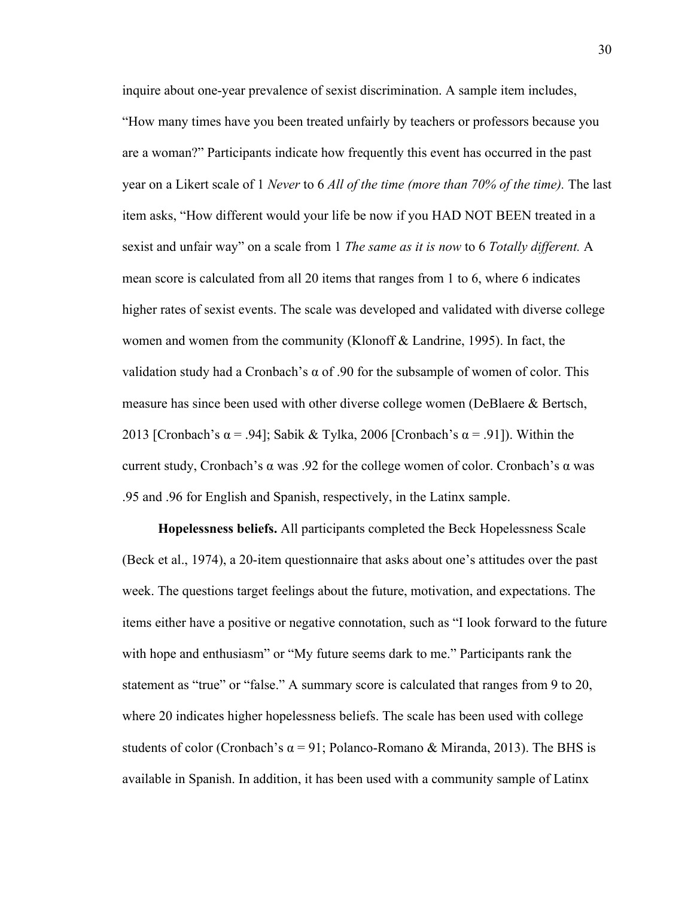inquire about one-year prevalence of sexist discrimination. A sample item includes, “How many times have you been treated unfairly by teachers or professors because you are a woman?” Participants indicate how frequently this event has occurred in the past year on a Likert scale of 1 *Never* to 6 *All of the time (more than 70% of the time).* The last item asks, “How different would your life be now if you HAD NOT BEEN treated in a sexist and unfair way” on a scale from 1 *The same as it is now* to 6 *Totally different.* A mean score is calculated from all 20 items that ranges from 1 to 6, where 6 indicates higher rates of sexist events. The scale was developed and validated with diverse college women and women from the community (Klonoff & Landrine, 1995). In fact, the validation study had a Cronbach’s α of .90 for the subsample of women of color. This measure has since been used with other diverse college women (DeBlaere & Bertsch, 2013 [Cronbach’s α = .94]; Sabik & Tylka, 2006 [Cronbach’s α = .91]). Within the current study, Cronbach’s α was .92 for the college women of color. Cronbach’s α was .95 and .96 for English and Spanish, respectively, in the Latinx sample.

**Hopelessness beliefs.** All participants completed the Beck Hopelessness Scale (Beck et al., 1974), a 20-item questionnaire that asks about one’s attitudes over the past week. The questions target feelings about the future, motivation, and expectations. The items either have a positive or negative connotation, such as “I look forward to the future with hope and enthusiasm” or “My future seems dark to me.” Participants rank the statement as “true” or “false.” A summary score is calculated that ranges from 9 to 20, where 20 indicates higher hopelessness beliefs. The scale has been used with college students of color (Cronbach’s α = 91; Polanco-Romano & Miranda, 2013). The BHS is available in Spanish. In addition, it has been used with a community sample of Latinx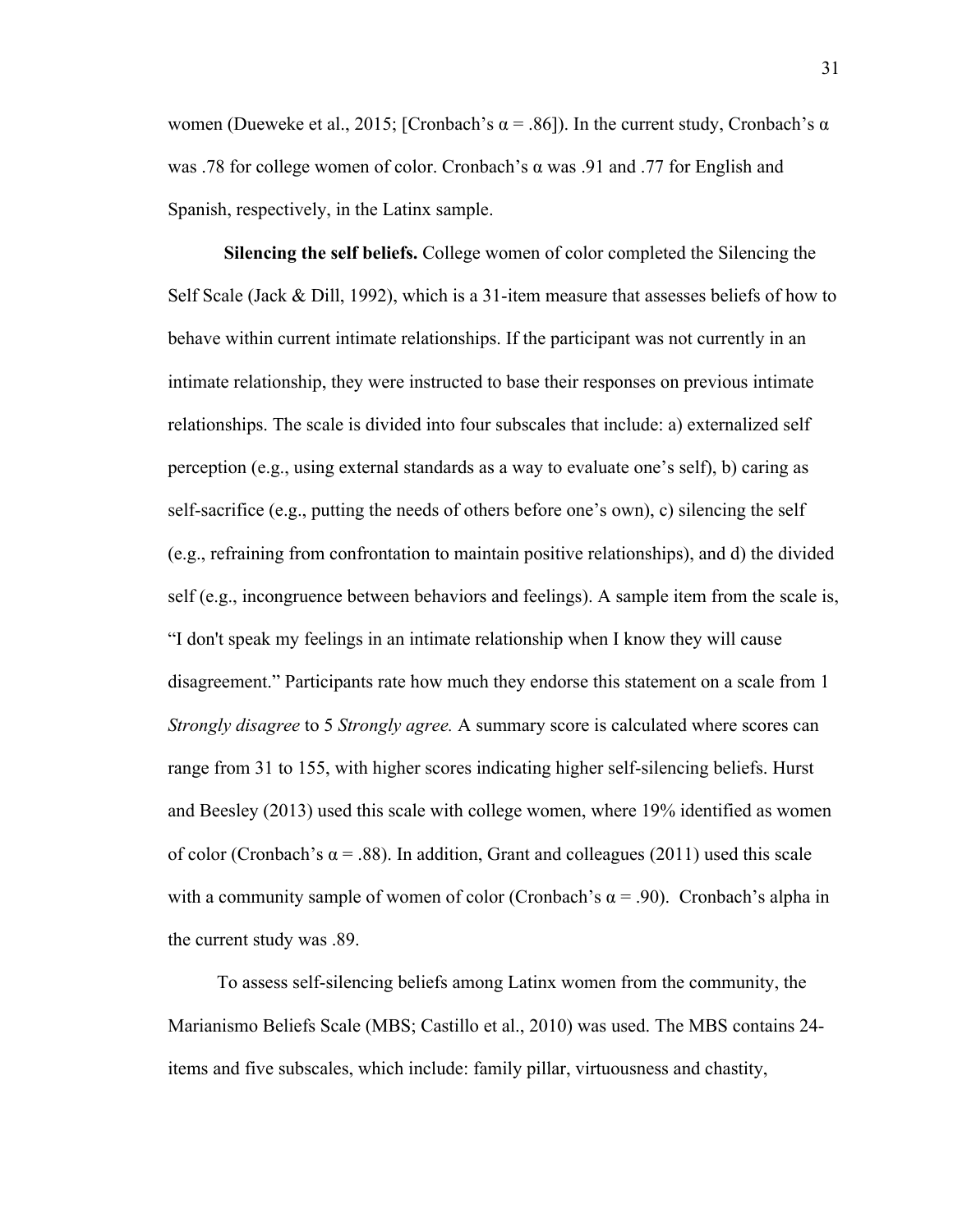women (Dueweke et al., 2015; [Cronbach's α = .86]). In the current study, Cronbach's α was .78 for college women of color. Cronbach's α was .91 and .77 for English and Spanish, respectively, in the Latinx sample.

**Silencing the self beliefs.** College women of color completed the Silencing the Self Scale (Jack & Dill, 1992), which is a 31-item measure that assesses beliefs of how to behave within current intimate relationships. If the participant was not currently in an intimate relationship, they were instructed to base their responses on previous intimate relationships. The scale is divided into four subscales that include: a) externalized self perception (e.g., using external standards as a way to evaluate one's self), b) caring as self-sacrifice (e.g., putting the needs of others before one's own), c) silencing the self (e.g., refraining from confrontation to maintain positive relationships), and d) the divided self (e.g., incongruence between behaviors and feelings). A sample item from the scale is, "I don't speak my feelings in an intimate relationship when I know they will cause disagreement." Participants rate how much they endorse this statement on a scale from 1 *Strongly disagree* to 5 *Strongly agree.* A summary score is calculated where scores can range from 31 to 155, with higher scores indicating higher self-silencing beliefs. Hurst and Beesley (2013) used this scale with college women, where 19% identified as women of color (Cronbach's α = .88). In addition, Grant and colleagues (2011) used this scale with a community sample of women of color (Cronbach's α = .90). Cronbach's alpha in the current study was .89.

To assess self-silencing beliefs among Latinx women from the community, the Marianismo Beliefs Scale (MBS; Castillo et al., 2010) was used. The MBS contains 24-items and five subscales, which include: family pillar, virtuousness and chastity,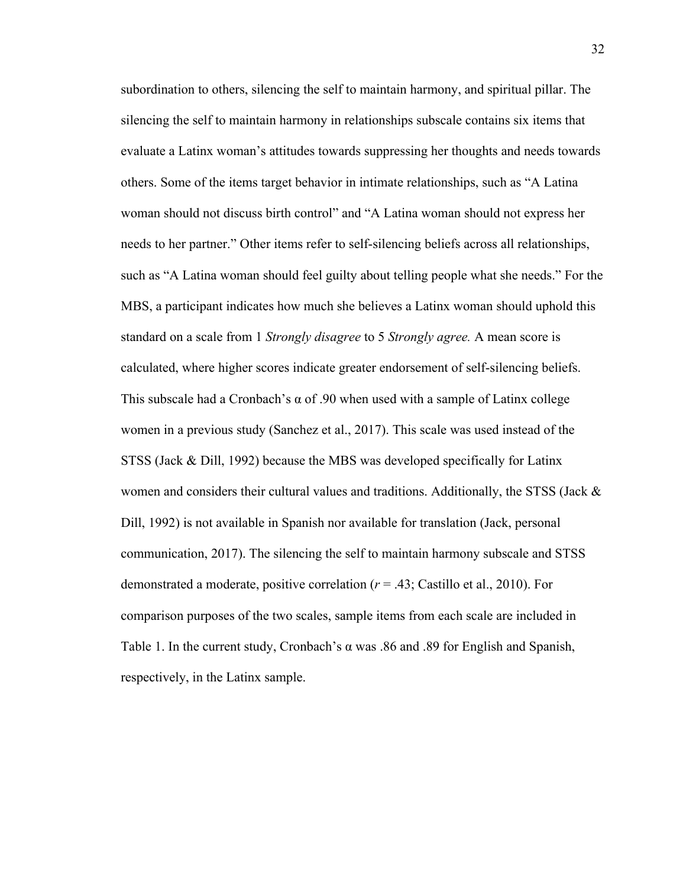subordination to others, silencing the self to maintain harmony, and spiritual pillar. The silencing the self to maintain harmony in relationships subscale contains six items that evaluate a Latinx woman's attitudes towards suppressing her thoughts and needs towards others. Some of the items target behavior in intimate relationships, such as "A Latina woman should not discuss birth control" and "A Latina woman should not express her needs to her partner." Other items refer to self-silencing beliefs across all relationships, such as "A Latina woman should feel guilty about telling people what she needs." For the MBS, a participant indicates how much she believes a Latinx woman should uphold this standard on a scale from 1 *Strongly disagree* to 5 *Strongly agree.* A mean score is calculated, where higher scores indicate greater endorsement of self-silencing beliefs. This subscale had a Cronbach's α of .90 when used with a sample of Latinx college women in a previous study (Sanchez et al., 2017). This scale was used instead of the STSS (Jack & Dill, 1992) because the MBS was developed specifically for Latinx women and considers their cultural values and traditions. Additionally, the STSS (Jack & Dill, 1992) is not available in Spanish nor available for translation (Jack, personal communication, 2017). The silencing the self to maintain harmony subscale and STSS demonstrated a moderate, positive correlation ($r$ = .43; Castillo et al., 2010). For comparison purposes of the two scales, sample items from each scale are included in Table 1. In the current study, Cronbach's α was .86 and .89 for English and Spanish, respectively, in the Latinx sample.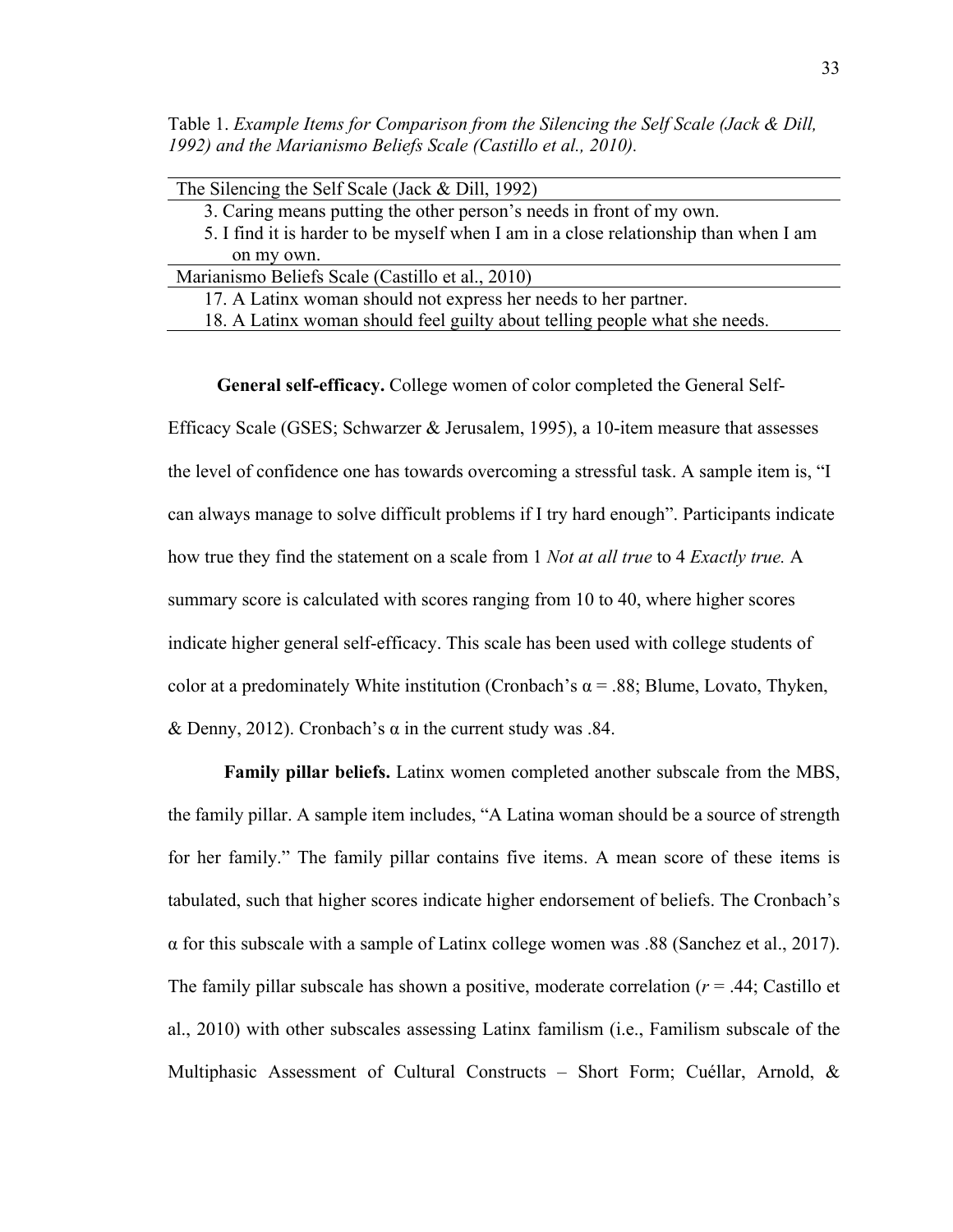Table 1. *Example Items for Comparison from the Silencing the Self Scale (Jack & Dill, 1992) and the Marianismo Beliefs Scale (Castillo et al., 2010).*

| The Silencing the Self Scale (Jack & Dill, 1992) |
|---|
| 3. Caring means putting the other person's needs in front of my own. |
| 5. I find it is harder to be myself when I am in a close relationship than when I am on my own. |
| **Marianismo Beliefs Scale (Castillo et al., 2010)** |
| 17. A Latinx woman should not express her needs to her partner. |
| 18. A Latinx woman should feel guilty about telling people what she needs. |

**General self-efficacy.** College women of color completed the General Self-Efficacy Scale (GSES; Schwarzer & Jerusalem, 1995), a 10-item measure that assesses the level of confidence one has towards overcoming a stressful task. A sample item is, "I can always manage to solve difficult problems if I try hard enough". Participants indicate how true they find the statement on a scale from 1 *Not at all true* to 4 *Exactly true.* A summary score is calculated with scores ranging from 10 to 40, where higher scores indicate higher general self-efficacy. This scale has been used with college students of color at a predominately White institution (Cronbach's α = .88; Blume, Lovato, Thyken, & Denny, 2012). Cronbach's α in the current study was .84.

**Family pillar beliefs.** Latinx women completed another subscale from the MBS, the family pillar. A sample item includes, "A Latina woman should be a source of strength for her family." The family pillar contains five items. A mean score of these items is tabulated, such that higher scores indicate higher endorsement of beliefs. The Cronbach's α for this subscale with a sample of Latinx college women was .88 (Sanchez et al., 2017). The family pillar subscale has shown a positive, moderate correlation ($r$ = .44; Castillo et al., 2010) with other subscales assessing Latinx familism (i.e., Familism subscale of the Multiphasic Assessment of Cultural Constructs – Short Form; Cuéllar, Arnold, &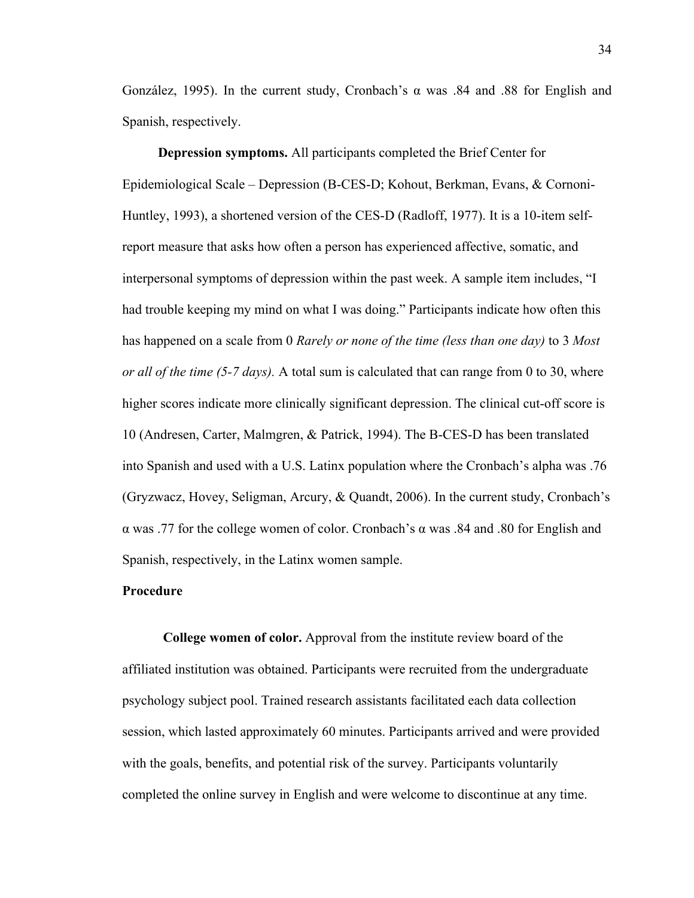González, 1995). In the current study, Cronbach's α was .84 and .88 for English and Spanish, respectively.

**Depression symptoms.** All participants completed the Brief Center for Epidemiological Scale – Depression (B-CES-D; Kohout, Berkman, Evans, & Cornoni-Huntley, 1993), a shortened version of the CES-D (Radloff, 1977). It is a 10-item self-report measure that asks how often a person has experienced affective, somatic, and interpersonal symptoms of depression within the past week. A sample item includes, "I had trouble keeping my mind on what I was doing." Participants indicate how often this has happened on a scale from 0 *Rarely or none of the time (less than one day)* to 3 *Most or all of the time (5-7 days).* A total sum is calculated that can range from 0 to 30, where higher scores indicate more clinically significant depression. The clinical cut-off score is 10 (Andresen, Carter, Malmgren, & Patrick, 1994). The B-CES-D has been translated into Spanish and used with a U.S. Latinx population where the Cronbach's alpha was .76 (Gryzwacz, Hovey, Seligman, Arcury, & Quandt, 2006). In the current study, Cronbach's α was .77 for the college women of color. Cronbach's α was .84 and .80 for English and Spanish, respectively, in the Latinx women sample.

## Procedure

**College women of color.** Approval from the institute review board of the affiliated institution was obtained. Participants were recruited from the undergraduate psychology subject pool. Trained research assistants facilitated each data collection session, which lasted approximately 60 minutes. Participants arrived and were provided with the goals, benefits, and potential risk of the survey. Participants voluntarily completed the online survey in English and were welcome to discontinue at any time.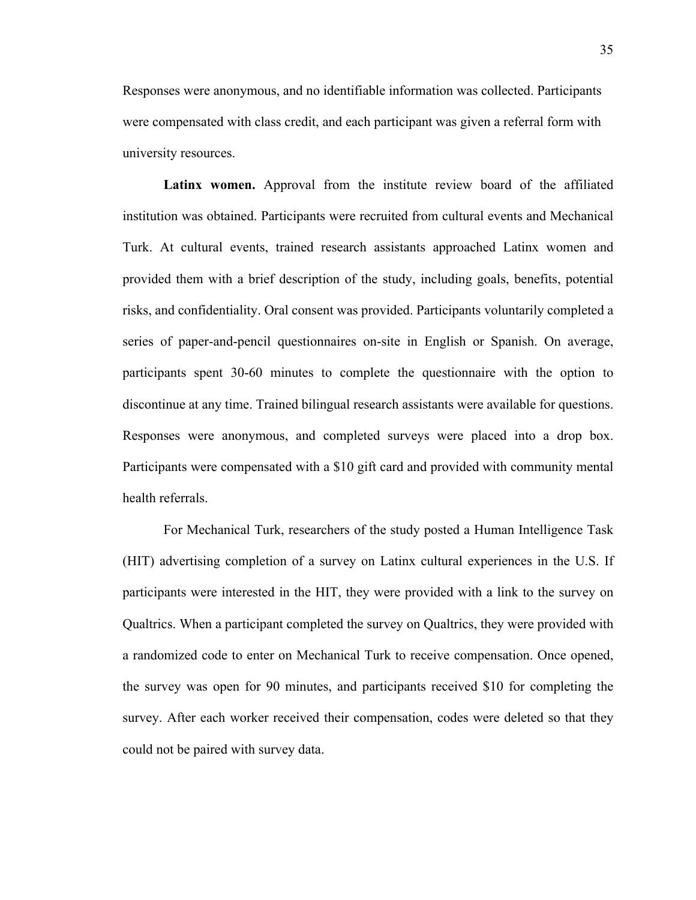Responses were anonymous, and no identifiable information was collected. Participants were compensated with class credit, and each participant was given a referral form with university resources.

**Latinx women.** Approval from the institute review board of the affiliated institution was obtained. Participants were recruited from cultural events and Mechanical Turk. At cultural events, trained research assistants approached Latinx women and provided them with a brief description of the study, including goals, benefits, potential risks, and confidentiality. Oral consent was provided. Participants voluntarily completed a series of paper-and-pencil questionnaires on-site in English or Spanish. On average, participants spent 30-60 minutes to complete the questionnaire with the option to discontinue at any time. Trained bilingual research assistants were available for questions. Responses were anonymous, and completed surveys were placed into a drop box. Participants were compensated with a $10 gift card and provided with community mental health referrals.

For Mechanical Turk, researchers of the study posted a Human Intelligence Task (HIT) advertising completion of a survey on Latinx cultural experiences in the U.S. If participants were interested in the HIT, they were provided with a link to the survey on Qualtrics. When a participant completed the survey on Qualtrics, they were provided with a randomized code to enter on Mechanical Turk to receive compensation. Once opened, the survey was open for 90 minutes, and participants received $10 for completing the survey. After each worker received their compensation, codes were deleted so that they could not be paired with survey data.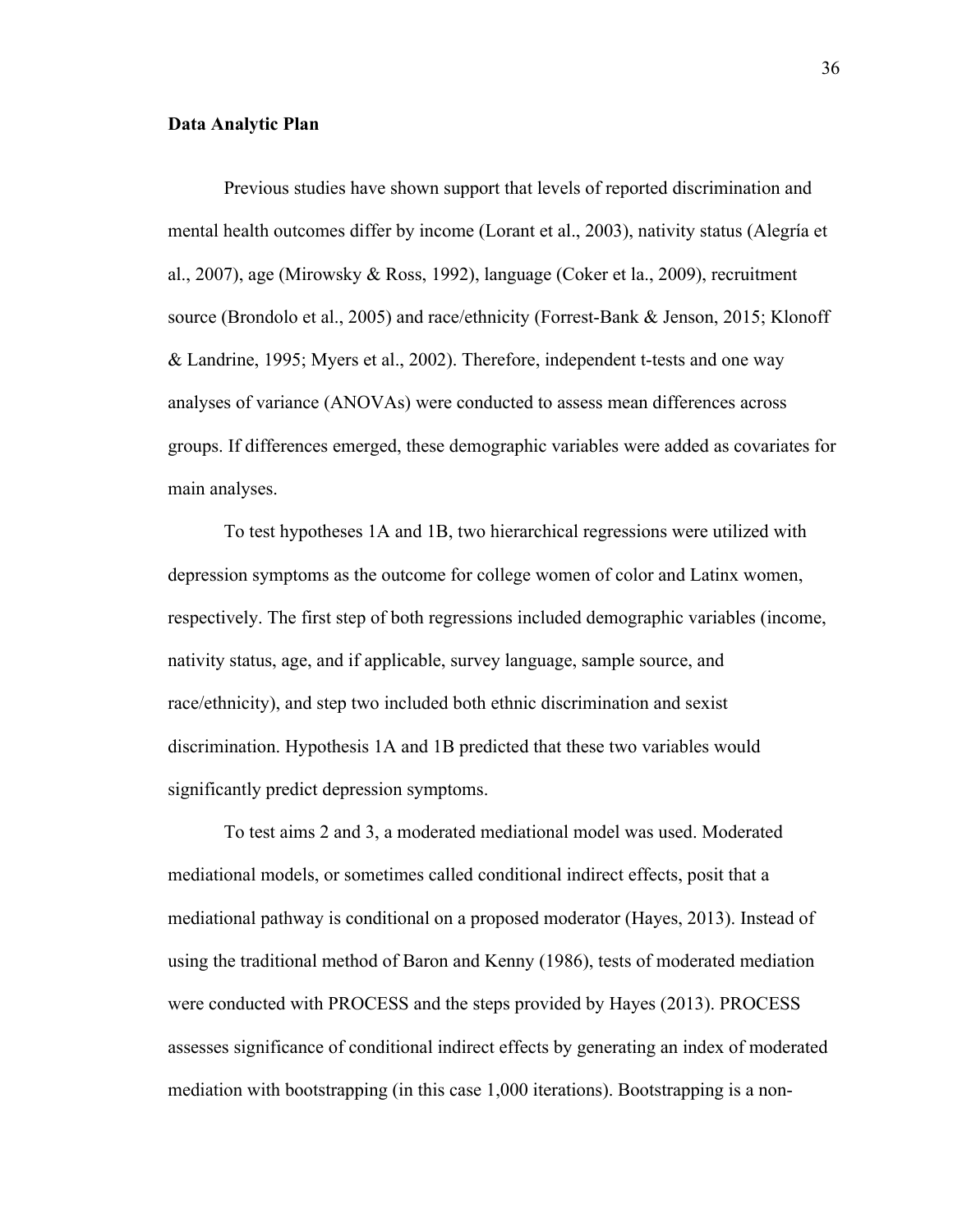**Data Analytic Plan**

Previous studies have shown support that levels of reported discrimination and mental health outcomes differ by income (Lorant et al., 2003), nativity status (Alegría et al., 2007), age (Mirowsky & Ross, 1992), language (Coker et la., 2009), recruitment source (Brondolo et al., 2005) and race/ethnicity (Forrest-Bank & Jenson, 2015; Klonoff & Landrine, 1995; Myers et al., 2002). Therefore, independent t-tests and one way analyses of variance (ANOVAs) were conducted to assess mean differences across groups. If differences emerged, these demographic variables were added as covariates for main analyses.

To test hypotheses 1A and 1B, two hierarchical regressions were utilized with depression symptoms as the outcome for college women of color and Latinx women, respectively. The first step of both regressions included demographic variables (income, nativity status, age, and if applicable, survey language, sample source, and race/ethnicity), and step two included both ethnic discrimination and sexist discrimination. Hypothesis 1A and 1B predicted that these two variables would significantly predict depression symptoms.

To test aims 2 and 3, a moderated mediational model was used. Moderated mediational models, or sometimes called conditional indirect effects, posit that a mediational pathway is conditional on a proposed moderator (Hayes, 2013). Instead of using the traditional method of Baron and Kenny (1986), tests of moderated mediation were conducted with PROCESS and the steps provided by Hayes (2013). PROCESS assesses significance of conditional indirect effects by generating an index of moderated mediation with bootstrapping (in this case 1,000 iterations). Bootstrapping is a non-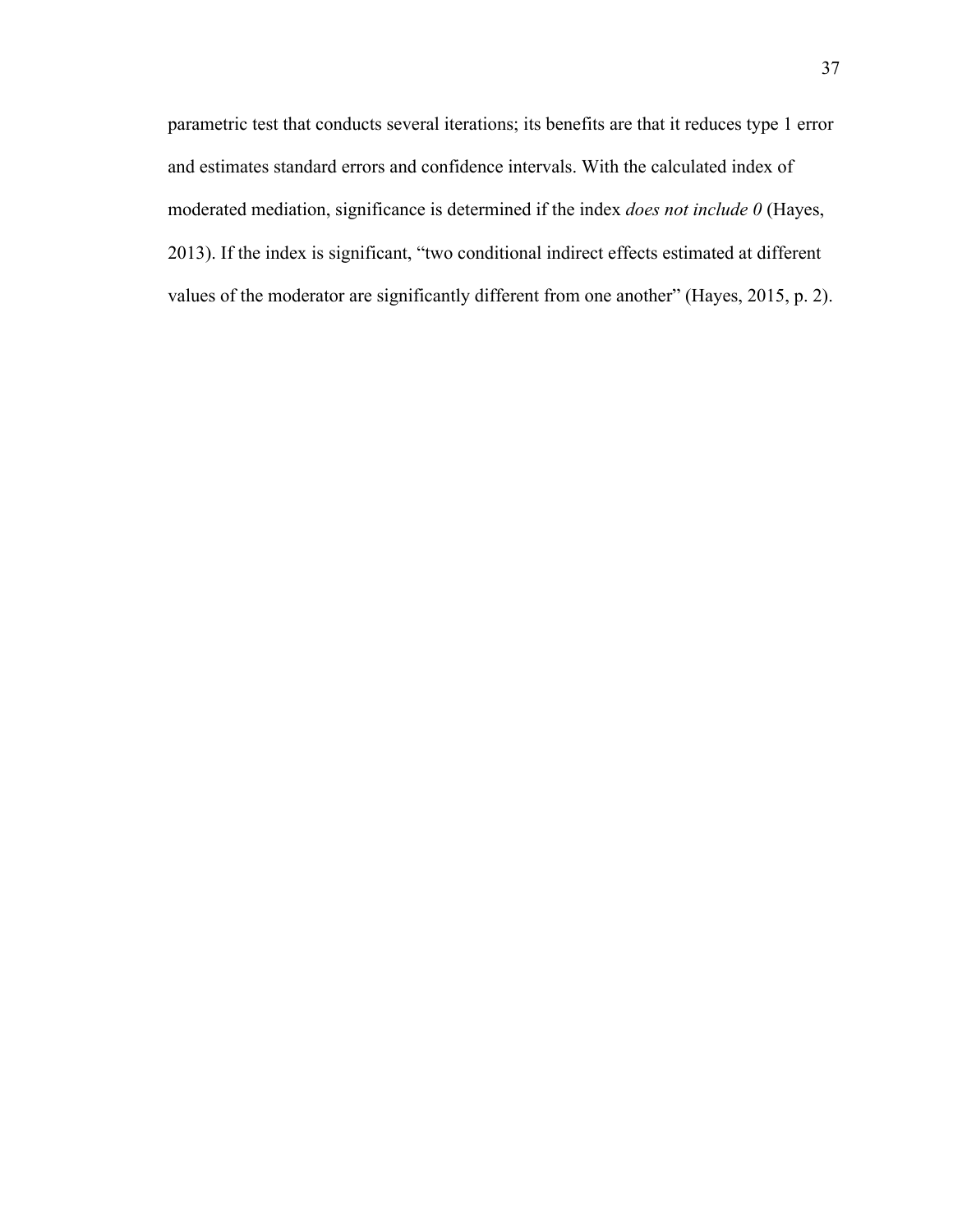parametric test that conducts several iterations; its benefits are that it reduces type 1 error and estimates standard errors and confidence intervals. With the calculated index of moderated mediation, significance is determined if the index *does not include 0* (Hayes, 2013). If the index is significant, "two conditional indirect effects estimated at different values of the moderator are significantly different from one another" (Hayes, 2015, p. 2).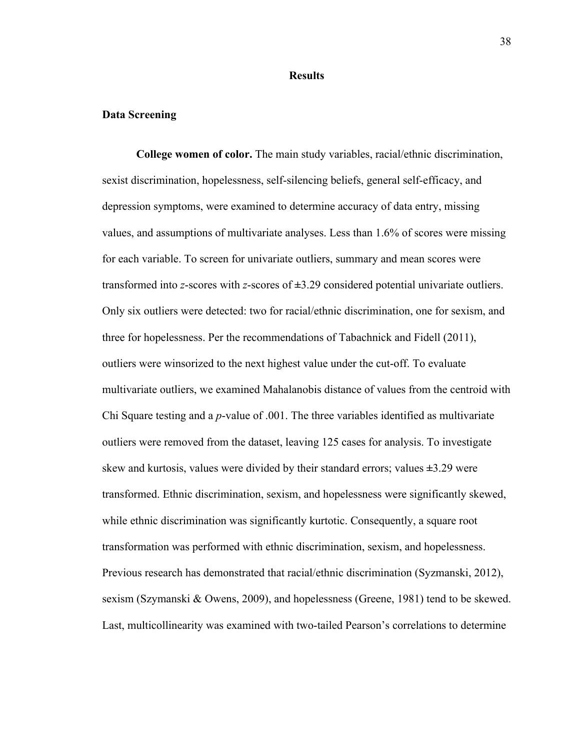## Results

### Data Screening

**College women of color.** The main study variables, racial/ethnic discrimination, sexist discrimination, hopelessness, self-silencing beliefs, general self-efficacy, and depression symptoms, were examined to determine accuracy of data entry, missing values, and assumptions of multivariate analyses. Less than 1.6% of scores were missing for each variable. To screen for univariate outliers, summary and mean scores were transformed into *z*-scores with *z*-scores of ±3.29 considered potential univariate outliers. Only six outliers were detected: two for racial/ethnic discrimination, one for sexism, and three for hopelessness. Per the recommendations of Tabachnick and Fidell (2011), outliers were winsorized to the next highest value under the cut-off. To evaluate multivariate outliers, we examined Mahalanobis distance of values from the centroid with Chi Square testing and a *p*-value of .001. The three variables identified as multivariate outliers were removed from the dataset, leaving 125 cases for analysis. To investigate skew and kurtosis, values were divided by their standard errors; values ±3.29 were transformed. Ethnic discrimination, sexism, and hopelessness were significantly skewed, while ethnic discrimination was significantly kurtotic. Consequently, a square root transformation was performed with ethnic discrimination, sexism, and hopelessness. Previous research has demonstrated that racial/ethnic discrimination (Syzmanski, 2012), sexism (Szymanski & Owens, 2009), and hopelessness (Greene, 1981) tend to be skewed. Last, multicollinearity was examined with two-tailed Pearson's correlations to determine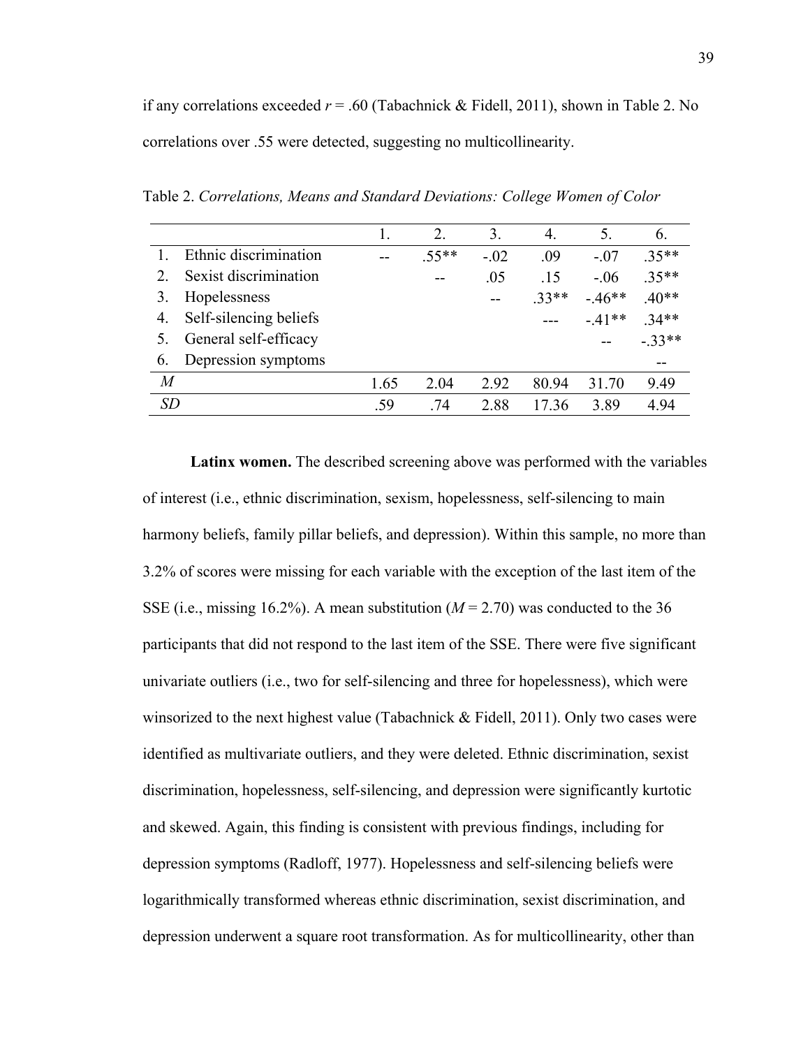if any correlations exceeded $r = .60$ (Tabachnick & Fidell, 2011), shown in Table 2. No correlations over .55 were detected, suggesting no multicollinearity.

Table 2. *Correlations, Means and Standard Deviations: College Women of Color*

| | 1. | 2. | 3. | 4. | 5. | 6. |
|---|---|---|---|---|---|---|
| 1. Ethnic discrimination | -- | .55** | -.02 | .09 | -.07 | .35** |
| 2. Sexist discrimination | | -- | .05 | .15 | -.06 | .35** |
| 3. Hopelessness | | | -- | .33** | -.46** | .40** |
| 4. Self-silencing beliefs | | | | --- | -.41** | .34** |
| 5. General self-efficacy | | | | | -- | -.33** |
| 6. Depression symptoms | | | | | | -- |
| *M* | 1.65 | 2.04 | 2.92 | 80.94 | 31.70 | 9.49 |
| *SD* | .59 | .74 | 2.88 | 17.36 | 3.89 | 4.94 |

**Latinx women.** The described screening above was performed with the variables of interest (i.e., ethnic discrimination, sexism, hopelessness, self-silencing to main harmony beliefs, family pillar beliefs, and depression). Within this sample, no more than 3.2% of scores were missing for each variable with the exception of the last item of the SSE (i.e., missing 16.2%). A mean substitution ($M = 2.70$) was conducted to the 36 participants that did not respond to the last item of the SSE. There were five significant univariate outliers (i.e., two for self-silencing and three for hopelessness), which were winsorized to the next highest value (Tabachnick & Fidell, 2011). Only two cases were identified as multivariate outliers, and they were deleted. Ethnic discrimination, sexist discrimination, hopelessness, self-silencing, and depression were significantly kurtotic and skewed. Again, this finding is consistent with previous findings, including for depression symptoms (Radloff, 1977). Hopelessness and self-silencing beliefs were logarithmically transformed whereas ethnic discrimination, sexist discrimination, and depression underwent a square root transformation. As for multicollinearity, other than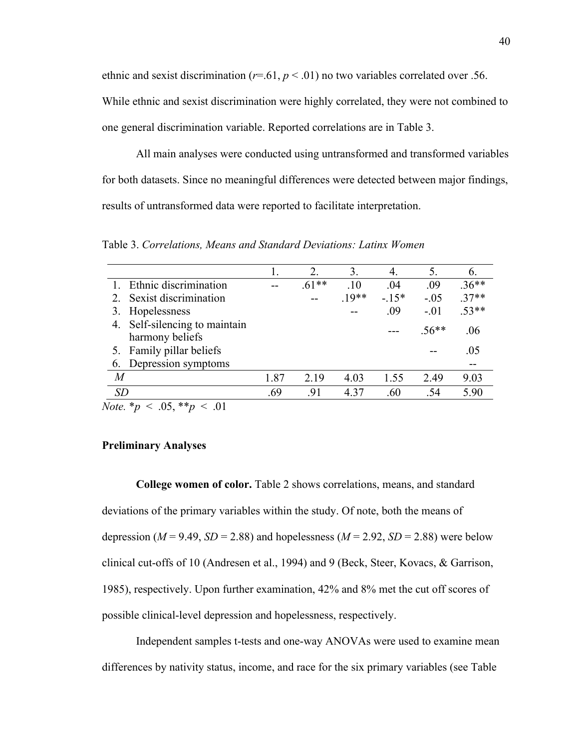ethnic and sexist discrimination ($r$=.61, $p$ < .01) no two variables correlated over .56. While ethnic and sexist discrimination were highly correlated, they were not combined to one general discrimination variable. Reported correlations are in Table 3.

All main analyses were conducted using untransformed and transformed variables for both datasets. Since no meaningful differences were detected between major findings, results of untransformed data were reported to facilitate interpretation.

Table 3. *Correlations, Means and Standard Deviations: Latinx Women*

| | 1. | 2. | 3. | 4. | 5. | 6. |
|---|---|---|---|---|---|---|
| 1. Ethnic discrimination | -- | .61** | .10 | .04 | .09 | .36** |
| 2. Sexist discrimination | | -- | .19** | -.15* | -.05 | .37** |
| 3. Hopelessness | | | -- | .09 | -.01 | .53** |
| 4. Self-silencing to maintain harmony beliefs | | | | --- | .56** | .06 |
| 5. Family pillar beliefs | | | | | -- | .05 |
| 6. Depression symptoms | | | | | | -- |
| *M* | 1.87 | 2.19 | 4.03 | 1.55 | 2.49 | 9.03 |
| *SD* | .69 | .91 | 4.37 | .60 | .54 | 5.90 |

*Note.* *$p$ < .05, **$p$ < .01

**Preliminary Analyses**

**College women of color.** Table 2 shows correlations, means, and standard deviations of the primary variables within the study. Of note, both the means of depression ($M$ = 9.49, $SD$ = 2.88) and hopelessness ($M$ = 2.92, $SD$ = 2.88) were below clinical cut-offs of 10 (Andresen et al., 1994) and 9 (Beck, Steer, Kovacs, & Garrison, 1985), respectively. Upon further examination, 42% and 8% met the cut off scores of possible clinical-level depression and hopelessness, respectively.

Independent samples t-tests and one-way ANOVAs were used to examine mean differences by nativity status, income, and race for the six primary variables (see Table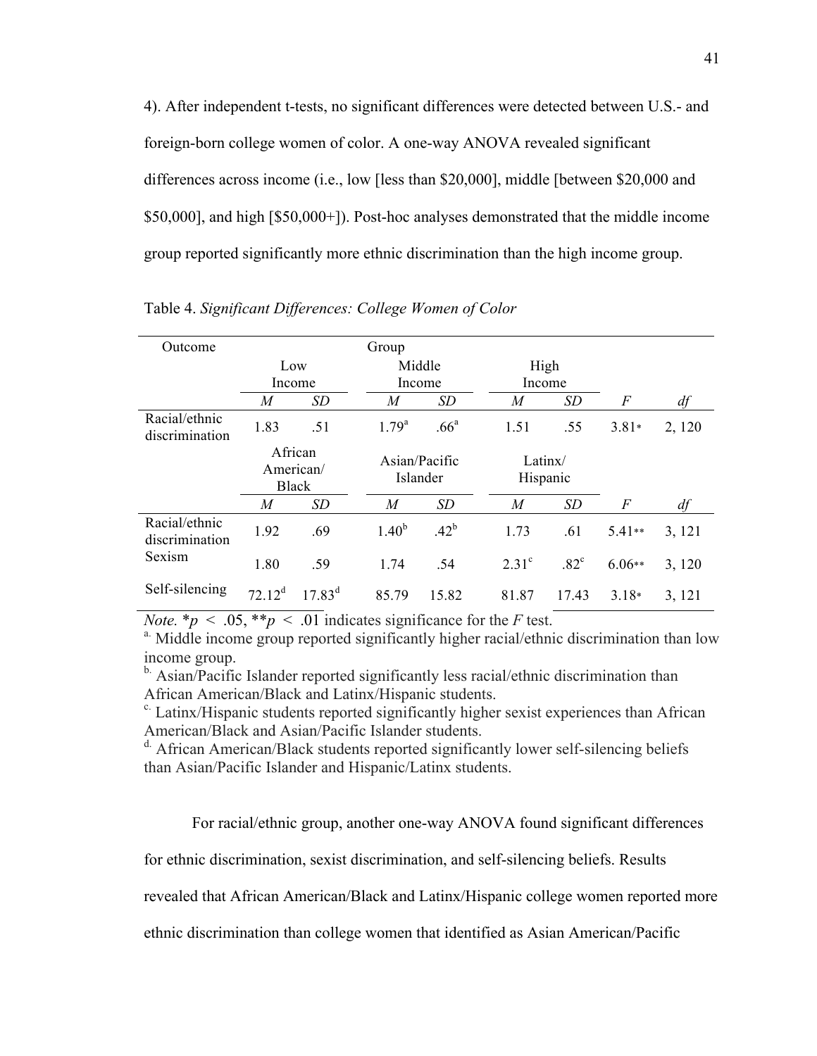4). After independent t-tests, no significant differences were detected between U.S.- and foreign-born college women of color. A one-way ANOVA revealed significant differences across income (i.e., low [less than $20,000], middle [between $20,000 and $50,000], and high [$50,000+]). Post-hoc analyses demonstrated that the middle income group reported significantly more ethnic discrimination than the high income group.

Table 4. *Significant Differences: College Women of Color*

| Outcome | Group | | | | | | | |
|---|---|---|---|---|---|---|---|---|
| | Low Income | | Middle Income | | High Income | | | |
| | *M* | *SD* | *M* | *SD* | *M* | *SD* | *F* | *df* |
| Racial/ethnic discrimination | 1.83 | .51 | 1.79[a] | .66[a] | 1.51 | .55 | 3.81* | 2, 120 |
| | African American/ Black | | Asian/Pacific Islander | | Latinx/ Hispanic | | | |
| | *M* | *SD* | *M* | *SD* | *M* | *SD* | *F* | *df* |
| Racial/ethnic discrimination | 1.92 | .69 | 1.40[b] | .42[b] | 1.73 | .61 | 5.41** | 3, 121 |
| Sexism | 1.80 | .59 | 1.74 | .54 | 2.31[c] | .82[c] | 6.06** | 3, 120 |
| Self-silencing | 72.12[d] | 17.83[d] | 85.79 | 15.82 | 81.87 | 17.43 | 3.18* | 3, 121 |

*Note.* *$p < .05$, **$p < .01$ indicates significance for the *F* test.
[a] Middle income group reported significantly higher racial/ethnic discrimination than low income group.
[b] Asian/Pacific Islander reported significantly less racial/ethnic discrimination than African American/Black and Latinx/Hispanic students.
[c] Latinx/Hispanic students reported significantly higher sexist experiences than African American/Black and Asian/Pacific Islander students.
[d] African American/Black students reported significantly lower self-silencing beliefs than Asian/Pacific Islander and Hispanic/Latinx students.

For racial/ethnic group, another one-way ANOVA found significant differences for ethnic discrimination, sexist discrimination, and self-silencing beliefs. Results revealed that African American/Black and Latinx/Hispanic college women reported more ethnic discrimination than college women that identified as Asian American/Pacific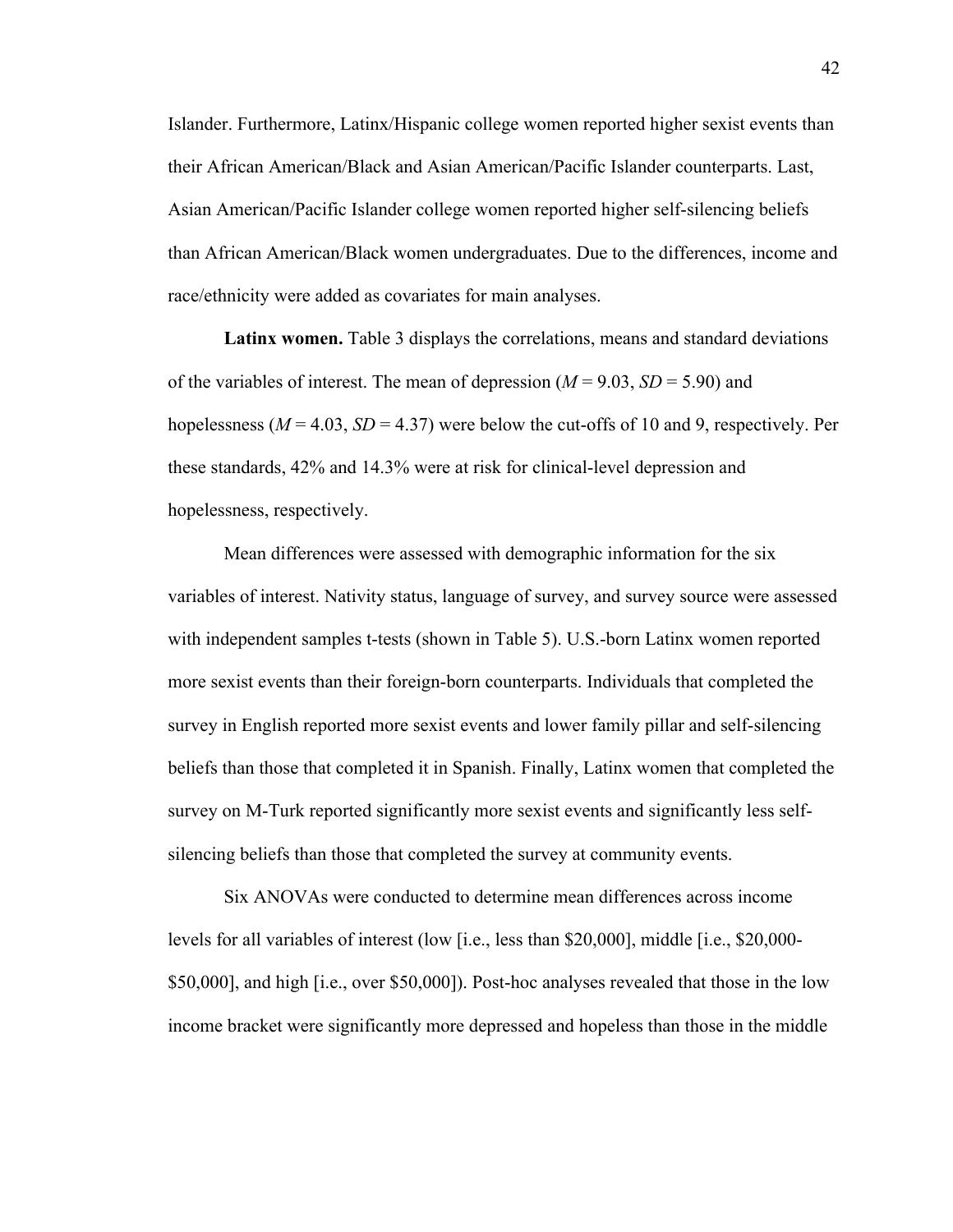Islander. Furthermore, Latinx/Hispanic college women reported higher sexist events than their African American/Black and Asian American/Pacific Islander counterparts. Last, Asian American/Pacific Islander college women reported higher self-silencing beliefs than African American/Black women undergraduates. Due to the differences, income and race/ethnicity were added as covariates for main analyses.

**Latinx women.** Table 3 displays the correlations, means and standard deviations of the variables of interest. The mean of depression ($M$ = 9.03, $SD$ = 5.90) and hopelessness ($M$ = 4.03, $SD$ = 4.37) were below the cut-offs of 10 and 9, respectively. Per these standards, 42% and 14.3% were at risk for clinical-level depression and hopelessness, respectively.

Mean differences were assessed with demographic information for the six variables of interest. Nativity status, language of survey, and survey source were assessed with independent samples t-tests (shown in Table 5). U.S.-born Latinx women reported more sexist events than their foreign-born counterparts. Individuals that completed the survey in English reported more sexist events and lower family pillar and self-silencing beliefs than those that completed it in Spanish. Finally, Latinx women that completed the survey on M-Turk reported significantly more sexist events and significantly less self-silencing beliefs than those that completed the survey at community events.

Six ANOVAs were conducted to determine mean differences across income levels for all variables of interest (low [i.e., less than $20,000], middle [i.e., $20,000-$50,000], and high [i.e., over $50,000]). Post-hoc analyses revealed that those in the low income bracket were significantly more depressed and hopeless than those in the middle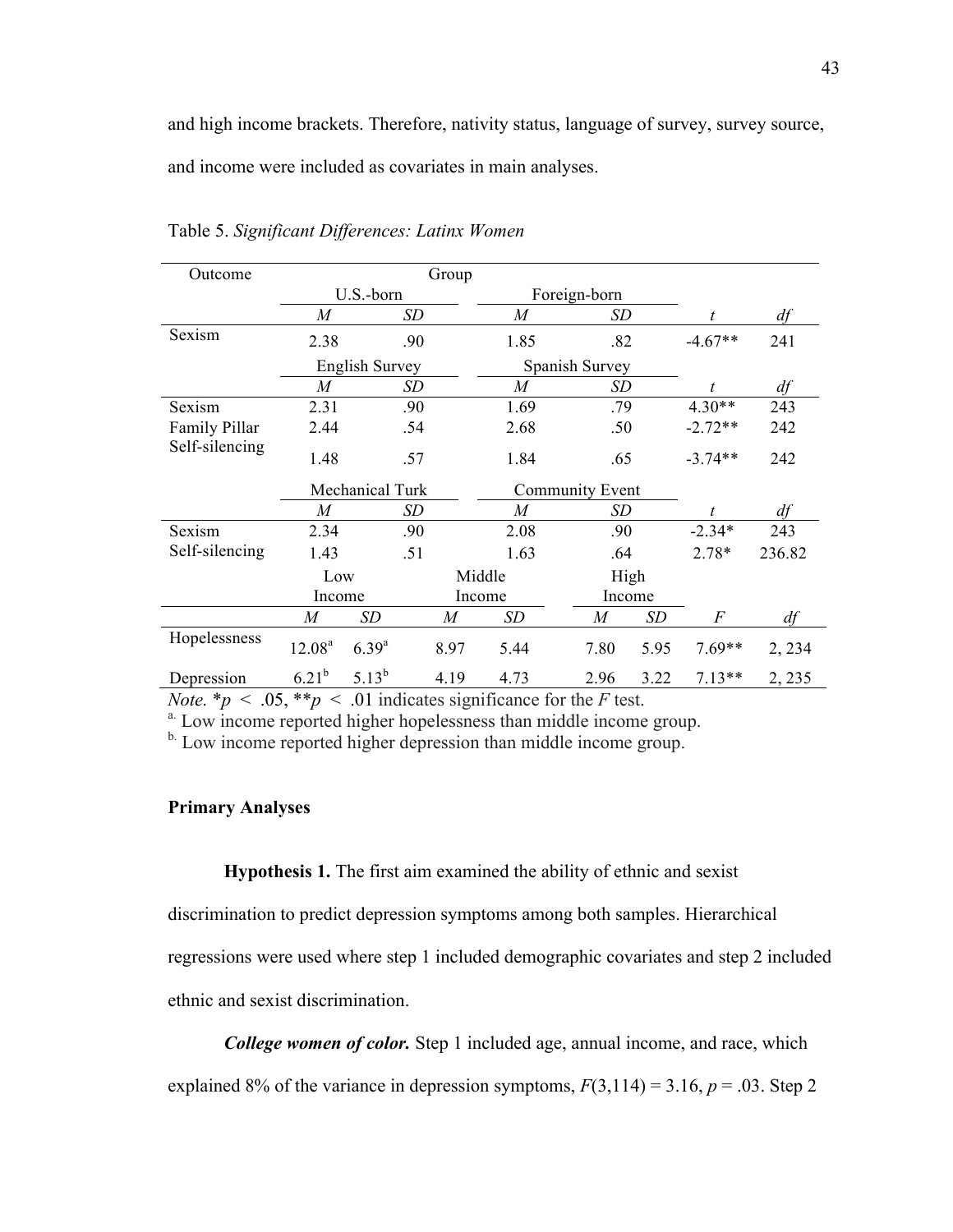and high income brackets. Therefore, nativity status, language of survey, survey source, and income were included as covariates in main analyses.

Table 5. *Significant Differences: Latinx Women*

| Outcome | Group | | | | | | | |
|---|---|---|---|---|---|---|---|---|
| | U.S.-born | | Foreign-born | | | | | |
| | *M* | *SD* | *M* | *SD* | | | *t* | *df* |
| Sexism | 2.38 | .90 | 1.85 | .82 | | | -4.67** | 241 |
| | English Survey | | Spanish Survey | | | | | |
| | *M* | *SD* | *M* | *SD* | | | *t* | *df* |
| Sexism | 2.31 | .90 | 1.69 | .79 | | | 4.30** | 243 |
| Family Pillar | 2.44 | .54 | 2.68 | .50 | | | -2.72** | 242 |
| Self-silencing | 1.48 | .57 | 1.84 | .65 | | | -3.74** | 242 |
| | Mechanical Turk | | Community Event | | | | | |
| | *M* | *SD* | *M* | *SD* | | | *t* | *df* |
| Sexism | 2.34 | .90 | 2.08 | .90 | | | -2.34* | 243 |
| Self-silencing | 1.43 | .51 | 1.63 | .64 | | | 2.78* | 236.82 |
| | Low Income | | Middle Income | | High Income | | | |
| | *M* | *SD* | *M* | *SD* | *M* | *SD* | *F* | *df* |
| Hopelessness | 12.08[a] | 6.39[a] | 8.97 | 5.44 | 7.80 | 5.95 | 7.69** | 2, 234 |
| Depression | 6.21[b] | 5.13[b] | 4.19 | 4.73 | 2.96 | 3.22 | 7.13** | 2, 235 |

*Note.* *$p < .05$, **$p < .01$ indicates significance for the $F$ test.
[a] Low income reported higher hopelessness than middle income group.
[b] Low income reported higher depression than middle income group.

**Primary Analyses**

**Hypothesis 1.** The first aim examined the ability of ethnic and sexist discrimination to predict depression symptoms among both samples. Hierarchical regressions were used where step 1 included demographic covariates and step 2 included ethnic and sexist discrimination.

***College women of color.*** Step 1 included age, annual income, and race, which explained 8% of the variance in depression symptoms, $F(3,114) = 3.16$, $p = .03$. Step 2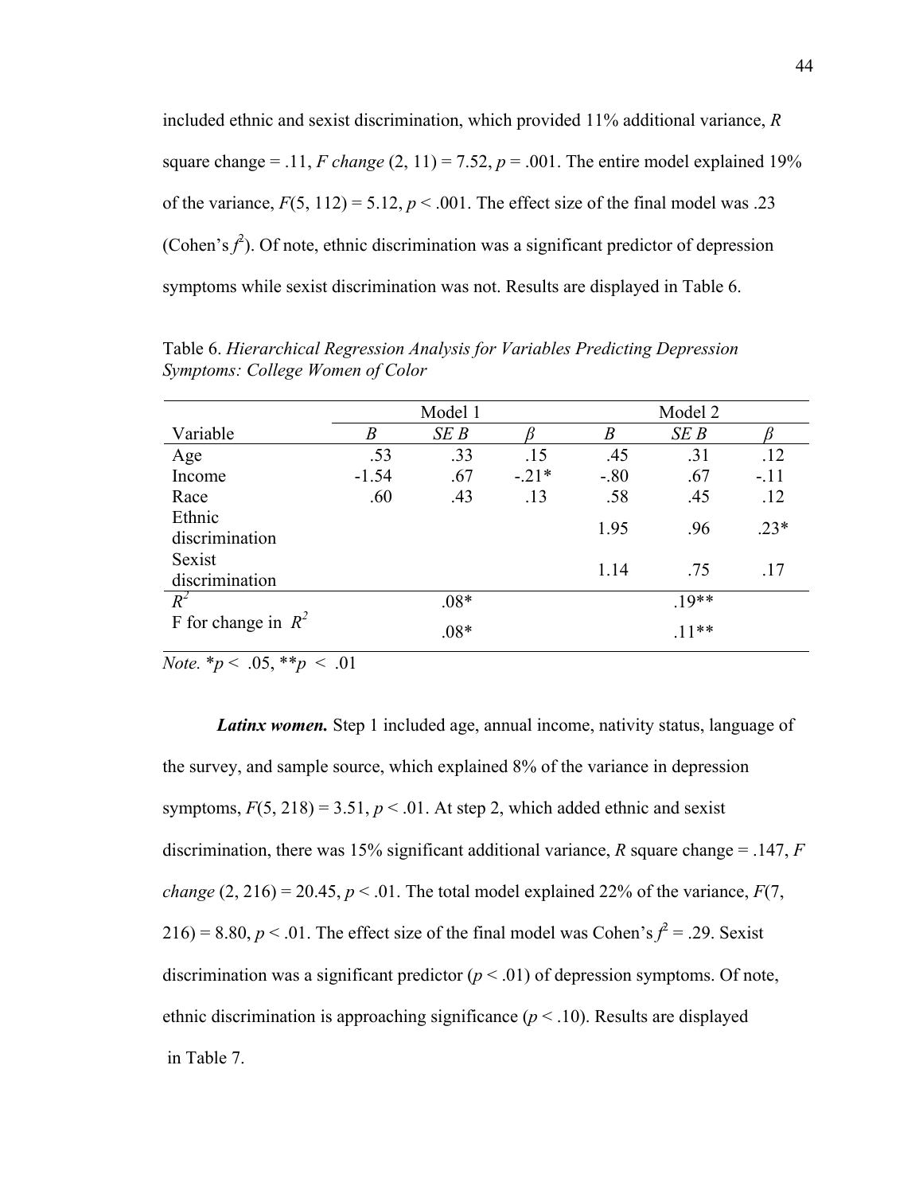included ethnic and sexist discrimination, which provided 11% additional variance, *R* square change = .11, *F change* (2, 11) = 7.52, $p = .001$. The entire model explained 19% of the variance, $F(5, 112) = 5.12$, $p < .001$. The effect size of the final model was .23 (Cohen's $f^2$). Of note, ethnic discrimination was a significant predictor of depression symptoms while sexist discrimination was not. Results are displayed in Table 6.

Table 6. *Hierarchical Regression Analysis for Variables Predicting Depression Symptoms: College Women of Color*

| | Model 1 | | | Model 2 | | |
|---|---|---|---|---|---|---|
| Variable | *B* | *SE B* | *β* | *B* | *SE B* | *β* |
| Age | .53 | .33 | .15 | .45 | .31 | .12 |
| Income | -1.54 | .67 | -.21* | -.80 | .67 | -.11 |
| Race | .60 | .43 | .13 | .58 | .45 | .12 |
| Ethnic discrimination | | | | 1.95 | .96 | .23* |
| Sexist discrimination | | | | 1.14 | .75 | .17 |
| $R^2$ | | .08* | | | .19** | |
| F for change in $R^2$ | | .08* | | | .11** | |

*Note.* *$p < .05$, **$p < .01$

***Latinx women.*** Step 1 included age, annual income, nativity status, language of the survey, and sample source, which explained 8% of the variance in depression symptoms, $F(5, 218) = 3.51$, $p < .01$. At step 2, which added ethnic and sexist discrimination, there was 15% significant additional variance, *R* square change = .147, *F change* (2, 216) = 20.45, $p < .01$. The total model explained 22% of the variance, $F(7, 216) = 8.80$, $p < .01$. The effect size of the final model was Cohen's $f^2 = .29$. Sexist discrimination was a significant predictor ($p < .01$) of depression symptoms. Of note, ethnic discrimination is approaching significance ($p < .10$). Results are displayed in Table 7.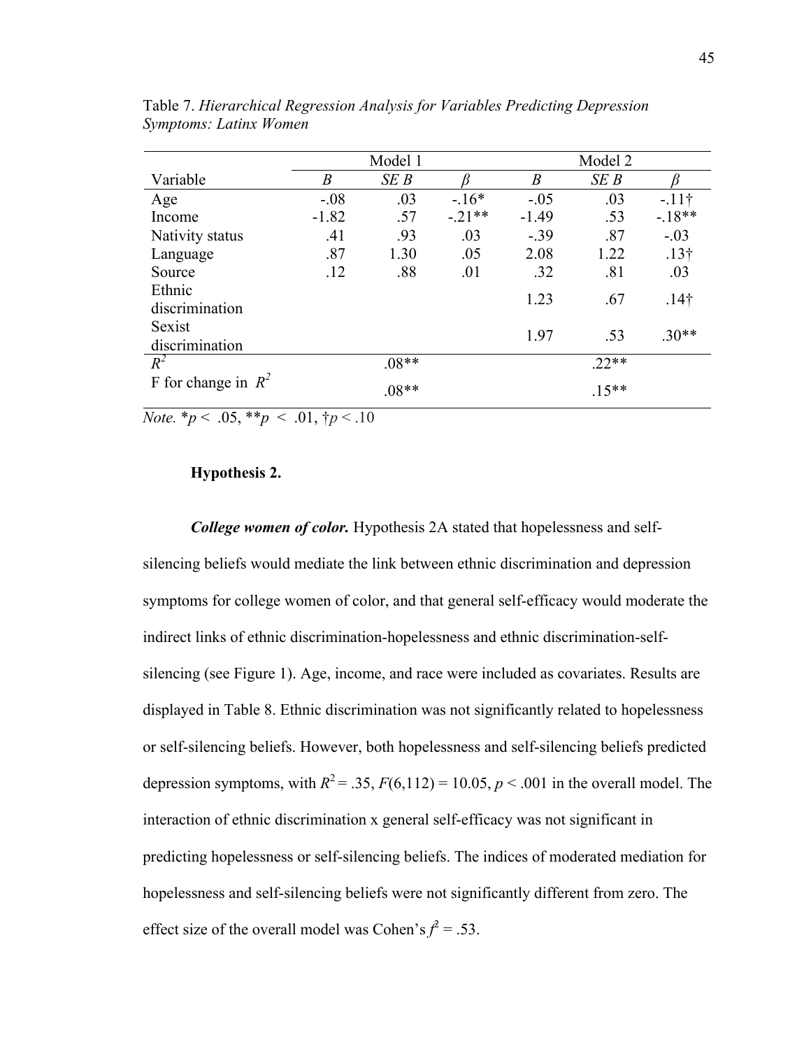Table 7. *Hierarchical Regression Analysis for Variables Predicting Depression Symptoms: Latinx Women*

| | Model 1 | | | Model 2 | | |
|---|---|---|---|---|---|---|
| Variable | *B* | *SE B* | *β* | *B* | *SE B* | *β* |
| Age | -.08 | .03 | -.16* | -.05 | .03 | -.11† |
| Income | -1.82 | .57 | -.21** | -1.49 | .53 | -.18** |
| Nativity status | .41 | .93 | .03 | -.39 | .87 | -.03 |
| Language | .87 | 1.30 | .05 | 2.08 | 1.22 | .13† |
| Source | .12 | .88 | .01 | .32 | .81 | .03 |
| Ethnic discrimination | | | | 1.23 | .67 | .14† |
| Sexist discrimination | | | | 1.97 | .53 | .30** |
| $R^2$ | | .08** | | | .22** | |
| F for change in $R^2$ | | .08** | | | .15** | |

*Note.* \*$p < .05$, \*\*$p < .01$, †$p < .10$

**Hypothesis 2.**

***College women of color.*** Hypothesis 2A stated that hopelessness and self-silencing beliefs would mediate the link between ethnic discrimination and depression symptoms for college women of color, and that general self-efficacy would moderate the indirect links of ethnic discrimination-hopelessness and ethnic discrimination-self-silencing (see Figure 1). Age, income, and race were included as covariates. Results are displayed in Table 8. Ethnic discrimination was not significantly related to hopelessness or self-silencing beliefs. However, both hopelessness and self-silencing beliefs predicted depression symptoms, with $R^2 = .35$, $F(6,112) = 10.05$, $p < .001$ in the overall model. The interaction of ethnic discrimination x general self-efficacy was not significant in predicting hopelessness or self-silencing beliefs. The indices of moderated mediation for hopelessness and self-silencing beliefs were not significantly different from zero. The effect size of the overall model was Cohen's $f^2 = .53$.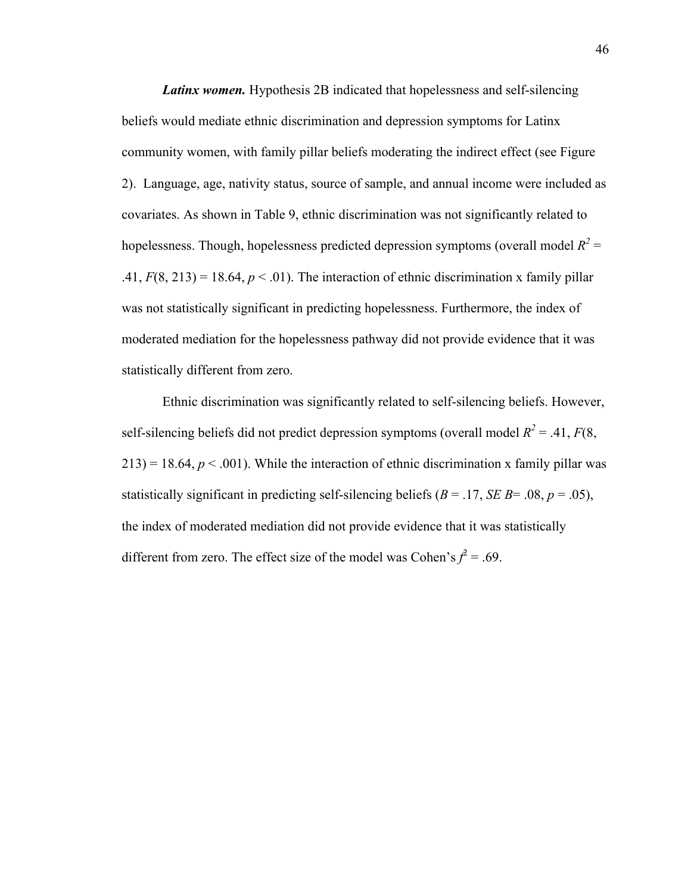***Latinx women.*** Hypothesis 2B indicated that hopelessness and self-silencing beliefs would mediate ethnic discrimination and depression symptoms for Latinx community women, with family pillar beliefs moderating the indirect effect (see Figure 2). Language, age, nativity status, source of sample, and annual income were included as covariates. As shown in Table 9, ethnic discrimination was not significantly related to hopelessness. Though, hopelessness predicted depression symptoms (overall model $R^2$ = .41, $F$(8, 213) = 18.64, $p$ < .01). The interaction of ethnic discrimination x family pillar was not statistically significant in predicting hopelessness. Furthermore, the index of moderated mediation for the hopelessness pathway did not provide evidence that it was statistically different from zero.

Ethnic discrimination was significantly related to self-silencing beliefs. However, self-silencing beliefs did not predict depression symptoms (overall model $R^2$ = .41, $F$(8, 213) = 18.64, $p$ < .001). While the interaction of ethnic discrimination x family pillar was statistically significant in predicting self-silencing beliefs ($B$ = .17, $SE$ $B$= .08, $p$ = .05), the index of moderated mediation did not provide evidence that it was statistically different from zero. The effect size of the model was Cohen's $f^2$ = .69.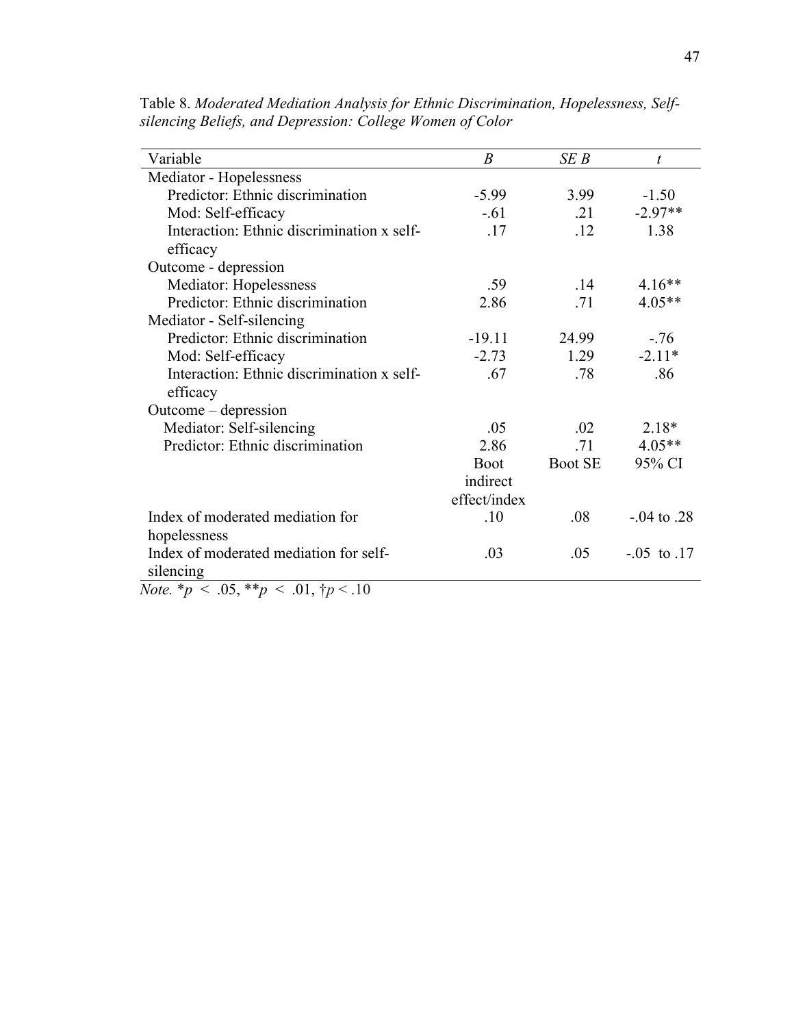Table 8. *Moderated Mediation Analysis for Ethnic Discrimination, Hopelessness, Self-silencing Beliefs, and Depression: College Women of Color*

| Variable | *B* | *SE B* | *t* |
|---|---|---|---|
| Mediator - Hopelessness | | | |
| Predictor: Ethnic discrimination | -5.99 | 3.99 | -1.50 |
| Mod: Self-efficacy | -.61 | .21 | -2.97** |
| Interaction: Ethnic discrimination x self-efficacy | .17 | .12 | 1.38 |
| Outcome - depression | | | |
| Mediator: Hopelessness | .59 | .14 | 4.16** |
| Predictor: Ethnic discrimination | 2.86 | .71 | 4.05** |
| Mediator - Self-silencing | | | |
| Predictor: Ethnic discrimination | -19.11 | 24.99 | -.76 |
| Mod: Self-efficacy | -2.73 | 1.29 | -2.11* |
| Interaction: Ethnic discrimination x self-efficacy | .67 | .78 | .86 |
| Outcome – depression | | | |
| Mediator: Self-silencing | .05 | .02 | 2.18* |
| Predictor: Ethnic discrimination | 2.86 | .71 | 4.05** |
| | Boot indirect effect/index | Boot SE | 95% CI |
| Index of moderated mediation for hopelessness | .10 | .08 | -.04 to .28 |
| Index of moderated mediation for self-silencing | .03 | .05 | -.05 to .17 |

*Note.* *$p < .05$, **$p < .01$, †$p < .10$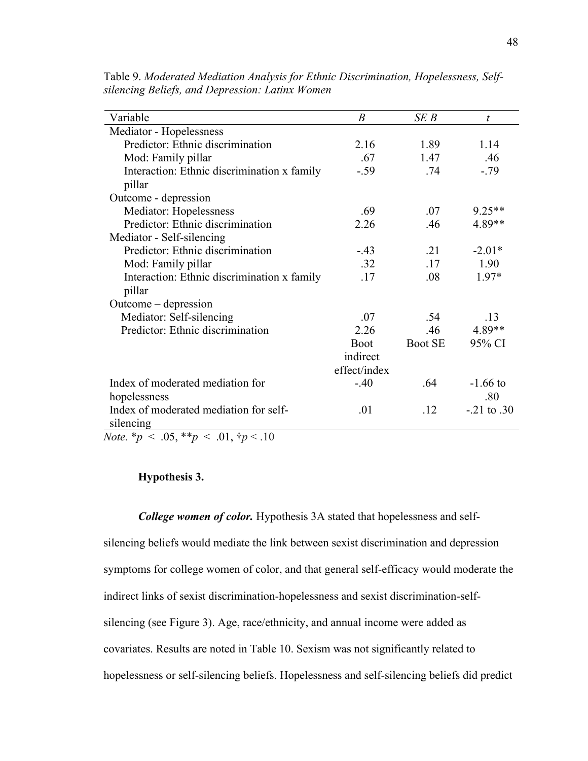Table 9. *Moderated Mediation Analysis for Ethnic Discrimination, Hopelessness, Self-silencing Beliefs, and Depression: Latinx Women*

| Variable | *B* | *SE B* | *t* |
|---|---|---|---|
| Mediator - Hopelessness | | | |
| Predictor: Ethnic discrimination | 2.16 | 1.89 | 1.14 |
| Mod: Family pillar | .67 | 1.47 | .46 |
| Interaction: Ethnic discrimination x family pillar | -.59 | .74 | -.79 |
| Outcome - depression | | | |
| Mediator: Hopelessness | .69 | .07 | 9.25** |
| Predictor: Ethnic discrimination | 2.26 | .46 | 4.89** |
| Mediator - Self-silencing | | | |
| Predictor: Ethnic discrimination | -.43 | .21 | -2.01* |
| Mod: Family pillar | .32 | .17 | 1.90 |
| Interaction: Ethnic discrimination x family pillar | .17 | .08 | 1.97* |
| Outcome – depression | | | |
| Mediator: Self-silencing | .07 | .54 | .13 |
| Predictor: Ethnic discrimination | 2.26 | .46 | 4.89** |
| | Boot indirect effect/index | Boot SE | 95% CI |
| Index of moderated mediation for hopelessness | -.40 | .64 | -1.66 to .80 |
| Index of moderated mediation for self-silencing | .01 | .12 | -.21 to .30 |

*Note.* * $p < .05$, ** $p < .01$, † $p < .10$

**Hypothesis 3.**

***College women of color.*** Hypothesis 3A stated that hopelessness and self-silencing beliefs would mediate the link between sexist discrimination and depression symptoms for college women of color, and that general self-efficacy would moderate the indirect links of sexist discrimination-hopelessness and sexist discrimination-self-silencing (see Figure 3). Age, race/ethnicity, and annual income were added as covariates. Results are noted in Table 10. Sexism was not significantly related to hopelessness or self-silencing beliefs. Hopelessness and self-silencing beliefs did predict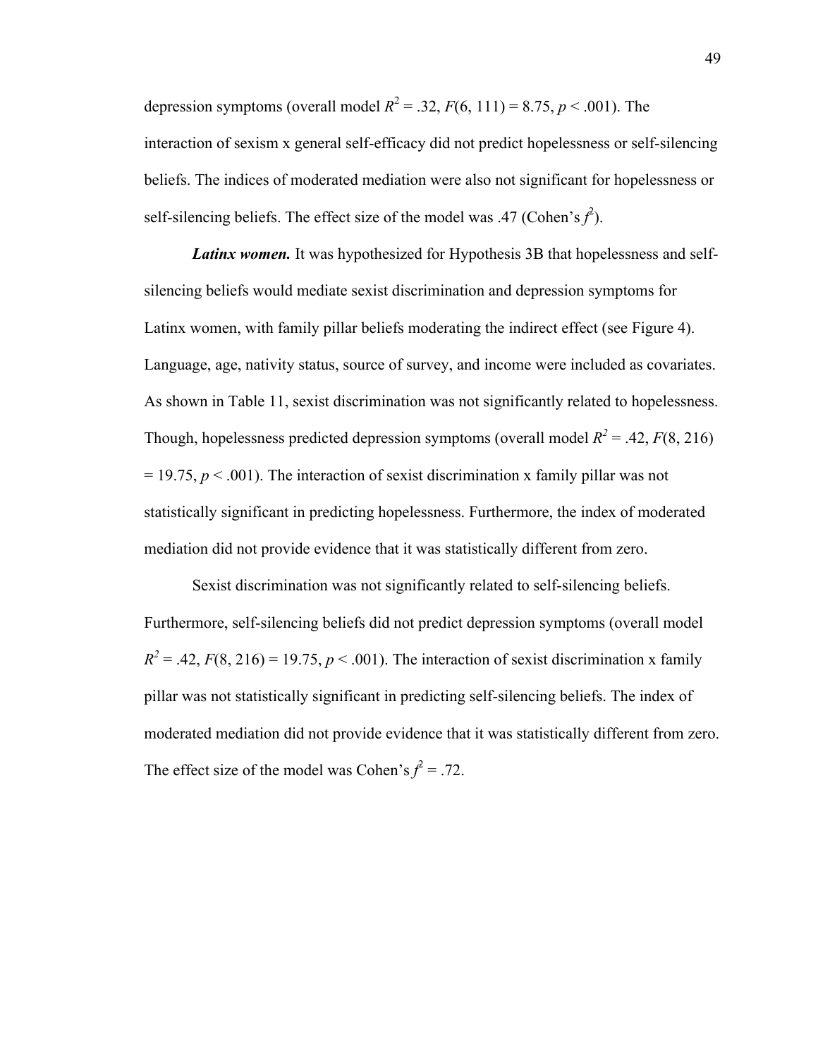depression symptoms (overall model $R^2 = .32$, $F(6, 111) = 8.75$, $p < .001$). The interaction of sexism x general self-efficacy did not predict hopelessness or self-silencing beliefs. The indices of moderated mediation were also not significant for hopelessness or self-silencing beliefs. The effect size of the model was .47 (Cohen's $f^2$).

***Latinx women.*** It was hypothesized for Hypothesis 3B that hopelessness and self-silencing beliefs would mediate sexist discrimination and depression symptoms for Latinx women, with family pillar beliefs moderating the indirect effect (see Figure 4). Language, age, nativity status, source of survey, and income were included as covariates. As shown in Table 11, sexist discrimination was not significantly related to hopelessness. Though, hopelessness predicted depression symptoms (overall model $R^2 = .42$, $F(8, 216) = 19.75$, $p < .001$). The interaction of sexist discrimination x family pillar was not statistically significant in predicting hopelessness. Furthermore, the index of moderated mediation did not provide evidence that it was statistically different from zero.

Sexist discrimination was not significantly related to self-silencing beliefs. Furthermore, self-silencing beliefs did not predict depression symptoms (overall model $R^2 = .42$, $F(8, 216) = 19.75$, $p < .001$). The interaction of sexist discrimination x family pillar was not statistically significant in predicting self-silencing beliefs. The index of moderated mediation did not provide evidence that it was statistically different from zero. The effect size of the model was Cohen's $f^2 = .72$.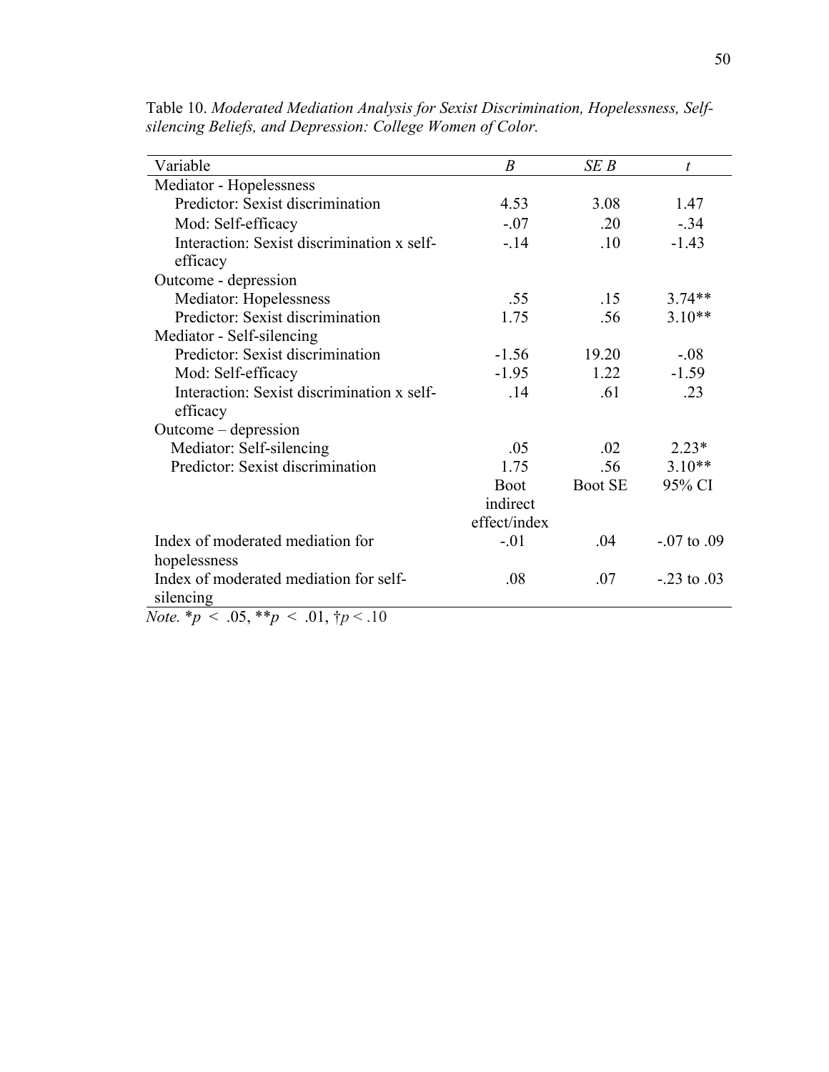Table 10. *Moderated Mediation Analysis for Sexist Discrimination, Hopelessness, Self-silencing Beliefs, and Depression: College Women of Color.*

| Variable | *B* | *SE B* | *t* |
|---|---|---|---|
| Mediator - Hopelessness | | | |
| Predictor: Sexist discrimination | 4.53 | 3.08 | 1.47 |
| Mod: Self-efficacy | -.07 | .20 | -.34 |
| Interaction: Sexist discrimination x self-efficacy | -.14 | .10 | -1.43 |
| Outcome - depression | | | |
| Mediator: Hopelessness | .55 | .15 | 3.74** |
| Predictor: Sexist discrimination | 1.75 | .56 | 3.10** |
| Mediator - Self-silencing | | | |
| Predictor: Sexist discrimination | -1.56 | 19.20 | -.08 |
| Mod: Self-efficacy | -1.95 | 1.22 | -1.59 |
| Interaction: Sexist discrimination x self-efficacy | .14 | .61 | .23 |
| Outcome – depression | | | |
| Mediator: Self-silencing | .05 | .02 | 2.23* |
| Predictor: Sexist discrimination | 1.75 | .56 | 3.10** |
| | Boot indirect effect/index | Boot SE | 95% CI |
| Index of moderated mediation for hopelessness | -.01 | .04 | -.07 to .09 |
| Index of moderated mediation for self-silencing | .08 | .07 | -.23 to .03 |

*Note.* *$p < .05$, **$p < .01$, †$p < .10$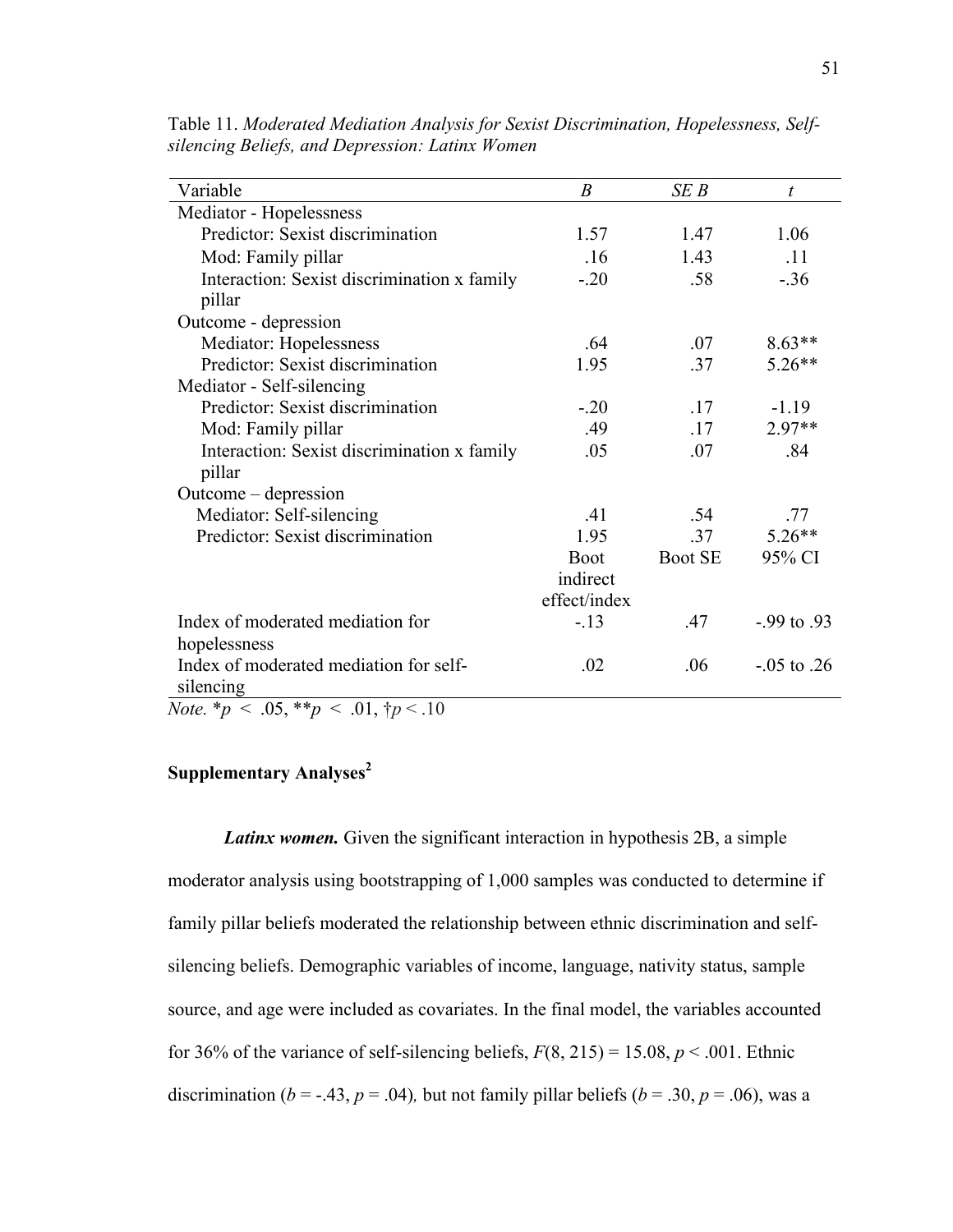Table 11. *Moderated Mediation Analysis for Sexist Discrimination, Hopelessness, Self-silencing Beliefs, and Depression: Latinx Women*

| Variable | *B* | *SE B* | *t* |
|---|---|---|---|
| Mediator - Hopelessness | | | |
| Predictor: Sexist discrimination | 1.57 | 1.47 | 1.06 |
| Mod: Family pillar | .16 | 1.43 | .11 |
| Interaction: Sexist discrimination x family pillar | -.20 | .58 | -.36 |
| Outcome - depression | | | |
| Mediator: Hopelessness | .64 | .07 | 8.63** |
| Predictor: Sexist discrimination | 1.95 | .37 | 5.26** |
| Mediator - Self-silencing | | | |
| Predictor: Sexist discrimination | -.20 | .17 | -1.19 |
| Mod: Family pillar | .49 | .17 | 2.97** |
| Interaction: Sexist discrimination x family pillar | .05 | .07 | .84 |
| Outcome – depression | | | |
| Mediator: Self-silencing | .41 | .54 | .77 |
| Predictor: Sexist discrimination | 1.95 | .37 | 5.26** |
| | Boot indirect effect/index | Boot SE | 95% CI |
| Index of moderated mediation for hopelessness | -.13 | .47 | -.99 to .93 |
| Index of moderated mediation for self-silencing | .02 | .06 | -.05 to .26 |

*Note.* $^{*}p < .05$, $^{**}p < .01$, $^{\dagger}p < .10$

## Supplementary Analyses[2]

***Latinx women.*** Given the significant interaction in hypothesis 2B, a simple moderator analysis using bootstrapping of 1,000 samples was conducted to determine if family pillar beliefs moderated the relationship between ethnic discrimination and self-silencing beliefs. Demographic variables of income, language, nativity status, sample source, and age were included as covariates. In the final model, the variables accounted for 36% of the variance of self-silencing beliefs, $F(8, 215) = 15.08$, $p < .001$. Ethnic discrimination ($b = -.43$, $p = .04$), but not family pillar beliefs ($b = .30$, $p = .06$), was a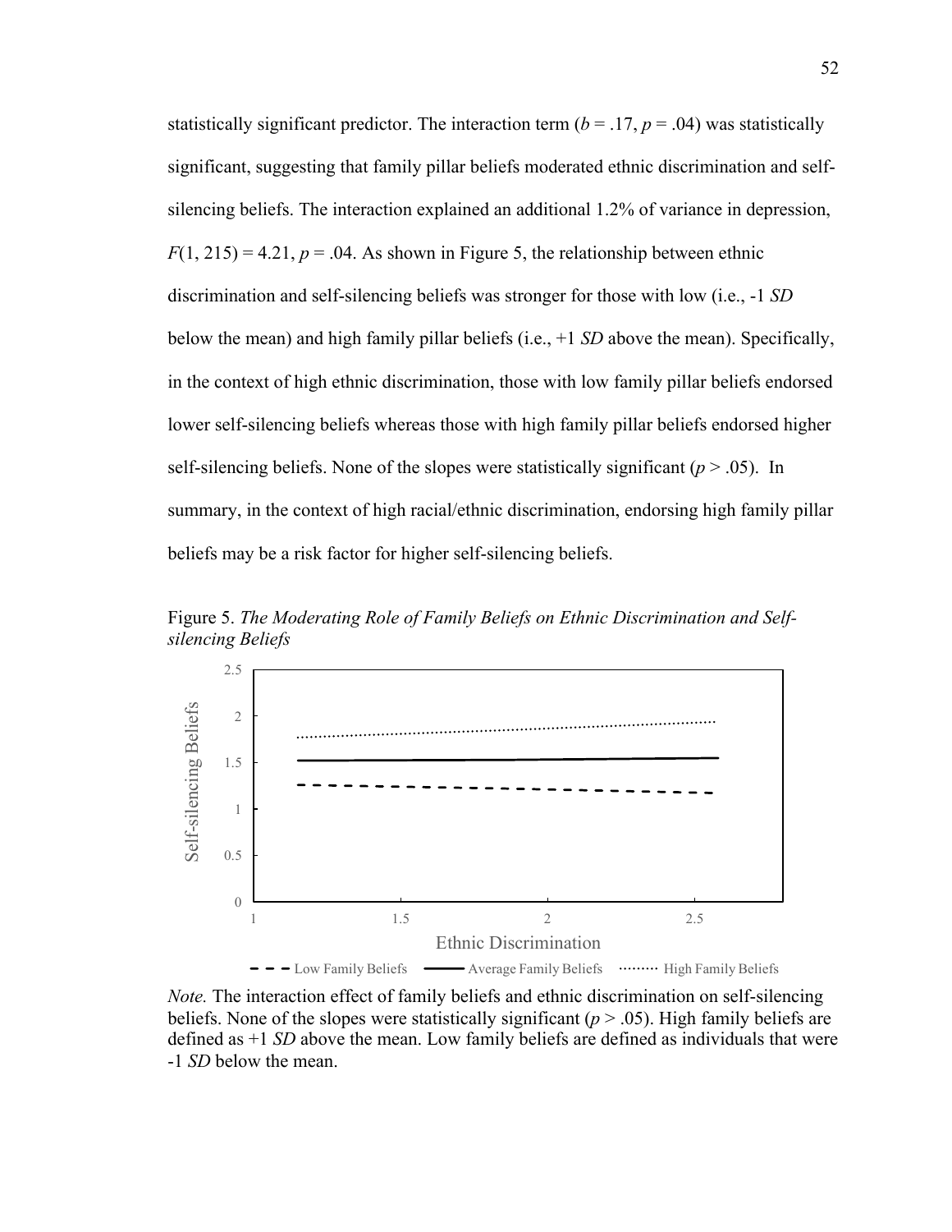statistically significant predictor. The interaction term ($b = .17$, $p = .04$) was statistically significant, suggesting that family pillar beliefs moderated ethnic discrimination and self-silencing beliefs. The interaction explained an additional 1.2% of variance in depression, $F(1, 215) = 4.21$, $p = .04$. As shown in Figure 5, the relationship between ethnic discrimination and self-silencing beliefs was stronger for those with low (i.e., -1 *SD* below the mean) and high family pillar beliefs (i.e., +1 *SD* above the mean). Specifically, in the context of high ethnic discrimination, those with low family pillar beliefs endorsed lower self-silencing beliefs whereas those with high family pillar beliefs endorsed higher self-silencing beliefs. None of the slopes were statistically significant ($p > .05$). In summary, in the context of high racial/ethnic discrimination, endorsing high family pillar beliefs may be a risk factor for higher self-silencing beliefs.

Figure 5. *The Moderating Role of Family Beliefs on Ethnic Discrimination and Self-silencing Beliefs*

*Note.* The interaction effect of family beliefs and ethnic discrimination on self-silencing beliefs. None of the slopes were statistically significant ($p > .05$). High family beliefs are defined as +1 *SD* above the mean. Low family beliefs are defined as individuals that were -1 *SD* below the mean.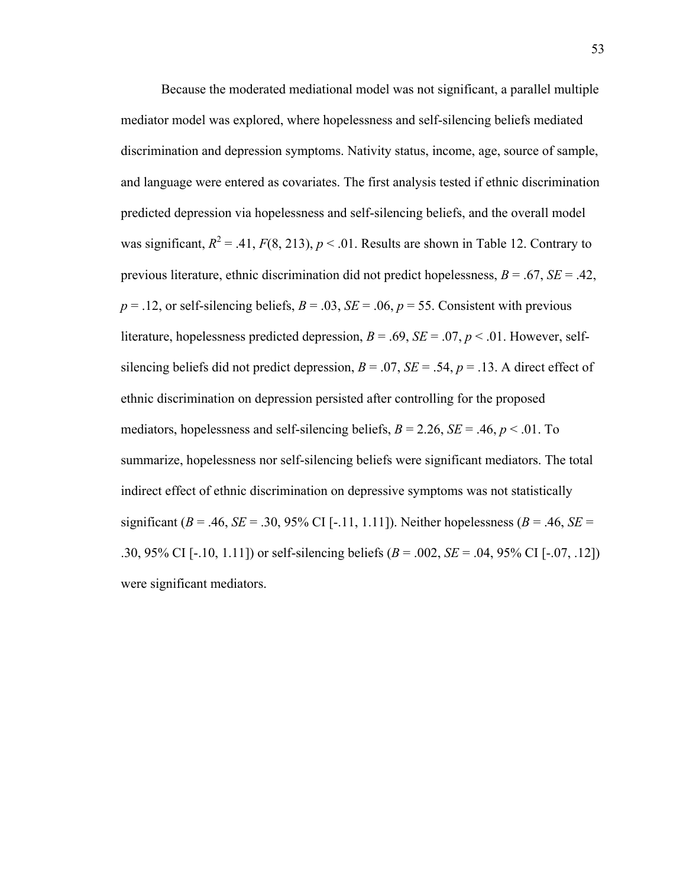Because the moderated mediational model was not significant, a parallel multiple mediator model was explored, where hopelessness and self-silencing beliefs mediated discrimination and depression symptoms. Nativity status, income, age, source of sample, and language were entered as covariates. The first analysis tested if ethnic discrimination predicted depression via hopelessness and self-silencing beliefs, and the overall model was significant, $R^2 = .41$, $F(8, 213)$, $p < .01$. Results are shown in Table 12. Contrary to previous literature, ethnic discrimination did not predict hopelessness, $B = .67$, $SE = .42$, $p = .12$, or self-silencing beliefs, $B = .03$, $SE = .06$, $p = 55$. Consistent with previous literature, hopelessness predicted depression, $B = .69$, $SE = .07$, $p < .01$. However, self-silencing beliefs did not predict depression, $B = .07$, $SE = .54$, $p = .13$. A direct effect of ethnic discrimination on depression persisted after controlling for the proposed mediators, hopelessness and self-silencing beliefs, $B = 2.26$, $SE = .46$, $p < .01$. To summarize, hopelessness nor self-silencing beliefs were significant mediators. The total indirect effect of ethnic discrimination on depressive symptoms was not statistically significant ($B = .46$, $SE = .30$, 95% CI [-.11, 1.11]). Neither hopelessness ($B = .46$, $SE = .30$, 95% CI [-.10, 1.11]) or self-silencing beliefs ($B = .002$, $SE = .04$, 95% CI [-.07, .12]) were significant mediators.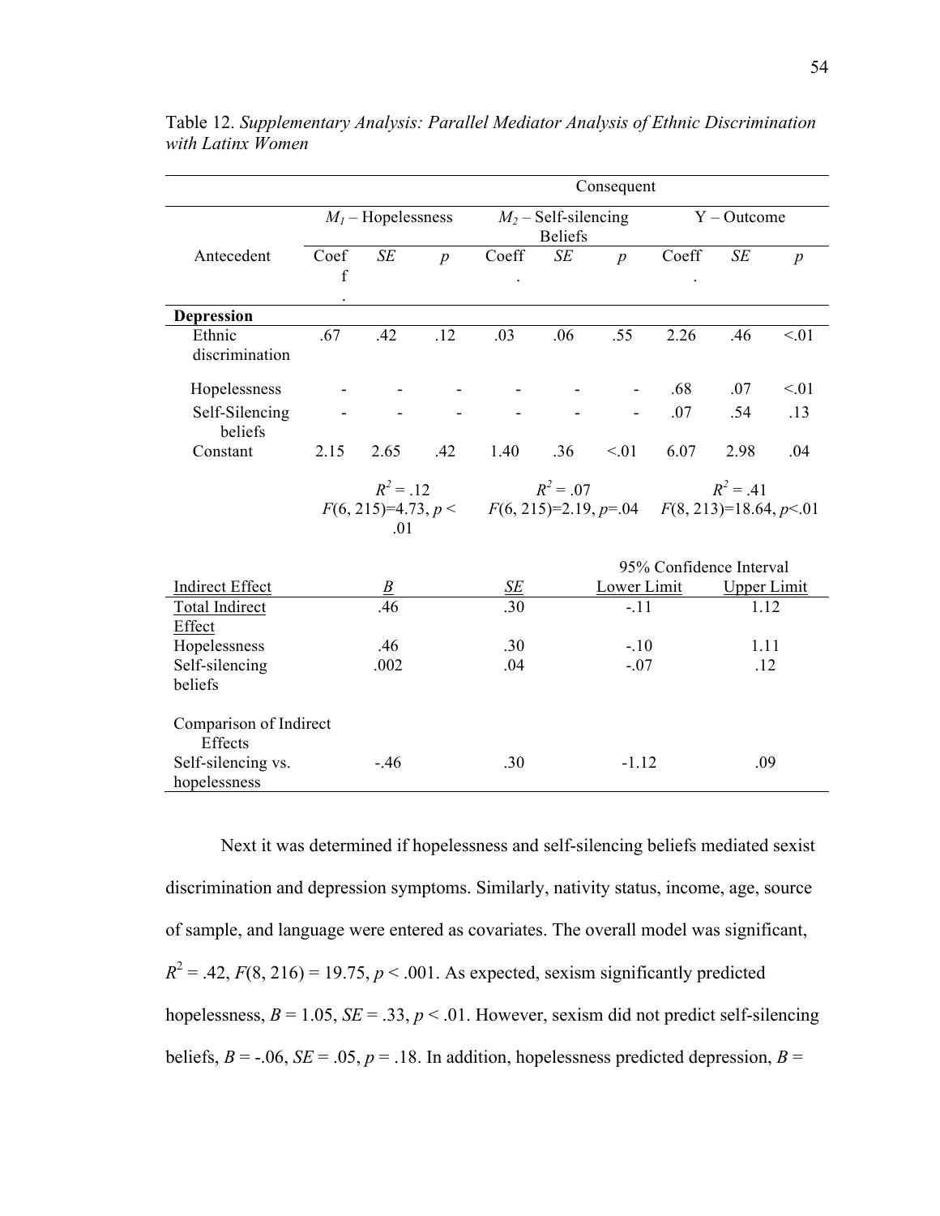Table 12. *Supplementary Analysis: Parallel Mediator Analysis of Ethnic Discrimination with Latinx Women*

| | Consequent | | | | | | | | |
|---|---|---|---|---|---|---|---|---|---|
| | $M_1$ – Hopelessness | | | $M_2$ – Self-silencing Beliefs | | | Y – Outcome | | |
| Antecedent | Coeff. | *SE* | *p* | Coeff. | *SE* | *p* | Coeff. | *SE* | *p* |
| **Depression** | | | | | | | | | |
| Ethnic discrimination | .67 | .42 | .12 | .03 | .06 | .55 | 2.26 | .46 | <.01 |
| Hopelessness | - | - | - | - | - | - | .68 | .07 | <.01 |
| Self-Silencing beliefs | - | - | - | - | - | - | .07 | .54 | .13 |
| Constant | 2.15 | 2.65 | .42 | 1.40 | .36 | <.01 | 6.07 | 2.98 | .04 |
| | $R^2 = .12$ $F(6, 215)=4.73, p < .01$ | | | $R^2 = .07$ $F(6, 215)=2.19, p=.04$ | | | $R^2 = .41$ $F(8, 213)=18.64, p<.01$ | | |

| Indirect Effect | *B* | *SE* | 95% Confidence Interval Lower Limit | 95% Confidence Interval Upper Limit |
|---|---|---|---|---|
| Total Indirect Effect | .46 | .30 | -.11 | 1.12 |
| Hopelessness | .46 | .30 | -.10 | 1.11 |
| Self-silencing beliefs | .002 | .04 | -.07 | .12 |
| Comparison of Indirect Effects | | | | |
| Self-silencing vs. hopelessness | -.46 | .30 | -1.12 | .09 |

Next it was determined if hopelessness and self-silencing beliefs mediated sexist discrimination and depression symptoms. Similarly, nativity status, income, age, source of sample, and language were entered as covariates. The overall model was significant, $R^2 = .42$, $F(8, 216) = 19.75$, $p < .001$. As expected, sexism significantly predicted hopelessness, $B = 1.05$, $SE = .33$, $p < .01$. However, sexism did not predict self-silencing beliefs, $B = -.06$, $SE = .05$, $p = .18$. In addition, hopelessness predicted depression, $B =$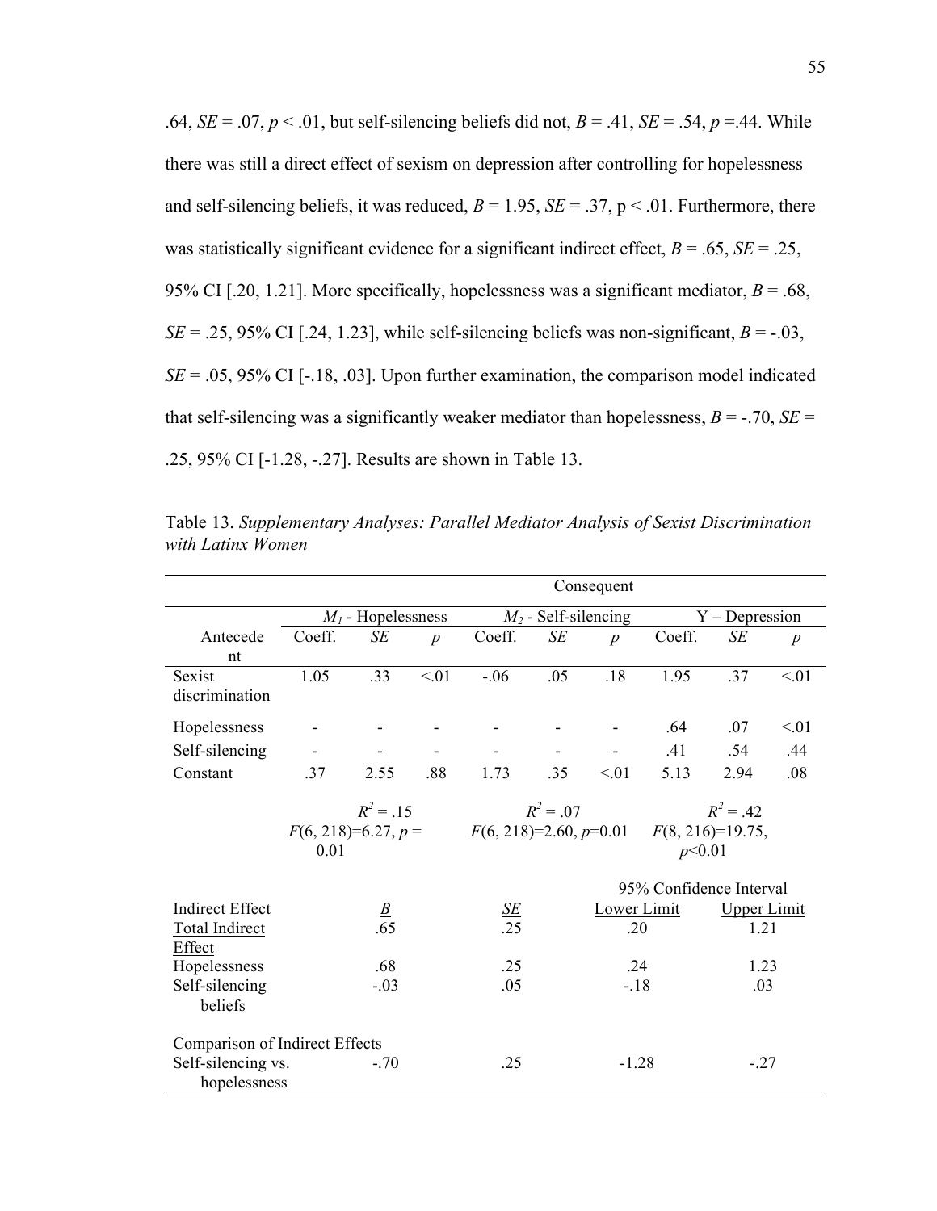.64, *SE* = .07, *p* < .01, but self-silencing beliefs did not, *B* = .41, *SE* = .54, *p* =.44. While there was still a direct effect of sexism on depression after controlling for hopelessness and self-silencing beliefs, it was reduced, *B* = 1.95, *SE* = .37, p < .01. Furthermore, there was statistically significant evidence for a significant indirect effect, *B* = .65, *SE* = .25, 95% CI [.20, 1.21]. More specifically, hopelessness was a significant mediator, *B* = .68, *SE* = .25, 95% CI [.24, 1.23], while self-silencing beliefs was non-significant, *B* = -.03, *SE* = .05, 95% CI [-.18, .03]. Upon further examination, the comparison model indicated that self-silencing was a significantly weaker mediator than hopelessness, *B* = -.70, *SE* = .25, 95% CI [-1.28, -.27]. Results are shown in Table 13.

Table 13. *Supplementary Analyses: Parallel Mediator Analysis of Sexist Discrimination with Latinx Women*

| | Consequent | | | | | | | | |
|---|---|---|---|---|---|---|---|---|---|
| | $M_1$ - Hopelessness | | | $M_2$ - Self-silencing | | | Y – Depression | | |
| Antecedent | Coeff. | *SE* | *p* | Coeff. | *SE* | *p* | Coeff. | *SE* | *p* |
| Sexist discrimination | 1.05 | .33 | <.01 | -.06 | .05 | .18 | 1.95 | .37 | <.01 |
| Hopelessness | - | - | - | - | - | - | .64 | .07 | <.01 |
| Self-silencing | - | - | - | - | - | - | .41 | .54 | .44 |
| Constant | .37 | 2.55 | .88 | 1.73 | .35 | <.01 | 5.13 | 2.94 | .08 |
| | $R^2$ = .15 $F(6, 218)$=6.27, $p$ = 0.01 | | | $R^2$ = .07 $F(6, 218)$=2.60, $p$=0.01 | | | $R^2$ = .42 $F(8, 216)$=19.75, $p$<0.01 | | |

| | | | 95% Confidence Interval | |
|---|---|---|---|---|
| Indirect Effect | B | SE | Lower Limit | Upper Limit |
| Total Indirect Effect | .65 | .25 | .20 | 1.21 |
| Hopelessness | .68 | .25 | .24 | 1.23 |
| Self-silencing beliefs | -.03 | .05 | -.18 | .03 |
| Comparison of Indirect Effects | | | | |
| Self-silencing vs. hopelessness | -.70 | .25 | -1.28 | -.27 |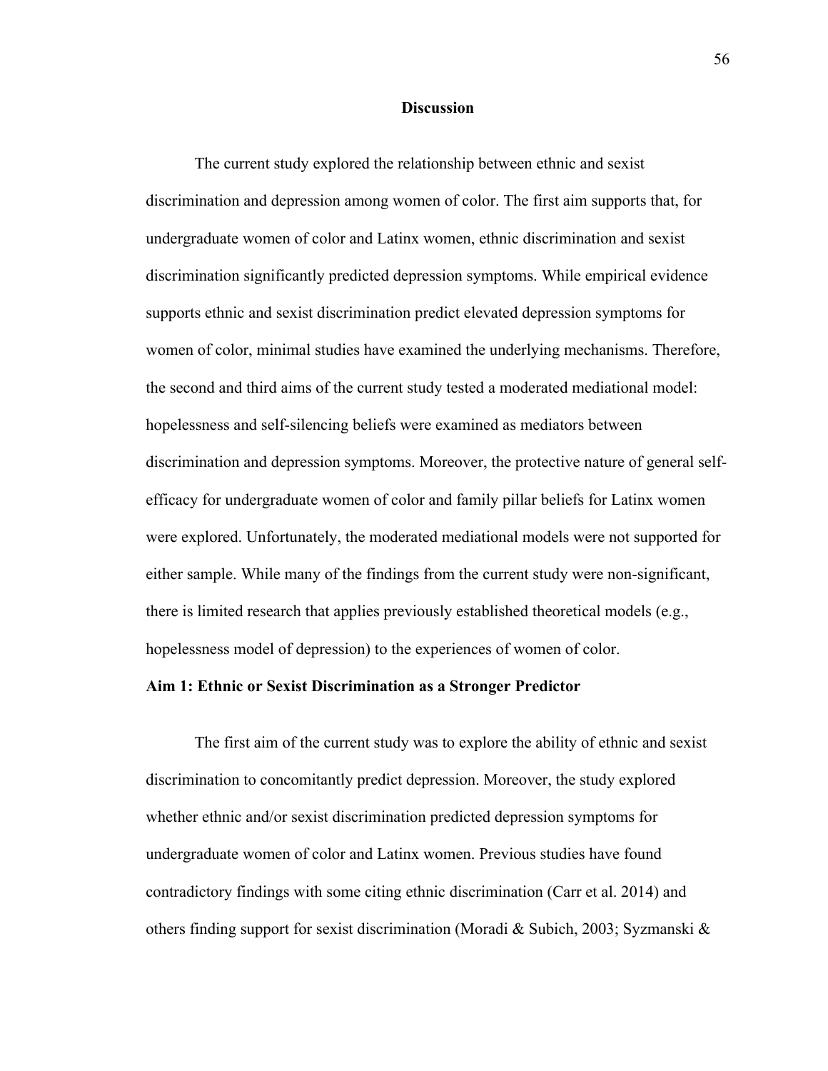## Discussion

The current study explored the relationship between ethnic and sexist discrimination and depression among women of color. The first aim supports that, for undergraduate women of color and Latinx women, ethnic discrimination and sexist discrimination significantly predicted depression symptoms. While empirical evidence supports ethnic and sexist discrimination predict elevated depression symptoms for women of color, minimal studies have examined the underlying mechanisms. Therefore, the second and third aims of the current study tested a moderated mediational model: hopelessness and self-silencing beliefs were examined as mediators between discrimination and depression symptoms. Moreover, the protective nature of general self-efficacy for undergraduate women of color and family pillar beliefs for Latinx women were explored. Unfortunately, the moderated mediational models were not supported for either sample. While many of the findings from the current study were non-significant, there is limited research that applies previously established theoretical models (e.g., hopelessness model of depression) to the experiences of women of color.

### Aim 1: Ethnic or Sexist Discrimination as a Stronger Predictor

The first aim of the current study was to explore the ability of ethnic and sexist discrimination to concomitantly predict depression. Moreover, the study explored whether ethnic and/or sexist discrimination predicted depression symptoms for undergraduate women of color and Latinx women. Previous studies have found contradictory findings with some citing ethnic discrimination (Carr et al. 2014) and others finding support for sexist discrimination (Moradi & Subich, 2003; Syzmanski &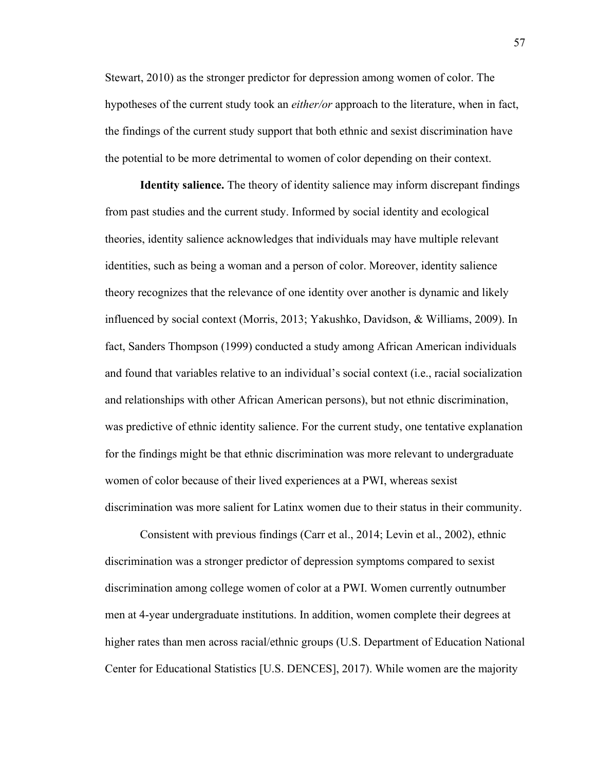Stewart, 2010) as the stronger predictor for depression among women of color. The hypotheses of the current study took an *either/or* approach to the literature, when in fact, the findings of the current study support that both ethnic and sexist discrimination have the potential to be more detrimental to women of color depending on their context.

**Identity salience.** The theory of identity salience may inform discrepant findings from past studies and the current study. Informed by social identity and ecological theories, identity salience acknowledges that individuals may have multiple relevant identities, such as being a woman and a person of color. Moreover, identity salience theory recognizes that the relevance of one identity over another is dynamic and likely influenced by social context (Morris, 2013; Yakushko, Davidson, & Williams, 2009). In fact, Sanders Thompson (1999) conducted a study among African American individuals and found that variables relative to an individual's social context (i.e., racial socialization and relationships with other African American persons), but not ethnic discrimination, was predictive of ethnic identity salience. For the current study, one tentative explanation for the findings might be that ethnic discrimination was more relevant to undergraduate women of color because of their lived experiences at a PWI, whereas sexist discrimination was more salient for Latinx women due to their status in their community.

Consistent with previous findings (Carr et al., 2014; Levin et al., 2002), ethnic discrimination was a stronger predictor of depression symptoms compared to sexist discrimination among college women of color at a PWI. Women currently outnumber men at 4-year undergraduate institutions. In addition, women complete their degrees at higher rates than men across racial/ethnic groups (U.S. Department of Education National Center for Educational Statistics [U.S. DENCES], 2017). While women are the majority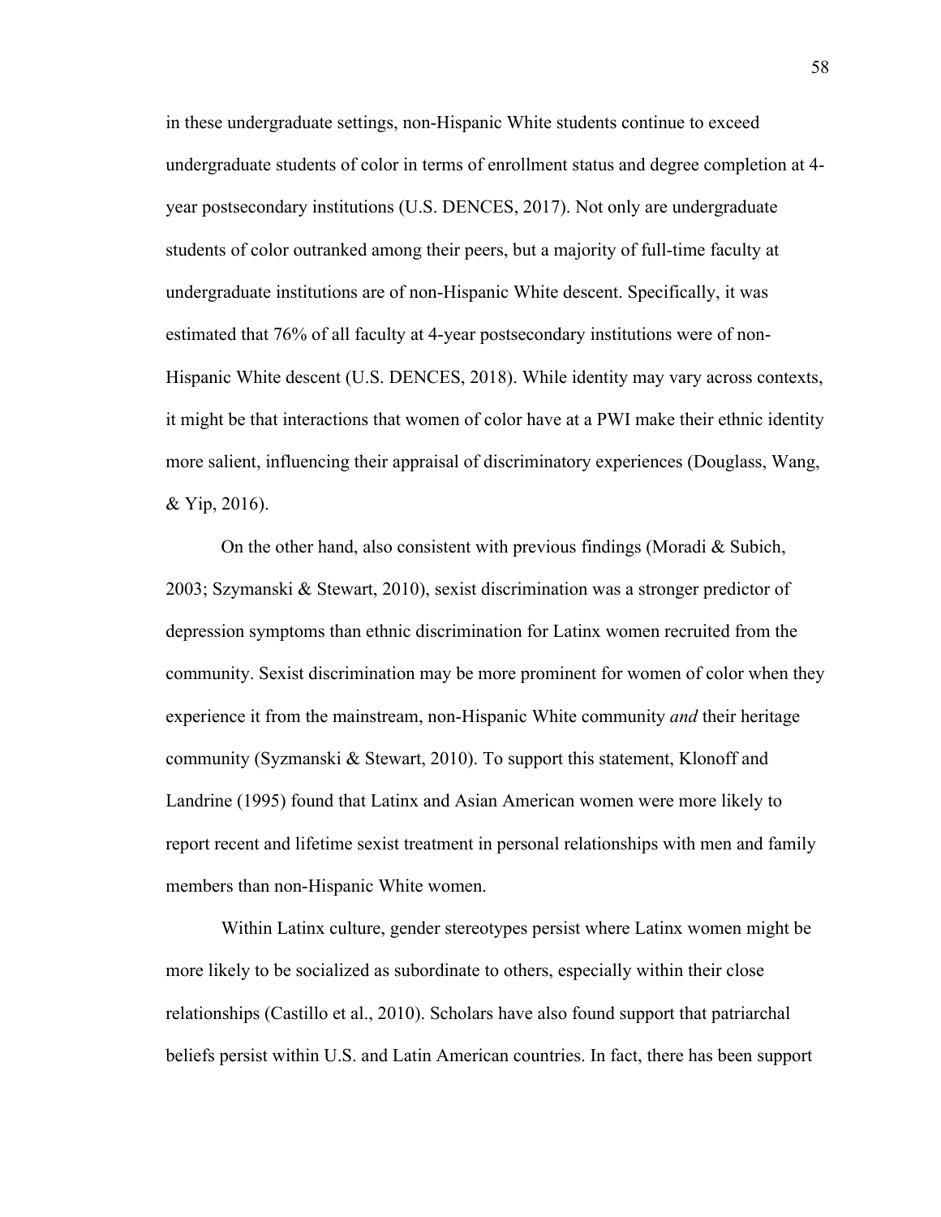in these undergraduate settings, non-Hispanic White students continue to exceed undergraduate students of color in terms of enrollment status and degree completion at 4-year postsecondary institutions (U.S. DENCES, 2017). Not only are undergraduate students of color outranked among their peers, but a majority of full-time faculty at undergraduate institutions are of non-Hispanic White descent. Specifically, it was estimated that 76% of all faculty at 4-year postsecondary institutions were of non-Hispanic White descent (U.S. DENCES, 2018). While identity may vary across contexts, it might be that interactions that women of color have at a PWI make their ethnic identity more salient, influencing their appraisal of discriminatory experiences (Douglass, Wang, & Yip, 2016).

On the other hand, also consistent with previous findings (Moradi & Subich, 2003; Szymanski & Stewart, 2010), sexist discrimination was a stronger predictor of depression symptoms than ethnic discrimination for Latinx women recruited from the community. Sexist discrimination may be more prominent for women of color when they experience it from the mainstream, non-Hispanic White community *and* their heritage community (Syzmanski & Stewart, 2010). To support this statement, Klonoff and Landrine (1995) found that Latinx and Asian American women were more likely to report recent and lifetime sexist treatment in personal relationships with men and family members than non-Hispanic White women.

Within Latinx culture, gender stereotypes persist where Latinx women might be more likely to be socialized as subordinate to others, especially within their close relationships (Castillo et al., 2010). Scholars have also found support that patriarchal beliefs persist within U.S. and Latin American countries. In fact, there has been support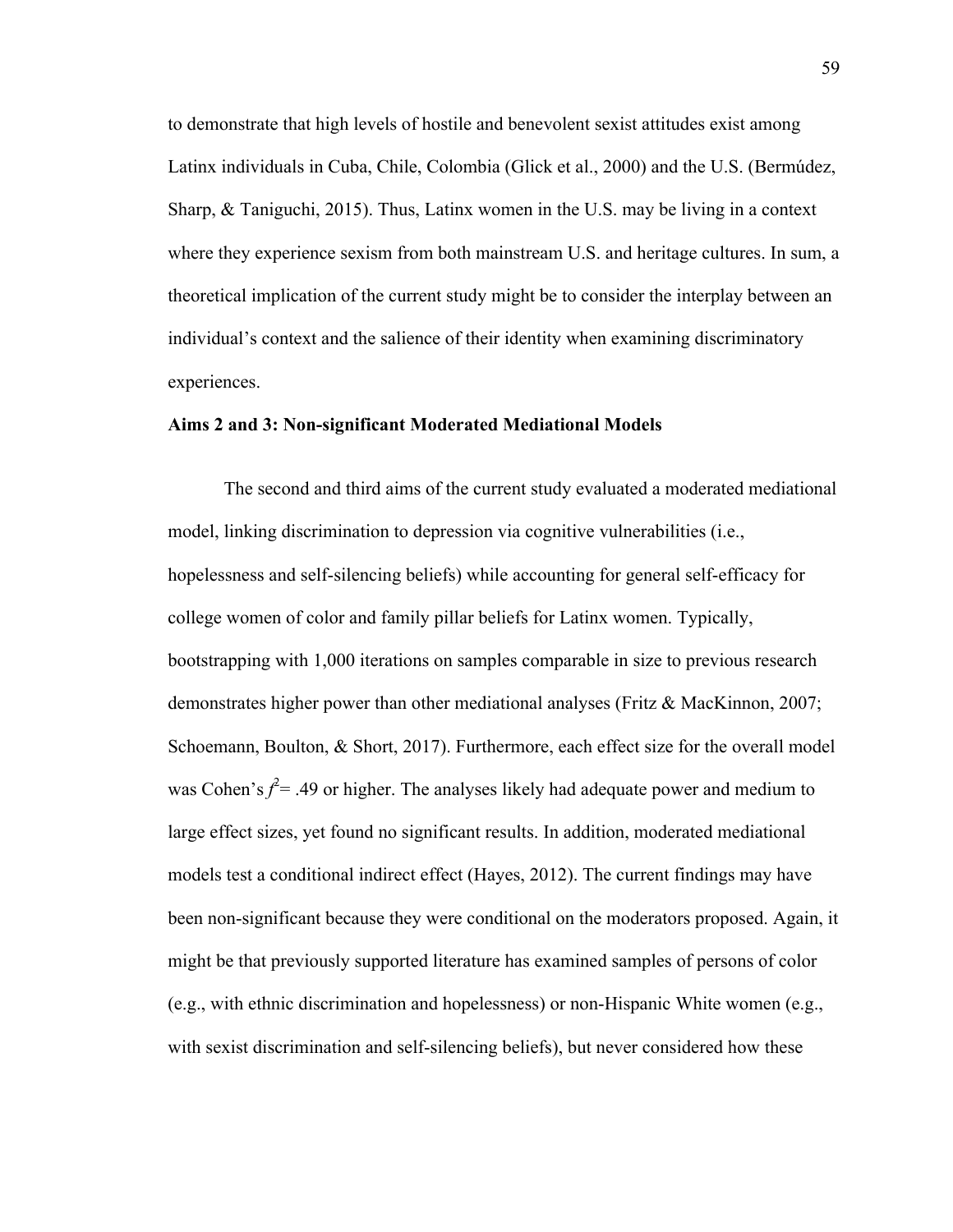to demonstrate that high levels of hostile and benevolent sexist attitudes exist among Latinx individuals in Cuba, Chile, Colombia (Glick et al., 2000) and the U.S. (Bermúdez, Sharp, & Taniguchi, 2015). Thus, Latinx women in the U.S. may be living in a context where they experience sexism from both mainstream U.S. and heritage cultures. In sum, a theoretical implication of the current study might be to consider the interplay between an individual's context and the salience of their identity when examining discriminatory experiences.

**Aims 2 and 3: Non-significant Moderated Mediational Models**

The second and third aims of the current study evaluated a moderated mediational model, linking discrimination to depression via cognitive vulnerabilities (i.e., hopelessness and self-silencing beliefs) while accounting for general self-efficacy for college women of color and family pillar beliefs for Latinx women. Typically, bootstrapping with 1,000 iterations on samples comparable in size to previous research demonstrates higher power than other mediational analyses (Fritz & MacKinnon, 2007; Schoemann, Boulton, & Short, 2017). Furthermore, each effect size for the overall model was Cohen's $f^2 = .49$ or higher. The analyses likely had adequate power and medium to large effect sizes, yet found no significant results. In addition, moderated mediational models test a conditional indirect effect (Hayes, 2012). The current findings may have been non-significant because they were conditional on the moderators proposed. Again, it might be that previously supported literature has examined samples of persons of color (e.g., with ethnic discrimination and hopelessness) or non-Hispanic White women (e.g., with sexist discrimination and self-silencing beliefs), but never considered how these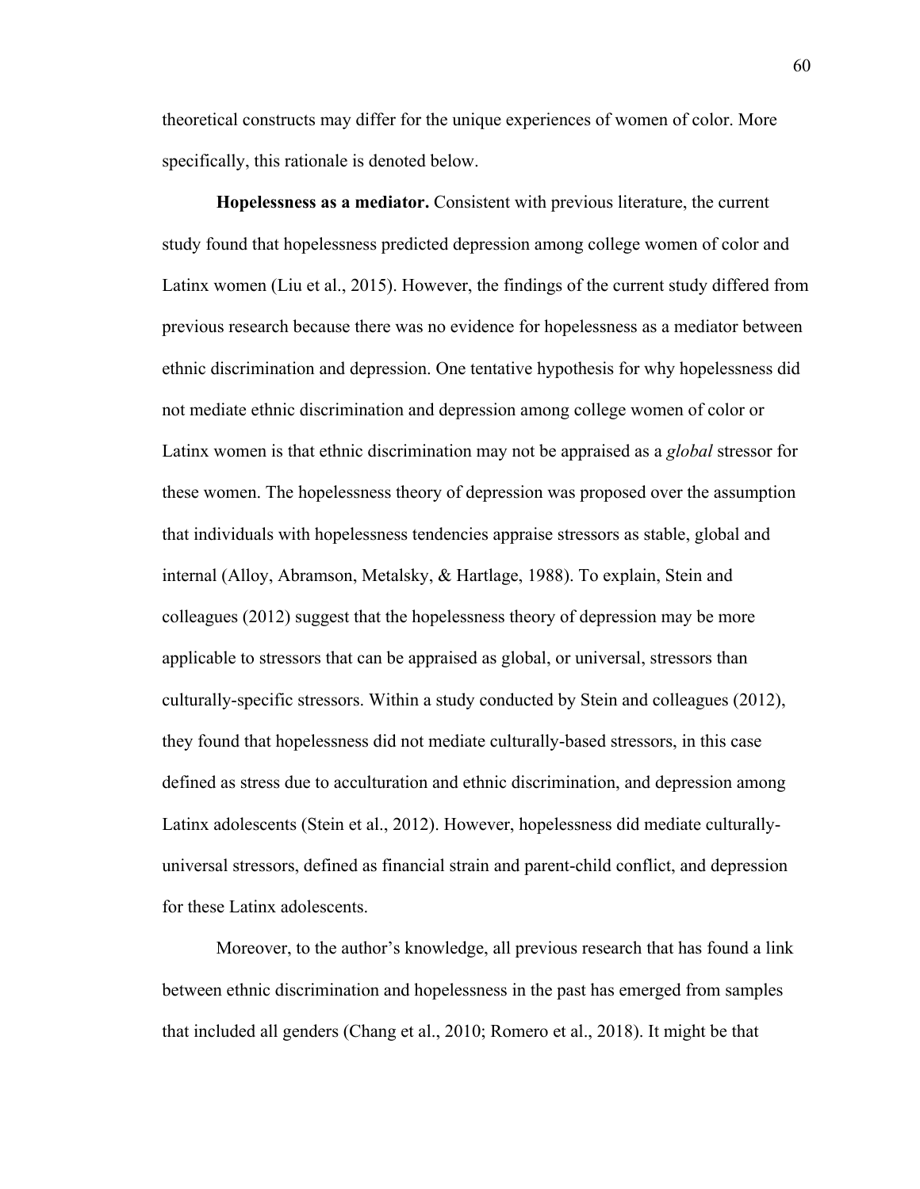theoretical constructs may differ for the unique experiences of women of color. More specifically, this rationale is denoted below.

**Hopelessness as a mediator.** Consistent with previous literature, the current study found that hopelessness predicted depression among college women of color and Latinx women (Liu et al., 2015). However, the findings of the current study differed from previous research because there was no evidence for hopelessness as a mediator between ethnic discrimination and depression. One tentative hypothesis for why hopelessness did not mediate ethnic discrimination and depression among college women of color or Latinx women is that ethnic discrimination may not be appraised as a *global* stressor for these women. The hopelessness theory of depression was proposed over the assumption that individuals with hopelessness tendencies appraise stressors as stable, global and internal (Alloy, Abramson, Metalsky, & Hartlage, 1988). To explain, Stein and colleagues (2012) suggest that the hopelessness theory of depression may be more applicable to stressors that can be appraised as global, or universal, stressors than culturally-specific stressors. Within a study conducted by Stein and colleagues (2012), they found that hopelessness did not mediate culturally-based stressors, in this case defined as stress due to acculturation and ethnic discrimination, and depression among Latinx adolescents (Stein et al., 2012). However, hopelessness did mediate culturally-universal stressors, defined as financial strain and parent-child conflict, and depression for these Latinx adolescents.

Moreover, to the author's knowledge, all previous research that has found a link between ethnic discrimination and hopelessness in the past has emerged from samples that included all genders (Chang et al., 2010; Romero et al., 2018). It might be that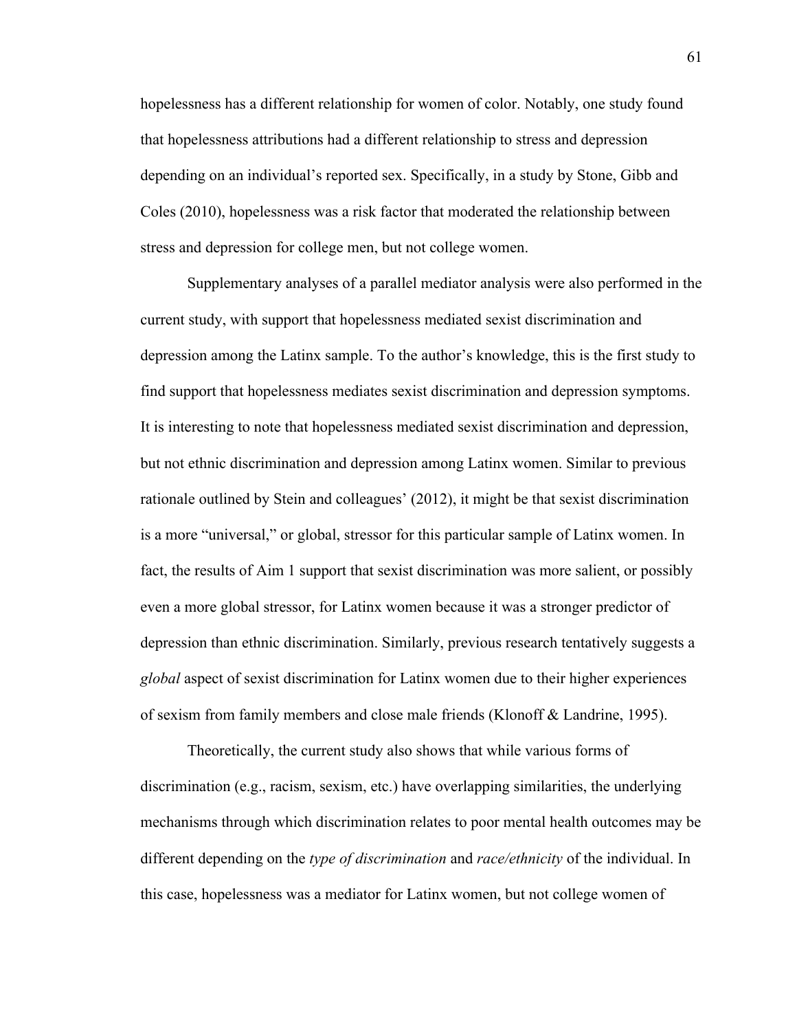hopelessness has a different relationship for women of color. Notably, one study found that hopelessness attributions had a different relationship to stress and depression depending on an individual's reported sex. Specifically, in a study by Stone, Gibb and Coles (2010), hopelessness was a risk factor that moderated the relationship between stress and depression for college men, but not college women.

Supplementary analyses of a parallel mediator analysis were also performed in the current study, with support that hopelessness mediated sexist discrimination and depression among the Latinx sample. To the author's knowledge, this is the first study to find support that hopelessness mediates sexist discrimination and depression symptoms. It is interesting to note that hopelessness mediated sexist discrimination and depression, but not ethnic discrimination and depression among Latinx women. Similar to previous rationale outlined by Stein and colleagues' (2012), it might be that sexist discrimination is a more "universal," or global, stressor for this particular sample of Latinx women. In fact, the results of Aim 1 support that sexist discrimination was more salient, or possibly even a more global stressor, for Latinx women because it was a stronger predictor of depression than ethnic discrimination. Similarly, previous research tentatively suggests a *global* aspect of sexist discrimination for Latinx women due to their higher experiences of sexism from family members and close male friends (Klonoff & Landrine, 1995).

Theoretically, the current study also shows that while various forms of discrimination (e.g., racism, sexism, etc.) have overlapping similarities, the underlying mechanisms through which discrimination relates to poor mental health outcomes may be different depending on the *type of discrimination* and *race/ethnicity* of the individual. In this case, hopelessness was a mediator for Latinx women, but not college women of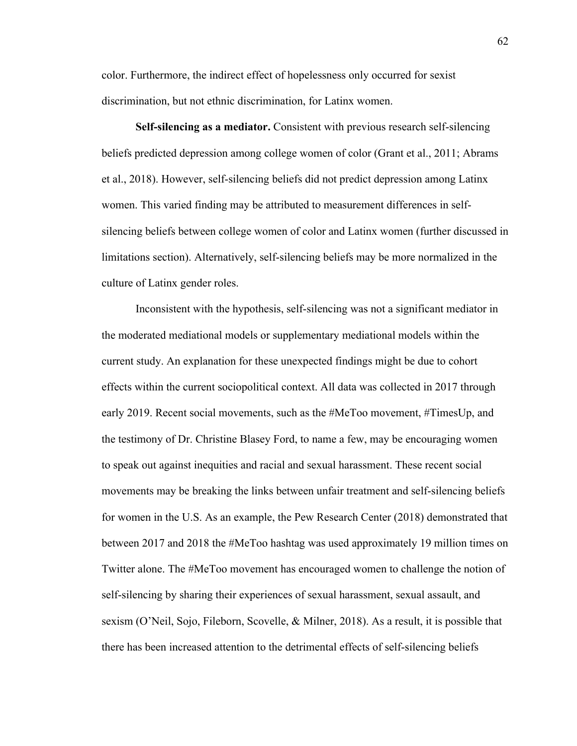color. Furthermore, the indirect effect of hopelessness only occurred for sexist discrimination, but not ethnic discrimination, for Latinx women.

**Self-silencing as a mediator.** Consistent with previous research self-silencing beliefs predicted depression among college women of color (Grant et al., 2011; Abrams et al., 2018). However, self-silencing beliefs did not predict depression among Latinx women. This varied finding may be attributed to measurement differences in self-silencing beliefs between college women of color and Latinx women (further discussed in limitations section). Alternatively, self-silencing beliefs may be more normalized in the culture of Latinx gender roles.

Inconsistent with the hypothesis, self-silencing was not a significant mediator in the moderated mediational models or supplementary mediational models within the current study. An explanation for these unexpected findings might be due to cohort effects within the current sociopolitical context. All data was collected in 2017 through early 2019. Recent social movements, such as the #MeToo movement, #TimesUp, and the testimony of Dr. Christine Blasey Ford, to name a few, may be encouraging women to speak out against inequities and racial and sexual harassment. These recent social movements may be breaking the links between unfair treatment and self-silencing beliefs for women in the U.S. As an example, the Pew Research Center (2018) demonstrated that between 2017 and 2018 the #MeToo hashtag was used approximately 19 million times on Twitter alone. The #MeToo movement has encouraged women to challenge the notion of self-silencing by sharing their experiences of sexual harassment, sexual assault, and sexism (O'Neil, Sojo, Fileborn, Scovelle, & Milner, 2018). As a result, it is possible that there has been increased attention to the detrimental effects of self-silencing beliefs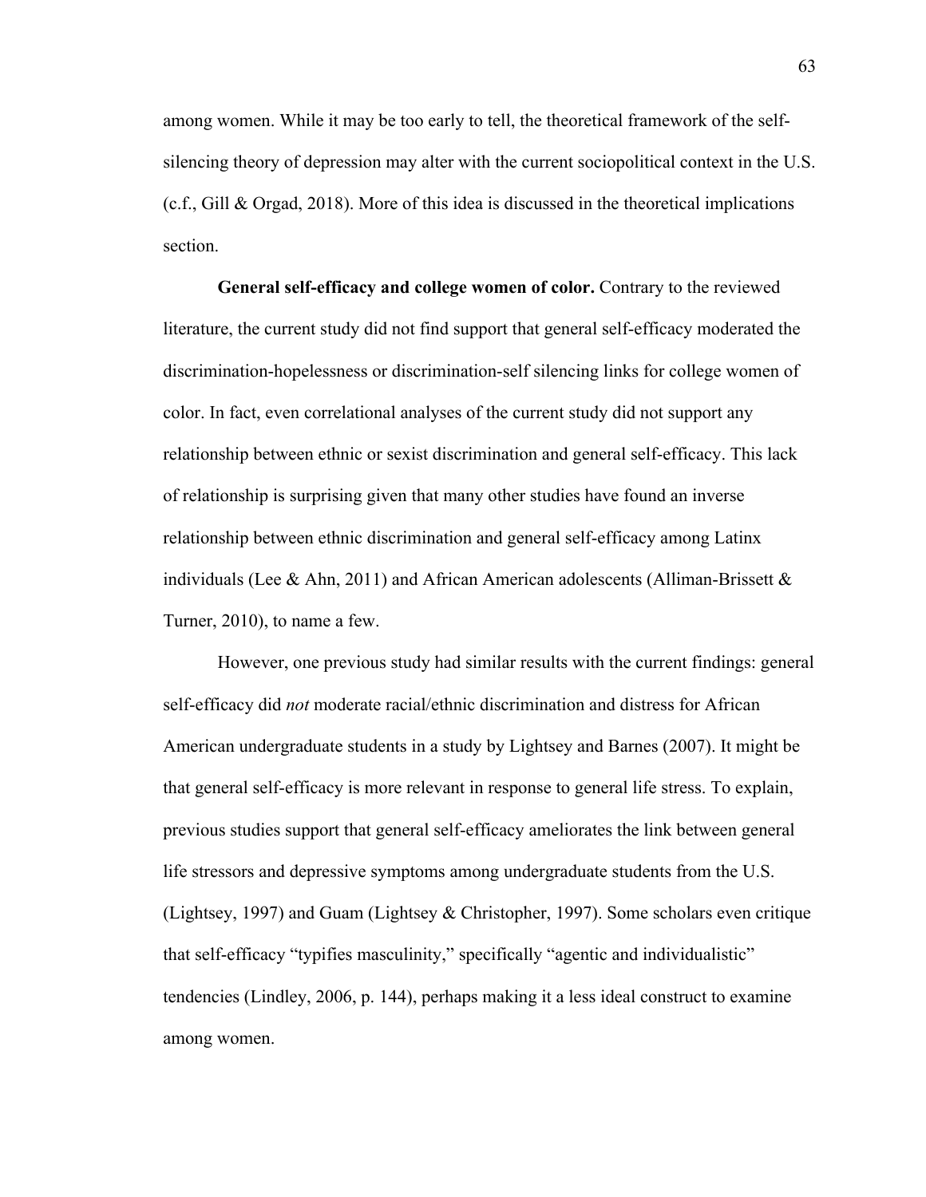among women. While it may be too early to tell, the theoretical framework of the self-silencing theory of depression may alter with the current sociopolitical context in the U.S. (c.f., Gill & Orgad, 2018). More of this idea is discussed in the theoretical implications section.

**General self-efficacy and college women of color.** Contrary to the reviewed literature, the current study did not find support that general self-efficacy moderated the discrimination-hopelessness or discrimination-self silencing links for college women of color. In fact, even correlational analyses of the current study did not support any relationship between ethnic or sexist discrimination and general self-efficacy. This lack of relationship is surprising given that many other studies have found an inverse relationship between ethnic discrimination and general self-efficacy among Latinx individuals (Lee & Ahn, 2011) and African American adolescents (Alliman-Brissett & Turner, 2010), to name a few.

However, one previous study had similar results with the current findings: general self-efficacy did *not* moderate racial/ethnic discrimination and distress for African American undergraduate students in a study by Lightsey and Barnes (2007). It might be that general self-efficacy is more relevant in response to general life stress. To explain, previous studies support that general self-efficacy ameliorates the link between general life stressors and depressive symptoms among undergraduate students from the U.S. (Lightsey, 1997) and Guam (Lightsey & Christopher, 1997). Some scholars even critique that self-efficacy "typifies masculinity," specifically "agentic and individualistic" tendencies (Lindley, 2006, p. 144), perhaps making it a less ideal construct to examine among women.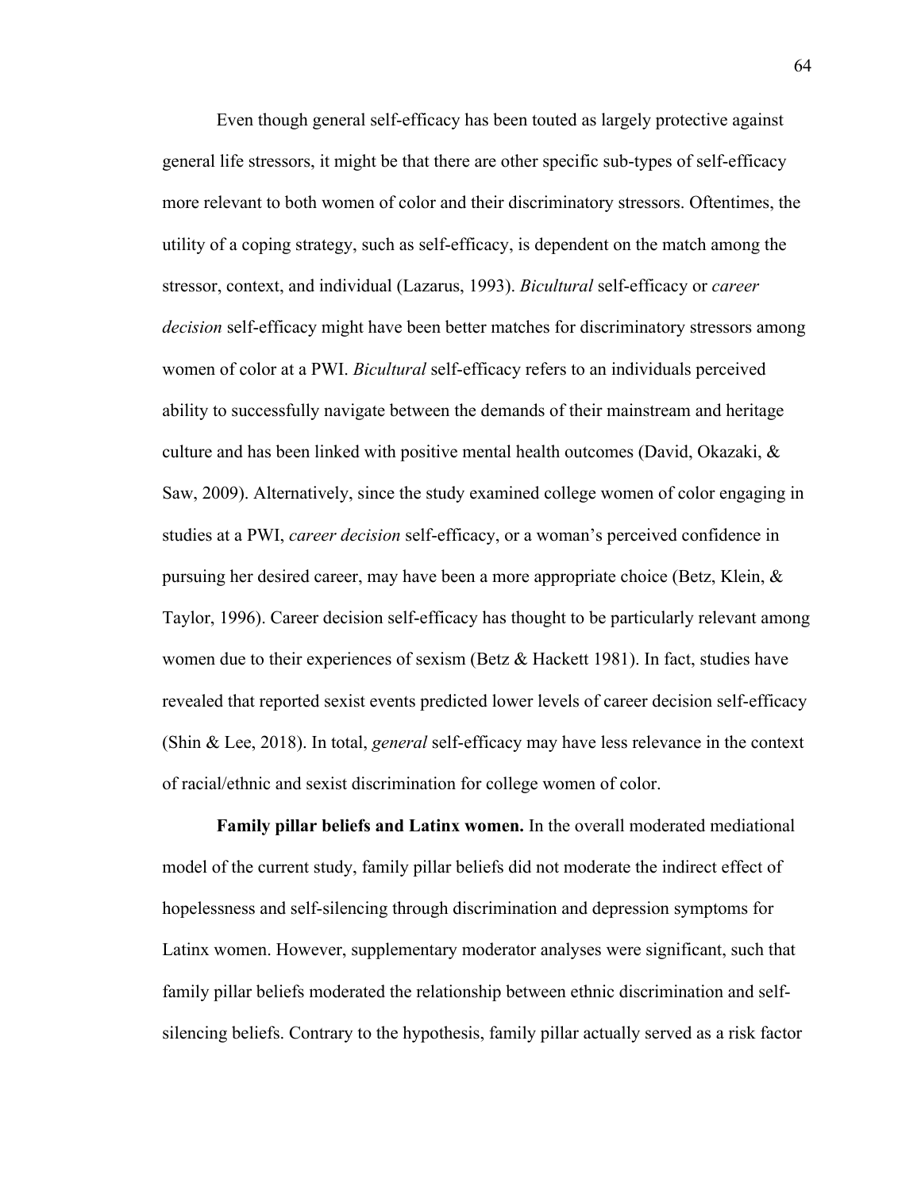Even though general self-efficacy has been touted as largely protective against general life stressors, it might be that there are other specific sub-types of self-efficacy more relevant to both women of color and their discriminatory stressors. Oftentimes, the utility of a coping strategy, such as self-efficacy, is dependent on the match among the stressor, context, and individual (Lazarus, 1993). *Bicultural* self-efficacy or *career decision* self-efficacy might have been better matches for discriminatory stressors among women of color at a PWI. *Bicultural* self-efficacy refers to an individuals perceived ability to successfully navigate between the demands of their mainstream and heritage culture and has been linked with positive mental health outcomes (David, Okazaki, & Saw, 2009). Alternatively, since the study examined college women of color engaging in studies at a PWI, *career decision* self-efficacy, or a woman's perceived confidence in pursuing her desired career, may have been a more appropriate choice (Betz, Klein, & Taylor, 1996). Career decision self-efficacy has thought to be particularly relevant among women due to their experiences of sexism (Betz & Hackett 1981). In fact, studies have revealed that reported sexist events predicted lower levels of career decision self-efficacy (Shin & Lee, 2018). In total, *general* self-efficacy may have less relevance in the context of racial/ethnic and sexist discrimination for college women of color.

**Family pillar beliefs and Latinx women.** In the overall moderated mediational model of the current study, family pillar beliefs did not moderate the indirect effect of hopelessness and self-silencing through discrimination and depression symptoms for Latinx women. However, supplementary moderator analyses were significant, such that family pillar beliefs moderated the relationship between ethnic discrimination and self-silencing beliefs. Contrary to the hypothesis, family pillar actually served as a risk factor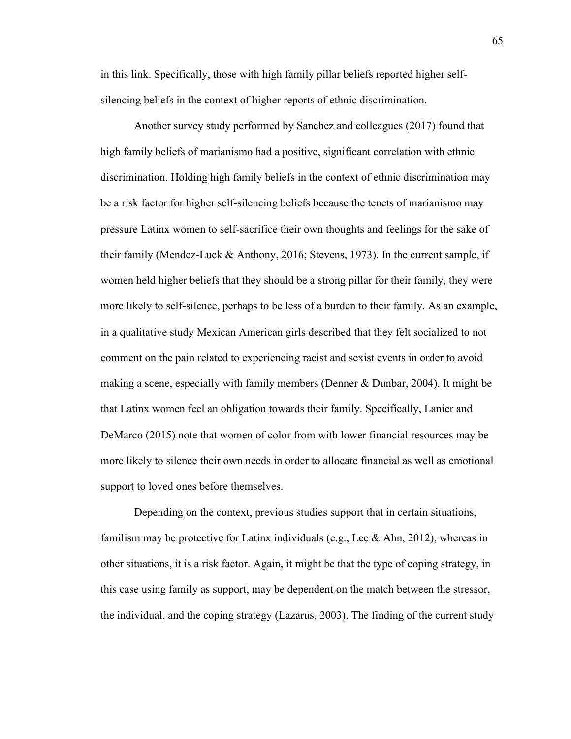in this link. Specifically, those with high family pillar beliefs reported higher self-silencing beliefs in the context of higher reports of ethnic discrimination.

Another survey study performed by Sanchez and colleagues (2017) found that high family beliefs of marianismo had a positive, significant correlation with ethnic discrimination. Holding high family beliefs in the context of ethnic discrimination may be a risk factor for higher self-silencing beliefs because the tenets of marianismo may pressure Latinx women to self-sacrifice their own thoughts and feelings for the sake of their family (Mendez-Luck & Anthony, 2016; Stevens, 1973). In the current sample, if women held higher beliefs that they should be a strong pillar for their family, they were more likely to self-silence, perhaps to be less of a burden to their family. As an example, in a qualitative study Mexican American girls described that they felt socialized to not comment on the pain related to experiencing racist and sexist events in order to avoid making a scene, especially with family members (Denner & Dunbar, 2004). It might be that Latinx women feel an obligation towards their family. Specifically, Lanier and DeMarco (2015) note that women of color from with lower financial resources may be more likely to silence their own needs in order to allocate financial as well as emotional support to loved ones before themselves.

Depending on the context, previous studies support that in certain situations, familism may be protective for Latinx individuals (e.g., Lee & Ahn, 2012), whereas in other situations, it is a risk factor. Again, it might be that the type of coping strategy, in this case using family as support, may be dependent on the match between the stressor, the individual, and the coping strategy (Lazarus, 2003). The finding of the current study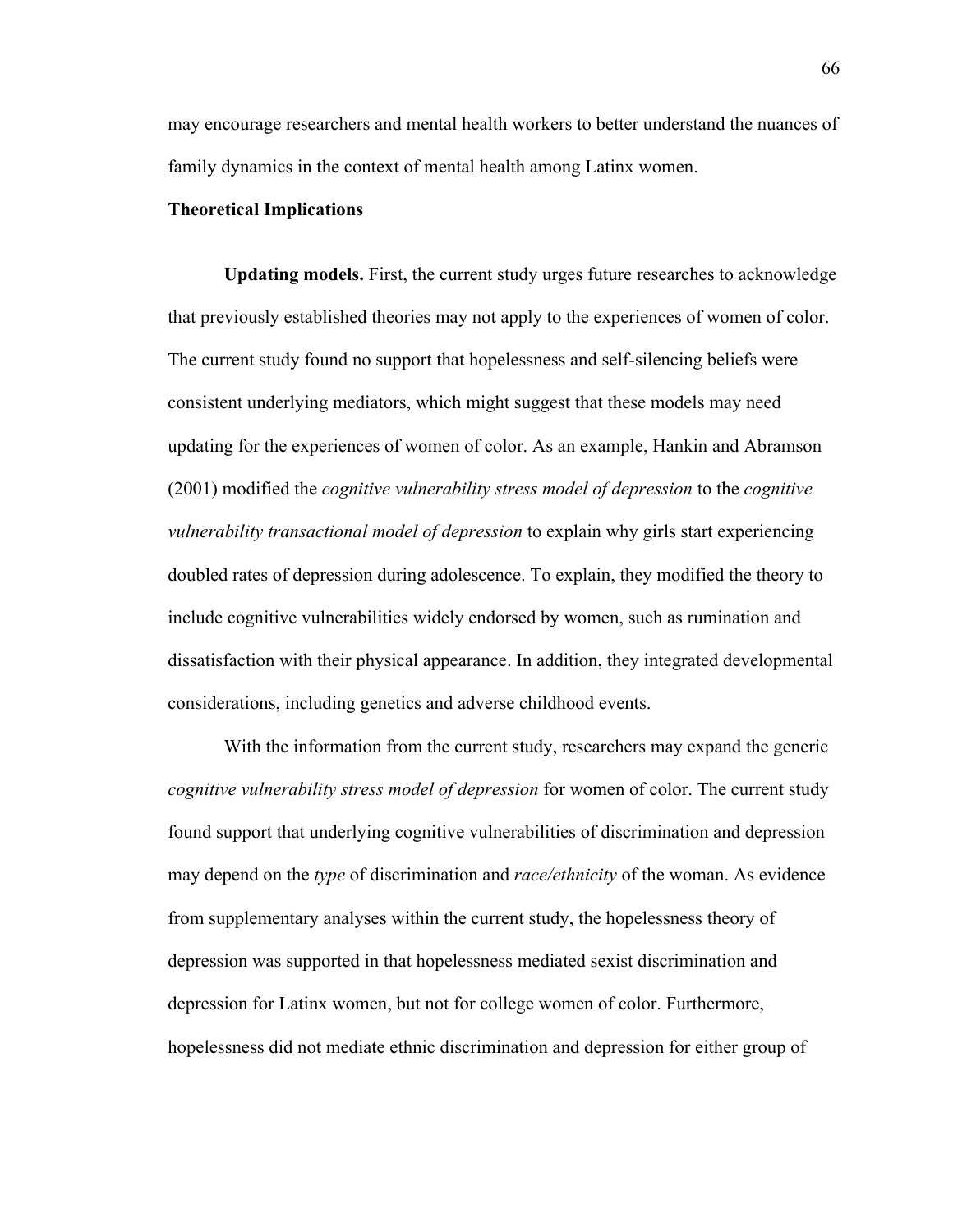may encourage researchers and mental health workers to better understand the nuances of family dynamics in the context of mental health among Latinx women.

### Theoretical Implications

**Updating models.** First, the current study urges future researches to acknowledge that previously established theories may not apply to the experiences of women of color. The current study found no support that hopelessness and self-silencing beliefs were consistent underlying mediators, which might suggest that these models may need updating for the experiences of women of color. As an example, Hankin and Abramson (2001) modified the *cognitive vulnerability stress model of depression* to the *cognitive vulnerability transactional model of depression* to explain why girls start experiencing doubled rates of depression during adolescence. To explain, they modified the theory to include cognitive vulnerabilities widely endorsed by women, such as rumination and dissatisfaction with their physical appearance. In addition, they integrated developmental considerations, including genetics and adverse childhood events.

With the information from the current study, researchers may expand the generic *cognitive vulnerability stress model of depression* for women of color. The current study found support that underlying cognitive vulnerabilities of discrimination and depression may depend on the *type* of discrimination and *race/ethnicity* of the woman. As evidence from supplementary analyses within the current study, the hopelessness theory of depression was supported in that hopelessness mediated sexist discrimination and depression for Latinx women, but not for college women of color. Furthermore, hopelessness did not mediate ethnic discrimination and depression for either group of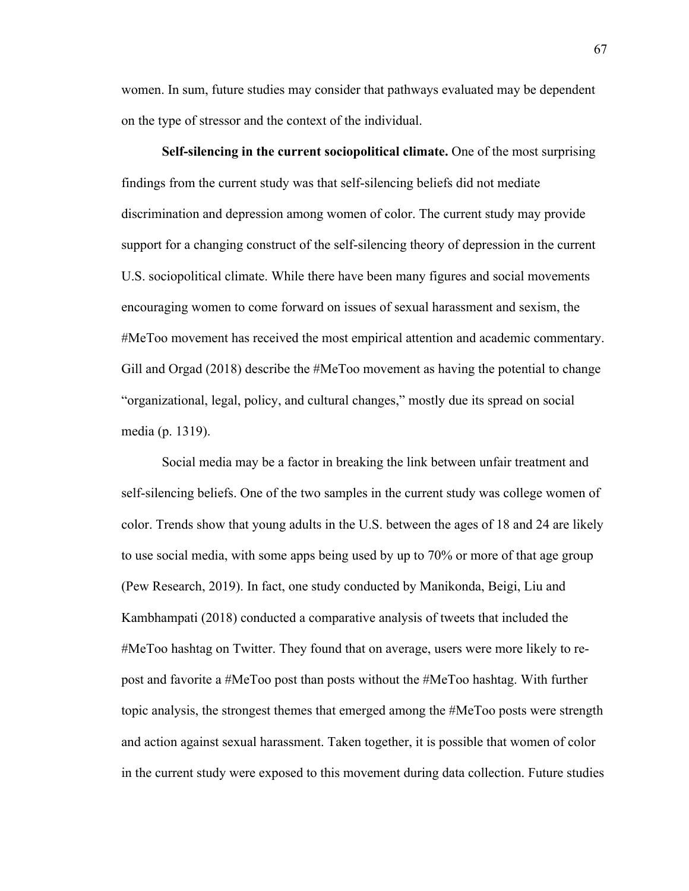women. In sum, future studies may consider that pathways evaluated may be dependent on the type of stressor and the context of the individual.

**Self-silencing in the current sociopolitical climate.** One of the most surprising findings from the current study was that self-silencing beliefs did not mediate discrimination and depression among women of color. The current study may provide support for a changing construct of the self-silencing theory of depression in the current U.S. sociopolitical climate. While there have been many figures and social movements encouraging women to come forward on issues of sexual harassment and sexism, the #MeToo movement has received the most empirical attention and academic commentary. Gill and Orgad (2018) describe the #MeToo movement as having the potential to change "organizational, legal, policy, and cultural changes," mostly due its spread on social media (p. 1319).

Social media may be a factor in breaking the link between unfair treatment and self-silencing beliefs. One of the two samples in the current study was college women of color. Trends show that young adults in the U.S. between the ages of 18 and 24 are likely to use social media, with some apps being used by up to 70% or more of that age group (Pew Research, 2019). In fact, one study conducted by Manikonda, Beigi, Liu and Kambhampati (2018) conducted a comparative analysis of tweets that included the #MeToo hashtag on Twitter. They found that on average, users were more likely to re-post and favorite a #MeToo post than posts without the #MeToo hashtag. With further topic analysis, the strongest themes that emerged among the #MeToo posts were strength and action against sexual harassment. Taken together, it is possible that women of color in the current study were exposed to this movement during data collection. Future studies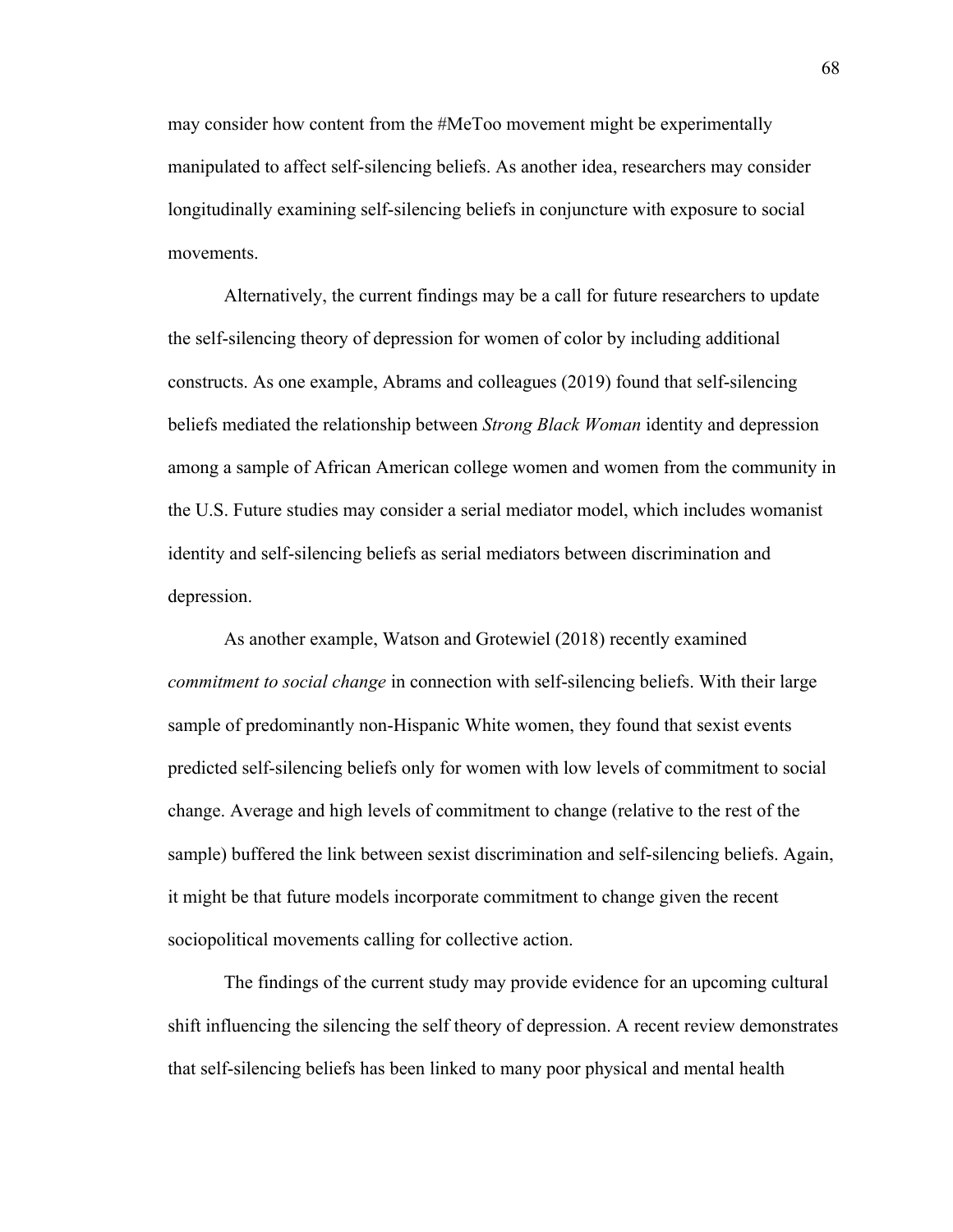may consider how content from the #MeToo movement might be experimentally manipulated to affect self-silencing beliefs. As another idea, researchers may consider longitudinally examining self-silencing beliefs in conjuncture with exposure to social movements.

Alternatively, the current findings may be a call for future researchers to update the self-silencing theory of depression for women of color by including additional constructs. As one example, Abrams and colleagues (2019) found that self-silencing beliefs mediated the relationship between *Strong Black Woman* identity and depression among a sample of African American college women and women from the community in the U.S. Future studies may consider a serial mediator model, which includes womanist identity and self-silencing beliefs as serial mediators between discrimination and depression.

As another example, Watson and Grotewiel (2018) recently examined *commitment to social change* in connection with self-silencing beliefs. With their large sample of predominantly non-Hispanic White women, they found that sexist events predicted self-silencing beliefs only for women with low levels of commitment to social change. Average and high levels of commitment to change (relative to the rest of the sample) buffered the link between sexist discrimination and self-silencing beliefs. Again, it might be that future models incorporate commitment to change given the recent sociopolitical movements calling for collective action.

The findings of the current study may provide evidence for an upcoming cultural shift influencing the silencing the self theory of depression. A recent review demonstrates that self-silencing beliefs has been linked to many poor physical and mental health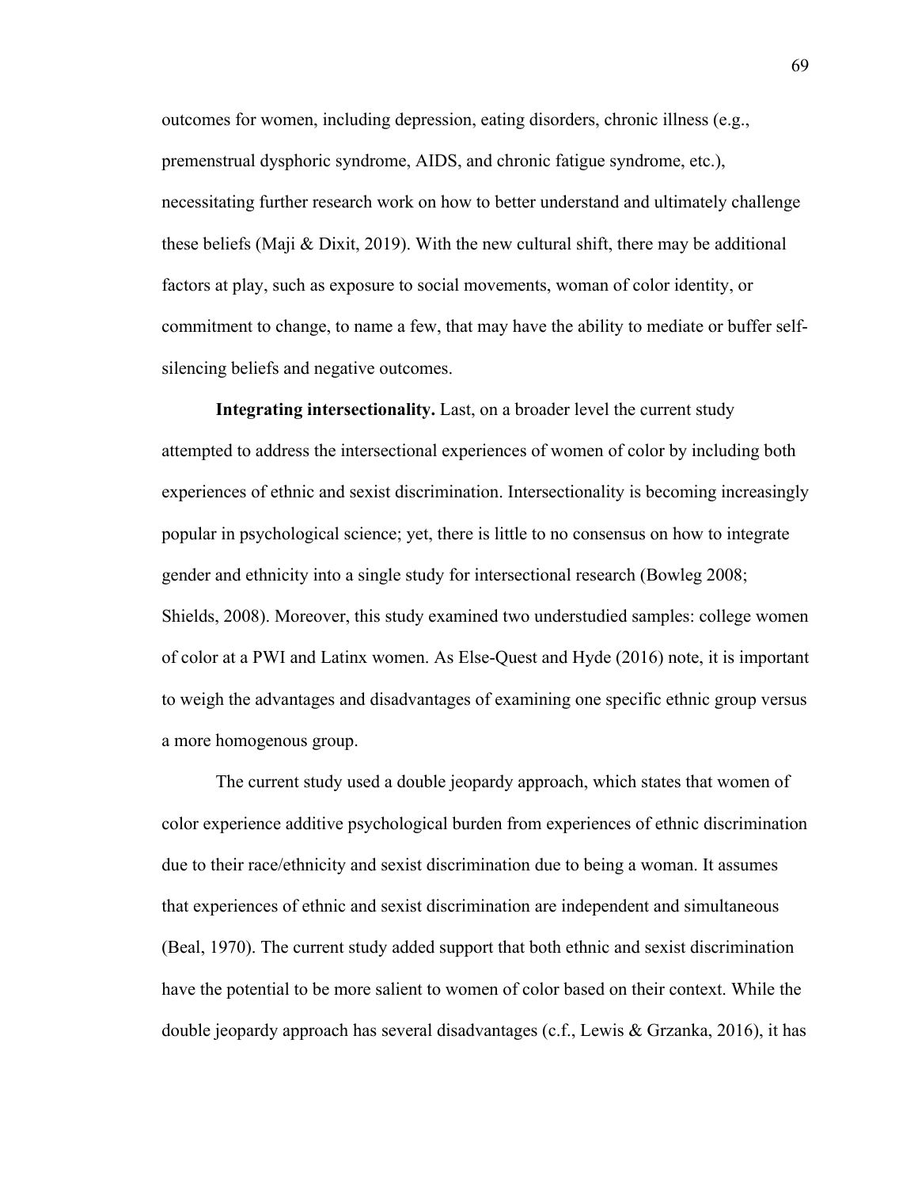outcomes for women, including depression, eating disorders, chronic illness (e.g., premenstrual dysphoric syndrome, AIDS, and chronic fatigue syndrome, etc.), necessitating further research work on how to better understand and ultimately challenge these beliefs (Maji & Dixit, 2019). With the new cultural shift, there may be additional factors at play, such as exposure to social movements, woman of color identity, or commitment to change, to name a few, that may have the ability to mediate or buffer self-silencing beliefs and negative outcomes.

**Integrating intersectionality.** Last, on a broader level the current study attempted to address the intersectional experiences of women of color by including both experiences of ethnic and sexist discrimination. Intersectionality is becoming increasingly popular in psychological science; yet, there is little to no consensus on how to integrate gender and ethnicity into a single study for intersectional research (Bowleg 2008; Shields, 2008). Moreover, this study examined two understudied samples: college women of color at a PWI and Latinx women. As Else-Quest and Hyde (2016) note, it is important to weigh the advantages and disadvantages of examining one specific ethnic group versus a more homogenous group.

The current study used a double jeopardy approach, which states that women of color experience additive psychological burden from experiences of ethnic discrimination due to their race/ethnicity and sexist discrimination due to being a woman. It assumes that experiences of ethnic and sexist discrimination are independent and simultaneous (Beal, 1970). The current study added support that both ethnic and sexist discrimination have the potential to be more salient to women of color based on their context. While the double jeopardy approach has several disadvantages (c.f., Lewis & Grzanka, 2016), it has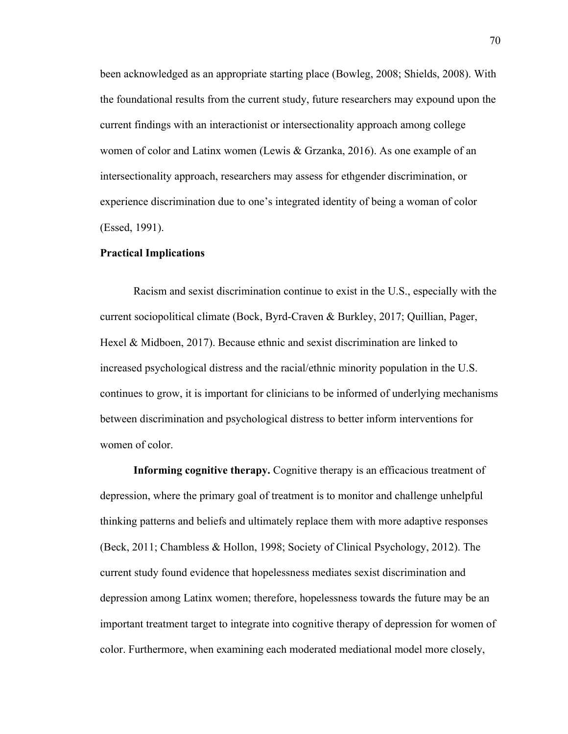been acknowledged as an appropriate starting place (Bowleg, 2008; Shields, 2008). With the foundational results from the current study, future researchers may expound upon the current findings with an interactionist or intersectionality approach among college women of color and Latinx women (Lewis & Grzanka, 2016). As one example of an intersectionality approach, researchers may assess for ethgender discrimination, or experience discrimination due to one's integrated identity of being a woman of color (Essed, 1991).

## Practical Implications

Racism and sexist discrimination continue to exist in the U.S., especially with the current sociopolitical climate (Bock, Byrd-Craven & Burkley, 2017; Quillian, Pager, Hexel & Midboen, 2017). Because ethnic and sexist discrimination are linked to increased psychological distress and the racial/ethnic minority population in the U.S. continues to grow, it is important for clinicians to be informed of underlying mechanisms between discrimination and psychological distress to better inform interventions for women of color.

**Informing cognitive therapy.** Cognitive therapy is an efficacious treatment of depression, where the primary goal of treatment is to monitor and challenge unhelpful thinking patterns and beliefs and ultimately replace them with more adaptive responses (Beck, 2011; Chambless & Hollon, 1998; Society of Clinical Psychology, 2012). The current study found evidence that hopelessness mediates sexist discrimination and depression among Latinx women; therefore, hopelessness towards the future may be an important treatment target to integrate into cognitive therapy of depression for women of color. Furthermore, when examining each moderated mediational model more closely,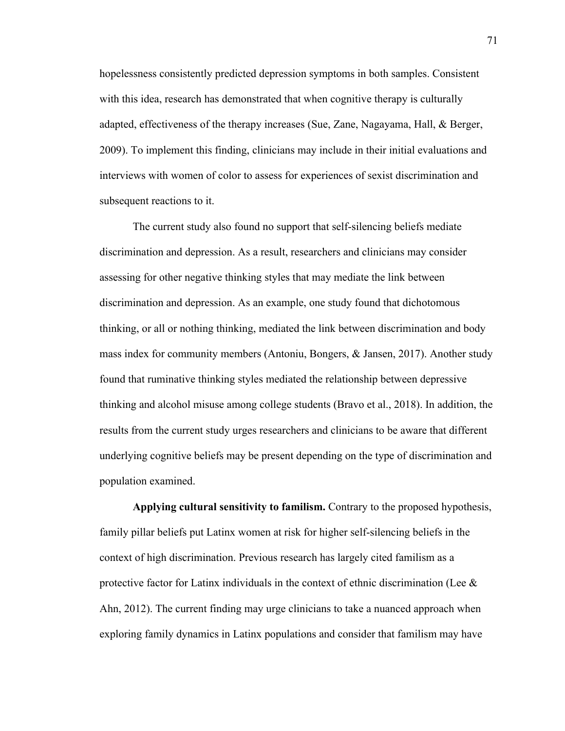hopelessness consistently predicted depression symptoms in both samples. Consistent with this idea, research has demonstrated that when cognitive therapy is culturally adapted, effectiveness of the therapy increases (Sue, Zane, Nagayama, Hall, & Berger, 2009). To implement this finding, clinicians may include in their initial evaluations and interviews with women of color to assess for experiences of sexist discrimination and subsequent reactions to it.

The current study also found no support that self-silencing beliefs mediate discrimination and depression. As a result, researchers and clinicians may consider assessing for other negative thinking styles that may mediate the link between discrimination and depression. As an example, one study found that dichotomous thinking, or all or nothing thinking, mediated the link between discrimination and body mass index for community members (Antoniu, Bongers, & Jansen, 2017). Another study found that ruminative thinking styles mediated the relationship between depressive thinking and alcohol misuse among college students (Bravo et al., 2018). In addition, the results from the current study urges researchers and clinicians to be aware that different underlying cognitive beliefs may be present depending on the type of discrimination and population examined.

**Applying cultural sensitivity to familism.** Contrary to the proposed hypothesis, family pillar beliefs put Latinx women at risk for higher self-silencing beliefs in the context of high discrimination. Previous research has largely cited familism as a protective factor for Latinx individuals in the context of ethnic discrimination (Lee & Ahn, 2012). The current finding may urge clinicians to take a nuanced approach when exploring family dynamics in Latinx populations and consider that familism may have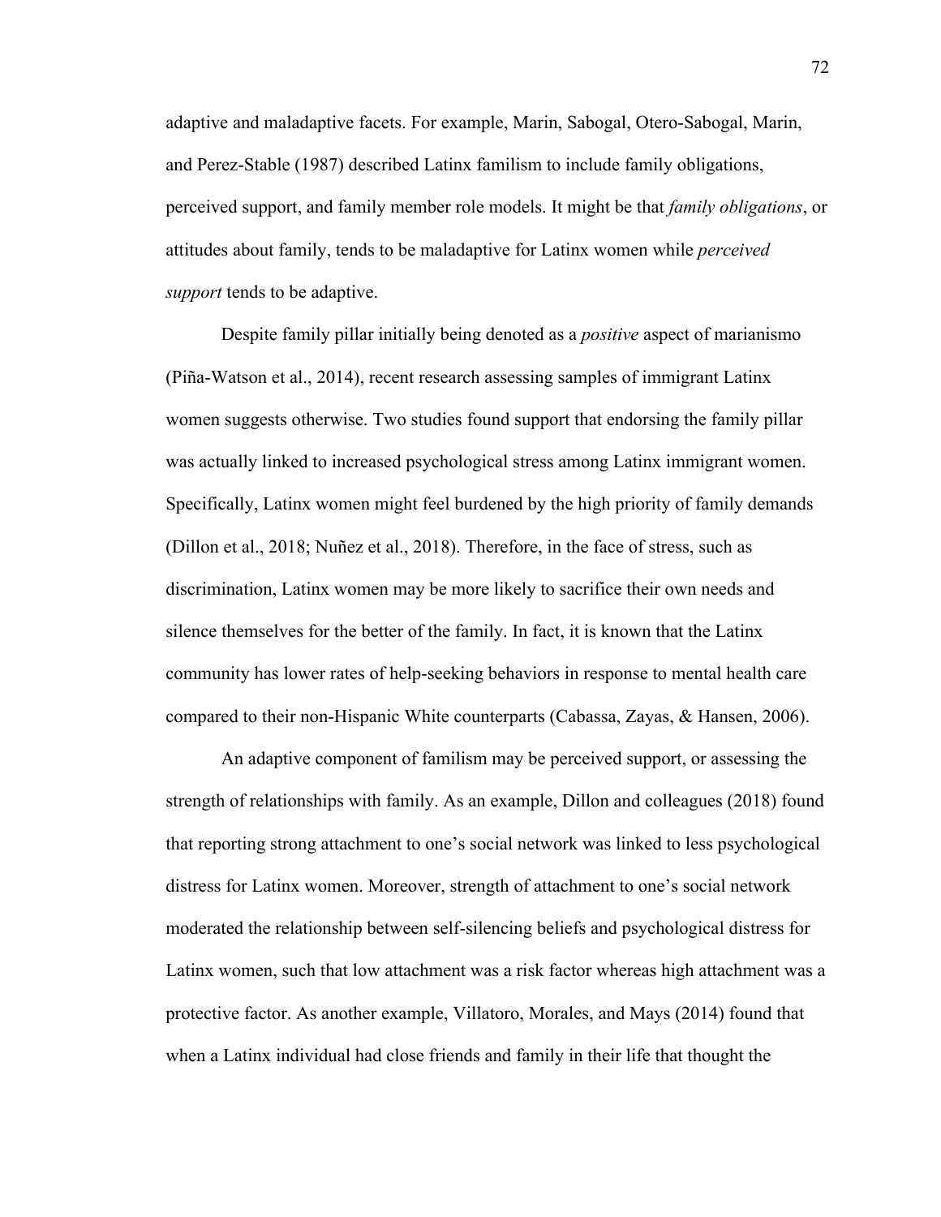adaptive and maladaptive facets. For example, Marin, Sabogal, Otero-Sabogal, Marin, and Perez-Stable (1987) described Latinx familism to include family obligations, perceived support, and family member role models. It might be that *family obligations*, or attitudes about family, tends to be maladaptive for Latinx women while *perceived support* tends to be adaptive.

Despite family pillar initially being denoted as a *positive* aspect of marianismo (Piña-Watson et al., 2014), recent research assessing samples of immigrant Latinx women suggests otherwise. Two studies found support that endorsing the family pillar was actually linked to increased psychological stress among Latinx immigrant women. Specifically, Latinx women might feel burdened by the high priority of family demands (Dillon et al., 2018; Nuñez et al., 2018). Therefore, in the face of stress, such as discrimination, Latinx women may be more likely to sacrifice their own needs and silence themselves for the better of the family. In fact, it is known that the Latinx community has lower rates of help-seeking behaviors in response to mental health care compared to their non-Hispanic White counterparts (Cabassa, Zayas, & Hansen, 2006).

An adaptive component of familism may be perceived support, or assessing the strength of relationships with family. As an example, Dillon and colleagues (2018) found that reporting strong attachment to one's social network was linked to less psychological distress for Latinx women. Moreover, strength of attachment to one's social network moderated the relationship between self-silencing beliefs and psychological distress for Latinx women, such that low attachment was a risk factor whereas high attachment was a protective factor. As another example, Villatoro, Morales, and Mays (2014) found that when a Latinx individual had close friends and family in their life that thought the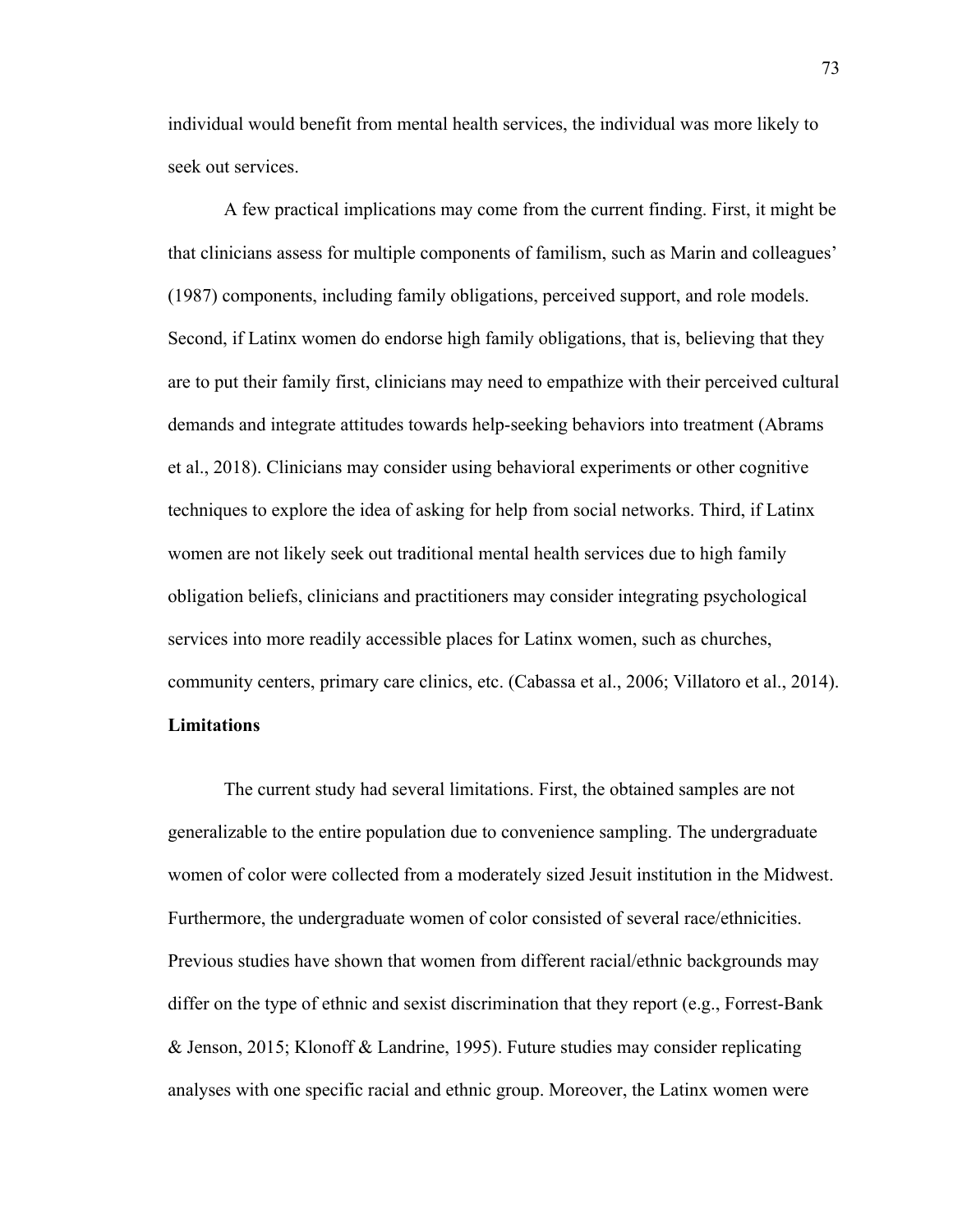individual would benefit from mental health services, the individual was more likely to seek out services.

A few practical implications may come from the current finding. First, it might be that clinicians assess for multiple components of familism, such as Marin and colleagues' (1987) components, including family obligations, perceived support, and role models. Second, if Latinx women do endorse high family obligations, that is, believing that they are to put their family first, clinicians may need to empathize with their perceived cultural demands and integrate attitudes towards help-seeking behaviors into treatment (Abrams et al., 2018). Clinicians may consider using behavioral experiments or other cognitive techniques to explore the idea of asking for help from social networks. Third, if Latinx women are not likely seek out traditional mental health services due to high family obligation beliefs, clinicians and practitioners may consider integrating psychological services into more readily accessible places for Latinx women, such as churches, community centers, primary care clinics, etc. (Cabassa et al., 2006; Villatoro et al., 2014).

**Limitations**

The current study had several limitations. First, the obtained samples are not generalizable to the entire population due to convenience sampling. The undergraduate women of color were collected from a moderately sized Jesuit institution in the Midwest. Furthermore, the undergraduate women of color consisted of several race/ethnicities. Previous studies have shown that women from different racial/ethnic backgrounds may differ on the type of ethnic and sexist discrimination that they report (e.g., Forrest-Bank & Jenson, 2015; Klonoff & Landrine, 1995). Future studies may consider replicating analyses with one specific racial and ethnic group. Moreover, the Latinx women were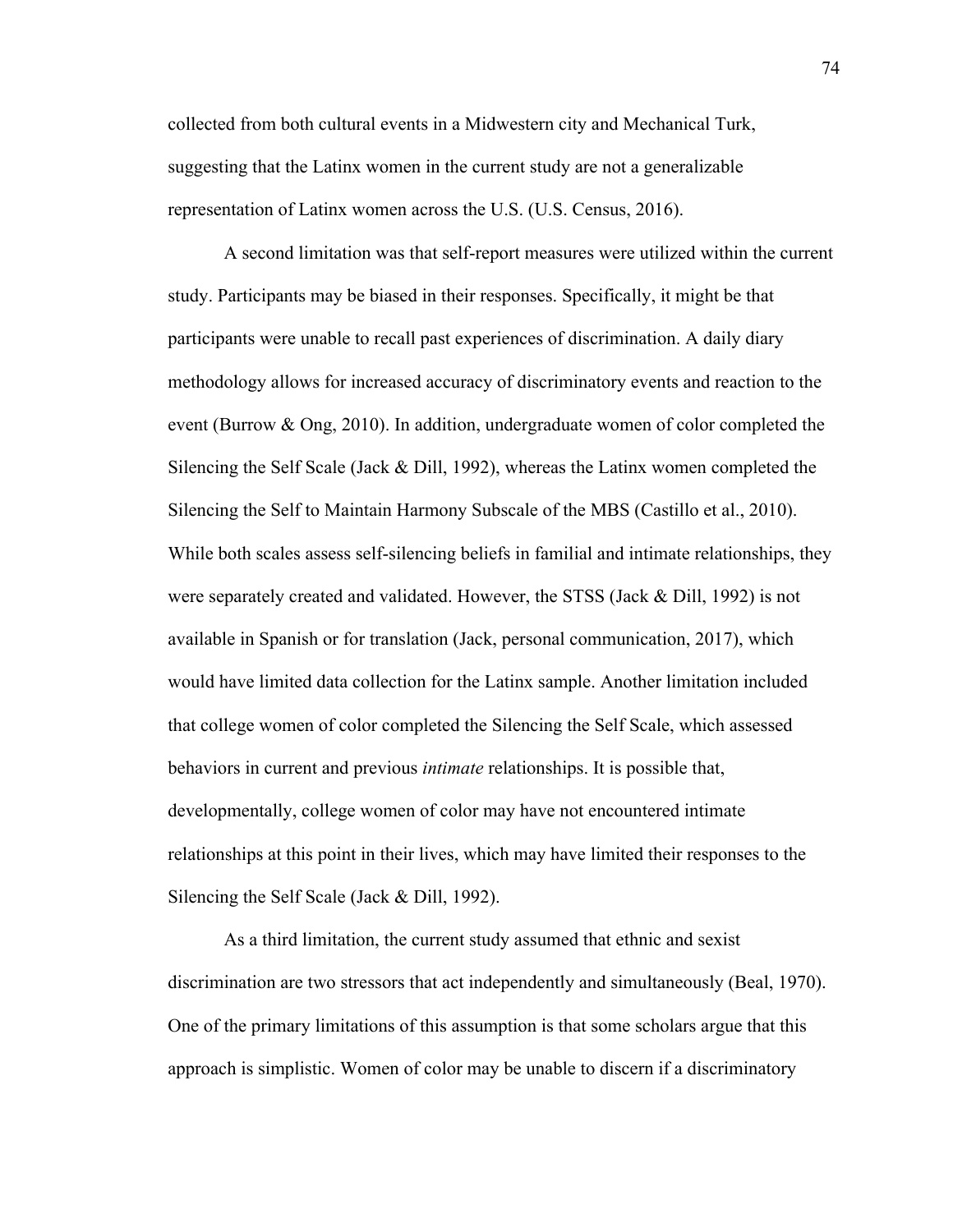collected from both cultural events in a Midwestern city and Mechanical Turk, suggesting that the Latinx women in the current study are not a generalizable representation of Latinx women across the U.S. (U.S. Census, 2016).

A second limitation was that self-report measures were utilized within the current study. Participants may be biased in their responses. Specifically, it might be that participants were unable to recall past experiences of discrimination. A daily diary methodology allows for increased accuracy of discriminatory events and reaction to the event (Burrow & Ong, 2010). In addition, undergraduate women of color completed the Silencing the Self Scale (Jack & Dill, 1992), whereas the Latinx women completed the Silencing the Self to Maintain Harmony Subscale of the MBS (Castillo et al., 2010). While both scales assess self-silencing beliefs in familial and intimate relationships, they were separately created and validated. However, the STSS (Jack & Dill, 1992) is not available in Spanish or for translation (Jack, personal communication, 2017), which would have limited data collection for the Latinx sample. Another limitation included that college women of color completed the Silencing the Self Scale, which assessed behaviors in current and previous *intimate* relationships. It is possible that, developmentally, college women of color may have not encountered intimate relationships at this point in their lives, which may have limited their responses to the Silencing the Self Scale (Jack & Dill, 1992).

As a third limitation, the current study assumed that ethnic and sexist discrimination are two stressors that act independently and simultaneously (Beal, 1970). One of the primary limitations of this assumption is that some scholars argue that this approach is simplistic. Women of color may be unable to discern if a discriminatory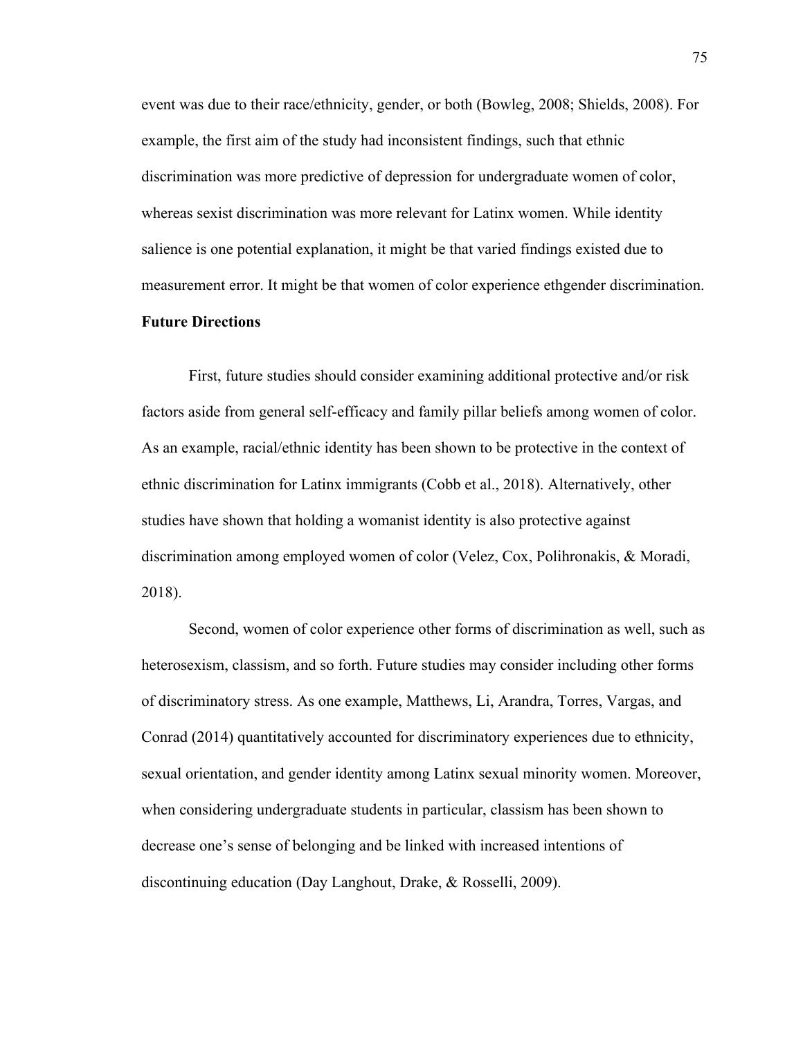event was due to their race/ethnicity, gender, or both (Bowleg, 2008; Shields, 2008). For example, the first aim of the study had inconsistent findings, such that ethnic discrimination was more predictive of depression for undergraduate women of color, whereas sexist discrimination was more relevant for Latinx women. While identity salience is one potential explanation, it might be that varied findings existed due to measurement error. It might be that women of color experience ethgender discrimination.

**Future Directions**

First, future studies should consider examining additional protective and/or risk factors aside from general self-efficacy and family pillar beliefs among women of color. As an example, racial/ethnic identity has been shown to be protective in the context of ethnic discrimination for Latinx immigrants (Cobb et al., 2018). Alternatively, other studies have shown that holding a womanist identity is also protective against discrimination among employed women of color (Velez, Cox, Polihronakis, & Moradi, 2018).

Second, women of color experience other forms of discrimination as well, such as heterosexism, classism, and so forth. Future studies may consider including other forms of discriminatory stress. As one example, Matthews, Li, Arandra, Torres, Vargas, and Conrad (2014) quantitatively accounted for discriminatory experiences due to ethnicity, sexual orientation, and gender identity among Latinx sexual minority women. Moreover, when considering undergraduate students in particular, classism has been shown to decrease one's sense of belonging and be linked with increased intentions of discontinuing education (Day Langhout, Drake, & Rosselli, 2009).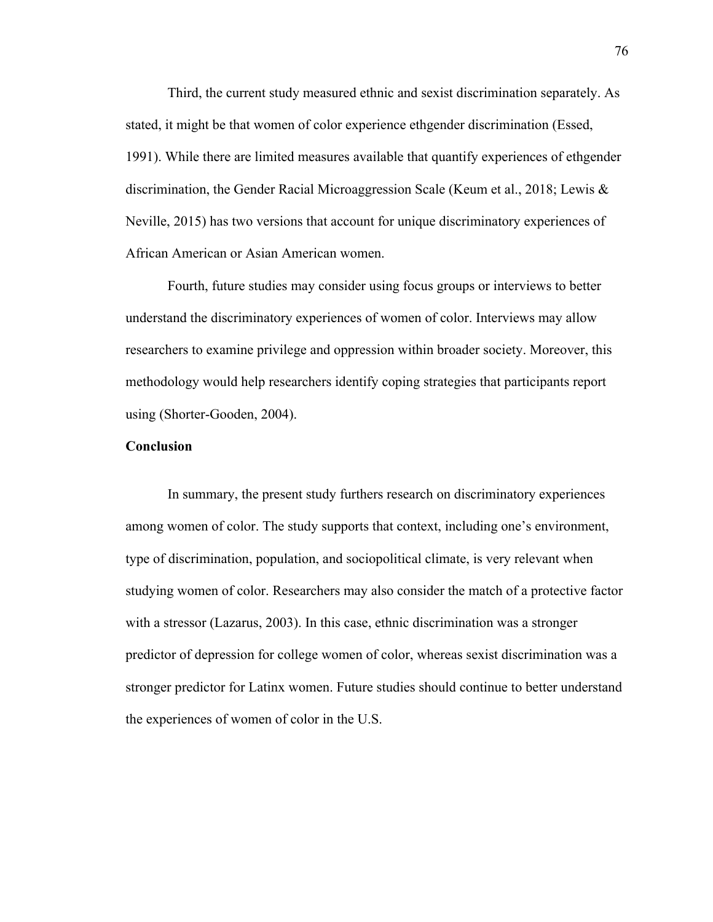Third, the current study measured ethnic and sexist discrimination separately. As stated, it might be that women of color experience ethgender discrimination (Essed, 1991). While there are limited measures available that quantify experiences of ethgender discrimination, the Gender Racial Microaggression Scale (Keum et al., 2018; Lewis & Neville, 2015) has two versions that account for unique discriminatory experiences of African American or Asian American women.

Fourth, future studies may consider using focus groups or interviews to better understand the discriminatory experiences of women of color. Interviews may allow researchers to examine privilege and oppression within broader society. Moreover, this methodology would help researchers identify coping strategies that participants report using (Shorter-Gooden, 2004).

**Conclusion**

In summary, the present study furthers research on discriminatory experiences among women of color. The study supports that context, including one's environment, type of discrimination, population, and sociopolitical climate, is very relevant when studying women of color. Researchers may also consider the match of a protective factor with a stressor (Lazarus, 2003). In this case, ethnic discrimination was a stronger predictor of depression for college women of color, whereas sexist discrimination was a stronger predictor for Latinx women. Future studies should continue to better understand the experiences of women of color in the U.S.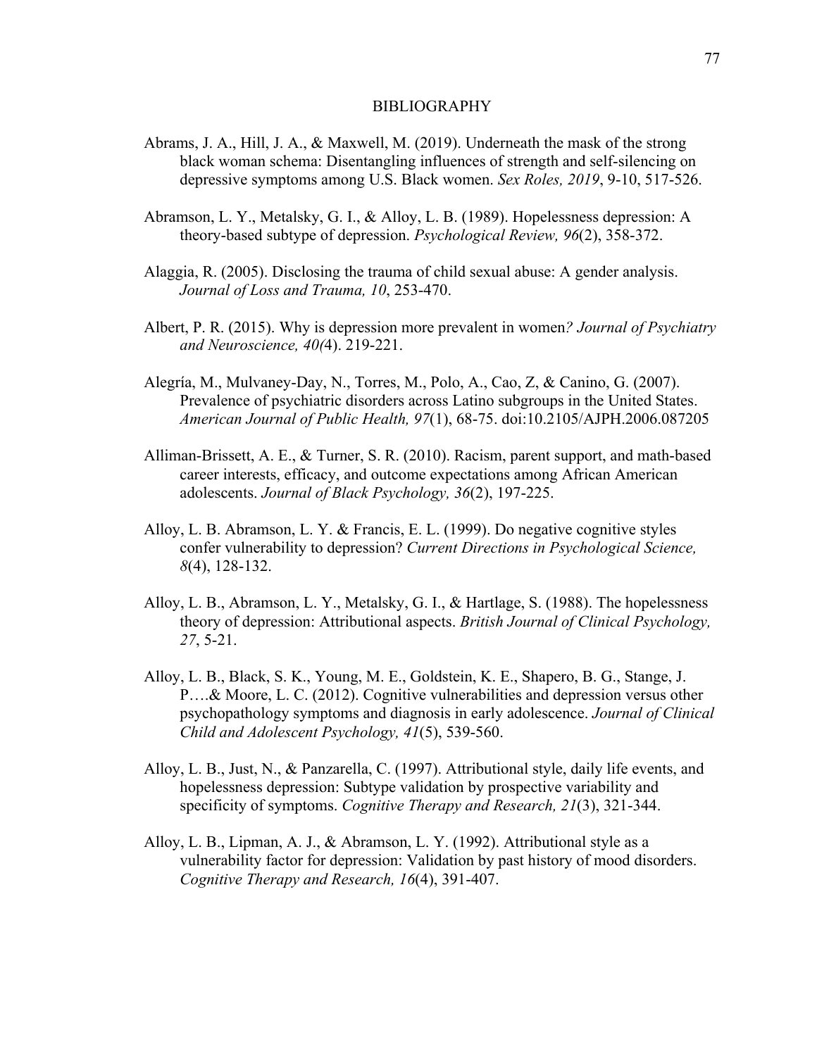# BIBLIOGRAPHY

Abrams, J. A., Hill, J. A., & Maxwell, M. (2019). Underneath the mask of the strong black woman schema: Disentangling influences of strength and self-silencing on depressive symptoms among U.S. Black women. *Sex Roles, 2019*, 9-10, 517-526.

Abramson, L. Y., Metalsky, G. I., & Alloy, L. B. (1989). Hopelessness depression: A theory-based subtype of depression. *Psychological Review, 96*(2), 358-372.

Alaggia, R. (2005). Disclosing the trauma of child sexual abuse: A gender analysis. *Journal of Loss and Trauma, 10*, 253-470.

Albert, P. R. (2015). Why is depression more prevalent in women*? Journal of Psychiatry and Neuroscience, 40(*4). 219-221.

Alegría, M., Mulvaney-Day, N., Torres, M., Polo, A., Cao, Z, & Canino, G. (2007). Prevalence of psychiatric disorders across Latino subgroups in the United States. *American Journal of Public Health, 97*(1), 68-75. doi:10.2105/AJPH.2006.087205

Alliman-Brissett, A. E., & Turner, S. R. (2010). Racism, parent support, and math-based career interests, efficacy, and outcome expectations among African American adolescents. *Journal of Black Psychology, 36*(2), 197-225.

Alloy, L. B. Abramson, L. Y. & Francis, E. L. (1999). Do negative cognitive styles confer vulnerability to depression? *Current Directions in Psychological Science, 8*(4), 128-132.

Alloy, L. B., Abramson, L. Y., Metalsky, G. I., & Hartlage, S. (1988). The hopelessness theory of depression: Attributional aspects. *British Journal of Clinical Psychology, 27*, 5-21.

Alloy, L. B., Black, S. K., Young, M. E., Goldstein, K. E., Shapero, B. G., Stange, J. P….& Moore, L. C. (2012). Cognitive vulnerabilities and depression versus other psychopathology symptoms and diagnosis in early adolescence. *Journal of Clinical Child and Adolescent Psychology, 41*(5), 539-560.

Alloy, L. B., Just, N., & Panzarella, C. (1997). Attributional style, daily life events, and hopelessness depression: Subtype validation by prospective variability and specificity of symptoms. *Cognitive Therapy and Research, 21*(3), 321-344.

Alloy, L. B., Lipman, A. J., & Abramson, L. Y. (1992). Attributional style as a vulnerability factor for depression: Validation by past history of mood disorders. *Cognitive Therapy and Research, 16*(4), 391-407.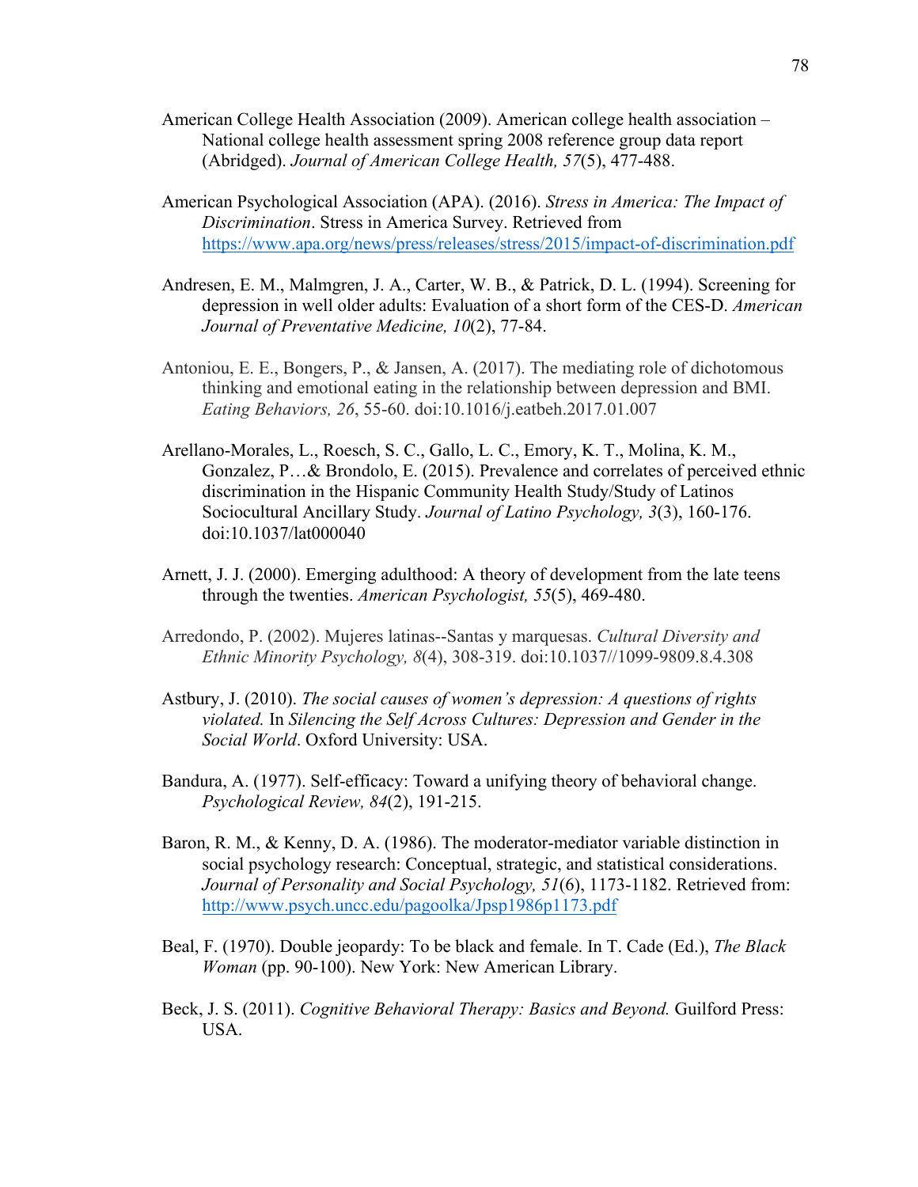American College Health Association (2009). American college health association – National college health assessment spring 2008 reference group data report (Abridged). *Journal of American College Health, 57*(5), 477-488.

American Psychological Association (APA). (2016). *Stress in America: The Impact of Discrimination*. Stress in America Survey. Retrieved from https://www.apa.org/news/press/releases/stress/2015/impact-of-discrimination.pdf

Andresen, E. M., Malmgren, J. A., Carter, W. B., & Patrick, D. L. (1994). Screening for depression in well older adults: Evaluation of a short form of the CES-D. *American Journal of Preventative Medicine, 10*(2), 77-84.

Antoniou, E. E., Bongers, P., & Jansen, A. (2017). The mediating role of dichotomous thinking and emotional eating in the relationship between depression and BMI. *Eating Behaviors, 26*, 55-60. doi:10.1016/j.eatbeh.2017.01.007

Arellano-Morales, L., Roesch, S. C., Gallo, L. C., Emory, K. T., Molina, K. M., Gonzalez, P…& Brondolo, E. (2015). Prevalence and correlates of perceived ethnic discrimination in the Hispanic Community Health Study/Study of Latinos Sociocultural Ancillary Study. *Journal of Latino Psychology, 3*(3), 160-176. doi:10.1037/lat000040

Arnett, J. J. (2000). Emerging adulthood: A theory of development from the late teens through the twenties. *American Psychologist, 55*(5), 469-480.

Arredondo, P. (2002). Mujeres latinas--Santas y marquesas. *Cultural Diversity and Ethnic Minority Psychology, 8*(4), 308-319. doi:10.1037//1099-9809.8.4.308

Astbury, J. (2010). *The social causes of women's depression: A questions of rights violated.* In *Silencing the Self Across Cultures: Depression and Gender in the Social World*. Oxford University: USA.

Bandura, A. (1977). Self-efficacy: Toward a unifying theory of behavioral change. *Psychological Review, 84*(2), 191-215.

Baron, R. M., & Kenny, D. A. (1986). The moderator-mediator variable distinction in social psychology research: Conceptual, strategic, and statistical considerations. *Journal of Personality and Social Psychology, 51*(6), 1173-1182. Retrieved from: http://www.psych.uncc.edu/pagoolka/Jpsp1986p1173.pdf

Beal, F. (1970). Double jeopardy: To be black and female. In T. Cade (Ed.), *The Black Woman* (pp. 90-100). New York: New American Library.

Beck, J. S. (2011). *Cognitive Behavioral Therapy: Basics and Beyond.* Guilford Press: USA.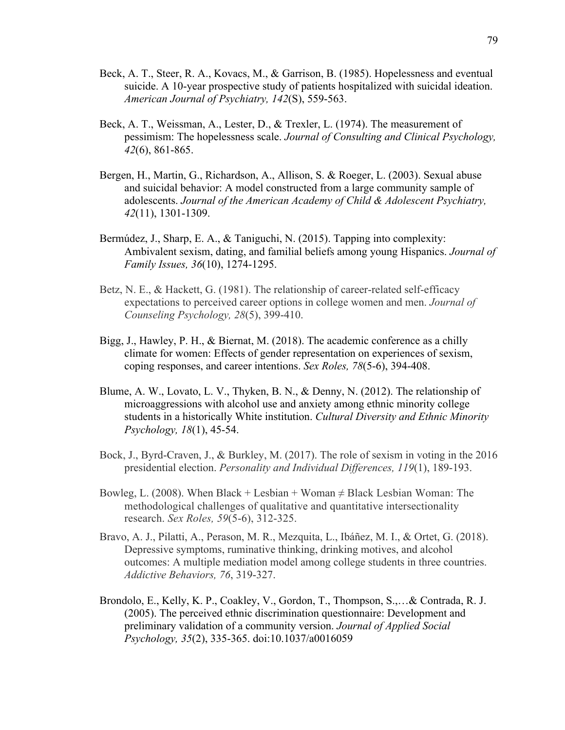Beck, A. T., Steer, R. A., Kovacs, M., & Garrison, B. (1985). Hopelessness and eventual suicide. A 10-year prospective study of patients hospitalized with suicidal ideation. *American Journal of Psychiatry, 142*(S), 559-563.

Beck, A. T., Weissman, A., Lester, D., & Trexler, L. (1974). The measurement of pessimism: The hopelessness scale. *Journal of Consulting and Clinical Psychology, 42*(6), 861-865.

Bergen, H., Martin, G., Richardson, A., Allison, S. & Roeger, L. (2003). Sexual abuse and suicidal behavior: A model constructed from a large community sample of adolescents. *Journal of the American Academy of Child & Adolescent Psychiatry, 42*(11), 1301-1309.

Bermúdez, J., Sharp, E. A., & Taniguchi, N. (2015). Tapping into complexity: Ambivalent sexism, dating, and familial beliefs among young Hispanics. *Journal of Family Issues, 36*(10), 1274-1295.

Betz, N. E., & Hackett, G. (1981). The relationship of career-related self-efficacy expectations to perceived career options in college women and men. *Journal of Counseling Psychology, 28*(5), 399-410.

Bigg, J., Hawley, P. H., & Biernat, M. (2018). The academic conference as a chilly climate for women: Effects of gender representation on experiences of sexism, coping responses, and career intentions. *Sex Roles, 78*(5-6), 394-408.

Blume, A. W., Lovato, L. V., Thyken, B. N., & Denny, N. (2012). The relationship of microaggressions with alcohol use and anxiety among ethnic minority college students in a historically White institution. *Cultural Diversity and Ethnic Minority Psychology, 18*(1), 45-54.

Bock, J., Byrd-Craven, J., & Burkley, M. (2017). The role of sexism in voting in the 2016 presidential election. *Personality and Individual Differences, 119*(1), 189-193.

Bowleg, L. (2008). When Black + Lesbian + Woman ≠ Black Lesbian Woman: The methodological challenges of qualitative and quantitative intersectionality research. *Sex Roles, 59*(5-6), 312-325.

Bravo, A. J., Pilatti, A., Pearson, M. R., Mezquita, L., Ibáñez, M. I., & Ortet, G. (2018). Depressive symptoms, ruminative thinking, drinking motives, and alcohol outcomes: A multiple mediation model among college students in three countries. *Addictive Behaviors, 76*, 319-327.

Brondolo, E., Kelly, K. P., Coakley, V., Gordon, T., Thompson, S.,…& Contrada, R. J. (2005). The perceived ethnic discrimination questionnaire: Development and preliminary validation of a community version. *Journal of Applied Social Psychology, 35*(2), 335-365. doi:10.1037/a0016059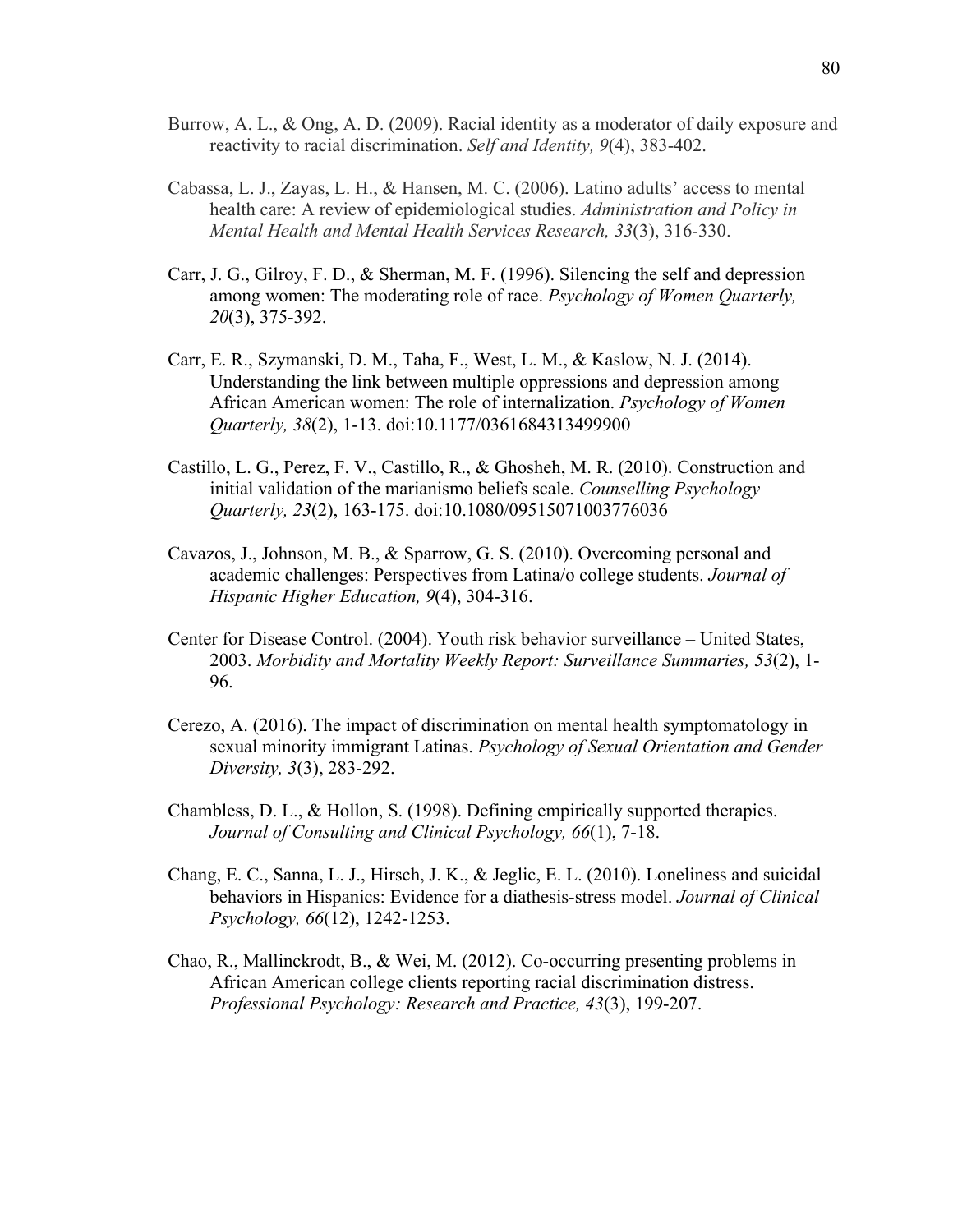Burrow, A. L., & Ong, A. D. (2009). Racial identity as a moderator of daily exposure and reactivity to racial discrimination. *Self and Identity, 9*(4), 383-402.

Cabassa, L. J., Zayas, L. H., & Hansen, M. C. (2006). Latino adults' access to mental health care: A review of epidemiological studies. *Administration and Policy in Mental Health and Mental Health Services Research, 33*(3), 316-330.

Carr, J. G., Gilroy, F. D., & Sherman, M. F. (1996). Silencing the self and depression among women: The moderating role of race. *Psychology of Women Quarterly, 20*(3), 375-392.

Carr, E. R., Szymanski, D. M., Taha, F., West, L. M., & Kaslow, N. J. (2014). Understanding the link between multiple oppressions and depression among African American women: The role of internalization. *Psychology of Women Quarterly, 38*(2), 1-13. doi:10.1177/0361684313499900

Castillo, L. G., Perez, F. V., Castillo, R., & Ghosheh, M. R. (2010). Construction and initial validation of the marianismo beliefs scale. *Counselling Psychology Quarterly, 23*(2), 163-175. doi:10.1080/09515071003776036

Cavazos, J., Johnson, M. B., & Sparrow, G. S. (2010). Overcoming personal and academic challenges: Perspectives from Latina/o college students. *Journal of Hispanic Higher Education, 9*(4), 304-316.

Center for Disease Control. (2004). Youth risk behavior surveillance – United States, 2003. *Morbidity and Mortality Weekly Report: Surveillance Summaries, 53*(2), 1-96.

Cerezo, A. (2016). The impact of discrimination on mental health symptomatology in sexual minority immigrant Latinas. *Psychology of Sexual Orientation and Gender Diversity, 3*(3), 283-292.

Chambless, D. L., & Hollon, S. (1998). Defining empirically supported therapies. *Journal of Consulting and Clinical Psychology, 66*(1), 7-18.

Chang, E. C., Sanna, L. J., Hirsch, J. K., & Jeglic, E. L. (2010). Loneliness and suicidal behaviors in Hispanics: Evidence for a diathesis-stress model. *Journal of Clinical Psychology, 66*(12), 1242-1253.

Chao, R., Mallinckrodt, B., & Wei, M. (2012). Co-occurring presenting problems in African American college clients reporting racial discrimination distress. *Professional Psychology: Research and Practice, 43*(3), 199-207.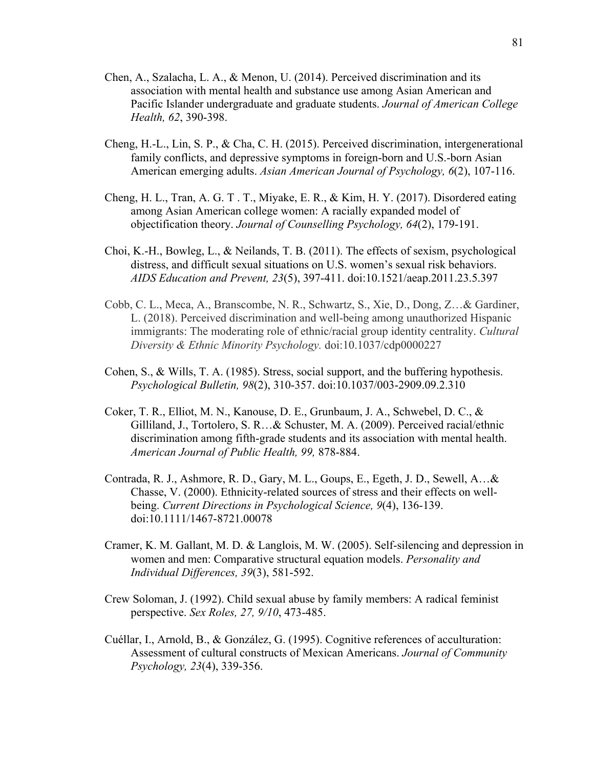Chen, A., Szalacha, L. A., & Menon, U. (2014). Perceived discrimination and its association with mental health and substance use among Asian American and Pacific Islander undergraduate and graduate students. *Journal of American College Health, 62*, 390-398.

Cheng, H.-L., Lin, S. P., & Cha, C. H. (2015). Perceived discrimination, intergenerational family conflicts, and depressive symptoms in foreign-born and U.S.-born Asian American emerging adults. *Asian American Journal of Psychology, 6*(2), 107-116.

Cheng, H. L., Tran, A. G. T . T., Miyake, E. R., & Kim, H. Y. (2017). Disordered eating among Asian American college women: A racially expanded model of objectification theory. *Journal of Counselling Psychology, 64*(2), 179-191.

Choi, K.-H., Bowleg, L., & Neilands, T. B. (2011). The effects of sexism, psychological distress, and difficult sexual situations on U.S. women's sexual risk behaviors. *AIDS Education and Prevent, 23*(5), 397-411. doi:10.1521/aeap.2011.23.5.397

Cobb, C. L., Meca, A., Branscombe, N. R., Schwartz, S., Xie, D., Dong, Z…& Gardiner, L. (2018). Perceived discrimination and well-being among unauthorized Hispanic immigrants: The moderating role of ethnic/racial group identity centrality. *Cultural Diversity & Ethnic Minority Psychology.* doi:10.1037/cdp0000227

Cohen, S., & Wills, T. A. (1985). Stress, social support, and the buffering hypothesis. *Psychological Bulletin, 98*(2), 310-357. doi:10.1037/003-2909.09.2.310

Coker, T. R., Elliot, M. N., Kanouse, D. E., Grunbaum, J. A., Schwebel, D. C., & Gilliland, J., Tortolero, S. R…& Schuster, M. A. (2009). Perceived racial/ethnic discrimination among fifth-grade students and its association with mental health. *American Journal of Public Health, 99,* 878-884.

Contrada, R. J., Ashmore, R. D., Gary, M. L., Goups, E., Egeth, J. D., Sewell, A…& Chasse, V. (2000). Ethnicity-related sources of stress and their effects on well-being. *Current Directions in Psychological Science, 9*(4), 136-139. doi:10.1111/1467-8721.00078

Cramer, K. M. Gallant, M. D. & Langlois, M. W. (2005). Self-silencing and depression in women and men: Comparative structural equation models. *Personality and Individual Differences, 39*(3), 581-592.

Crew Soloman, J. (1992). Child sexual abuse by family members: A radical feminist perspective. *Sex Roles, 27, 9/10*, 473-485.

Cuéllar, I., Arnold, B., & González, G. (1995). Cognitive references of acculturation: Assessment of cultural constructs of Mexican Americans. *Journal of Community Psychology, 23*(4), 339-356.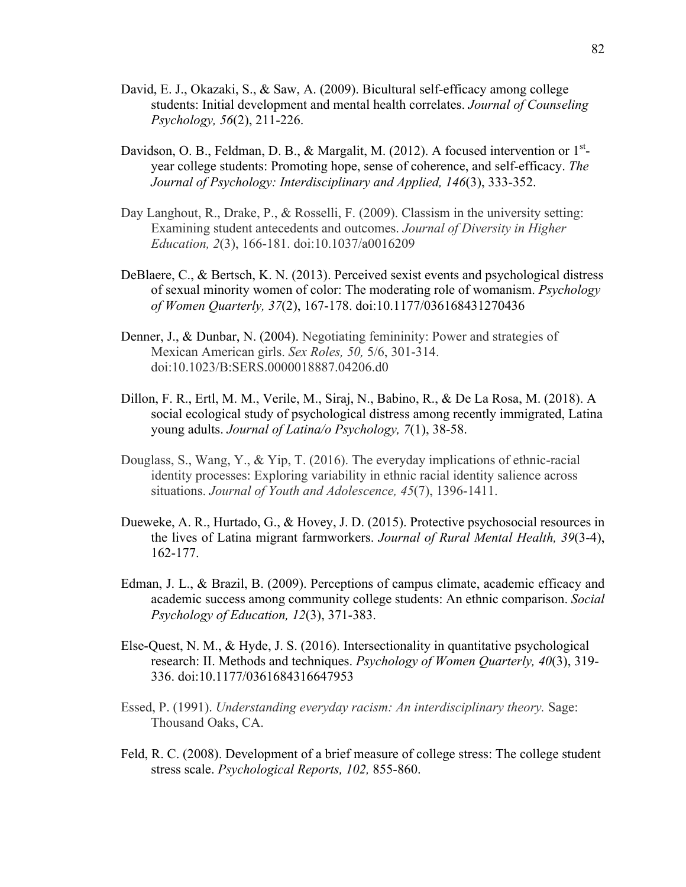David, E. J., Okazaki, S., & Saw, A. (2009). Bicultural self-efficacy among college students: Initial development and mental health correlates. *Journal of Counseling Psychology, 56*(2), 211-226.

Davidson, O. B., Feldman, D. B., & Margalit, M. (2012). A focused intervention or 1st-year college students: Promoting hope, sense of coherence, and self-efficacy. *The Journal of Psychology: Interdisciplinary and Applied, 146*(3), 333-352.

Day Langhout, R., Drake, P., & Rosselli, F. (2009). Classism in the university setting: Examining student antecedents and outcomes. *Journal of Diversity in Higher Education, 2*(3), 166-181. doi:10.1037/a0016209

DeBlaere, C., & Bertsch, K. N. (2013). Perceived sexist events and psychological distress of sexual minority women of color: The moderating role of womanism. *Psychology of Women Quarterly, 37*(2), 167-178. doi:10.1177/036168431270436

Denner, J., & Dunbar, N. (2004). Negotiating femininity: Power and strategies of Mexican American girls. *Sex Roles, 50,* 5/6, 301-314. doi:10.1023/B:SERS.0000018887.04206.d0

Dillon, F. R., Ertl, M. M., Verile, M., Siraj, N., Babino, R., & De La Rosa, M. (2018). A social ecological study of psychological distress among recently immigrated, Latina young adults. *Journal of Latina/o Psychology, 7*(1), 38-58.

Douglass, S., Wang, Y., & Yip, T. (2016). The everyday implications of ethnic-racial identity processes: Exploring variability in ethnic racial identity salience across situations. *Journal of Youth and Adolescence, 45*(7), 1396-1411.

Dueweke, A. R., Hurtado, G., & Hovey, J. D. (2015). Protective psychosocial resources in the lives of Latina migrant farmworkers. *Journal of Rural Mental Health, 39*(3-4), 162-177.

Edman, J. L., & Brazil, B. (2009). Perceptions of campus climate, academic efficacy and academic success among community college students: An ethnic comparison. *Social Psychology of Education, 12*(3), 371-383.

Else-Quest, N. M., & Hyde, J. S. (2016). Intersectionality in quantitative psychological research: II. Methods and techniques. *Psychology of Women Quarterly, 40*(3), 319-336. doi:10.1177/0361684316647953

Essed, P. (1991). *Understanding everyday racism: An interdisciplinary theory.* Sage: Thousand Oaks, CA.

Feld, R. C. (2008). Development of a brief measure of college stress: The college student stress scale. *Psychological Reports, 102,* 855-860.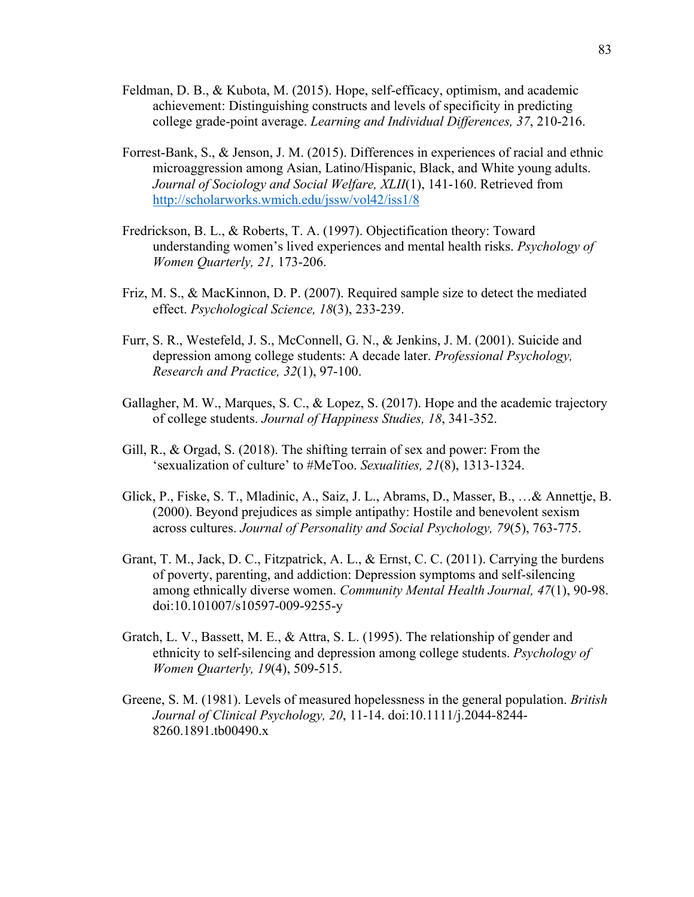Feldman, D. B., & Kubota, M. (2015). Hope, self-efficacy, optimism, and academic achievement: Distinguishing constructs and levels of specificity in predicting college grade-point average. *Learning and Individual Differences, 37*, 210-216.

Forrest-Bank, S., & Jenson, J. M. (2015). Differences in experiences of racial and ethnic microaggression among Asian, Latino/Hispanic, Black, and White young adults. *Journal of Sociology and Social Welfare, XLII*(1), 141-160. Retrieved from http://scholarworks.wmich.edu/jssw/vol42/iss1/8

Fredrickson, B. L., & Roberts, T. A. (1997). Objectification theory: Toward understanding women's lived experiences and mental health risks. *Psychology of Women Quarterly, 21,* 173-206.

Friz, M. S., & MacKinnon, D. P. (2007). Required sample size to detect the mediated effect. *Psychological Science, 18*(3), 233-239.

Furr, S. R., Westefeld, J. S., McConnell, G. N., & Jenkins, J. M. (2001). Suicide and depression among college students: A decade later. *Professional Psychology, Research and Practice, 32*(1), 97-100.

Gallagher, M. W., Marques, S. C., & Lopez, S. (2017). Hope and the academic trajectory of college students. *Journal of Happiness Studies, 18*, 341-352.

Gill, R., & Orgad, S. (2018). The shifting terrain of sex and power: From the 'sexualization of culture' to #MeToo. *Sexualities, 21*(8), 1313-1324.

Glick, P., Fiske, S. T., Mladinic, A., Saiz, J. L., Abrams, D., Masser, B., …& Annettje, B. (2000). Beyond prejudices as simple antipathy: Hostile and benevolent sexism across cultures. *Journal of Personality and Social Psychology, 79*(5), 763-775.

Grant, T. M., Jack, D. C., Fitzpatrick, A. L., & Ernst, C. C. (2011). Carrying the burdens of poverty, parenting, and addiction: Depression symptoms and self-silencing among ethnically diverse women. *Community Mental Health Journal, 47*(1), 90-98. doi:10.101007/s10597-009-9255-y

Gratch, L. V., Bassett, M. E., & Attra, S. L. (1995). The relationship of gender and ethnicity to self-silencing and depression among college students. *Psychology of Women Quarterly, 19*(4), 509-515.

Greene, S. M. (1981). Levels of measured hopelessness in the general population. *British Journal of Clinical Psychology, 20*, 11-14. doi:10.1111/j.2044-8244-8260.1891.tb00490.x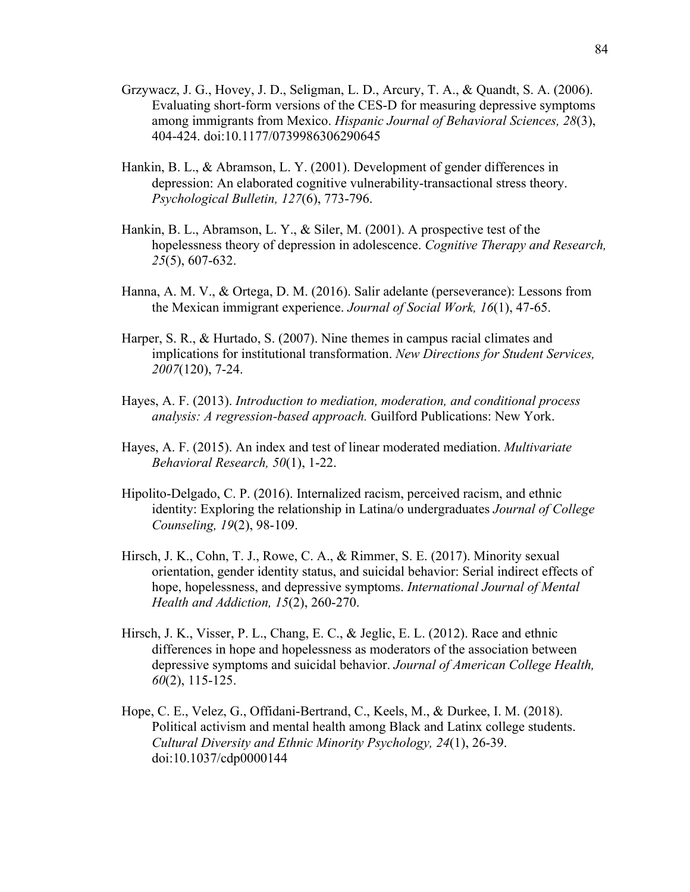Grzywacz, J. G., Hovey, J. D., Seligman, L. D., Arcury, T. A., & Quandt, S. A. (2006). Evaluating short-form versions of the CES-D for measuring depressive symptoms among immigrants from Mexico. *Hispanic Journal of Behavioral Sciences, 28*(3), 404-424. doi:10.1177/0739986306290645

Hankin, B. L., & Abramson, L. Y. (2001). Development of gender differences in depression: An elaborated cognitive vulnerability-transactional stress theory. *Psychological Bulletin, 127*(6), 773-796.

Hankin, B. L., Abramson, L. Y., & Siler, M. (2001). A prospective test of the hopelessness theory of depression in adolescence. *Cognitive Therapy and Research, 25*(5), 607-632.

Hanna, A. M. V., & Ortega, D. M. (2016). Salir adelante (perseverance): Lessons from the Mexican immigrant experience. *Journal of Social Work, 16*(1), 47-65.

Harper, S. R., & Hurtado, S. (2007). Nine themes in campus racial climates and implications for institutional transformation. *New Directions for Student Services, 2007*(120), 7-24.

Hayes, A. F. (2013). *Introduction to mediation, moderation, and conditional process analysis: A regression-based approach.* Guilford Publications: New York.

Hayes, A. F. (2015). An index and test of linear moderated mediation. *Multivariate Behavioral Research, 50*(1), 1-22.

Hipolito-Delgado, C. P. (2016). Internalized racism, perceived racism, and ethnic identity: Exploring the relationship in Latina/o undergraduates *Journal of College Counseling, 19*(2), 98-109.

Hirsch, J. K., Cohn, T. J., Rowe, C. A., & Rimmer, S. E. (2017). Minority sexual orientation, gender identity status, and suicidal behavior: Serial indirect effects of hope, hopelessness, and depressive symptoms. *International Journal of Mental Health and Addiction, 15*(2), 260-270.

Hirsch, J. K., Visser, P. L., Chang, E. C., & Jeglic, E. L. (2012). Race and ethnic differences in hope and hopelessness as moderators of the association between depressive symptoms and suicidal behavior. *Journal of American College Health, 60*(2), 115-125.

Hope, C. E., Velez, G., Offidani-Bertrand, C., Keels, M., & Durkee, I. M. (2018). Political activism and mental health among Black and Latinx college students. *Cultural Diversity and Ethnic Minority Psychology, 24*(1), 26-39. doi:10.1037/cdp0000144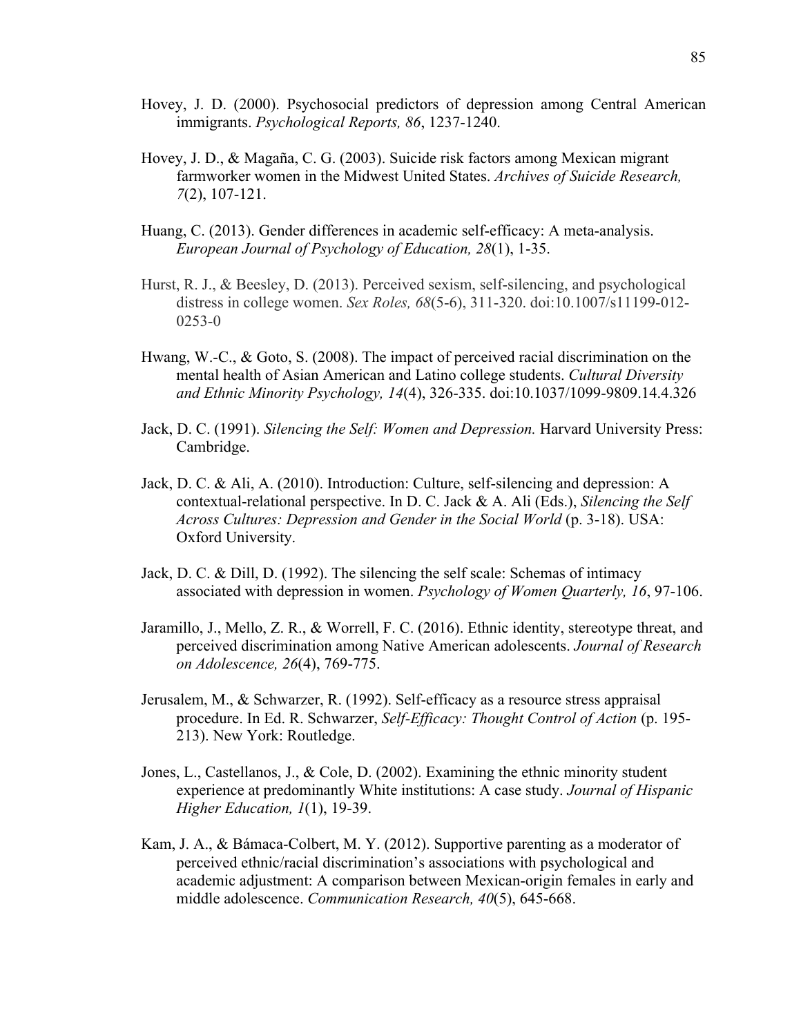Hovey, J. D. (2000). Psychosocial predictors of depression among Central American immigrants. *Psychological Reports, 86*, 1237-1240.

Hovey, J. D., & Magaña, C. G. (2003). Suicide risk factors among Mexican migrant farmworker women in the Midwest United States. *Archives of Suicide Research, 7*(2), 107-121.

Huang, C. (2013). Gender differences in academic self-efficacy: A meta-analysis. *European Journal of Psychology of Education, 28*(1), 1-35.

Hurst, R. J., & Beesley, D. (2013). Perceived sexism, self-silencing, and psychological distress in college women. *Sex Roles, 68*(5-6), 311-320. doi:10.1007/s11199-012-0253-0

Hwang, W.-C., & Goto, S. (2008). The impact of perceived racial discrimination on the mental health of Asian American and Latino college students. *Cultural Diversity and Ethnic Minority Psychology, 14*(4), 326-335. doi:10.1037/1099-9809.14.4.326

Jack, D. C. (1991). *Silencing the Self: Women and Depression.* Harvard University Press: Cambridge.

Jack, D. C. & Ali, A. (2010). Introduction: Culture, self-silencing and depression: A contextual-relational perspective. In D. C. Jack & A. Ali (Eds.), *Silencing the Self Across Cultures: Depression and Gender in the Social World* (p. 3-18). USA: Oxford University.

Jack, D. C. & Dill, D. (1992). The silencing the self scale: Schemas of intimacy associated with depression in women. *Psychology of Women Quarterly, 16*, 97-106.

Jaramillo, J., Mello, Z. R., & Worrell, F. C. (2016). Ethnic identity, stereotype threat, and perceived discrimination among Native American adolescents. *Journal of Research on Adolescence, 26*(4), 769-775.

Jerusalem, M., & Schwarzer, R. (1992). Self-efficacy as a resource stress appraisal procedure. In Ed. R. Schwarzer, *Self-Efficacy: Thought Control of Action* (p. 195-213). New York: Routledge.

Jones, L., Castellanos, J., & Cole, D. (2002). Examining the ethnic minority student experience at predominantly White institutions: A case study. *Journal of Hispanic Higher Education, 1*(1), 19-39.

Kam, J. A., & Bámaca-Colbert, M. Y. (2012). Supportive parenting as a moderator of perceived ethnic/racial discrimination's associations with psychological and academic adjustment: A comparison between Mexican-origin females in early and middle adolescence. *Communication Research, 40*(5), 645-668.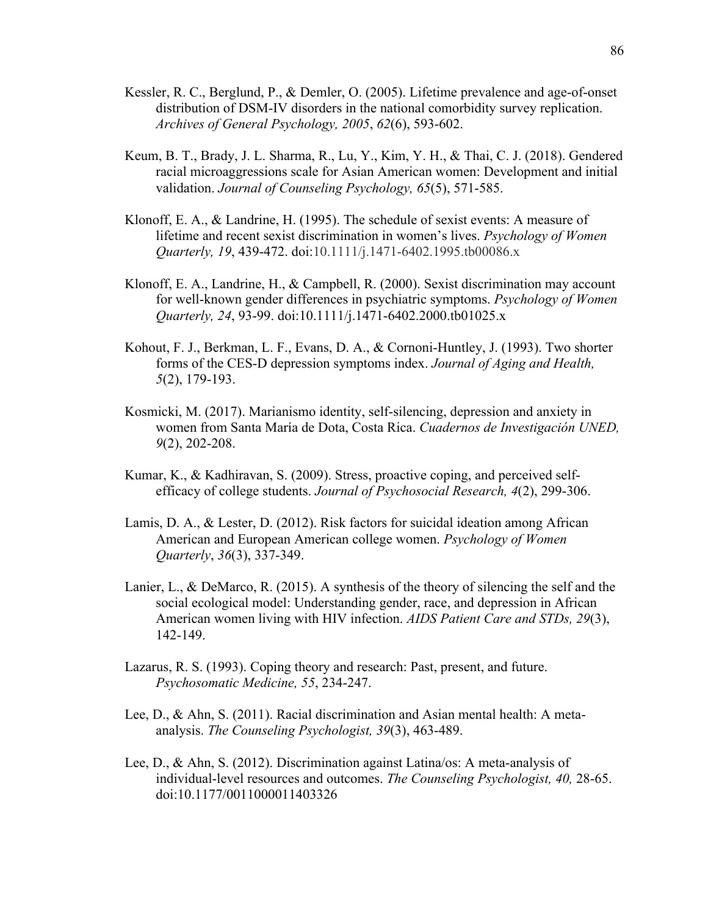Kessler, R. C., Berglund, P., & Demler, O. (2005). Lifetime prevalence and age-of-onset distribution of DSM-IV disorders in the national comorbidity survey replication. *Archives of General Psychology, 2005*, *62*(6), 593-602.

Keum, B. T., Brady, J. L. Sharma, R., Lu, Y., Kim, Y. H., & Thai, C. J. (2018). Gendered racial microaggressions scale for Asian American women: Development and initial validation. *Journal of Counseling Psychology, 65*(5), 571-585.

Klonoff, E. A., & Landrine, H. (1995). The schedule of sexist events: A measure of lifetime and recent sexist discrimination in women's lives. *Psychology of Women Quarterly, 19*, 439-472. doi:10.1111/j.1471-6402.1995.tb00086.x

Klonoff, E. A., Landrine, H., & Campbell, R. (2000). Sexist discrimination may account for well-known gender differences in psychiatric symptoms. *Psychology of Women Quarterly, 24*, 93-99. doi:10.1111/j.1471-6402.2000.tb01025.x

Kohout, F. J., Berkman, L. F., Evans, D. A., & Cornoni-Huntley, J. (1993). Two shorter forms of the CES-D depression symptoms index. *Journal of Aging and Health, 5*(2), 179-193.

Kosmicki, M. (2017). Marianismo identity, self-silencing, depression and anxiety in women from Santa María de Dota, Costa Rica. *Cuadernos de Investigación UNED, 9*(2), 202-208.

Kumar, K., & Kadhiravan, S. (2009). Stress, proactive coping, and perceived self-efficacy of college students. *Journal of Psychosocial Research, 4*(2), 299-306.

Lamis, D. A., & Lester, D. (2012). Risk factors for suicidal ideation among African American and European American college women. *Psychology of Women Quarterly*, *36*(3), 337-349.

Lanier, L., & DeMarco, R. (2015). A synthesis of the theory of silencing the self and the social ecological model: Understanding gender, race, and depression in African American women living with HIV infection. *AIDS Patient Care and STDs, 29*(3), 142-149.

Lazarus, R. S. (1993). Coping theory and research: Past, present, and future. *Psychosomatic Medicine, 55*, 234-247.

Lee, D., & Ahn, S. (2011). Racial discrimination and Asian mental health: A meta-analysis. *The Counseling Psychologist, 39*(3), 463-489.

Lee, D., & Ahn, S. (2012). Discrimination against Latina/os: A meta-analysis of individual-level resources and outcomes. *The Counseling Psychologist, 40,* 28-65. doi:10.1177/0011000011403326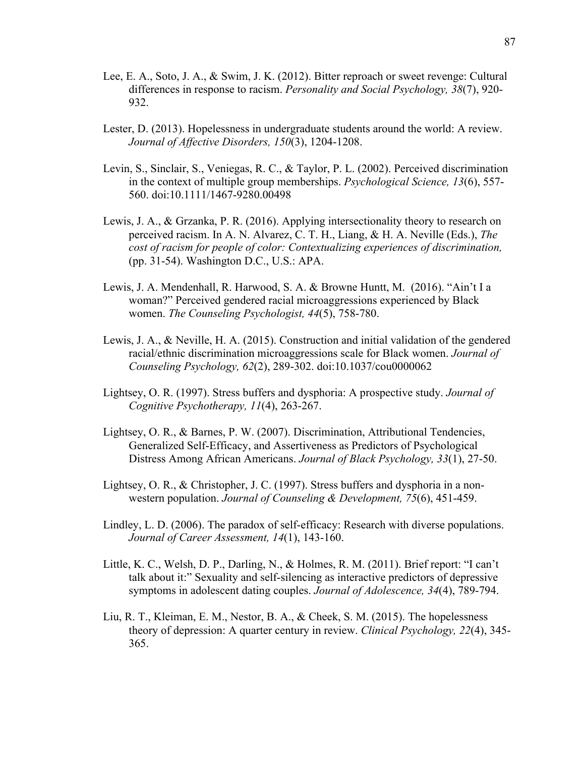Lee, E. A., Soto, J. A., & Swim, J. K. (2012). Bitter reproach or sweet revenge: Cultural differences in response to racism. *Personality and Social Psychology, 38*(7), 920-932.

Lester, D. (2013). Hopelessness in undergraduate students around the world: A review. *Journal of Affective Disorders, 150*(3), 1204-1208.

Levin, S., Sinclair, S., Veniegas, R. C., & Taylor, P. L. (2002). Perceived discrimination in the context of multiple group memberships. *Psychological Science, 13*(6), 557-560. doi:10.1111/1467-9280.00498

Lewis, J. A., & Grzanka, P. R. (2016). Applying intersectionality theory to research on perceived racism. In A. N. Alvarez, C. T. H., Liang, & H. A. Neville (Eds.), *The cost of racism for people of color: Contextualizing experiences of discrimination,* (pp. 31-54). Washington D.C., U.S.: APA.

Lewis, J. A. Mendenhall, R. Harwood, S. A. & Browne Huntt, M. (2016). "Ain't I a woman?" Perceived gendered racial microaggressions experienced by Black women. *The Counseling Psychologist, 44*(5), 758-780.

Lewis, J. A., & Neville, H. A. (2015). Construction and initial validation of the gendered racial/ethnic discrimination microaggressions scale for Black women. *Journal of Counseling Psychology, 62*(2), 289-302. doi:10.1037/cou0000062

Lightsey, O. R. (1997). Stress buffers and dysphoria: A prospective study. *Journal of Cognitive Psychotherapy, 11*(4), 263-267.

Lightsey, O. R., & Barnes, P. W. (2007). Discrimination, Attributional Tendencies, Generalized Self-Efficacy, and Assertiveness as Predictors of Psychological Distress Among African Americans. *Journal of Black Psychology, 33*(1), 27-50.

Lightsey, O. R., & Christopher, J. C. (1997). Stress buffers and dysphoria in a non-western population. *Journal of Counseling & Development, 75*(6), 451-459.

Lindley, L. D. (2006). The paradox of self-efficacy: Research with diverse populations. *Journal of Career Assessment, 14*(1), 143-160.

Little, K. C., Welsh, D. P., Darling, N., & Holmes, R. M. (2011). Brief report: "I can't talk about it:" Sexuality and self-silencing as interactive predictors of depressive symptoms in adolescent dating couples. *Journal of Adolescence, 34*(4), 789-794.

Liu, R. T., Kleiman, E. M., Nestor, B. A., & Cheek, S. M. (2015). The hopelessness theory of depression: A quarter century in review. *Clinical Psychology, 22*(4), 345-365.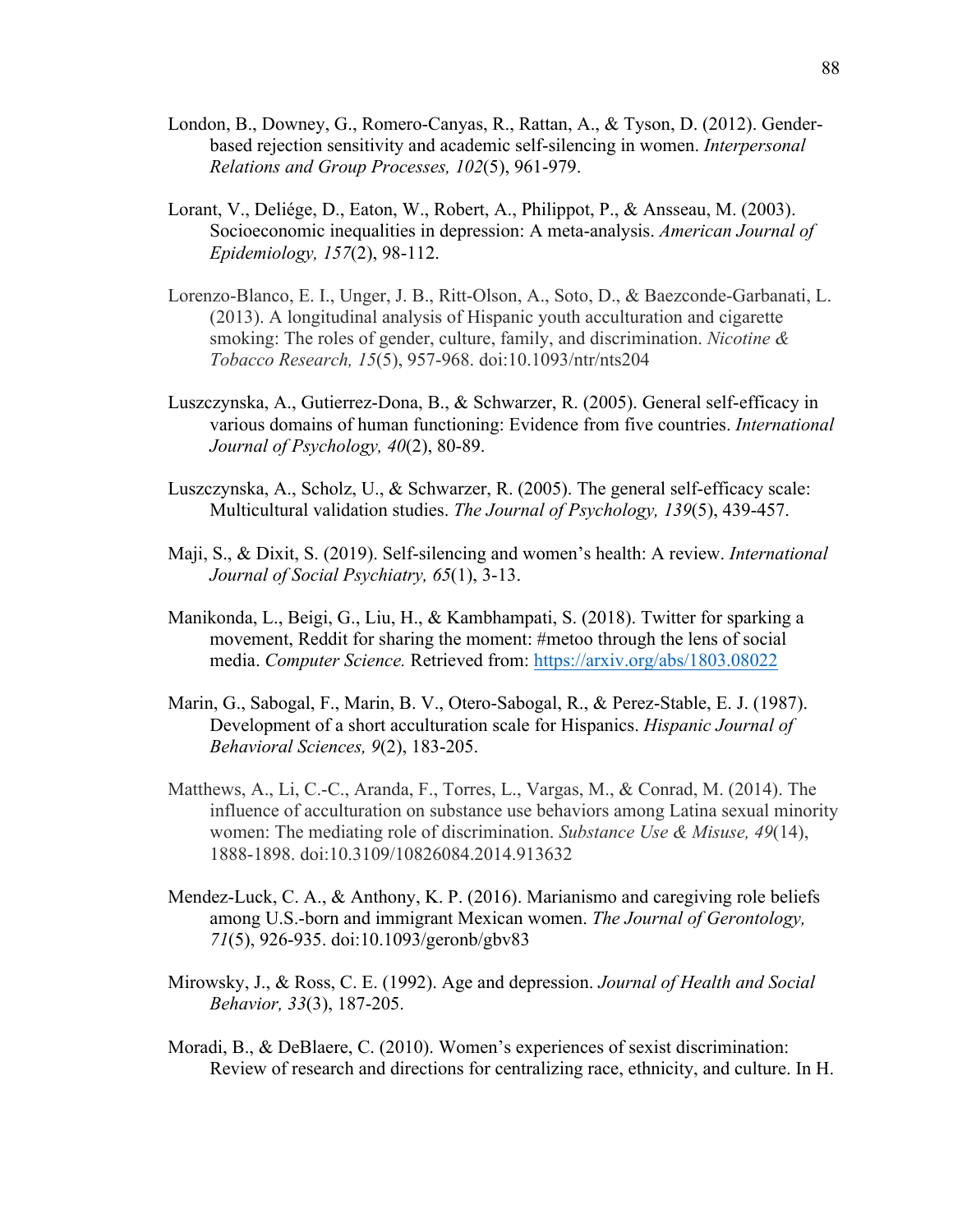London, B., Downey, G., Romero-Canyas, R., Rattan, A., & Tyson, D. (2012). Gender-based rejection sensitivity and academic self-silencing in women. *Interpersonal Relations and Group Processes, 102*(5), 961-979.

Lorant, V., Deliége, D., Eaton, W., Robert, A., Philippot, P., & Ansseau, M. (2003). Socioeconomic inequalities in depression: A meta-analysis. *American Journal of Epidemiology, 157*(2), 98-112.

Lorenzo-Blanco, E. I., Unger, J. B., Ritt-Olson, A., Soto, D., & Baezconde-Garbanati, L. (2013). A longitudinal analysis of Hispanic youth acculturation and cigarette smoking: The roles of gender, culture, family, and discrimination. *Nicotine & Tobacco Research, 15*(5), 957-968. doi:10.1093/ntr/nts204

Luszczynska, A., Gutierrez-Dona, B., & Schwarzer, R. (2005). General self-efficacy in various domains of human functioning: Evidence from five countries. *International Journal of Psychology, 40*(2), 80-89.

Luszczynska, A., Scholz, U., & Schwarzer, R. (2005). The general self-efficacy scale: Multicultural validation studies. *The Journal of Psychology, 139*(5), 439-457.

Maji, S., & Dixit, S. (2019). Self-silencing and women's health: A review. *International Journal of Social Psychiatry, 65*(1), 3-13.

Manikonda, L., Beigi, G., Liu, H., & Kambhampati, S. (2018). Twitter for sparking a movement, Reddit for sharing the moment: #metoo through the lens of social media. *Computer Science.* Retrieved from: https://arxiv.org/abs/1803.08022

Marin, G., Sabogal, F., Marin, B. V., Otero-Sabogal, R., & Perez-Stable, E. J. (1987). Development of a short acculturation scale for Hispanics. *Hispanic Journal of Behavioral Sciences, 9*(2), 183-205.

Matthews, A., Li, C.-C., Aranda, F., Torres, L., Vargas, M., & Conrad, M. (2014). The influence of acculturation on substance use behaviors among Latina sexual minority women: The mediating role of discrimination. *Substance Use & Misuse, 49*(14), 1888-1898. doi:10.3109/10826084.2014.913632

Mendez-Luck, C. A., & Anthony, K. P. (2016). Marianismo and caregiving role beliefs among U.S.-born and immigrant Mexican women. *The Journal of Gerontology, 71*(5), 926-935. doi:10.1093/geronb/gbv83

Mirowsky, J., & Ross, C. E. (1992). Age and depression. *Journal of Health and Social Behavior, 33*(3), 187-205.

Moradi, B., & DeBlaere, C. (2010). Women's experiences of sexist discrimination: Review of research and directions for centralizing race, ethnicity, and culture. In H.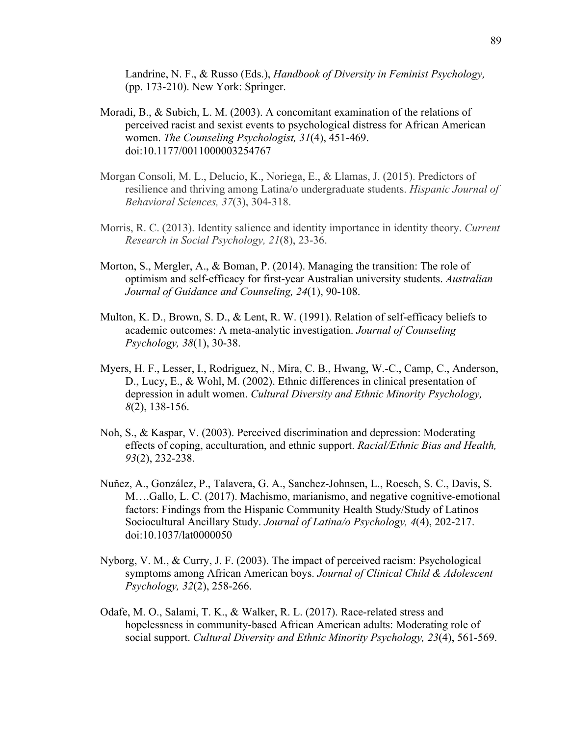Landrine, N. F., & Russo (Eds.), *Handbook of Diversity in Feminist Psychology,* (pp. 173-210). New York: Springer.

Moradi, B., & Subich, L. M. (2003). A concomitant examination of the relations of perceived racist and sexist events to psychological distress for African American women. *The Counseling Psychologist, 31*(4), 451-469. doi:10.1177/0011000003254767

Morgan Consoli, M. L., Delucio, K., Noriega, E., & Llamas, J. (2015). Predictors of resilience and thriving among Latina/o undergraduate students. *Hispanic Journal of Behavioral Sciences, 37*(3), 304-318.

Morris, R. C. (2013). Identity salience and identity importance in identity theory. *Current Research in Social Psychology, 21*(8), 23-36.

Morton, S., Mergler, A., & Boman, P. (2014). Managing the transition: The role of optimism and self-efficacy for first-year Australian university students. *Australian Journal of Guidance and Counseling, 24*(1), 90-108.

Multon, K. D., Brown, S. D., & Lent, R. W. (1991). Relation of self-efficacy beliefs to academic outcomes: A meta-analytic investigation. *Journal of Counseling Psychology, 38*(1), 30-38.

Myers, H. F., Lesser, I., Rodriguez, N., Mira, C. B., Hwang, W.-C., Camp, C., Anderson, D., Lucy, E., & Wohl, M. (2002). Ethnic differences in clinical presentation of depression in adult women. *Cultural Diversity and Ethnic Minority Psychology, 8*(2), 138-156.

Noh, S., & Kaspar, V. (2003). Perceived discrimination and depression: Moderating effects of coping, acculturation, and ethnic support. *Racial/Ethnic Bias and Health, 93*(2), 232-238.

Nuñez, A., González, P., Talavera, G. A., Sanchez-Johnsen, L., Roesch, S. C., Davis, S. M….Gallo, L. C. (2017). Machismo, marianismo, and negative cognitive-emotional factors: Findings from the Hispanic Community Health Study/Study of Latinos Sociocultural Ancillary Study. *Journal of Latina/o Psychology, 4*(4), 202-217. doi:10.1037/lat0000050

Nyborg, V. M., & Curry, J. F. (2003). The impact of perceived racism: Psychological symptoms among African American boys. *Journal of Clinical Child & Adolescent Psychology, 32*(2), 258-266.

Odafe, M. O., Salami, T. K., & Walker, R. L. (2017). Race-related stress and hopelessness in community-based African American adults: Moderating role of social support. *Cultural Diversity and Ethnic Minority Psychology, 23*(4), 561-569.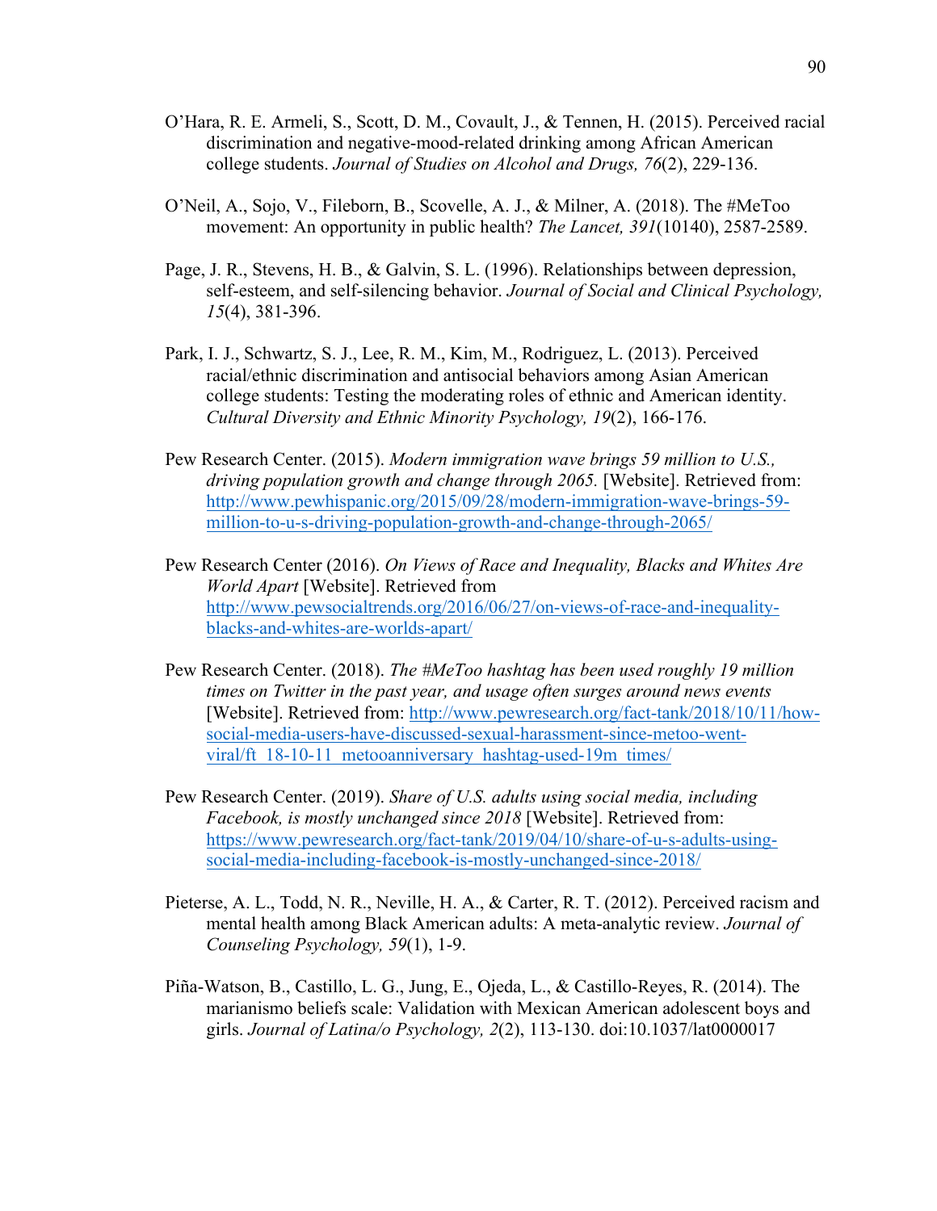O'Hara, R. E. Armeli, S., Scott, D. M., Covault, J., & Tennen, H. (2015). Perceived racial discrimination and negative-mood-related drinking among African American college students. *Journal of Studies on Alcohol and Drugs, 76*(2), 229-136.

O'Neil, A., Sojo, V., Fileborn, B., Scovelle, A. J., & Milner, A. (2018). The #MeToo movement: An opportunity in public health? *The Lancet, 391*(10140), 2587-2589.

Page, J. R., Stevens, H. B., & Galvin, S. L. (1996). Relationships between depression, self-esteem, and self-silencing behavior. *Journal of Social and Clinical Psychology, 15*(4), 381-396.

Park, I. J., Schwartz, S. J., Lee, R. M., Kim, M., Rodriguez, L. (2013). Perceived racial/ethnic discrimination and antisocial behaviors among Asian American college students: Testing the moderating roles of ethnic and American identity. *Cultural Diversity and Ethnic Minority Psychology, 19*(2), 166-176.

Pew Research Center. (2015). *Modern immigration wave brings 59 million to U.S., driving population growth and change through 2065.* [Website]. Retrieved from: http://www.pewhispanic.org/2015/09/28/modern-immigration-wave-brings-59-million-to-u-s-driving-population-growth-and-change-through-2065/

Pew Research Center (2016). *On Views of Race and Inequality, Blacks and Whites Are World Apart* [Website]. Retrieved from http://www.pewsocialtrends.org/2016/06/27/on-views-of-race-and-inequality-blacks-and-whites-are-worlds-apart/

Pew Research Center. (2018). *The #MeToo hashtag has been used roughly 19 million times on Twitter in the past year, and usage often surges around news events* [Website]. Retrieved from: http://www.pewresearch.org/fact-tank/2018/10/11/how-social-media-users-have-discussed-sexual-harassment-since-metoo-went-viral/ft_18-10-11_metooanniversary_hashtag-used-19m_times/

Pew Research Center. (2019). *Share of U.S. adults using social media, including Facebook, is mostly unchanged since 2018* [Website]. Retrieved from: https://www.pewresearch.org/fact-tank/2019/04/10/share-of-u-s-adults-using-social-media-including-facebook-is-mostly-unchanged-since-2018/

Pieterse, A. L., Todd, N. R., Neville, H. A., & Carter, R. T. (2012). Perceived racism and mental health among Black American adults: A meta-analytic review. *Journal of Counseling Psychology, 59*(1), 1-9.

Piña-Watson, B., Castillo, L. G., Jung, E., Ojeda, L., & Castillo-Reyes, R. (2014). The marianismo beliefs scale: Validation with Mexican American adolescent boys and girls. *Journal of Latina/o Psychology, 2*(2), 113-130. doi:10.1037/lat0000017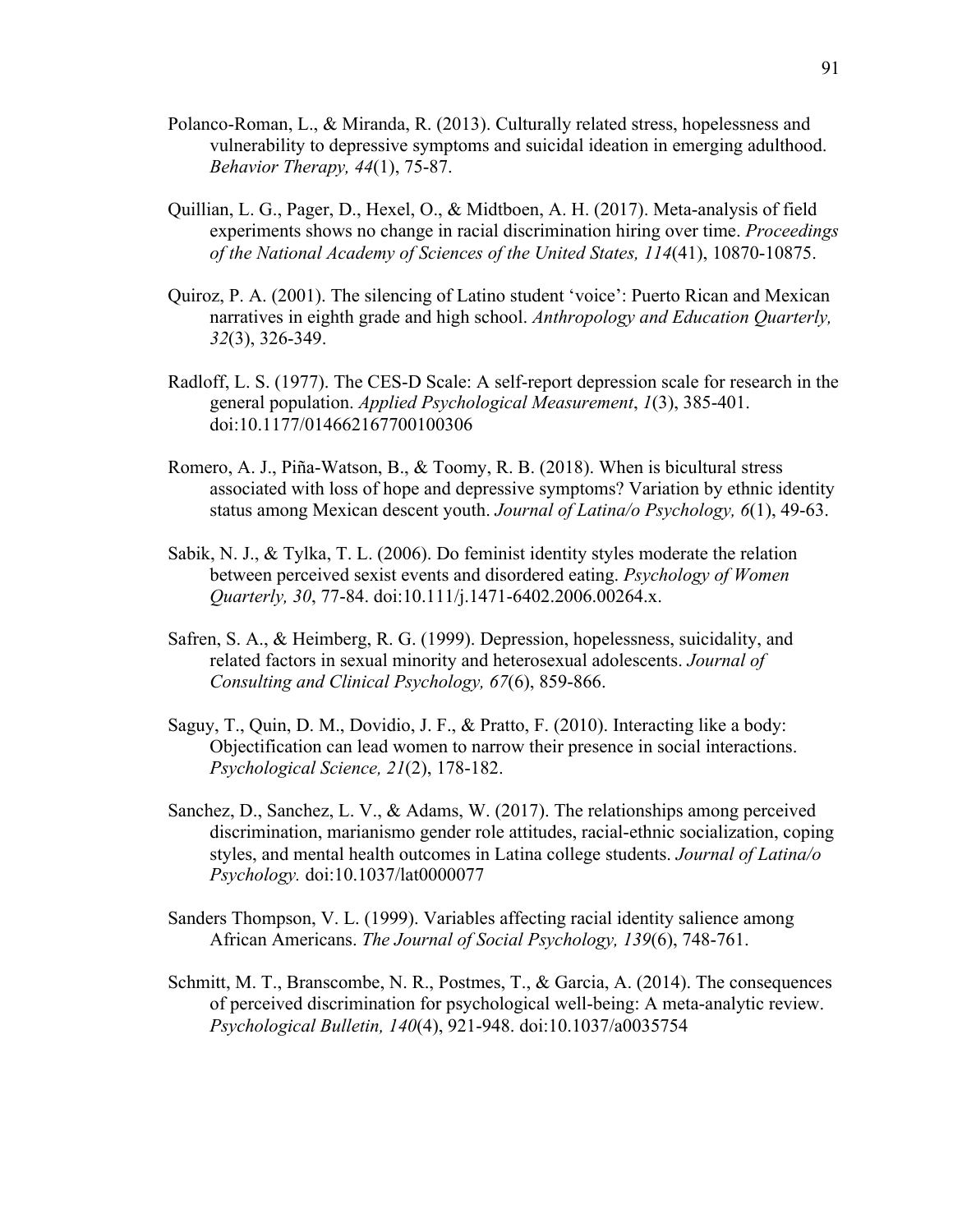Polanco-Roman, L., & Miranda, R. (2013). Culturally related stress, hopelessness and vulnerability to depressive symptoms and suicidal ideation in emerging adulthood. *Behavior Therapy, 44*(1), 75-87.

Quillian, L. G., Pager, D., Hexel, O., & Midtboen, A. H. (2017). Meta-analysis of field experiments shows no change in racial discrimination hiring over time. *Proceedings of the National Academy of Sciences of the United States, 114*(41), 10870-10875.

Quiroz, P. A. (2001). The silencing of Latino student 'voice': Puerto Rican and Mexican narratives in eighth grade and high school. *Anthropology and Education Quarterly, 32*(3), 326-349.

Radloff, L. S. (1977). The CES-D Scale: A self-report depression scale for research in the general population. *Applied Psychological Measurement*, *1*(3), 385-401. doi:10.1177/014662167700100306

Romero, A. J., Piña-Watson, B., & Toomy, R. B. (2018). When is bicultural stress associated with loss of hope and depressive symptoms? Variation by ethnic identity status among Mexican descent youth. *Journal of Latina/o Psychology, 6*(1), 49-63.

Sabik, N. J., & Tylka, T. L. (2006). Do feminist identity styles moderate the relation between perceived sexist events and disordered eating. *Psychology of Women Quarterly, 30*, 77-84. doi:10.111/j.1471-6402.2006.00264.x.

Safren, S. A., & Heimberg, R. G. (1999). Depression, hopelessness, suicidality, and related factors in sexual minority and heterosexual adolescents. *Journal of Consulting and Clinical Psychology, 67*(6), 859-866.

Saguy, T., Quin, D. M., Dovidio, J. F., & Pratto, F. (2010). Interacting like a body: Objectification can lead women to narrow their presence in social interactions. *Psychological Science, 21*(2), 178-182.

Sanchez, D., Sanchez, L. V., & Adams, W. (2017). The relationships among perceived discrimination, marianismo gender role attitudes, racial-ethnic socialization, coping styles, and mental health outcomes in Latina college students. *Journal of Latina/o Psychology.* doi:10.1037/lat0000077

Sanders Thompson, V. L. (1999). Variables affecting racial identity salience among African Americans. *The Journal of Social Psychology, 139*(6), 748-761.

Schmitt, M. T., Branscombe, N. R., Postmes, T., & Garcia, A. (2014). The consequences of perceived discrimination for psychological well-being: A meta-analytic review. *Psychological Bulletin, 140*(4), 921-948. doi:10.1037/a0035754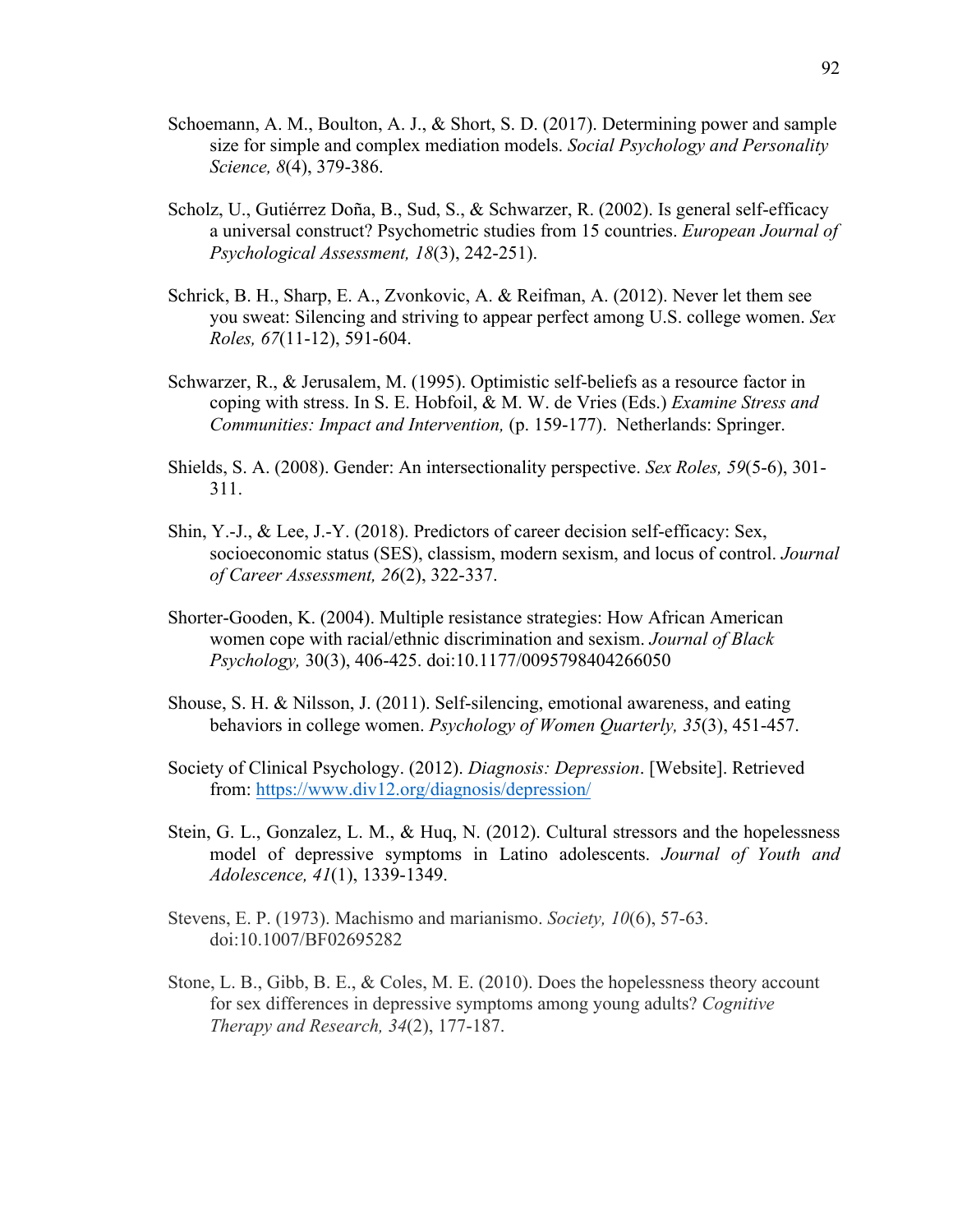Schoemann, A. M., Boulton, A. J., & Short, S. D. (2017). Determining power and sample size for simple and complex mediation models. *Social Psychology and Personality Science, 8*(4), 379-386.

Scholz, U., Gutiérrez Doña, B., Sud, S., & Schwarzer, R. (2002). Is general self-efficacy a universal construct? Psychometric studies from 15 countries. *European Journal of Psychological Assessment, 18*(3), 242-251).

Schrick, B. H., Sharp, E. A., Zvonkovic, A. & Reifman, A. (2012). Never let them see you sweat: Silencing and striving to appear perfect among U.S. college women. *Sex Roles, 67*(11-12), 591-604.

Schwarzer, R., & Jerusalem, M. (1995). Optimistic self-beliefs as a resource factor in coping with stress. In S. E. Hobfoil, & M. W. de Vries (Eds.) *Examine Stress and Communities: Impact and Intervention,* (p. 159-177). Netherlands: Springer.

Shields, S. A. (2008). Gender: An intersectionality perspective. *Sex Roles, 59*(5-6), 301-311.

Shin, Y.-J., & Lee, J.-Y. (2018). Predictors of career decision self-efficacy: Sex, socioeconomic status (SES), classism, modern sexism, and locus of control. *Journal of Career Assessment, 26*(2), 322-337.

Shorter-Gooden, K. (2004). Multiple resistance strategies: How African American women cope with racial/ethnic discrimination and sexism. *Journal of Black Psychology,* 30(3), 406-425. doi:10.1177/0095798404266050

Shouse, S. H. & Nilsson, J. (2011). Self-silencing, emotional awareness, and eating behaviors in college women. *Psychology of Women Quarterly, 35*(3), 451-457.

Society of Clinical Psychology. (2012). *Diagnosis: Depression*. [Website]. Retrieved from: https://www.div12.org/diagnosis/depression/

Stein, G. L., Gonzalez, L. M., & Huq, N. (2012). Cultural stressors and the hopelessness model of depressive symptoms in Latino adolescents. *Journal of Youth and Adolescence, 41*(1), 1339-1349.

Stevens, E. P. (1973). Machismo and marianismo. *Society, 10*(6), 57-63. doi:10.1007/BF02695282

Stone, L. B., Gibb, B. E., & Coles, M. E. (2010). Does the hopelessness theory account for sex differences in depressive symptoms among young adults? *Cognitive Therapy and Research, 34*(2), 177-187.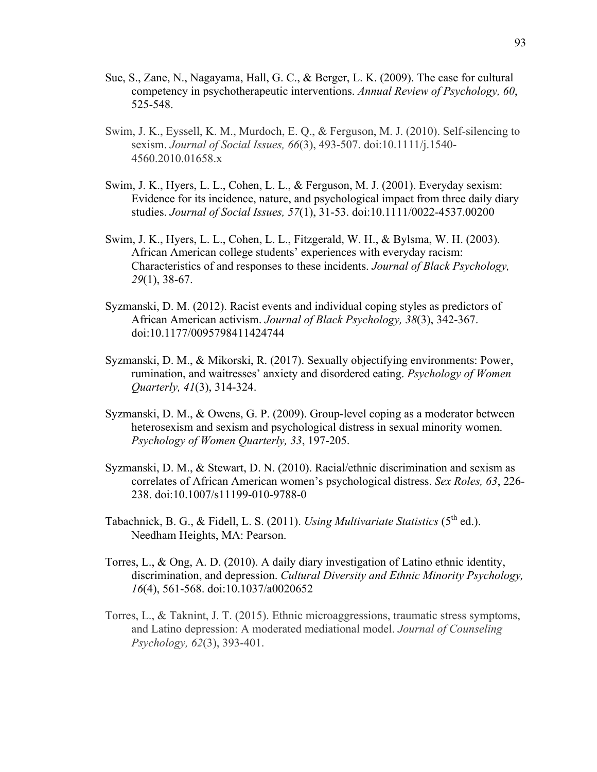Sue, S., Zane, N., Nagayama, Hall, G. C., & Berger, L. K. (2009). The case for cultural competency in psychotherapeutic interventions. *Annual Review of Psychology, 60*, 525-548.

Swim, J. K., Eyssell, K. M., Murdoch, E. Q., & Ferguson, M. J. (2010). Self-silencing to sexism. *Journal of Social Issues, 66*(3), 493-507. doi:10.1111/j.1540-4560.2010.01658.x

Swim, J. K., Hyers, L. L., Cohen, L. L., & Ferguson, M. J. (2001). Everyday sexism: Evidence for its incidence, nature, and psychological impact from three daily diary studies. *Journal of Social Issues, 57*(1), 31-53. doi:10.1111/0022-4537.00200

Swim, J. K., Hyers, L. L., Cohen, L. L., Fitzgerald, W. H., & Bylsma, W. H. (2003). African American college students' experiences with everyday racism: Characteristics of and responses to these incidents. *Journal of Black Psychology, 29*(1), 38-67.

Syzmanski, D. M. (2012). Racist events and individual coping styles as predictors of African American activism. *Journal of Black Psychology, 38*(3), 342-367. doi:10.1177/0095798411424744

Syzmanski, D. M., & Mikorski, R. (2017). Sexually objectifying environments: Power, rumination, and waitresses' anxiety and disordered eating. *Psychology of Women Quarterly, 41*(3), 314-324.

Syzmanski, D. M., & Owens, G. P. (2009). Group-level coping as a moderator between heterosexism and sexism and psychological distress in sexual minority women. *Psychology of Women Quarterly, 33*, 197-205.

Syzmanski, D. M., & Stewart, D. N. (2010). Racial/ethnic discrimination and sexism as correlates of African American women's psychological distress. *Sex Roles, 63*, 226-238. doi:10.1007/s11199-010-9788-0

Tabachnick, B. G., & Fidell, L. S. (2011). *Using Multivariate Statistics* (5th ed.). Needham Heights, MA: Pearson.

Torres, L., & Ong, A. D. (2010). A daily diary investigation of Latino ethnic identity, discrimination, and depression. *Cultural Diversity and Ethnic Minority Psychology, 16*(4), 561-568. doi:10.1037/a0020652

Torres, L., & Taknint, J. T. (2015). Ethnic microaggressions, traumatic stress symptoms, and Latino depression: A moderated mediational model. *Journal of Counseling Psychology, 62*(3), 393-401.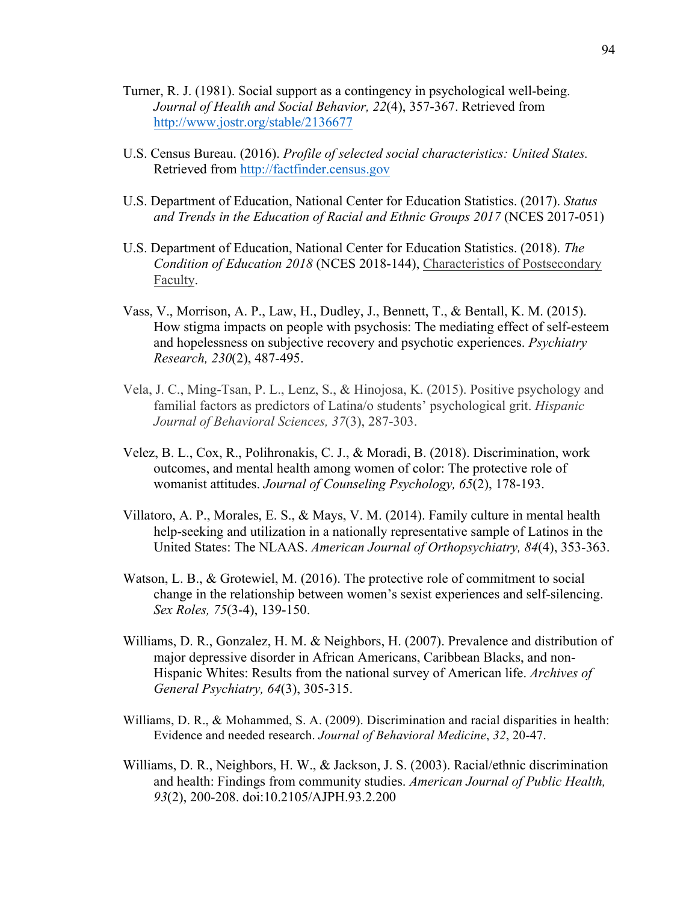Turner, R. J. (1981). Social support as a contingency in psychological well-being. *Journal of Health and Social Behavior, 22*(4), 357-367. Retrieved from http://www.jostr.org/stable/2136677

U.S. Census Bureau. (2016). *Profile of selected social characteristics: United States.* Retrieved from http://factfinder.census.gov

U.S. Department of Education, National Center for Education Statistics. (2017). *Status and Trends in the Education of Racial and Ethnic Groups 2017* (NCES 2017-051)

U.S. Department of Education, National Center for Education Statistics. (2018). *The Condition of Education 2018* (NCES 2018-144), Characteristics of Postsecondary Faculty.

Vass, V., Morrison, A. P., Law, H., Dudley, J., Bennett, T., & Bentall, K. M. (2015). How stigma impacts on people with psychosis: The mediating effect of self-esteem and hopelessness on subjective recovery and psychotic experiences. *Psychiatry Research, 230*(2), 487-495.

Vela, J. C., Ming-Tsan, P. L., Lenz, S., & Hinojosa, K. (2015). Positive psychology and familial factors as predictors of Latina/o students' psychological grit. *Hispanic Journal of Behavioral Sciences, 37*(3), 287-303.

Velez, B. L., Cox, R., Polihronakis, C. J., & Moradi, B. (2018). Discrimination, work outcomes, and mental health among women of color: The protective role of womanist attitudes. *Journal of Counseling Psychology, 65*(2), 178-193.

Villatoro, A. P., Morales, E. S., & Mays, V. M. (2014). Family culture in mental health help-seeking and utilization in a nationally representative sample of Latinos in the United States: The NLAAS. *American Journal of Orthopsychiatry, 84*(4), 353-363.

Watson, L. B., & Grotewiel, M. (2016). The protective role of commitment to social change in the relationship between women's sexist experiences and self-silencing. *Sex Roles, 75*(3-4), 139-150.

Williams, D. R., Gonzalez, H. M. & Neighbors, H. (2007). Prevalence and distribution of major depressive disorder in African Americans, Caribbean Blacks, and non-Hispanic Whites: Results from the national survey of American life. *Archives of General Psychiatry, 64*(3), 305-315.

Williams, D. R., & Mohammed, S. A. (2009). Discrimination and racial disparities in health: Evidence and needed research. *Journal of Behavioral Medicine*, *32*, 20-47.

Williams, D. R., Neighbors, H. W., & Jackson, J. S. (2003). Racial/ethnic discrimination and health: Findings from community studies. *American Journal of Public Health, 93*(2), 200-208. doi:10.2105/AJPH.93.2.200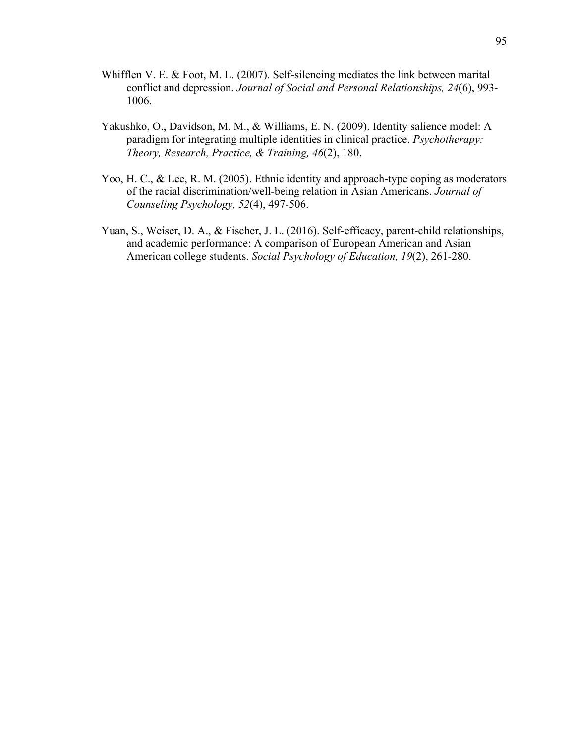Whifflen V. E. & Foot, M. L. (2007). Self-silencing mediates the link between marital conflict and depression. *Journal of Social and Personal Relationships, 24*(6), 993-1006.

Yakushko, O., Davidson, M. M., & Williams, E. N. (2009). Identity salience model: A paradigm for integrating multiple identities in clinical practice. *Psychotherapy: Theory, Research, Practice, & Training, 46*(2), 180.

Yoo, H. C., & Lee, R. M. (2005). Ethnic identity and approach-type coping as moderators of the racial discrimination/well-being relation in Asian Americans. *Journal of Counseling Psychology, 52*(4), 497-506.

Yuan, S., Weiser, D. A., & Fischer, J. L. (2016). Self-efficacy, parent-child relationships, and academic performance: A comparison of European American and Asian American college students. *Social Psychology of Education, 19*(2), 261-280.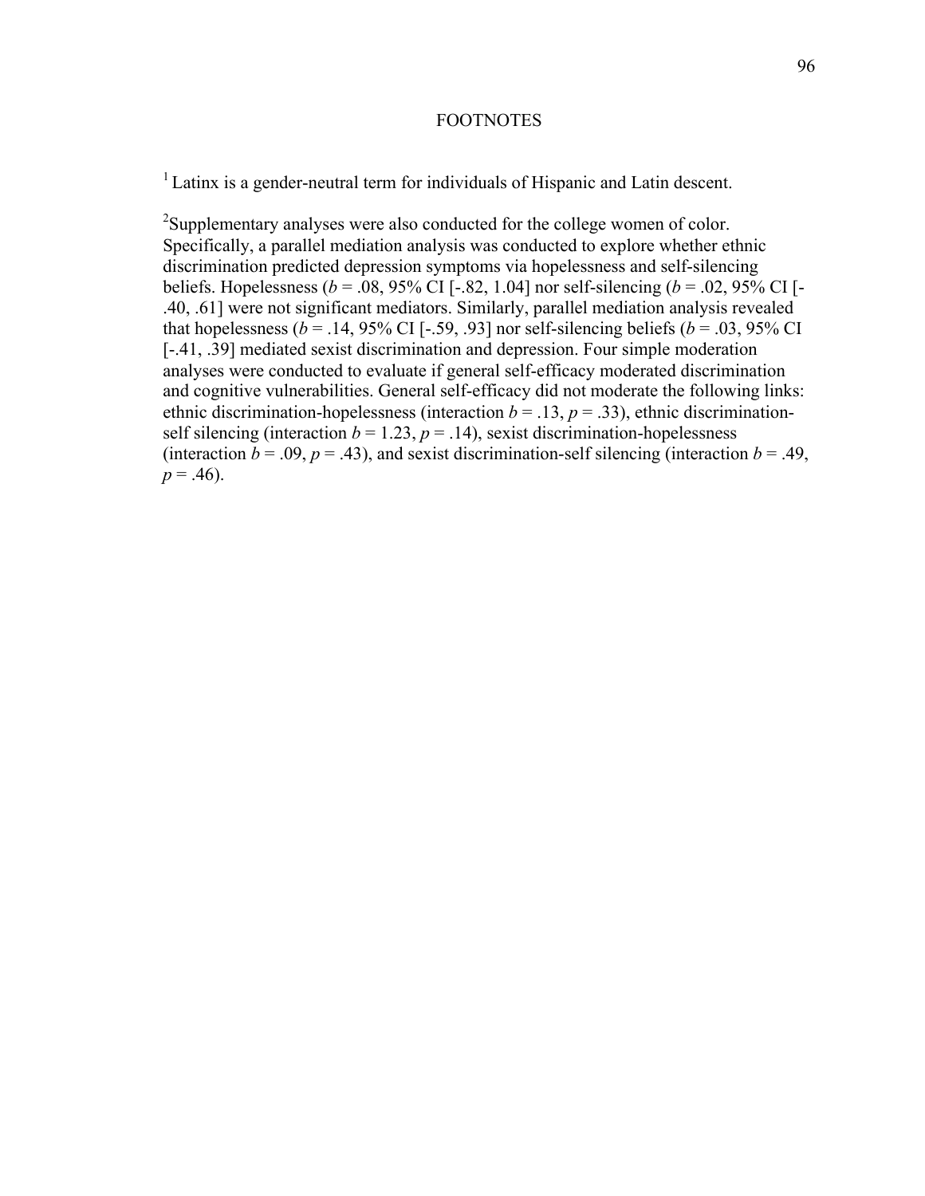# FOOTNOTES

[1] Latinx is a gender-neutral term for individuals of Hispanic and Latin descent.

[2]Supplementary analyses were also conducted for the college women of color. Specifically, a parallel mediation analysis was conducted to explore whether ethnic discrimination predicted depression symptoms via hopelessness and self-silencing beliefs. Hopelessness ($b$ = .08, 95% CI [-.82, 1.04] nor self-silencing ($b$ = .02, 95% CI [-.40, .61] were not significant mediators. Similarly, parallel mediation analysis revealed that hopelessness ($b$ = .14, 95% CI [-.59, .93] nor self-silencing beliefs ($b$ = .03, 95% CI [-.41, .39] mediated sexist discrimination and depression. Four simple moderation analyses were conducted to evaluate if general self-efficacy moderated discrimination and cognitive vulnerabilities. General self-efficacy did not moderate the following links: ethnic discrimination-hopelessness (interaction $b$ = .13, $p$ = .33), ethnic discrimination-self silencing (interaction $b$ = 1.23, $p$ = .14), sexist discrimination-hopelessness (interaction $b$ = .09, $p$ = .43), and sexist discrimination-self silencing (interaction $b$ = .49, $p$ = .46).